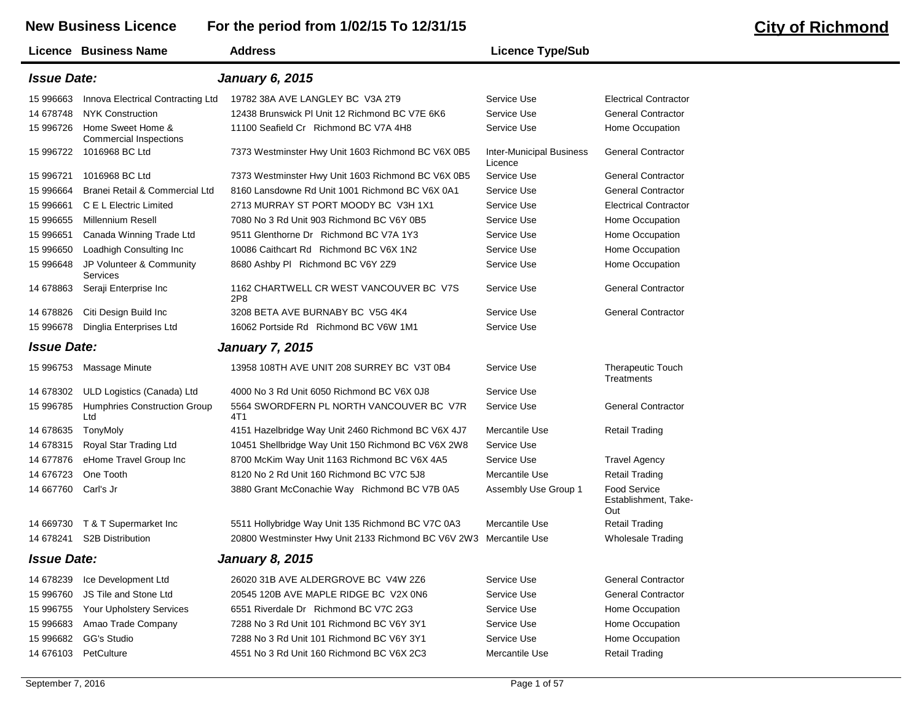# New Business Licence For the period from 1/02/15 To 12/31/15

## City of Richmond

| Licence | Business Name | Address | Licence Type/Sub | |
|---|---|---|---|---|
| ***Issue Date:*** | | ***January 6, 2015*** | | |
| 15 996663 | Innova Electrical Contracting Ltd | 19782 38A AVE LANGLEY BC V3A 2T9 | Service Use | Electrical Contractor |
| 14 678748 | NYK Construction | 12438 Brunswick Pl Unit 12 Richmond BC V7E 6K6 | Service Use | General Contractor |
| 15 996726 | Home Sweet Home & Commercial Inspections | 11100 Seafield Cr Richmond BC V7A 4H8 | Service Use | Home Occupation |
| 15 996722 | 1016968 BC Ltd | 7373 Westminster Hwy Unit 1603 Richmond BC V6X 0B5 | Inter-Municipal Business Licence | General Contractor |
| 15 996721 | 1016968 BC Ltd | 7373 Westminster Hwy Unit 1603 Richmond BC V6X 0B5 | Service Use | General Contractor |
| 15 996664 | Branei Retail & Commercial Ltd | 8160 Lansdowne Rd Unit 1001 Richmond BC V6X 0A1 | Service Use | General Contractor |
| 15 996661 | C E L Electric Limited | 2713 MURRAY ST PORT MOODY BC V3H 1X1 | Service Use | Electrical Contractor |
| 15 996655 | Millennium Resell | 7080 No 3 Rd Unit 903 Richmond BC V6Y 0B5 | Service Use | Home Occupation |
| 15 996651 | Canada Winning Trade Ltd | 9511 Glenthorne Dr Richmond BC V7A 1Y3 | Service Use | Home Occupation |
| 15 996650 | Loadhigh Consulting Inc | 10086 Caithcart Rd Richmond BC V6X 1N2 | Service Use | Home Occupation |
| 15 996648 | JP Volunteer & Community Services | 8680 Ashby Pl Richmond BC V6Y 2Z9 | Service Use | Home Occupation |
| 14 678863 | Seraji Enterprise Inc | 1162 CHARTWELL CR WEST VANCOUVER BC V7S 2P8 | Service Use | General Contractor |
| 14 678826 | Citi Design Build Inc | 3208 BETA AVE BURNABY BC V5G 4K4 | Service Use | General Contractor |
| 15 996678 | Dinglia Enterprises Ltd | 16062 Portside Rd Richmond BC V6W 1M1 | Service Use | |
| ***Issue Date:*** | | ***January 7, 2015*** | | |
| 15 996753 | Massage Minute | 13958 108TH AVE UNIT 208 SURREY BC V3T 0B4 | Service Use | Therapeutic Touch Treatments |
| 14 678302 | ULD Logistics (Canada) Ltd | 4000 No 3 Rd Unit 6050 Richmond BC V6X 0J8 | Service Use | |
| 15 996785 | Humphries Construction Group Ltd | 5564 SWORDFERN PL NORTH VANCOUVER BC V7R 4T1 | Service Use | General Contractor |
| 14 678635 | TonyMoly | 4151 Hazelbridge Way Unit 2460 Richmond BC V6X 4J7 | Mercantile Use | Retail Trading |
| 14 678315 | Royal Star Trading Ltd | 10451 Shellbridge Way Unit 150 Richmond BC V6X 2W8 | Service Use | |
| 14 677876 | eHome Travel Group Inc | 8700 McKim Way Unit 1163 Richmond BC V6X 4A5 | Service Use | Travel Agency |
| 14 676723 | One Tooth | 8120 No 2 Rd Unit 160 Richmond BC V7C 5J8 | Mercantile Use | Retail Trading |
| 14 667760 | Carl's Jr | 3880 Grant McConachie Way Richmond BC V7B 0A5 | Assembly Use Group 1 | Food Service Establishment, Take-Out |
| 14 669730 | T & T Supermarket Inc | 5511 Hollybridge Way Unit 135 Richmond BC V7C 0A3 | Mercantile Use | Retail Trading |
| 14 678241 | S2B Distribution | 20800 Westminster Hwy Unit 2133 Richmond BC V6V 2W3 | Mercantile Use | Wholesale Trading |
| ***Issue Date:*** | | ***January 8, 2015*** | | |
| 14 678239 | Ice Development Ltd | 26020 31B AVE ALDERGROVE BC V4W 2Z6 | Service Use | General Contractor |
| 15 996760 | JS Tile and Stone Ltd | 20545 120B AVE MAPLE RIDGE BC V2X 0N6 | Service Use | General Contractor |
| 15 996755 | Your Upholstery Services | 6551 Riverdale Dr Richmond BC V7C 2G3 | Service Use | Home Occupation |
| 15 996683 | Amao Trade Company | 7288 No 3 Rd Unit 101 Richmond BC V6Y 3Y1 | Service Use | Home Occupation |
| 15 996682 | GG's Studio | 7288 No 3 Rd Unit 101 Richmond BC V6Y 3Y1 | Service Use | Home Occupation |
| 14 676103 | PetCulture | 4551 No 3 Rd Unit 160 Richmond BC V6X 2C3 | Mercantile Use | Retail Trading |

September 7, 2016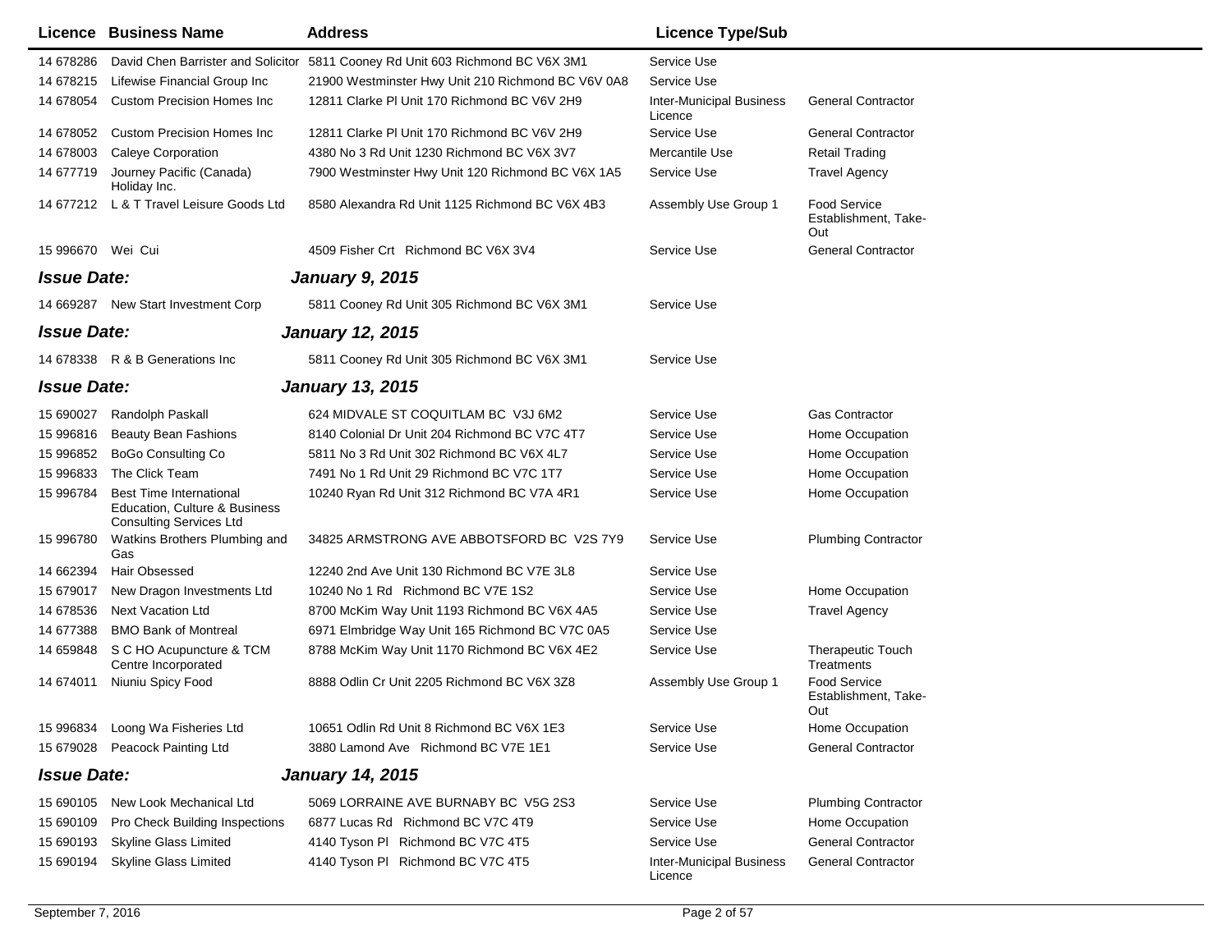| Licence | Business Name | Address | Licence Type/Sub | |
|---|---|---|---|---|
| 14 678286 | David Chen Barrister and Solicitor | 5811 Cooney Rd Unit 603 Richmond BC V6X 3M1 | Service Use | |
| 14 678215 | Lifewise Financial Group Inc | 21900 Westminster Hwy Unit 210 Richmond BC V6V 0A8 | Service Use | |
| 14 678054 | Custom Precision Homes Inc | 12811 Clarke Pl Unit 170 Richmond BC V6V 2H9 | Inter-Municipal Business Licence | General Contractor |
| 14 678052 | Custom Precision Homes Inc | 12811 Clarke Pl Unit 170 Richmond BC V6V 2H9 | Service Use | General Contractor |
| 14 678003 | Caleye Corporation | 4380 No 3 Rd Unit 1230 Richmond BC V6X 3V7 | Mercantile Use | Retail Trading |
| 14 677719 | Journey Pacific (Canada) Holiday Inc. | 7900 Westminster Hwy Unit 120 Richmond BC V6X 1A5 | Service Use | Travel Agency |
| 14 677212 | L & T Travel Leisure Goods Ltd | 8580 Alexandra Rd Unit 1125 Richmond BC V6X 4B3 | Assembly Use Group 1 | Food Service Establishment, Take-Out |
| 15 996670 | Wei Cui | 4509 Fisher Crt Richmond BC V6X 3V4 | Service Use | General Contractor |

***Issue Date: January 9, 2015***

| Licence | Business Name | Address | Licence Type/Sub | |
|---|---|---|---|---|
| 14 669287 | New Start Investment Corp | 5811 Cooney Rd Unit 305 Richmond BC V6X 3M1 | Service Use | |

***Issue Date: January 12, 2015***

| Licence | Business Name | Address | Licence Type/Sub | |
|---|---|---|---|---|
| 14 678338 | R & B Generations Inc | 5811 Cooney Rd Unit 305 Richmond BC V6X 3M1 | Service Use | |

***Issue Date: January 13, 2015***

| Licence | Business Name | Address | Licence Type/Sub | |
|---|---|---|---|---|
| 15 690027 | Randolph Paskall | 624 MIDVALE ST COQUITLAM BC V3J 6M2 | Service Use | Gas Contractor |
| 15 996816 | Beauty Bean Fashions | 8140 Colonial Dr Unit 204 Richmond BC V7C 4T7 | Service Use | Home Occupation |
| 15 996852 | BoGo Consulting Co | 5811 No 3 Rd Unit 302 Richmond BC V6X 4L7 | Service Use | Home Occupation |
| 15 996833 | The Click Team | 7491 No 1 Rd Unit 29 Richmond BC V7C 1T7 | Service Use | Home Occupation |
| 15 996784 | Best Time International Education, Culture & Business Consulting Services Ltd | 10240 Ryan Rd Unit 312 Richmond BC V7A 4R1 | Service Use | Home Occupation |
| 15 996780 | Watkins Brothers Plumbing and Gas | 34825 ARMSTRONG AVE ABBOTSFORD BC V2S 7Y9 | Service Use | Plumbing Contractor |
| 14 662394 | Hair Obsessed | 12240 2nd Ave Unit 130 Richmond BC V7E 3L8 | Service Use | |
| 15 679017 | New Dragon Investments Ltd | 10240 No 1 Rd Richmond BC V7E 1S2 | Service Use | Home Occupation |
| 14 678536 | Next Vacation Ltd | 8700 McKim Way Unit 1193 Richmond BC V6X 4A5 | Service Use | Travel Agency |
| 14 677388 | BMO Bank of Montreal | 6971 Elmbridge Way Unit 165 Richmond BC V7C 0A5 | Service Use | |
| 14 659848 | S C HO Acupuncture & TCM Centre Incorporated | 8788 McKim Way Unit 1170 Richmond BC V6X 4E2 | Service Use | Therapeutic Touch Treatments |
| 14 674011 | Niuniu Spicy Food | 8888 Odlin Cr Unit 2205 Richmond BC V6X 3Z8 | Assembly Use Group 1 | Food Service Establishment, Take-Out |
| 15 996834 | Loong Wa Fisheries Ltd | 10651 Odlin Rd Unit 8 Richmond BC V6X 1E3 | Service Use | Home Occupation |
| 15 679028 | Peacock Painting Ltd | 3880 Lamond Ave Richmond BC V7E 1E1 | Service Use | General Contractor |

***Issue Date: January 14, 2015***

| Licence | Business Name | Address | Licence Type/Sub | |
|---|---|---|---|---|
| 15 690105 | New Look Mechanical Ltd | 5069 LORRAINE AVE BURNABY BC V5G 2S3 | Service Use | Plumbing Contractor |
| 15 690109 | Pro Check Building Inspections | 6877 Lucas Rd Richmond BC V7C 4T9 | Service Use | Home Occupation |
| 15 690193 | Skyline Glass Limited | 4140 Tyson Pl Richmond BC V7C 4T5 | Service Use | General Contractor |
| 15 690194 | Skyline Glass Limited | 4140 Tyson Pl Richmond BC V7C 4T5 | Inter-Municipal Business Licence | General Contractor |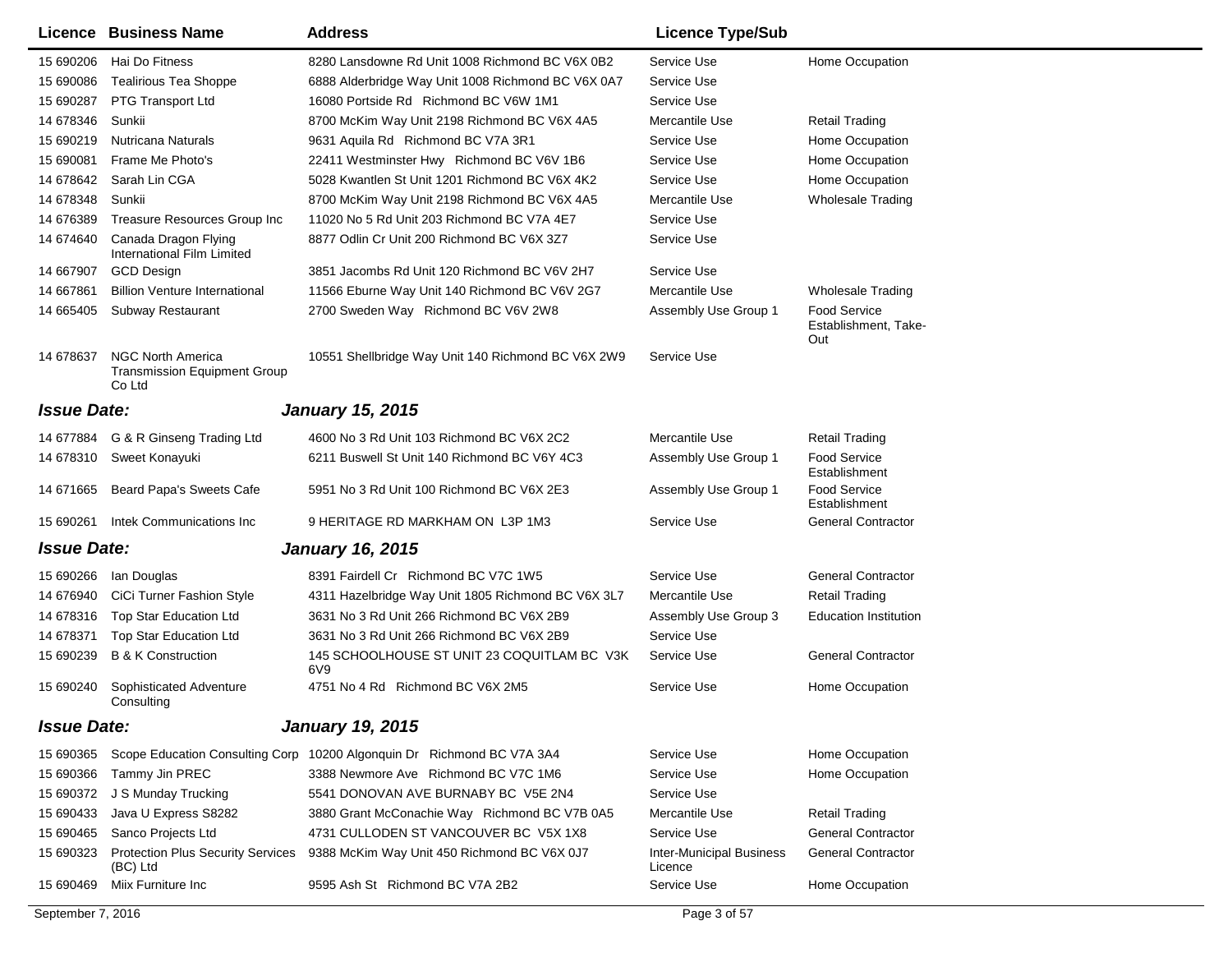| Licence | Business Name | Address | Licence Type/Sub | |
|---|---|---|---|---|
| 15 690206 | Hai Do Fitness | 8280 Lansdowne Rd Unit 1008 Richmond BC V6X 0B2 | Service Use | Home Occupation |
| 15 690086 | Tealirious Tea Shoppe | 6888 Alderbridge Way Unit 1008 Richmond BC V6X 0A7 | Service Use | |
| 15 690287 | PTG Transport Ltd | 16080 Portside Rd Richmond BC V6W 1M1 | Service Use | |
| 14 678346 | Sunkii | 8700 McKim Way Unit 2198 Richmond BC V6X 4A5 | Mercantile Use | Retail Trading |
| 15 690219 | Nutricana Naturals | 9631 Aquila Rd Richmond BC V7A 3R1 | Service Use | Home Occupation |
| 15 690081 | Frame Me Photo's | 22411 Westminster Hwy Richmond BC V6V 1B6 | Service Use | Home Occupation |
| 14 678642 | Sarah Lin CGA | 5028 Kwantlen St Unit 1201 Richmond BC V6X 4K2 | Service Use | Home Occupation |
| 14 678348 | Sunkii | 8700 McKim Way Unit 2198 Richmond BC V6X 4A5 | Mercantile Use | Wholesale Trading |
| 14 676389 | Treasure Resources Group Inc | 11020 No 5 Rd Unit 203 Richmond BC V7A 4E7 | Service Use | |
| 14 674640 | Canada Dragon Flying International Film Limited | 8877 Odlin Cr Unit 200 Richmond BC V6X 3Z7 | Service Use | |
| 14 667907 | GCD Design | 3851 Jacombs Rd Unit 120 Richmond BC V6V 2H7 | Service Use | |
| 14 667861 | Billion Venture International | 11566 Eburne Way Unit 140 Richmond BC V6V 2G7 | Mercantile Use | Wholesale Trading |
| 14 665405 | Subway Restaurant | 2700 Sweden Way Richmond BC V6V 2W8 | Assembly Use Group 1 | Food Service Establishment, Take-Out |
| 14 678637 | NGC North America Transmission Equipment Group Co Ltd | 10551 Shellbridge Way Unit 140 Richmond BC V6X 2W9 | Service Use | |

**Issue Date:** ***January 15, 2015***

| Licence | Business Name | Address | Licence Type/Sub | |
|---|---|---|---|---|
| 14 677884 | G & R Ginseng Trading Ltd | 4600 No 3 Rd Unit 103 Richmond BC V6X 2C2 | Mercantile Use | Retail Trading |
| 14 678310 | Sweet Konayuki | 6211 Buswell St Unit 140 Richmond BC V6Y 4C3 | Assembly Use Group 1 | Food Service Establishment |
| 14 671665 | Beard Papa's Sweets Cafe | 5951 No 3 Rd Unit 100 Richmond BC V6X 2E3 | Assembly Use Group 1 | Food Service Establishment |
| 15 690261 | Intek Communications Inc | 9 HERITAGE RD MARKHAM ON L3P 1M3 | Service Use | General Contractor |

**Issue Date:** ***January 16, 2015***

| Licence | Business Name | Address | Licence Type/Sub | |
|---|---|---|---|---|
| 15 690266 | Ian Douglas | 8391 Fairdell Cr Richmond BC V7C 1W5 | Service Use | General Contractor |
| 14 676940 | CiCi Turner Fashion Style | 4311 Hazelbridge Way Unit 1805 Richmond BC V6X 3L7 | Mercantile Use | Retail Trading |
| 14 678316 | Top Star Education Ltd | 3631 No 3 Rd Unit 266 Richmond BC V6X 2B9 | Assembly Use Group 3 | Education Institution |
| 14 678371 | Top Star Education Ltd | 3631 No 3 Rd Unit 266 Richmond BC V6X 2B9 | Service Use | |
| 15 690239 | B & K Construction | 145 SCHOOLHOUSE ST UNIT 23 COQUITLAM BC V3K 6V9 | Service Use | General Contractor |
| 15 690240 | Sophisticated Adventure Consulting | 4751 No 4 Rd Richmond BC V6X 2M5 | Service Use | Home Occupation |

**Issue Date:** ***January 19, 2015***

| Licence | Business Name | Address | Licence Type/Sub | |
|---|---|---|---|---|
| 15 690365 | Scope Education Consulting Corp | 10200 Algonquin Dr Richmond BC V7A 3A4 | Service Use | Home Occupation |
| 15 690366 | Tammy Jin PREC | 3388 Newmore Ave Richmond BC V7C 1M6 | Service Use | Home Occupation |
| 15 690372 | J S Munday Trucking | 5541 DONOVAN AVE BURNABY BC V5E 2N4 | Service Use | |
| 15 690433 | Java U Express S8282 | 3880 Grant McConachie Way Richmond BC V7B 0A5 | Mercantile Use | Retail Trading |
| 15 690465 | Sanco Projects Ltd | 4731 CULLODEN ST VANCOUVER BC V5X 1X8 | Service Use | General Contractor |
| 15 690323 | Protection Plus Security Services (BC) Ltd | 9388 McKim Way Unit 450 Richmond BC V6X 0J7 | Inter-Municipal Business Licence | General Contractor |
| 15 690469 | Miix Furniture Inc | 9595 Ash St Richmond BC V7A 2B2 | Service Use | Home Occupation |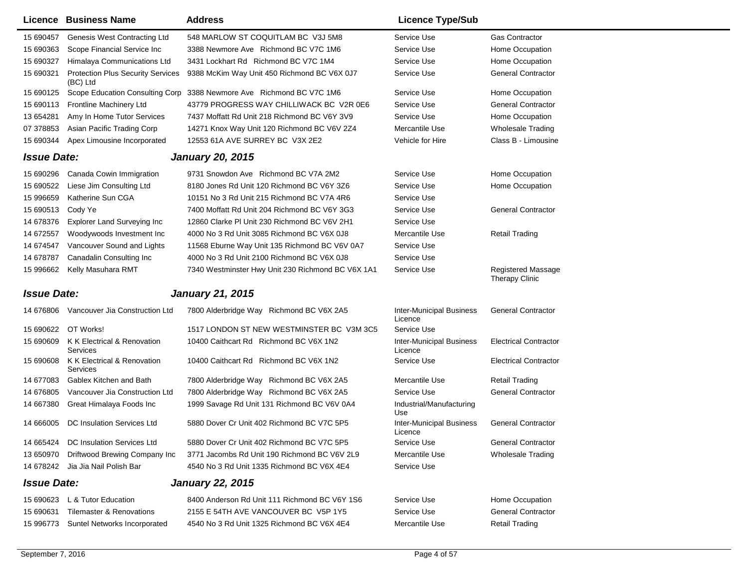| Licence | Business Name | Address | Licence Type/Sub | |
|---|---|---|---|---|
| 15 690457 | Genesis West Contracting Ltd | 548 MARLOW ST COQUITLAM BC V3J 5M8 | Service Use | Gas Contractor |
| 15 690363 | Scope Financial Service Inc | 3388 Newmore Ave Richmond BC V7C 1M6 | Service Use | Home Occupation |
| 15 690327 | Himalaya Communications Ltd | 3431 Lockhart Rd Richmond BC V7C 1M4 | Service Use | Home Occupation |
| 15 690321 | Protection Plus Security Services (BC) Ltd | 9388 McKim Way Unit 450 Richmond BC V6X 0J7 | Service Use | General Contractor |
| 15 690125 | Scope Education Consulting Corp | 3388 Newmore Ave Richmond BC V7C 1M6 | Service Use | Home Occupation |
| 15 690113 | Frontline Machinery Ltd | 43779 PROGRESS WAY CHILLIWACK BC V2R 0E6 | Service Use | General Contractor |
| 13 654281 | Amy In Home Tutor Services | 7437 Moffatt Rd Unit 218 Richmond BC V6Y 3V9 | Service Use | Home Occupation |
| 07 378853 | Asian Pacific Trading Corp | 14271 Knox Way Unit 120 Richmond BC V6V 2Z4 | Mercantile Use | Wholesale Trading |
| 15 690344 | Apex Limousine Incorporated | 12553 61A AVE SURREY BC V3X 2E2 | Vehicle for Hire | Class B - Limousine |

***Issue Date:*** ***January 20, 2015***

| Licence | Business Name | Address | Licence Type/Sub | |
|---|---|---|---|---|
| 15 690296 | Canada Cowin Immigration | 9731 Snowdon Ave Richmond BC V7A 2M2 | Service Use | Home Occupation |
| 15 690522 | Liese Jim Consulting Ltd | 8180 Jones Rd Unit 120 Richmond BC V6Y 3Z6 | Service Use | Home Occupation |
| 15 996659 | Katherine Sun CGA | 10151 No 3 Rd Unit 215 Richmond BC V7A 4R6 | Service Use | |
| 15 690513 | Cody Ye | 7400 Moffatt Rd Unit 204 Richmond BC V6Y 3G3 | Service Use | General Contractor |
| 14 678376 | Explorer Land Surveying Inc | 12860 Clarke Pl Unit 230 Richmond BC V6V 2H1 | Service Use | |
| 14 672557 | Woodywoods Investment Inc | 4000 No 3 Rd Unit 3085 Richmond BC V6X 0J8 | Mercantile Use | Retail Trading |
| 14 674547 | Vancouver Sound and Lights | 11568 Eburne Way Unit 135 Richmond BC V6V 0A7 | Service Use | |
| 14 678787 | Canadalin Consulting Inc | 4000 No 3 Rd Unit 2100 Richmond BC V6X 0J8 | Service Use | |
| 15 996662 | Kelly Masuhara RMT | 7340 Westminster Hwy Unit 230 Richmond BC V6X 1A1 | Service Use | Registered Massage Therapy Clinic |

***Issue Date:*** ***January 21, 2015***

| Licence | Business Name | Address | Licence Type/Sub | |
|---|---|---|---|---|
| 14 676806 | Vancouver Jia Construction Ltd | 7800 Alderbridge Way Richmond BC V6X 2A5 | Inter-Municipal Business Licence | General Contractor |
| 15 690622 | OT Works! | 1517 LONDON ST NEW WESTMINSTER BC V3M 3C5 | Service Use | |
| 15 690609 | K K Electrical & Renovation Services | 10400 Caithcart Rd Richmond BC V6X 1N2 | Inter-Municipal Business Licence | Electrical Contractor |
| 15 690608 | K K Electrical & Renovation Services | 10400 Caithcart Rd Richmond BC V6X 1N2 | Service Use | Electrical Contractor |
| 14 677083 | Gablex Kitchen and Bath | 7800 Alderbridge Way Richmond BC V6X 2A5 | Mercantile Use | Retail Trading |
| 14 676805 | Vancouver Jia Construction Ltd | 7800 Alderbridge Way Richmond BC V6X 2A5 | Service Use | General Contractor |
| 14 667380 | Great Himalaya Foods Inc | 1999 Savage Rd Unit 131 Richmond BC V6V 0A4 | Industrial/Manufacturing Use | |
| 14 666005 | DC Insulation Services Ltd | 5880 Dover Cr Unit 402 Richmond BC V7C 5P5 | Inter-Municipal Business Licence | General Contractor |
| 14 665424 | DC Insulation Services Ltd | 5880 Dover Cr Unit 402 Richmond BC V7C 5P5 | Service Use | General Contractor |
| 13 650970 | Driftwood Brewing Company Inc | 3771 Jacombs Rd Unit 190 Richmond BC V6V 2L9 | Mercantile Use | Wholesale Trading |
| 14 678242 | Jia Jia Nail Polish Bar | 4540 No 3 Rd Unit 1335 Richmond BC V6X 4E4 | Service Use | |

***Issue Date:*** ***January 22, 2015***

| Licence | Business Name | Address | Licence Type/Sub | |
|---|---|---|---|---|
| 15 690623 | L & Tutor Education | 8400 Anderson Rd Unit 111 Richmond BC V6Y 1S6 | Service Use | Home Occupation |
| 15 690631 | Tilemaster & Renovations | 2155 E 54TH AVE VANCOUVER BC V5P 1Y5 | Service Use | General Contractor |
| 15 996773 | Suntel Networks Incorporated | 4540 No 3 Rd Unit 1325 Richmond BC V6X 4E4 | Mercantile Use | Retail Trading |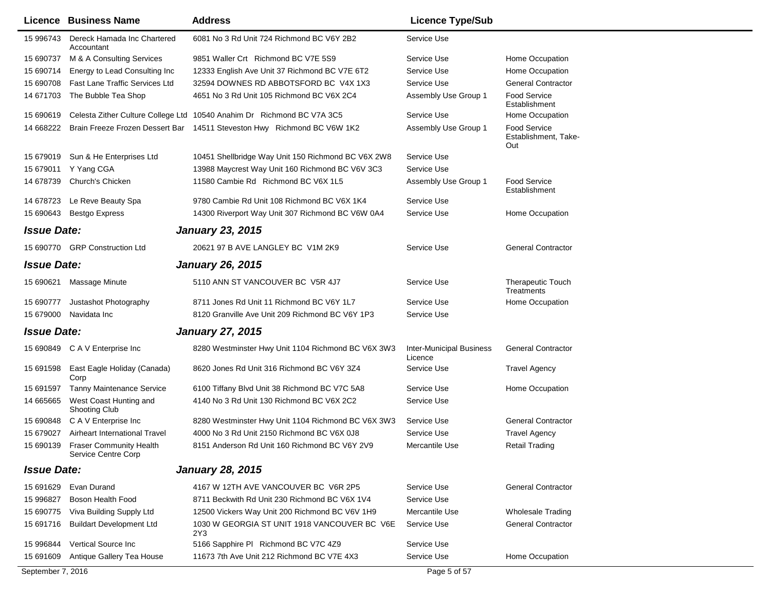| Licence | Business Name | Address | Licence Type/Sub | |
|---|---|---|---|---|
| 15 996743 | Dereck Hamada Inc Chartered Accountant | 6081 No 3 Rd Unit 724 Richmond BC V6Y 2B2 | Service Use | |
| 15 690737 | M & A Consulting Services | 9851 Waller Crt Richmond BC V7E 5S9 | Service Use | Home Occupation |
| 15 690714 | Energy to Lead Consulting Inc | 12333 English Ave Unit 37 Richmond BC V7E 6T2 | Service Use | Home Occupation |
| 15 690708 | Fast Lane Traffic Services Ltd | 32594 DOWNES RD ABBOTSFORD BC V4X 1X3 | Service Use | General Contractor |
| 14 671703 | The Bubble Tea Shop | 4651 No 3 Rd Unit 105 Richmond BC V6X 2C4 | Assembly Use Group 1 | Food Service Establishment |
| 15 690619 | Celesta Zither Culture College Ltd | 10540 Anahim Dr Richmond BC V7A 3C5 | Service Use | Home Occupation |
| 14 668222 | Brain Freeze Frozen Dessert Bar | 14511 Steveston Hwy Richmond BC V6W 1K2 | Assembly Use Group 1 | Food Service Establishment, Take-Out |
| 15 679019 | Sun & He Enterprises Ltd | 10451 Shellbridge Way Unit 150 Richmond BC V6X 2W8 | Service Use | |
| 15 679011 | Y Yang CGA | 13988 Maycrest Way Unit 160 Richmond BC V6V 3C3 | Service Use | |
| 14 678739 | Church's Chicken | 11580 Cambie Rd Richmond BC V6X 1L5 | Assembly Use Group 1 | Food Service Establishment |
| 14 678723 | Le Reve Beauty Spa | 9780 Cambie Rd Unit 108 Richmond BC V6X 1K4 | Service Use | |
| 15 690643 | Bestgo Express | 14300 Riverport Way Unit 307 Richmond BC V6W 0A4 | Service Use | Home Occupation |
| ***Issue Date:*** | | ***January 23, 2015*** | | |
| 15 690770 | GRP Construction Ltd | 20621 97 B AVE LANGLEY BC V1M 2K9 | Service Use | General Contractor |
| ***Issue Date:*** | | ***January 26, 2015*** | | |
| 15 690621 | Massage Minute | 5110 ANN ST VANCOUVER BC V5R 4J7 | Service Use | Therapeutic Touch Treatments |
| 15 690777 | Justashot Photography | 8711 Jones Rd Unit 11 Richmond BC V6Y 1L7 | Service Use | Home Occupation |
| 15 679000 | Navidata Inc | 8120 Granville Ave Unit 209 Richmond BC V6Y 1P3 | Service Use | |
| ***Issue Date:*** | | ***January 27, 2015*** | | |
| 15 690849 | C A V Enterprise Inc | 8280 Westminster Hwy Unit 1104 Richmond BC V6X 3W3 | Inter-Municipal Business Licence | General Contractor |
| 15 691598 | East Eagle Holiday (Canada) Corp | 8620 Jones Rd Unit 316 Richmond BC V6Y 3Z4 | Service Use | Travel Agency |
| 15 691597 | Tanny Maintenance Service | 6100 Tiffany Blvd Unit 38 Richmond BC V7C 5A8 | Service Use | Home Occupation |
| 14 665665 | West Coast Hunting and Shooting Club | 4140 No 3 Rd Unit 130 Richmond BC V6X 2C2 | Service Use | |
| 15 690848 | C A V Enterprise Inc | 8280 Westminster Hwy Unit 1104 Richmond BC V6X 3W3 | Service Use | General Contractor |
| 15 679027 | Airheart International Travel | 4000 No 3 Rd Unit 2150 Richmond BC V6X 0J8 | Service Use | Travel Agency |
| 15 690139 | Fraser Community Health Service Centre Corp | 8151 Anderson Rd Unit 160 Richmond BC V6Y 2V9 | Mercantile Use | Retail Trading |
| ***Issue Date:*** | | ***January 28, 2015*** | | |
| 15 691629 | Evan Durand | 4167 W 12TH AVE VANCOUVER BC V6R 2P5 | Service Use | General Contractor |
| 15 996827 | Boson Health Food | 8711 Beckwith Rd Unit 230 Richmond BC V6X 1V4 | Service Use | |
| 15 690775 | Viva Building Supply Ltd | 12500 Vickers Way Unit 200 Richmond BC V6V 1H9 | Mercantile Use | Wholesale Trading |
| 15 691716 | Buildart Development Ltd | 1030 W GEORGIA ST UNIT 1918 VANCOUVER BC V6E 2Y3 | Service Use | General Contractor |
| 15 996844 | Vertical Source Inc | 5166 Sapphire Pl Richmond BC V7C 4Z9 | Service Use | |
| 15 691609 | Antique Gallery Tea House | 11673 7th Ave Unit 212 Richmond BC V7E 4X3 | Service Use | Home Occupation |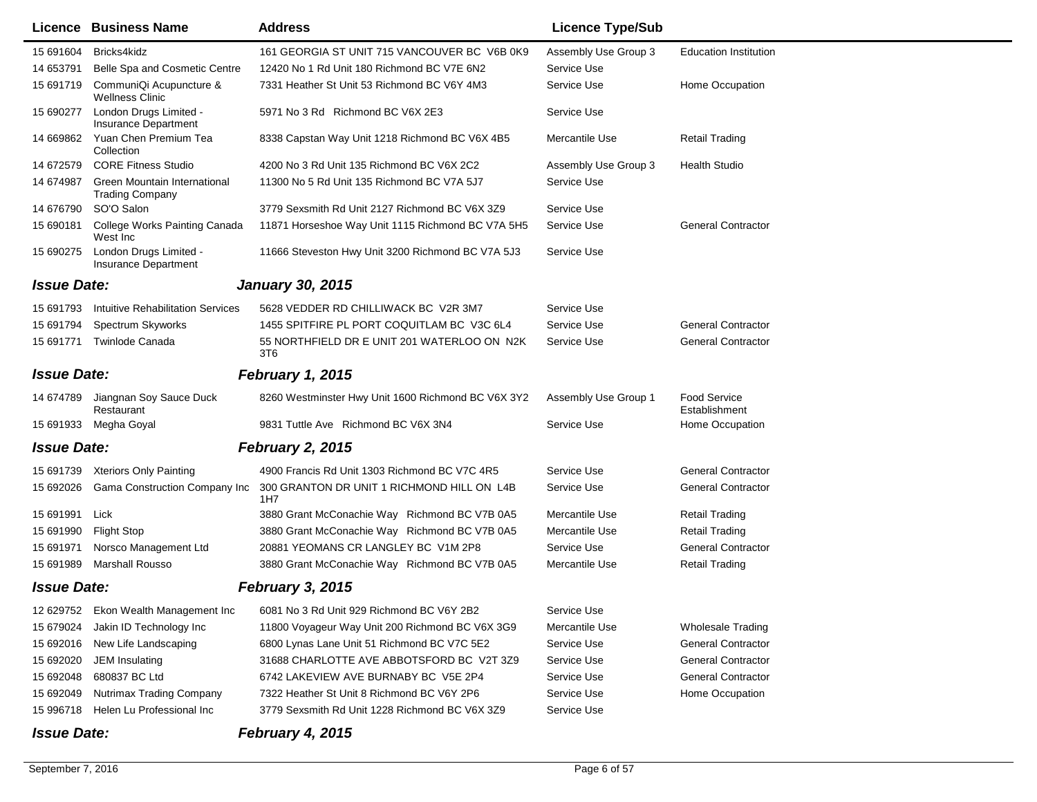| Licence | Business Name | Address | Licence Type/Sub | |
|---|---|---|---|---|
| 15 691604 | Bricks4kidz | 161 GEORGIA ST UNIT 715 VANCOUVER BC V6B 0K9 | Assembly Use Group 3 | Education Institution |
| 14 653791 | Belle Spa and Cosmetic Centre | 12420 No 1 Rd Unit 180 Richmond BC V7E 6N2 | Service Use | |
| 15 691719 | CommuniQi Acupuncture & Wellness Clinic | 7331 Heather St Unit 53 Richmond BC V6Y 4M3 | Service Use | Home Occupation |
| 15 690277 | London Drugs Limited - Insurance Department | 5971 No 3 Rd Richmond BC V6X 2E3 | Service Use | |
| 14 669862 | Yuan Chen Premium Tea Collection | 8338 Capstan Way Unit 1218 Richmond BC V6X 4B5 | Mercantile Use | Retail Trading |
| 14 672579 | CORE Fitness Studio | 4200 No 3 Rd Unit 135 Richmond BC V6X 2C2 | Assembly Use Group 3 | Health Studio |
| 14 674987 | Green Mountain International Trading Company | 11300 No 5 Rd Unit 135 Richmond BC V7A 5J7 | Service Use | |
| 14 676790 | SO'O Salon | 3779 Sexsmith Rd Unit 2127 Richmond BC V6X 3Z9 | Service Use | |
| 15 690181 | College Works Painting Canada West Inc | 11871 Horseshoe Way Unit 1115 Richmond BC V7A 5H5 | Service Use | General Contractor |
| 15 690275 | London Drugs Limited - Insurance Department | 11666 Steveston Hwy Unit 3200 Richmond BC V7A 5J3 | Service Use | |

***Issue Date:*** ***January 30, 2015***

| Licence | Business Name | Address | Licence Type/Sub | |
|---|---|---|---|---|
| 15 691793 | Intuitive Rehabilitation Services | 5628 VEDDER RD CHILLIWACK BC V2R 3M7 | Service Use | |
| 15 691794 | Spectrum Skyworks | 1455 SPITFIRE PL PORT COQUITLAM BC V3C 6L4 | Service Use | General Contractor |
| 15 691771 | Twinlode Canada | 55 NORTHFIELD DR E UNIT 201 WATERLOO ON N2K 3T6 | Service Use | General Contractor |

***Issue Date:*** ***February 1, 2015***

| Licence | Business Name | Address | Licence Type/Sub | |
|---|---|---|---|---|
| 14 674789 | Jiangnan Soy Sauce Duck Restaurant | 8260 Westminster Hwy Unit 1600 Richmond BC V6X 3Y2 | Assembly Use Group 1 | Food Service Establishment |
| 15 691933 | Megha Goyal | 9831 Tuttle Ave Richmond BC V6X 3N4 | Service Use | Home Occupation |

***Issue Date:*** ***February 2, 2015***

| Licence | Business Name | Address | Licence Type/Sub | |
|---|---|---|---|---|
| 15 691739 | Xteriors Only Painting | 4900 Francis Rd Unit 1303 Richmond BC V7C 4R5 | Service Use | General Contractor |
| 15 692026 | Gama Construction Company Inc | 300 GRANTON DR UNIT 1 RICHMOND HILL ON L4B 1H7 | Service Use | General Contractor |
| 15 691991 | Lick | 3880 Grant McConachie Way Richmond BC V7B 0A5 | Mercantile Use | Retail Trading |
| 15 691990 | Flight Stop | 3880 Grant McConachie Way Richmond BC V7B 0A5 | Mercantile Use | Retail Trading |
| 15 691971 | Norsco Management Ltd | 20881 YEOMANS CR LANGLEY BC V1M 2P8 | Service Use | General Contractor |
| 15 691989 | Marshall Rousso | 3880 Grant McConachie Way Richmond BC V7B 0A5 | Mercantile Use | Retail Trading |

***Issue Date:*** ***February 3, 2015***

| Licence | Business Name | Address | Licence Type/Sub | |
|---|---|---|---|---|
| 12 629752 | Ekon Wealth Management Inc | 6081 No 3 Rd Unit 929 Richmond BC V6Y 2B2 | Service Use | |
| 15 679024 | Jakin ID Technology Inc | 11800 Voyageur Way Unit 200 Richmond BC V6X 3G9 | Mercantile Use | Wholesale Trading |
| 15 692016 | New Life Landscaping | 6800 Lynas Lane Unit 51 Richmond BC V7C 5E2 | Service Use | General Contractor |
| 15 692020 | JEM Insulating | 31688 CHARLOTTE AVE ABBOTSFORD BC V2T 3Z9 | Service Use | General Contractor |
| 15 692048 | 680837 BC Ltd | 6742 LAKEVIEW AVE BURNABY BC V5E 2P4 | Service Use | General Contractor |
| 15 692049 | Nutrimax Trading Company | 7322 Heather St Unit 8 Richmond BC V6Y 2P6 | Service Use | Home Occupation |
| 15 996718 | Helen Lu Professional Inc | 3779 Sexsmith Rd Unit 1228 Richmond BC V6X 3Z9 | Service Use | |

***Issue Date:*** ***February 4, 2015***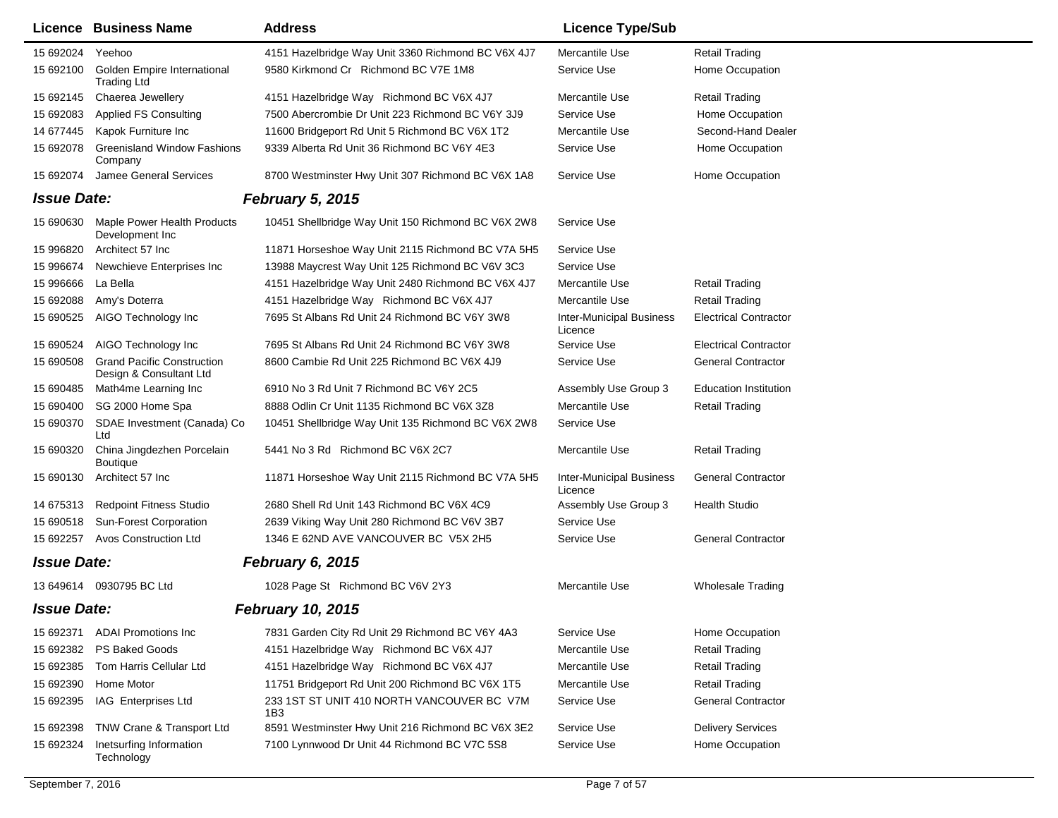| Licence | Business Name | Address | Licence Type/Sub | |
|---|---|---|---|---|
| 15 692024 | Yeehoo | 4151 Hazelbridge Way Unit 3360 Richmond BC V6X 4J7 | Mercantile Use | Retail Trading |
| 15 692100 | Golden Empire International Trading Ltd | 9580 Kirkmond Cr Richmond BC V7E 1M8 | Service Use | Home Occupation |
| 15 692145 | Chaerea Jewellery | 4151 Hazelbridge Way Richmond BC V6X 4J7 | Mercantile Use | Retail Trading |
| 15 692083 | Applied FS Consulting | 7500 Abercrombie Dr Unit 223 Richmond BC V6Y 3J9 | Service Use | Home Occupation |
| 14 677445 | Kapok Furniture Inc | 11600 Bridgeport Rd Unit 5 Richmond BC V6X 1T2 | Mercantile Use | Second-Hand Dealer |
| 15 692078 | Greenisland Window Fashions Company | 9339 Alberta Rd Unit 36 Richmond BC V6Y 4E3 | Service Use | Home Occupation |
| 15 692074 | Jamee General Services | 8700 Westminster Hwy Unit 307 Richmond BC V6X 1A8 | Service Use | Home Occupation |

***Issue Date:*** ***February 5, 2015***

| Licence | Business Name | Address | Licence Type/Sub | |
|---|---|---|---|---|
| 15 690630 | Maple Power Health Products Development Inc | 10451 Shellbridge Way Unit 150 Richmond BC V6X 2W8 | Service Use | |
| 15 996820 | Architect 57 Inc | 11871 Horseshoe Way Unit 2115 Richmond BC V7A 5H5 | Service Use | |
| 15 996674 | Newchieve Enterprises Inc | 13988 Maycrest Way Unit 125 Richmond BC V6V 3C3 | Service Use | |
| 15 996666 | La Bella | 4151 Hazelbridge Way Unit 2480 Richmond BC V6X 4J7 | Mercantile Use | Retail Trading |
| 15 692088 | Amy's Doterra | 4151 Hazelbridge Way Richmond BC V6X 4J7 | Mercantile Use | Retail Trading |
| 15 690525 | AIGO Technology Inc | 7695 St Albans Rd Unit 24 Richmond BC V6Y 3W8 | Inter-Municipal Business Licence | Electrical Contractor |
| 15 690524 | AIGO Technology Inc | 7695 St Albans Rd Unit 24 Richmond BC V6Y 3W8 | Service Use | Electrical Contractor |
| 15 690508 | Grand Pacific Construction Design & Consultant Ltd | 8600 Cambie Rd Unit 225 Richmond BC V6X 4J9 | Service Use | General Contractor |
| 15 690485 | Math4me Learning Inc | 6910 No 3 Rd Unit 7 Richmond BC V6Y 2C5 | Assembly Use Group 3 | Education Institution |
| 15 690400 | SG 2000 Home Spa | 8888 Odlin Cr Unit 1135 Richmond BC V6X 3Z8 | Mercantile Use | Retail Trading |
| 15 690370 | SDAE Investment (Canada) Co Ltd | 10451 Shellbridge Way Unit 135 Richmond BC V6X 2W8 | Service Use | |
| 15 690320 | China Jingdezhen Porcelain Boutique | 5441 No 3 Rd Richmond BC V6X 2C7 | Mercantile Use | Retail Trading |
| 15 690130 | Architect 57 Inc | 11871 Horseshoe Way Unit 2115 Richmond BC V7A 5H5 | Inter-Municipal Business Licence | General Contractor |
| 14 675313 | Redpoint Fitness Studio | 2680 Shell Rd Unit 143 Richmond BC V6X 4C9 | Assembly Use Group 3 | Health Studio |
| 15 690518 | Sun-Forest Corporation | 2639 Viking Way Unit 280 Richmond BC V6V 3B7 | Service Use | |
| 15 692257 | Avos Construction Ltd | 1346 E 62ND AVE VANCOUVER BC V5X 2H5 | Service Use | General Contractor |

***Issue Date:*** ***February 6, 2015***

| Licence | Business Name | Address | Licence Type/Sub | |
|---|---|---|---|---|
| 13 649614 | 0930795 BC Ltd | 1028 Page St Richmond BC V6V 2Y3 | Mercantile Use | Wholesale Trading |

***Issue Date:*** ***February 10, 2015***

| Licence | Business Name | Address | Licence Type/Sub | |
|---|---|---|---|---|
| 15 692371 | ADAI Promotions Inc | 7831 Garden City Rd Unit 29 Richmond BC V6Y 4A3 | Service Use | Home Occupation |
| 15 692382 | PS Baked Goods | 4151 Hazelbridge Way Richmond BC V6X 4J7 | Mercantile Use | Retail Trading |
| 15 692385 | Tom Harris Cellular Ltd | 4151 Hazelbridge Way Richmond BC V6X 4J7 | Mercantile Use | Retail Trading |
| 15 692390 | Home Motor | 11751 Bridgeport Rd Unit 200 Richmond BC V6X 1T5 | Mercantile Use | Retail Trading |
| 15 692395 | IAG Enterprises Ltd | 233 1ST ST UNIT 410 NORTH VANCOUVER BC V7M 1B3 | Service Use | General Contractor |
| 15 692398 | TNW Crane & Transport Ltd | 8591 Westminster Hwy Unit 216 Richmond BC V6X 3E2 | Service Use | Delivery Services |
| 15 692324 | Inetsurfing Information Technology | 7100 Lynnwood Dr Unit 44 Richmond BC V7C 5S8 | Service Use | Home Occupation |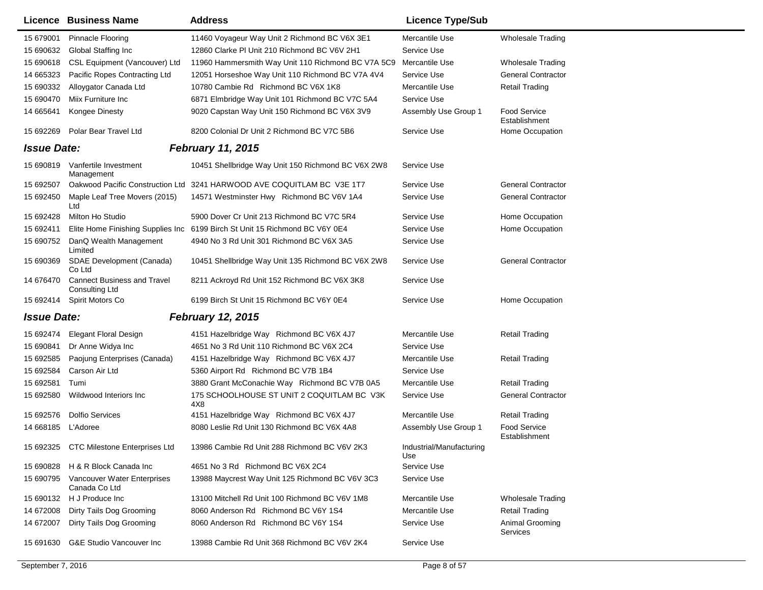| Licence | Business Name | Address | Licence Type/Sub | |
|---|---|---|---|---|
| 15 679001 | Pinnacle Flooring | 11460 Voyageur Way Unit 2 Richmond BC V6X 3E1 | Mercantile Use | Wholesale Trading |
| 15 690632 | Global Staffing Inc | 12860 Clarke Pl Unit 210 Richmond BC V6V 2H1 | Service Use | |
| 15 690618 | CSL Equipment (Vancouver) Ltd | 11960 Hammersmith Way Unit 110 Richmond BC V7A 5C9 | Mercantile Use | Wholesale Trading |
| 14 665323 | Pacific Ropes Contracting Ltd | 12051 Horseshoe Way Unit 110 Richmond BC V7A 4V4 | Service Use | General Contractor |
| 15 690332 | Alloygator Canada Ltd | 10780 Cambie Rd Richmond BC V6X 1K8 | Mercantile Use | Retail Trading |
| 15 690470 | Miix Furniture Inc | 6871 Elmbridge Way Unit 101 Richmond BC V7C 5A4 | Service Use | |
| 14 665641 | Kongee Dinesty | 9020 Capstan Way Unit 150 Richmond BC V6X 3V9 | Assembly Use Group 1 | Food Service Establishment |
| 15 692269 | Polar Bear Travel Ltd | 8200 Colonial Dr Unit 2 Richmond BC V7C 5B6 | Service Use | Home Occupation |

**Issue Date:** ***February 11, 2015***

| Licence | Business Name | Address | Licence Type/Sub | |
|---|---|---|---|---|
| 15 690819 | Vanfertile Investment Management | 10451 Shellbridge Way Unit 150 Richmond BC V6X 2W8 | Service Use | |
| 15 692507 | Oakwood Pacific Construction Ltd | 3241 HARWOOD AVE COQUITLAM BC V3E 1T7 | Service Use | General Contractor |
| 15 692450 | Maple Leaf Tree Movers (2015) Ltd | 14571 Westminster Hwy Richmond BC V6V 1A4 | Service Use | General Contractor |
| 15 692428 | Milton Ho Studio | 5900 Dover Cr Unit 213 Richmond BC V7C 5R4 | Service Use | Home Occupation |
| 15 692411 | Elite Home Finishing Supplies Inc | 6199 Birch St Unit 15 Richmond BC V6Y 0E4 | Service Use | Home Occupation |
| 15 690752 | DanQ Wealth Management Limited | 4940 No 3 Rd Unit 301 Richmond BC V6X 3A5 | Service Use | |
| 15 690369 | SDAE Development (Canada) Co Ltd | 10451 Shellbridge Way Unit 135 Richmond BC V6X 2W8 | Service Use | General Contractor |
| 14 676470 | Cannect Business and Travel Consulting Ltd | 8211 Ackroyd Rd Unit 152 Richmond BC V6X 3K8 | Service Use | |
| 15 692414 | Spirit Motors Co | 6199 Birch St Unit 15 Richmond BC V6Y 0E4 | Service Use | Home Occupation |

**Issue Date:** ***February 12, 2015***

| Licence | Business Name | Address | Licence Type/Sub | |
|---|---|---|---|---|
| 15 692474 | Elegant Floral Design | 4151 Hazelbridge Way Richmond BC V6X 4J7 | Mercantile Use | Retail Trading |
| 15 690841 | Dr Anne Widya Inc | 4651 No 3 Rd Unit 110 Richmond BC V6X 2C4 | Service Use | |
| 15 692585 | Paojung Enterprises (Canada) | 4151 Hazelbridge Way Richmond BC V6X 4J7 | Mercantile Use | Retail Trading |
| 15 692584 | Carson Air Ltd | 5360 Airport Rd Richmond BC V7B 1B4 | Service Use | |
| 15 692581 | Tumi | 3880 Grant McConachie Way Richmond BC V7B 0A5 | Mercantile Use | Retail Trading |
| 15 692580 | Wildwood Interiors Inc | 175 SCHOOLHOUSE ST UNIT 2 COQUITLAM BC V3K 4X8 | Service Use | General Contractor |
| 15 692576 | Dolfio Services | 4151 Hazelbridge Way Richmond BC V6X 4J7 | Mercantile Use | Retail Trading |
| 14 668185 | L'Adoree | 8080 Leslie Rd Unit 130 Richmond BC V6X 4A8 | Assembly Use Group 1 | Food Service Establishment |
| 15 692325 | CTC Milestone Enterprises Ltd | 13986 Cambie Rd Unit 288 Richmond BC V6V 2K3 | Industrial/Manufacturing Use | |
| 15 690828 | H & R Block Canada Inc | 4651 No 3 Rd Richmond BC V6X 2C4 | Service Use | |
| 15 690795 | Vancouver Water Enterprises Canada Co Ltd | 13988 Maycrest Way Unit 125 Richmond BC V6V 3C3 | Service Use | |
| 15 690132 | H J Produce Inc | 13100 Mitchell Rd Unit 100 Richmond BC V6V 1M8 | Mercantile Use | Wholesale Trading |
| 14 672008 | Dirty Tails Dog Grooming | 8060 Anderson Rd Richmond BC V6Y 1S4 | Mercantile Use | Retail Trading |
| 14 672007 | Dirty Tails Dog Grooming | 8060 Anderson Rd Richmond BC V6Y 1S4 | Service Use | Animal Grooming Services |
| 15 691630 | G&E Studio Vancouver Inc | 13988 Cambie Rd Unit 368 Richmond BC V6V 2K4 | Service Use | |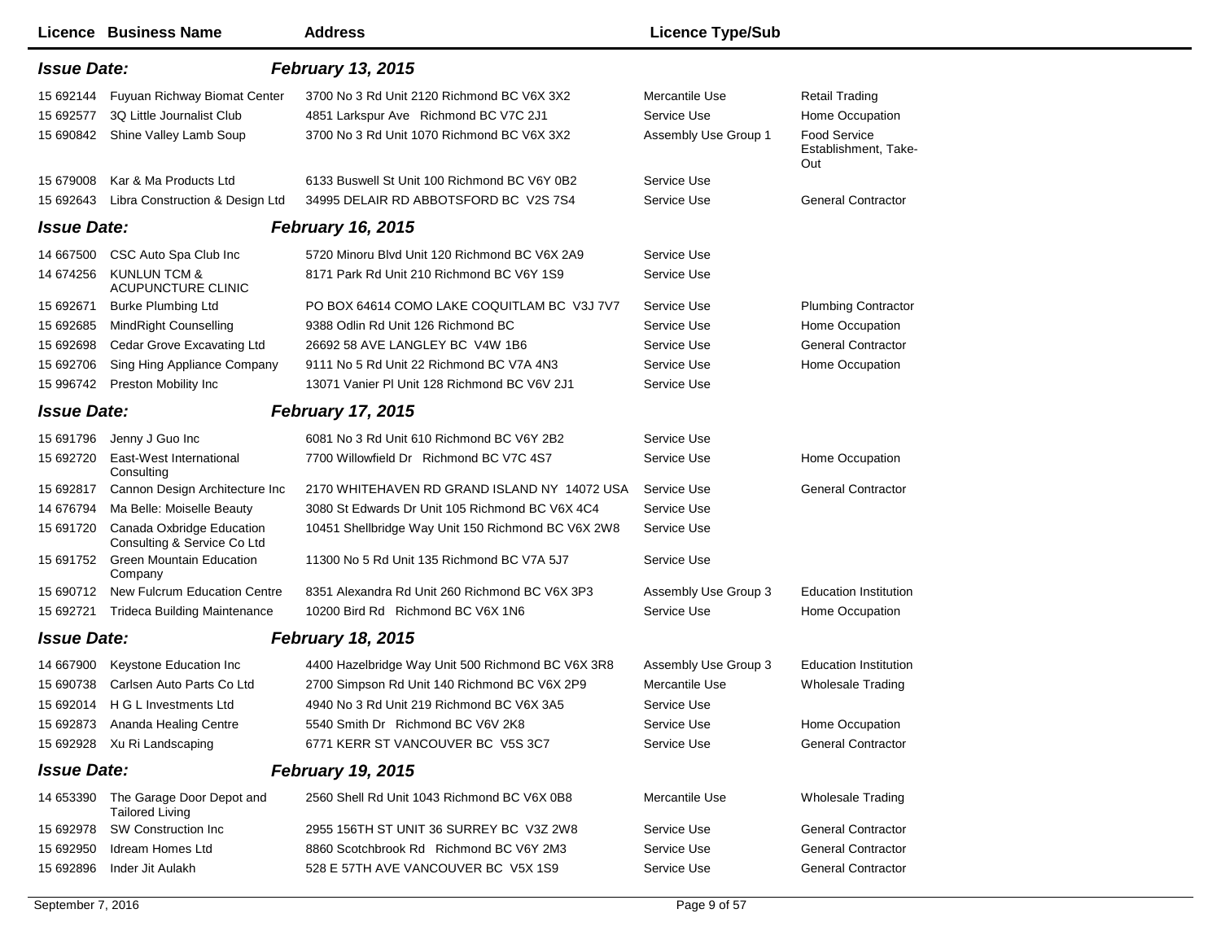| Licence | Business Name | Address | Licence Type/Sub | |
|---|---|---|---|---|
| ***Issue Date:*** | | ***February 13, 2015*** | | |
| 15 692144 | Fuyuan Richway Biomat Center | 3700 No 3 Rd Unit 2120 Richmond BC V6X 3X2 | Mercantile Use | Retail Trading |
| 15 692577 | 3Q Little Journalist Club | 4851 Larkspur Ave Richmond BC V7C 2J1 | Service Use | Home Occupation |
| 15 690842 | Shine Valley Lamb Soup | 3700 No 3 Rd Unit 1070 Richmond BC V6X 3X2 | Assembly Use Group 1 | Food Service Establishment, Take-Out |
| 15 679008 | Kar & Ma Products Ltd | 6133 Buswell St Unit 100 Richmond BC V6Y 0B2 | Service Use | |
| 15 692643 | Libra Construction & Design Ltd | 34995 DELAIR RD ABBOTSFORD BC V2S 7S4 | Service Use | General Contractor |
| ***Issue Date:*** | | ***February 16, 2015*** | | |
| 14 667500 | CSC Auto Spa Club Inc | 5720 Minoru Blvd Unit 120 Richmond BC V6X 2A9 | Service Use | |
| 14 674256 | KUNLUN TCM & ACUPUNCTURE CLINIC | 8171 Park Rd Unit 210 Richmond BC V6Y 1S9 | Service Use | |
| 15 692671 | Burke Plumbing Ltd | PO BOX 64614 COMO LAKE COQUITLAM BC V3J 7V7 | Service Use | Plumbing Contractor |
| 15 692685 | MindRight Counselling | 9388 Odlin Rd Unit 126 Richmond BC | Service Use | Home Occupation |
| 15 692698 | Cedar Grove Excavating Ltd | 26692 58 AVE LANGLEY BC V4W 1B6 | Service Use | General Contractor |
| 15 692706 | Sing Hing Appliance Company | 9111 No 5 Rd Unit 22 Richmond BC V7A 4N3 | Service Use | Home Occupation |
| 15 996742 | Preston Mobility Inc | 13071 Vanier Pl Unit 128 Richmond BC V6V 2J1 | Service Use | |
| ***Issue Date:*** | | ***February 17, 2015*** | | |
| 15 691796 | Jenny J Guo Inc | 6081 No 3 Rd Unit 610 Richmond BC V6Y 2B2 | Service Use | |
| 15 692720 | East-West International Consulting | 7700 Willowfield Dr Richmond BC V7C 4S7 | Service Use | Home Occupation |
| 15 692817 | Cannon Design Architecture Inc | 2170 WHITEHAVEN RD GRAND ISLAND NY 14072 USA | Service Use | General Contractor |
| 14 676794 | Ma Belle: Moiselle Beauty | 3080 St Edwards Dr Unit 105 Richmond BC V6X 4C4 | Service Use | |
| 15 691720 | Canada Oxbridge Education Consulting & Service Co Ltd | 10451 Shellbridge Way Unit 150 Richmond BC V6X 2W8 | Service Use | |
| 15 691752 | Green Mountain Education Company | 11300 No 5 Rd Unit 135 Richmond BC V7A 5J7 | Service Use | |
| 15 690712 | New Fulcrum Education Centre | 8351 Alexandra Rd Unit 260 Richmond BC V6X 3P3 | Assembly Use Group 3 | Education Institution |
| 15 692721 | Trideca Building Maintenance | 10200 Bird Rd Richmond BC V6X 1N6 | Service Use | Home Occupation |
| ***Issue Date:*** | | ***February 18, 2015*** | | |
| 14 667900 | Keystone Education Inc | 4400 Hazelbridge Way Unit 500 Richmond BC V6X 3R8 | Assembly Use Group 3 | Education Institution |
| 15 690738 | Carlsen Auto Parts Co Ltd | 2700 Simpson Rd Unit 140 Richmond BC V6X 2P9 | Mercantile Use | Wholesale Trading |
| 15 692014 | H G L Investments Ltd | 4940 No 3 Rd Unit 219 Richmond BC V6X 3A5 | Service Use | |
| 15 692873 | Ananda Healing Centre | 5540 Smith Dr Richmond BC V6V 2K8 | Service Use | Home Occupation |
| 15 692928 | Xu Ri Landscaping | 6771 KERR ST VANCOUVER BC V5S 3C7 | Service Use | General Contractor |
| ***Issue Date:*** | | ***February 19, 2015*** | | |
| 14 653390 | The Garage Door Depot and Tailored Living | 2560 Shell Rd Unit 1043 Richmond BC V6X 0B8 | Mercantile Use | Wholesale Trading |
| 15 692978 | SW Construction Inc | 2955 156TH ST UNIT 36 SURREY BC V3Z 2W8 | Service Use | General Contractor |
| 15 692950 | Idream Homes Ltd | 8860 Scotchbrook Rd Richmond BC V6Y 2M3 | Service Use | General Contractor |
| 15 692896 | Inder Jit Aulakh | 528 E 57TH AVE VANCOUVER BC V5X 1S9 | Service Use | General Contractor |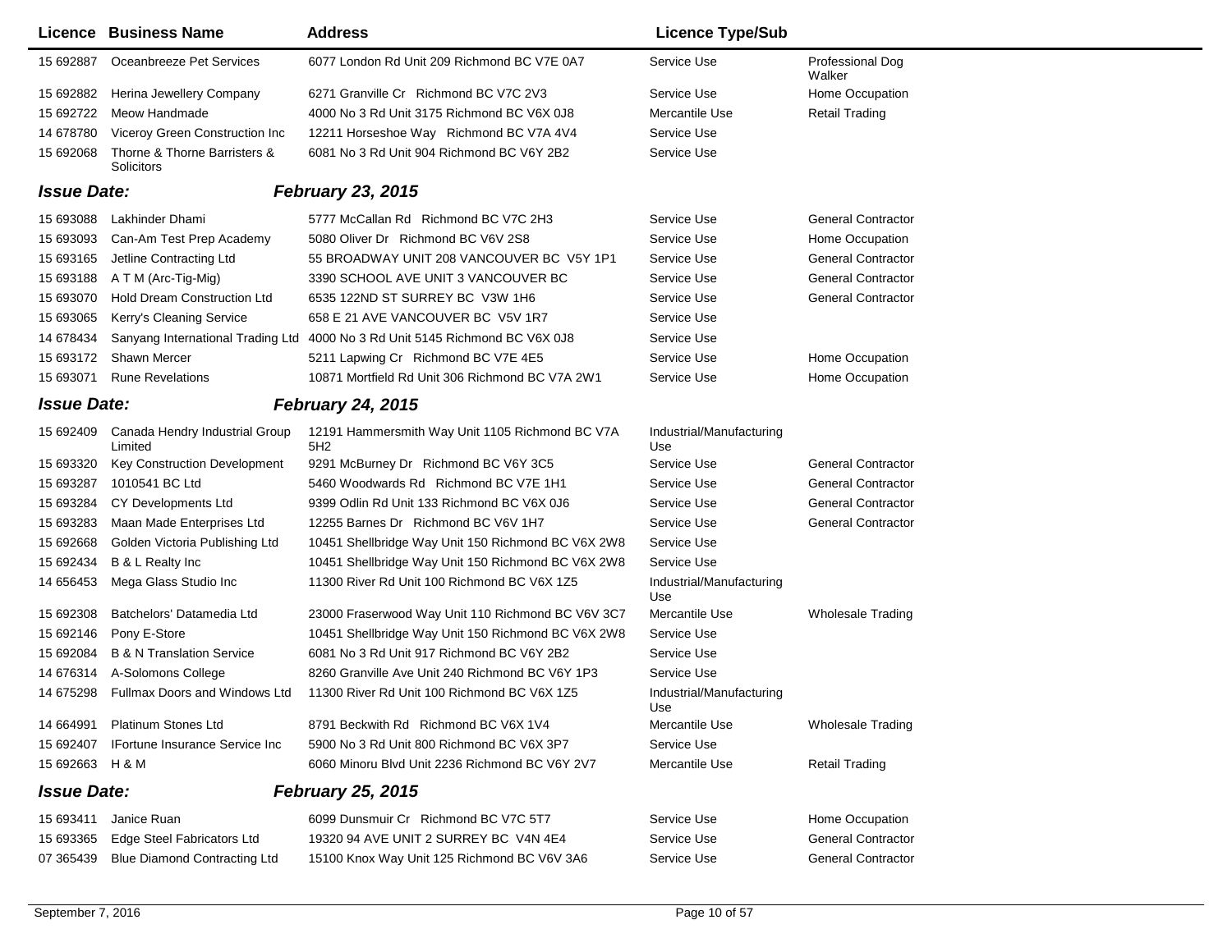| Licence | Business Name | Address | Licence Type/Sub | |
|---|---|---|---|---|
| 15 692887 | Oceanbreeze Pet Services | 6077 London Rd Unit 209 Richmond BC V7E 0A7 | Service Use | Professional Dog Walker |
| 15 692882 | Herina Jewellery Company | 6271 Granville Cr Richmond BC V7C 2V3 | Service Use | Home Occupation |
| 15 692722 | Meow Handmade | 4000 No 3 Rd Unit 3175 Richmond BC V6X 0J8 | Mercantile Use | Retail Trading |
| 14 678780 | Viceroy Green Construction Inc | 12211 Horseshoe Way Richmond BC V7A 4V4 | Service Use | |
| 15 692068 | Thorne & Thorne Barristers & Solicitors | 6081 No 3 Rd Unit 904 Richmond BC V6Y 2B2 | Service Use | |

***Issue Date:*** ***February 23, 2015***

| Licence | Business Name | Address | Licence Type/Sub | |
|---|---|---|---|---|
| 15 693088 | Lakhinder Dhami | 5777 McCallan Rd Richmond BC V7C 2H3 | Service Use | General Contractor |
| 15 693093 | Can-Am Test Prep Academy | 5080 Oliver Dr Richmond BC V6V 2S8 | Service Use | Home Occupation |
| 15 693165 | Jetline Contracting Ltd | 55 BROADWAY UNIT 208 VANCOUVER BC V5Y 1P1 | Service Use | General Contractor |
| 15 693188 | A T M (Arc-Tig-Mig) | 3390 SCHOOL AVE UNIT 3 VANCOUVER BC | Service Use | General Contractor |
| 15 693070 | Hold Dream Construction Ltd | 6535 122ND ST SURREY BC V3W 1H6 | Service Use | General Contractor |
| 15 693065 | Kerry's Cleaning Service | 658 E 21 AVE VANCOUVER BC V5V 1R7 | Service Use | |
| 14 678434 | Sanyang International Trading Ltd | 4000 No 3 Rd Unit 5145 Richmond BC V6X 0J8 | Service Use | |
| 15 693172 | Shawn Mercer | 5211 Lapwing Cr Richmond BC V7E 4E5 | Service Use | Home Occupation |
| 15 693071 | Rune Revelations | 10871 Mortfield Rd Unit 306 Richmond BC V7A 2W1 | Service Use | Home Occupation |

***Issue Date:*** ***February 24, 2015***

| Licence | Business Name | Address | Licence Type/Sub | |
|---|---|---|---|---|
| 15 692409 | Canada Hendry Industrial Group Limited | 12191 Hammersmith Way Unit 1105 Richmond BC V7A 5H2 | Industrial/Manufacturing Use | |
| 15 693320 | Key Construction Development | 9291 McBurney Dr Richmond BC V6Y 3C5 | Service Use | General Contractor |
| 15 693287 | 1010541 BC Ltd | 5460 Woodwards Rd Richmond BC V7E 1H1 | Service Use | General Contractor |
| 15 693284 | CY Developments Ltd | 9399 Odlin Rd Unit 133 Richmond BC V6X 0J6 | Service Use | General Contractor |
| 15 693283 | Maan Made Enterprises Ltd | 12255 Barnes Dr Richmond BC V6V 1H7 | Service Use | General Contractor |
| 15 692668 | Golden Victoria Publishing Ltd | 10451 Shellbridge Way Unit 150 Richmond BC V6X 2W8 | Service Use | |
| 15 692434 | B & L Realty Inc | 10451 Shellbridge Way Unit 150 Richmond BC V6X 2W8 | Service Use | |
| 14 656453 | Mega Glass Studio Inc | 11300 River Rd Unit 100 Richmond BC V6X 1Z5 | Industrial/Manufacturing Use | |
| 15 692308 | Batchelors' Datamedia Ltd | 23000 Fraserwood Way Unit 110 Richmond BC V6V 3C7 | Mercantile Use | Wholesale Trading |
| 15 692146 | Pony E-Store | 10451 Shellbridge Way Unit 150 Richmond BC V6X 2W8 | Service Use | |
| 15 692084 | B & N Translation Service | 6081 No 3 Rd Unit 917 Richmond BC V6Y 2B2 | Service Use | |
| 14 676314 | A-Solomons College | 8260 Granville Ave Unit 240 Richmond BC V6Y 1P3 | Service Use | |
| 14 675298 | Fullmax Doors and Windows Ltd | 11300 River Rd Unit 100 Richmond BC V6X 1Z5 | Industrial/Manufacturing Use | |
| 14 664991 | Platinum Stones Ltd | 8791 Beckwith Rd Richmond BC V6X 1V4 | Mercantile Use | Wholesale Trading |
| 15 692407 | IFortune Insurance Service Inc | 5900 No 3 Rd Unit 800 Richmond BC V6X 3P7 | Service Use | |
| 15 692663 | H & M | 6060 Minoru Blvd Unit 2236 Richmond BC V6Y 2V7 | Mercantile Use | Retail Trading |

***Issue Date:*** ***February 25, 2015***

| Licence | Business Name | Address | Licence Type/Sub | |
|---|---|---|---|---|
| 15 693411 | Janice Ruan | 6099 Dunsmuir Cr Richmond BC V7C 5T7 | Service Use | Home Occupation |
| 15 693365 | Edge Steel Fabricators Ltd | 19320 94 AVE UNIT 2 SURREY BC V4N 4E4 | Service Use | General Contractor |
| 07 365439 | Blue Diamond Contracting Ltd | 15100 Knox Way Unit 125 Richmond BC V6V 3A6 | Service Use | General Contractor |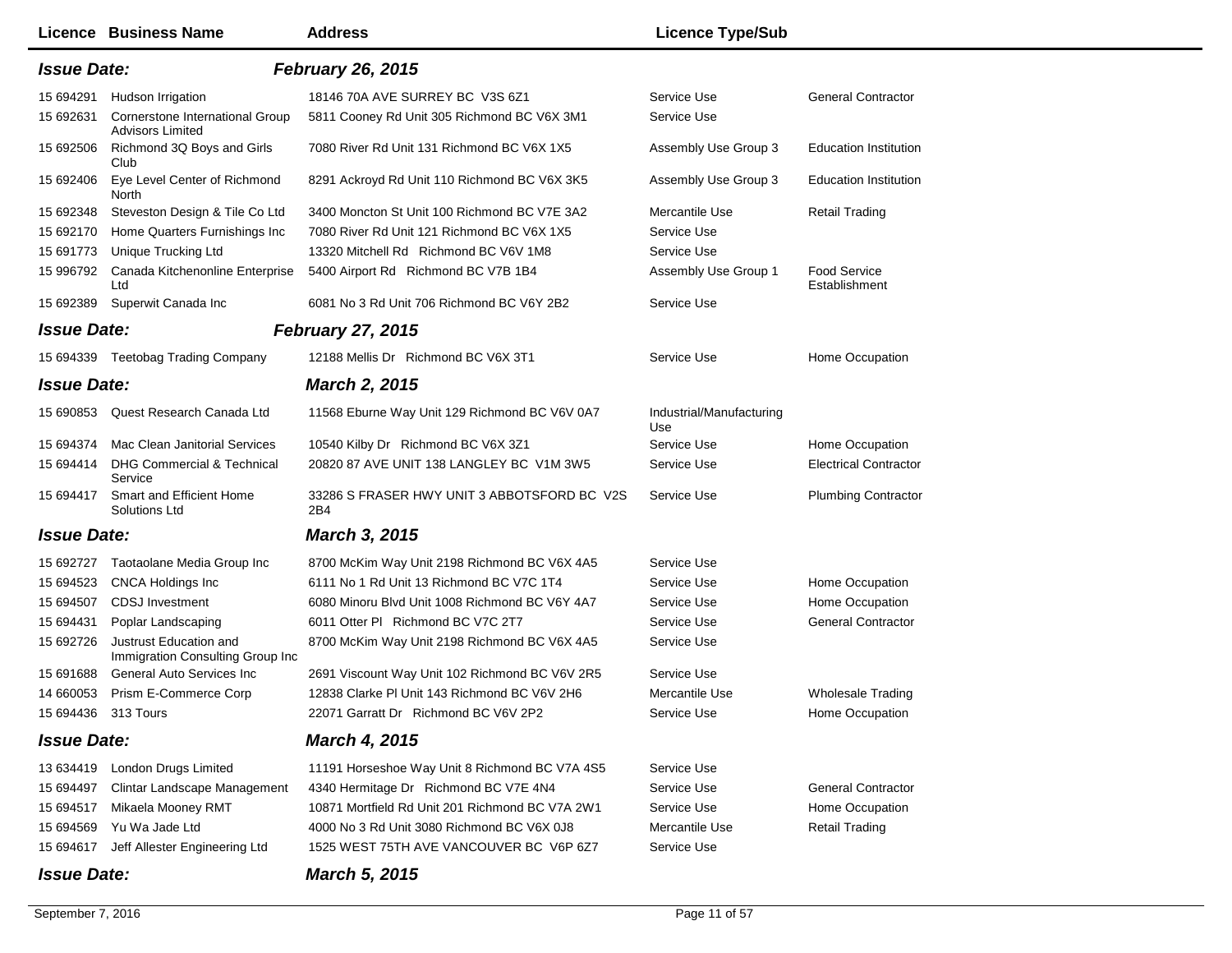| Licence | Business Name | Address | Licence Type/Sub | |
|---|---|---|---|---|
| ***Issue Date:*** | | ***February 26, 2015*** | | |
| 15 694291 | Hudson Irrigation | 18146 70A AVE SURREY BC V3S 6Z1 | Service Use | General Contractor |
| 15 692631 | Cornerstone International Group Advisors Limited | 5811 Cooney Rd Unit 305 Richmond BC V6X 3M1 | Service Use | |
| 15 692506 | Richmond 3Q Boys and Girls Club | 7080 River Rd Unit 131 Richmond BC V6X 1X5 | Assembly Use Group 3 | Education Institution |
| 15 692406 | Eye Level Center of Richmond North | 8291 Ackroyd Rd Unit 110 Richmond BC V6X 3K5 | Assembly Use Group 3 | Education Institution |
| 15 692348 | Steveston Design & Tile Co Ltd | 3400 Moncton St Unit 100 Richmond BC V7E 3A2 | Mercantile Use | Retail Trading |
| 15 692170 | Home Quarters Furnishings Inc | 7080 River Rd Unit 121 Richmond BC V6X 1X5 | Service Use | |
| 15 691773 | Unique Trucking Ltd | 13320 Mitchell Rd Richmond BC V6V 1M8 | Service Use | |
| 15 996792 | Canada Kitchenonline Enterprise Ltd | 5400 Airport Rd Richmond BC V7B 1B4 | Assembly Use Group 1 | Food Service Establishment |
| 15 692389 | Superwit Canada Inc | 6081 No 3 Rd Unit 706 Richmond BC V6Y 2B2 | Service Use | |
| ***Issue Date:*** | | ***February 27, 2015*** | | |
| 15 694339 | Teetobag Trading Company | 12188 Mellis Dr Richmond BC V6X 3T1 | Service Use | Home Occupation |
| ***Issue Date:*** | | ***March 2, 2015*** | | |
| 15 690853 | Quest Research Canada Ltd | 11568 Eburne Way Unit 129 Richmond BC V6V 0A7 | Industrial/Manufacturing Use | |
| 15 694374 | Mac Clean Janitorial Services | 10540 Kilby Dr Richmond BC V6X 3Z1 | Service Use | Home Occupation |
| 15 694414 | DHG Commercial & Technical Service | 20820 87 AVE UNIT 138 LANGLEY BC V1M 3W5 | Service Use | Electrical Contractor |
| 15 694417 | Smart and Efficient Home Solutions Ltd | 33286 S FRASER HWY UNIT 3 ABBOTSFORD BC V2S 2B4 | Service Use | Plumbing Contractor |
| ***Issue Date:*** | | ***March 3, 2015*** | | |
| 15 692727 | Taotaolane Media Group Inc | 8700 McKim Way Unit 2198 Richmond BC V6X 4A5 | Service Use | |
| 15 694523 | CNCA Holdings Inc | 6111 No 1 Rd Unit 13 Richmond BC V7C 1T4 | Service Use | Home Occupation |
| 15 694507 | CDSJ Investment | 6080 Minoru Blvd Unit 1008 Richmond BC V6Y 4A7 | Service Use | Home Occupation |
| 15 694431 | Poplar Landscaping | 6011 Otter Pl Richmond BC V7C 2T7 | Service Use | General Contractor |
| 15 692726 | Justrust Education and Immigration Consulting Group Inc | 8700 McKim Way Unit 2198 Richmond BC V6X 4A5 | Service Use | |
| 15 691688 | General Auto Services Inc | 2691 Viscount Way Unit 102 Richmond BC V6V 2R5 | Service Use | |
| 14 660053 | Prism E-Commerce Corp | 12838 Clarke Pl Unit 143 Richmond BC V6V 2H6 | Mercantile Use | Wholesale Trading |
| 15 694436 | 313 Tours | 22071 Garratt Dr Richmond BC V6V 2P2 | Service Use | Home Occupation |
| ***Issue Date:*** | | ***March 4, 2015*** | | |
| 13 634419 | London Drugs Limited | 11191 Horseshoe Way Unit 8 Richmond BC V7A 4S5 | Service Use | |
| 15 694497 | Clintar Landscape Management | 4340 Hermitage Dr Richmond BC V7E 4N4 | Service Use | General Contractor |
| 15 694517 | Mikaela Mooney RMT | 10871 Mortfield Rd Unit 201 Richmond BC V7A 2W1 | Service Use | Home Occupation |
| 15 694569 | Yu Wa Jade Ltd | 4000 No 3 Rd Unit 3080 Richmond BC V6X 0J8 | Mercantile Use | Retail Trading |
| 15 694617 | Jeff Allester Engineering Ltd | 1525 WEST 75TH AVE VANCOUVER BC V6P 6Z7 | Service Use | |
| ***Issue Date:*** | | ***March 5, 2015*** | | |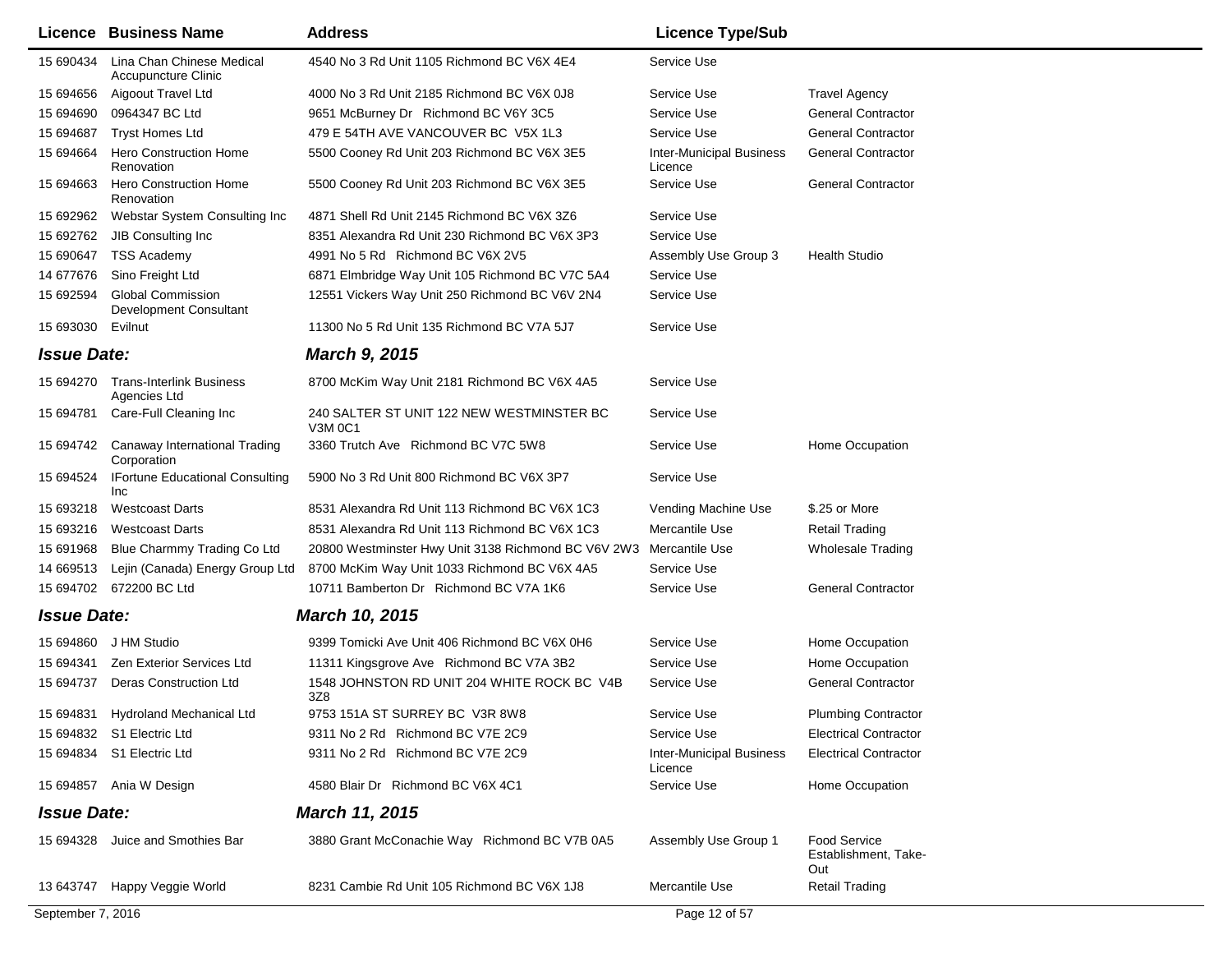| Licence | Business Name | Address | Licence Type/Sub | |
|---|---|---|---|---|
| 15 690434 | Lina Chan Chinese Medical Accupuncture Clinic | 4540 No 3 Rd Unit 1105 Richmond BC V6X 4E4 | Service Use | |
| 15 694656 | Aigoout Travel Ltd | 4000 No 3 Rd Unit 2185 Richmond BC V6X 0J8 | Service Use | Travel Agency |
| 15 694690 | 0964347 BC Ltd | 9651 McBurney Dr Richmond BC V6Y 3C5 | Service Use | General Contractor |
| 15 694687 | Tryst Homes Ltd | 479 E 54TH AVE VANCOUVER BC V5X 1L3 | Service Use | General Contractor |
| 15 694664 | Hero Construction Home Renovation | 5500 Cooney Rd Unit 203 Richmond BC V6X 3E5 | Inter-Municipal Business Licence | General Contractor |
| 15 694663 | Hero Construction Home Renovation | 5500 Cooney Rd Unit 203 Richmond BC V6X 3E5 | Service Use | General Contractor |
| 15 692962 | Webstar System Consulting Inc | 4871 Shell Rd Unit 2145 Richmond BC V6X 3Z6 | Service Use | |
| 15 692762 | JIB Consulting Inc | 8351 Alexandra Rd Unit 230 Richmond BC V6X 3P3 | Service Use | |
| 15 690647 | TSS Academy | 4991 No 5 Rd Richmond BC V6X 2V5 | Assembly Use Group 3 | Health Studio |
| 14 677676 | Sino Freight Ltd | 6871 Elmbridge Way Unit 105 Richmond BC V7C 5A4 | Service Use | |
| 15 692594 | Global Commission Development Consultant | 12551 Vickers Way Unit 250 Richmond BC V6V 2N4 | Service Use | |
| 15 693030 | Evilnut | 11300 No 5 Rd Unit 135 Richmond BC V7A 5J7 | Service Use | |
| ***Issue Date:*** | | ***March 9, 2015*** | | |
| 15 694270 | Trans-Interlink Business Agencies Ltd | 8700 McKim Way Unit 2181 Richmond BC V6X 4A5 | Service Use | |
| 15 694781 | Care-Full Cleaning Inc | 240 SALTER ST UNIT 122 NEW WESTMINSTER BC V3M 0C1 | Service Use | |
| 15 694742 | Canaway International Trading Corporation | 3360 Trutch Ave Richmond BC V7C 5W8 | Service Use | Home Occupation |
| 15 694524 | IFortune Educational Consulting Inc | 5900 No 3 Rd Unit 800 Richmond BC V6X 3P7 | Service Use | |
| 15 693218 | Westcoast Darts | 8531 Alexandra Rd Unit 113 Richmond BC V6X 1C3 | Vending Machine Use | $.25 or More |
| 15 693216 | Westcoast Darts | 8531 Alexandra Rd Unit 113 Richmond BC V6X 1C3 | Mercantile Use | Retail Trading |
| 15 691968 | Blue Charmmy Trading Co Ltd | 20800 Westminster Hwy Unit 3138 Richmond BC V6V 2W3 | Mercantile Use | Wholesale Trading |
| 14 669513 | Lejin (Canada) Energy Group Ltd | 8700 McKim Way Unit 1033 Richmond BC V6X 4A5 | Service Use | |
| 15 694702 | 672200 BC Ltd | 10711 Bamberton Dr Richmond BC V7A 1K6 | Service Use | General Contractor |
| ***Issue Date:*** | | ***March 10, 2015*** | | |
| 15 694860 | J HM Studio | 9399 Tomicki Ave Unit 406 Richmond BC V6X 0H6 | Service Use | Home Occupation |
| 15 694341 | Zen Exterior Services Ltd | 11311 Kingsgrove Ave Richmond BC V7A 3B2 | Service Use | Home Occupation |
| 15 694737 | Deras Construction Ltd | 1548 JOHNSTON RD UNIT 204 WHITE ROCK BC V4B 3Z8 | Service Use | General Contractor |
| 15 694831 | Hydroland Mechanical Ltd | 9753 151A ST SURREY BC V3R 8W8 | Service Use | Plumbing Contractor |
| 15 694832 | S1 Electric Ltd | 9311 No 2 Rd Richmond BC V7E 2C9 | Service Use | Electrical Contractor |
| 15 694834 | S1 Electric Ltd | 9311 No 2 Rd Richmond BC V7E 2C9 | Inter-Municipal Business Licence | Electrical Contractor |
| 15 694857 | Ania W Design | 4580 Blair Dr Richmond BC V6X 4C1 | Service Use | Home Occupation |
| ***Issue Date:*** | | ***March 11, 2015*** | | |
| 15 694328 | Juice and Smothies Bar | 3880 Grant McConachie Way Richmond BC V7B 0A5 | Assembly Use Group 1 | Food Service Establishment, Take-Out |
| 13 643747 | Happy Veggie World | 8231 Cambie Rd Unit 105 Richmond BC V6X 1J8 | Mercantile Use | Retail Trading |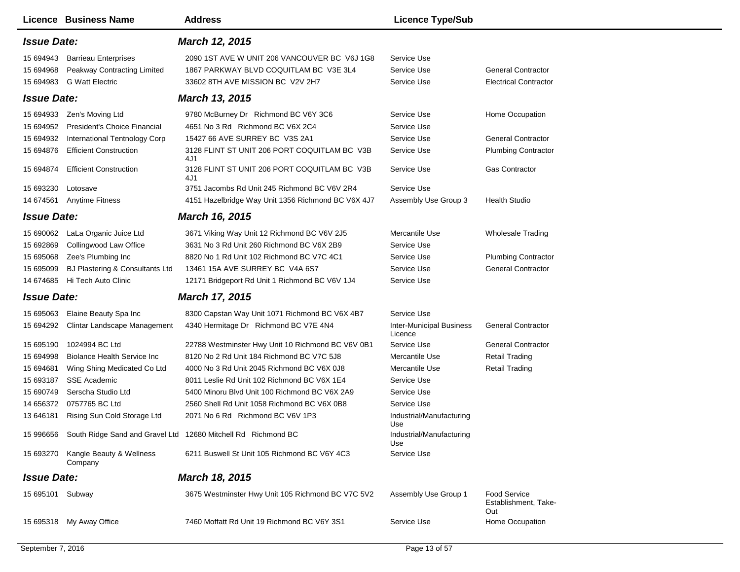| Licence | Business Name | Address | Licence Type/Sub | |
|---|---|---|---|---|
| ***Issue Date:*** | | ***March 12, 2015*** | | |
| 15 694943 | Barrieau Enterprises | 2090 1ST AVE W UNIT 206 VANCOUVER BC V6J 1G8 | Service Use | |
| 15 694968 | Peakway Contracting Limited | 1867 PARKWAY BLVD COQUITLAM BC V3E 3L4 | Service Use | General Contractor |
| 15 694983 | G Watt Electric | 33602 8TH AVE MISSION BC V2V 2H7 | Service Use | Electrical Contractor |
| ***Issue Date:*** | | ***March 13, 2015*** | | |
| 15 694933 | Zen's Moving Ltd | 9780 McBurney Dr Richmond BC V6Y 3C6 | Service Use | Home Occupation |
| 15 694952 | President's Choice Financial | 4651 No 3 Rd Richmond BC V6X 2C4 | Service Use | |
| 15 694932 | International Tentnology Corp | 15427 66 AVE SURREY BC V3S 2A1 | Service Use | General Contractor |
| 15 694876 | Efficient Construction | 3128 FLINT ST UNIT 206 PORT COQUITLAM BC V3B 4J1 | Service Use | Plumbing Contractor |
| 15 694874 | Efficient Construction | 3128 FLINT ST UNIT 206 PORT COQUITLAM BC V3B 4J1 | Service Use | Gas Contractor |
| 15 693230 | Lotosave | 3751 Jacombs Rd Unit 245 Richmond BC V6V 2R4 | Service Use | |
| 14 674561 | Anytime Fitness | 4151 Hazelbridge Way Unit 1356 Richmond BC V6X 4J7 | Assembly Use Group 3 | Health Studio |
| ***Issue Date:*** | | ***March 16, 2015*** | | |
| 15 690062 | LaLa Organic Juice Ltd | 3671 Viking Way Unit 12 Richmond BC V6V 2J5 | Mercantile Use | Wholesale Trading |
| 15 692869 | Collingwood Law Office | 3631 No 3 Rd Unit 260 Richmond BC V6X 2B9 | Service Use | |
| 15 695068 | Zee's Plumbing Inc | 8820 No 1 Rd Unit 102 Richmond BC V7C 4C1 | Service Use | Plumbing Contractor |
| 15 695099 | BJ Plastering & Consultants Ltd | 13461 15A AVE SURREY BC V4A 6S7 | Service Use | General Contractor |
| 14 674685 | Hi Tech Auto Clinic | 12171 Bridgeport Rd Unit 1 Richmond BC V6V 1J4 | Service Use | |
| ***Issue Date:*** | | ***March 17, 2015*** | | |
| 15 695063 | Elaine Beauty Spa Inc | 8300 Capstan Way Unit 1071 Richmond BC V6X 4B7 | Service Use | |
| 15 694292 | Clintar Landscape Management | 4340 Hermitage Dr Richmond BC V7E 4N4 | Inter-Municipal Business Licence | General Contractor |
| 15 695190 | 1024994 BC Ltd | 22788 Westminster Hwy Unit 10 Richmond BC V6V 0B1 | Service Use | General Contractor |
| 15 694998 | Biolance Health Service Inc | 8120 No 2 Rd Unit 184 Richmond BC V7C 5J8 | Mercantile Use | Retail Trading |
| 15 694681 | Wing Shing Medicated Co Ltd | 4000 No 3 Rd Unit 2045 Richmond BC V6X 0J8 | Mercantile Use | Retail Trading |
| 15 693187 | SSE Academic | 8011 Leslie Rd Unit 102 Richmond BC V6X 1E4 | Service Use | |
| 15 690749 | Serscha Studio Ltd | 5400 Minoru Blvd Unit 100 Richmond BC V6X 2A9 | Service Use | |
| 14 656372 | 0757765 BC Ltd | 2560 Shell Rd Unit 1058 Richmond BC V6X 0B8 | Service Use | |
| 13 646181 | Rising Sun Cold Storage Ltd | 2071 No 6 Rd Richmond BC V6V 1P3 | Industrial/Manufacturing Use | |
| 15 996656 | South Ridge Sand and Gravel Ltd | 12680 Mitchell Rd Richmond BC | Industrial/Manufacturing Use | |
| 15 693270 | Kangle Beauty & Wellness Company | 6211 Buswell St Unit 105 Richmond BC V6Y 4C3 | Service Use | |
| ***Issue Date:*** | | ***March 18, 2015*** | | |
| 15 695101 | Subway | 3675 Westminster Hwy Unit 105 Richmond BC V7C 5V2 | Assembly Use Group 1 | Food Service Establishment, Take-Out |
| 15 695318 | My Away Office | 7460 Moffatt Rd Unit 19 Richmond BC V6Y 3S1 | Service Use | Home Occupation |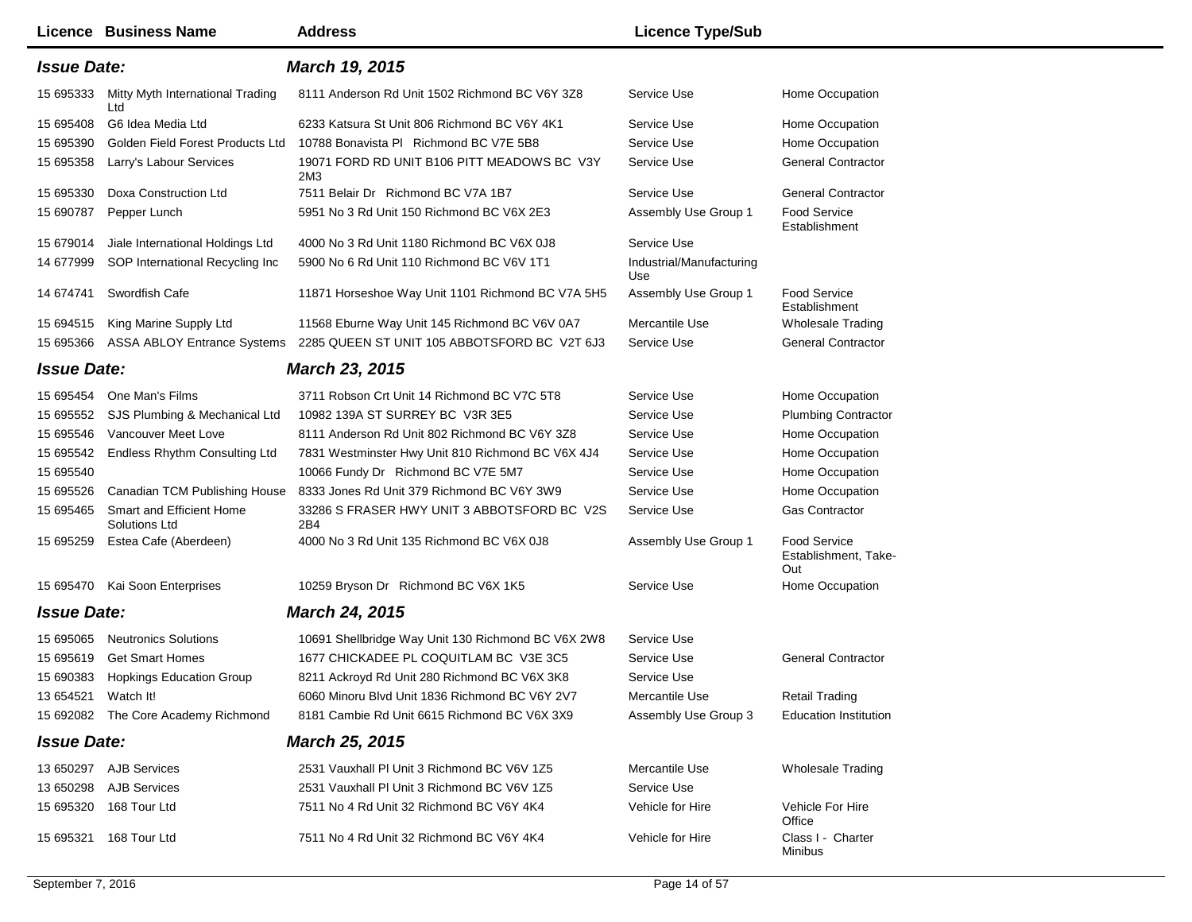| Licence | Business Name | Address | Licence Type/Sub | |
|---|---|---|---|---|
| ***Issue Date:*** | | ***March 19, 2015*** | | |
| 15 695333 | Mitty Myth International Trading Ltd | 8111 Anderson Rd Unit 1502 Richmond BC V6Y 3Z8 | Service Use | Home Occupation |
| 15 695408 | G6 Idea Media Ltd | 6233 Katsura St Unit 806 Richmond BC V6Y 4K1 | Service Use | Home Occupation |
| 15 695390 | Golden Field Forest Products Ltd | 10788 Bonavista Pl Richmond BC V7E 5B8 | Service Use | Home Occupation |
| 15 695358 | Larry's Labour Services | 19071 FORD RD UNIT B106 PITT MEADOWS BC V3Y 2M3 | Service Use | General Contractor |
| 15 695330 | Doxa Construction Ltd | 7511 Belair Dr Richmond BC V7A 1B7 | Service Use | General Contractor |
| 15 690787 | Pepper Lunch | 5951 No 3 Rd Unit 150 Richmond BC V6X 2E3 | Assembly Use Group 1 | Food Service Establishment |
| 15 679014 | Jiale International Holdings Ltd | 4000 No 3 Rd Unit 1180 Richmond BC V6X 0J8 | Service Use | |
| 14 677999 | SOP International Recycling Inc | 5900 No 6 Rd Unit 110 Richmond BC V6V 1T1 | Industrial/Manufacturing Use | |
| 14 674741 | Swordfish Cafe | 11871 Horseshoe Way Unit 1101 Richmond BC V7A 5H5 | Assembly Use Group 1 | Food Service Establishment |
| 15 694515 | King Marine Supply Ltd | 11568 Eburne Way Unit 145 Richmond BC V6V 0A7 | Mercantile Use | Wholesale Trading |
| 15 695366 | ASSA ABLOY Entrance Systems | 2285 QUEEN ST UNIT 105 ABBOTSFORD BC V2T 6J3 | Service Use | General Contractor |
| ***Issue Date:*** | | ***March 23, 2015*** | | |
| 15 695454 | One Man's Films | 3711 Robson Crt Unit 14 Richmond BC V7C 5T8 | Service Use | Home Occupation |
| 15 695552 | SJS Plumbing & Mechanical Ltd | 10982 139A ST SURREY BC V3R 3E5 | Service Use | Plumbing Contractor |
| 15 695546 | Vancouver Meet Love | 8111 Anderson Rd Unit 802 Richmond BC V6Y 3Z8 | Service Use | Home Occupation |
| 15 695542 | Endless Rhythm Consulting Ltd | 7831 Westminster Hwy Unit 810 Richmond BC V6X 4J4 | Service Use | Home Occupation |
| 15 695540 | | 10066 Fundy Dr Richmond BC V7E 5M7 | Service Use | Home Occupation |
| 15 695526 | Canadian TCM Publishing House | 8333 Jones Rd Unit 379 Richmond BC V6Y 3W9 | Service Use | Home Occupation |
| 15 695465 | Smart and Efficient Home Solutions Ltd | 33286 S FRASER HWY UNIT 3 ABBOTSFORD BC V2S 2B4 | Service Use | Gas Contractor |
| 15 695259 | Estea Cafe (Aberdeen) | 4000 No 3 Rd Unit 135 Richmond BC V6X 0J8 | Assembly Use Group 1 | Food Service Establishment, Take-Out |
| 15 695470 | Kai Soon Enterprises | 10259 Bryson Dr Richmond BC V6X 1K5 | Service Use | Home Occupation |
| ***Issue Date:*** | | ***March 24, 2015*** | | |
| 15 695065 | Neutronics Solutions | 10691 Shellbridge Way Unit 130 Richmond BC V6X 2W8 | Service Use | |
| 15 695619 | Get Smart Homes | 1677 CHICKADEE PL COQUITLAM BC V3E 3C5 | Service Use | General Contractor |
| 15 690383 | Hopkings Education Group | 8211 Ackroyd Rd Unit 280 Richmond BC V6X 3K8 | Service Use | |
| 13 654521 | Watch It! | 6060 Minoru Blvd Unit 1836 Richmond BC V6Y 2V7 | Mercantile Use | Retail Trading |
| 15 692082 | The Core Academy Richmond | 8181 Cambie Rd Unit 6615 Richmond BC V6X 3X9 | Assembly Use Group 3 | Education Institution |
| ***Issue Date:*** | | ***March 25, 2015*** | | |
| 13 650297 | AJB Services | 2531 Vauxhall Pl Unit 3 Richmond BC V6V 1Z5 | Mercantile Use | Wholesale Trading |
| 13 650298 | AJB Services | 2531 Vauxhall Pl Unit 3 Richmond BC V6V 1Z5 | Service Use | |
| 15 695320 | 168 Tour Ltd | 7511 No 4 Rd Unit 32 Richmond BC V6Y 4K4 | Vehicle for Hire | Vehicle For Hire Office |
| 15 695321 | 168 Tour Ltd | 7511 No 4 Rd Unit 32 Richmond BC V6Y 4K4 | Vehicle for Hire | Class I - Charter Minibus |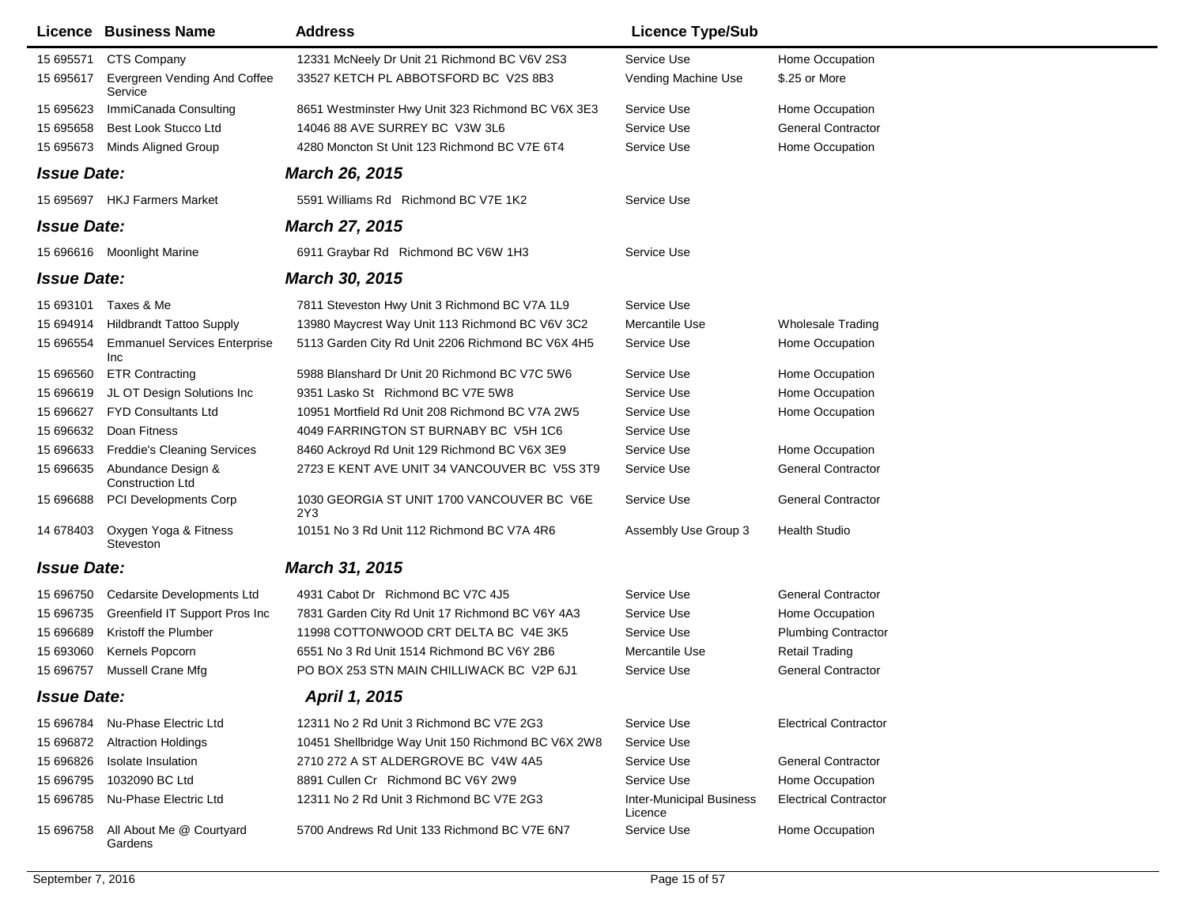| Licence | Business Name | Address | Licence Type/Sub | |
|---|---|---|---|---|
| 15 695571 | CTS Company | 12331 McNeely Dr Unit 21 Richmond BC V6V 2S3 | Service Use | Home Occupation |
| 15 695617 | Evergreen Vending And Coffee Service | 33527 KETCH PL ABBOTSFORD BC V2S 8B3 | Vending Machine Use | $.25 or More |
| 15 695623 | ImmiCanada Consulting | 8651 Westminster Hwy Unit 323 Richmond BC V6X 3E3 | Service Use | Home Occupation |
| 15 695658 | Best Look Stucco Ltd | 14046 88 AVE SURREY BC V3W 3L6 | Service Use | General Contractor |
| 15 695673 | Minds Aligned Group | 4280 Moncton St Unit 123 Richmond BC V7E 6T4 | Service Use | Home Occupation |
| ***Issue Date:*** | | ***March 26, 2015*** | | |
| 15 695697 | HKJ Farmers Market | 5591 Williams Rd Richmond BC V7E 1K2 | Service Use | |
| ***Issue Date:*** | | ***March 27, 2015*** | | |
| 15 696616 | Moonlight Marine | 6911 Graybar Rd Richmond BC V6W 1H3 | Service Use | |
| ***Issue Date:*** | | ***March 30, 2015*** | | |
| 15 693101 | Taxes & Me | 7811 Steveston Hwy Unit 3 Richmond BC V7A 1L9 | Service Use | |
| 15 694914 | Hildbrandt Tattoo Supply | 13980 Maycrest Way Unit 113 Richmond BC V6V 3C2 | Mercantile Use | Wholesale Trading |
| 15 696554 | Emmanuel Services Enterprise Inc | 5113 Garden City Rd Unit 2206 Richmond BC V6X 4H5 | Service Use | Home Occupation |
| 15 696560 | ETR Contracting | 5988 Blanshard Dr Unit 20 Richmond BC V7C 5W6 | Service Use | Home Occupation |
| 15 696619 | JL OT Design Solutions Inc | 9351 Lasko St Richmond BC V7E 5W8 | Service Use | Home Occupation |
| 15 696627 | FYD Consultants Ltd | 10951 Mortfield Rd Unit 208 Richmond BC V7A 2W5 | Service Use | Home Occupation |
| 15 696632 | Doan Fitness | 4049 FARRINGTON ST BURNABY BC V5H 1C6 | Service Use | |
| 15 696633 | Freddie's Cleaning Services | 8460 Ackroyd Rd Unit 129 Richmond BC V6X 3E9 | Service Use | Home Occupation |
| 15 696635 | Abundance Design & Construction Ltd | 2723 E KENT AVE UNIT 34 VANCOUVER BC V5S 3T9 | Service Use | General Contractor |
| 15 696688 | PCI Developments Corp | 1030 GEORGIA ST UNIT 1700 VANCOUVER BC V6E 2Y3 | Service Use | General Contractor |
| 14 678403 | Oxygen Yoga & Fitness Steveston | 10151 No 3 Rd Unit 112 Richmond BC V7A 4R6 | Assembly Use Group 3 | Health Studio |
| ***Issue Date:*** | | ***March 31, 2015*** | | |
| 15 696750 | Cedarsite Developments Ltd | 4931 Cabot Dr Richmond BC V7C 4J5 | Service Use | General Contractor |
| 15 696735 | Greenfield IT Support Pros Inc | 7831 Garden City Rd Unit 17 Richmond BC V6Y 4A3 | Service Use | Home Occupation |
| 15 696689 | Kristoff the Plumber | 11998 COTTONWOOD CRT DELTA BC V4E 3K5 | Service Use | Plumbing Contractor |
| 15 693060 | Kernels Popcorn | 6551 No 3 Rd Unit 1514 Richmond BC V6Y 2B6 | Mercantile Use | Retail Trading |
| 15 696757 | Mussell Crane Mfg | PO BOX 253 STN MAIN CHILLIWACK BC V2P 6J1 | Service Use | General Contractor |
| ***Issue Date:*** | | ***April 1, 2015*** | | |
| 15 696784 | Nu-Phase Electric Ltd | 12311 No 2 Rd Unit 3 Richmond BC V7E 2G3 | Service Use | Electrical Contractor |
| 15 696872 | Altraction Holdings | 10451 Shellbridge Way Unit 150 Richmond BC V6X 2W8 | Service Use | |
| 15 696826 | Isolate Insulation | 2710 272 A ST ALDERGROVE BC V4W 4A5 | Service Use | General Contractor |
| 15 696795 | 1032090 BC Ltd | 8891 Cullen Cr Richmond BC V6Y 2W9 | Service Use | Home Occupation |
| 15 696785 | Nu-Phase Electric Ltd | 12311 No 2 Rd Unit 3 Richmond BC V7E 2G3 | Inter-Municipal Business Licence | Electrical Contractor |
| 15 696758 | All About Me @ Courtyard Gardens | 5700 Andrews Rd Unit 133 Richmond BC V7E 6N7 | Service Use | Home Occupation |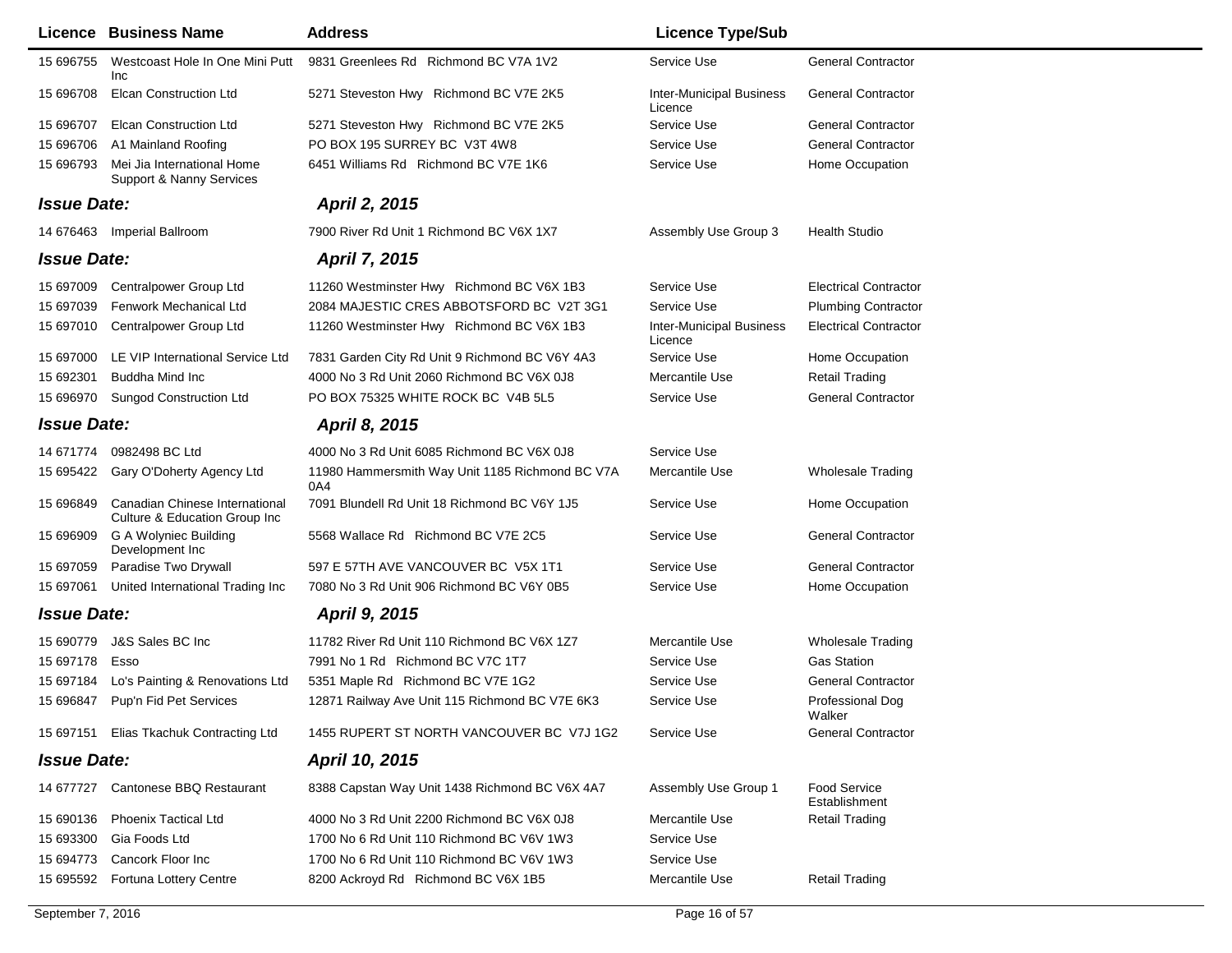| Licence | Business Name | Address | Licence Type/Sub | |
|---|---|---|---|---|
| 15 696755 | Westcoast Hole In One Mini Putt Inc | 9831 Greenlees Rd Richmond BC V7A 1V2 | Service Use | General Contractor |
| 15 696708 | Elcan Construction Ltd | 5271 Steveston Hwy Richmond BC V7E 2K5 | Inter-Municipal Business Licence | General Contractor |
| 15 696707 | Elcan Construction Ltd | 5271 Steveston Hwy Richmond BC V7E 2K5 | Service Use | General Contractor |
| 15 696706 | A1 Mainland Roofing | PO BOX 195 SURREY BC V3T 4W8 | Service Use | General Contractor |
| 15 696793 | Mei Jia International Home Support & Nanny Services | 6451 Williams Rd Richmond BC V7E 1K6 | Service Use | Home Occupation |
| ***Issue Date:*** | | ***April 2, 2015*** | | |
| 14 676463 | Imperial Ballroom | 7900 River Rd Unit 1 Richmond BC V6X 1X7 | Assembly Use Group 3 | Health Studio |
| ***Issue Date:*** | | ***April 7, 2015*** | | |
| 15 697009 | Centralpower Group Ltd | 11260 Westminster Hwy Richmond BC V6X 1B3 | Service Use | Electrical Contractor |
| 15 697039 | Fenwork Mechanical Ltd | 2084 MAJESTIC CRES ABBOTSFORD BC V2T 3G1 | Service Use | Plumbing Contractor |
| 15 697010 | Centralpower Group Ltd | 11260 Westminster Hwy Richmond BC V6X 1B3 | Inter-Municipal Business Licence | Electrical Contractor |
| 15 697000 | LE VIP International Service Ltd | 7831 Garden City Rd Unit 9 Richmond BC V6Y 4A3 | Service Use | Home Occupation |
| 15 692301 | Buddha Mind Inc | 4000 No 3 Rd Unit 2060 Richmond BC V6X 0J8 | Mercantile Use | Retail Trading |
| 15 696970 | Sungod Construction Ltd | PO BOX 75325 WHITE ROCK BC V4B 5L5 | Service Use | General Contractor |
| ***Issue Date:*** | | ***April 8, 2015*** | | |
| 14 671774 | 0982498 BC Ltd | 4000 No 3 Rd Unit 6085 Richmond BC V6X 0J8 | Service Use | |
| 15 695422 | Gary O'Doherty Agency Ltd | 11980 Hammersmith Way Unit 1185 Richmond BC V7A 0A4 | Mercantile Use | Wholesale Trading |
| 15 696849 | Canadian Chinese International Culture & Education Group Inc | 7091 Blundell Rd Unit 18 Richmond BC V6Y 1J5 | Service Use | Home Occupation |
| 15 696909 | G A Wolyniec Building Development Inc | 5568 Wallace Rd Richmond BC V7E 2C5 | Service Use | General Contractor |
| 15 697059 | Paradise Two Drywall | 597 E 57TH AVE VANCOUVER BC V5X 1T1 | Service Use | General Contractor |
| 15 697061 | United International Trading Inc | 7080 No 3 Rd Unit 906 Richmond BC V6Y 0B5 | Service Use | Home Occupation |
| ***Issue Date:*** | | ***April 9, 2015*** | | |
| 15 690779 | J&S Sales BC Inc | 11782 River Rd Unit 110 Richmond BC V6X 1Z7 | Mercantile Use | Wholesale Trading |
| 15 697178 | Esso | 7991 No 1 Rd Richmond BC V7C 1T7 | Service Use | Gas Station |
| 15 697184 | Lo's Painting & Renovations Ltd | 5351 Maple Rd Richmond BC V7E 1G2 | Service Use | General Contractor |
| 15 696847 | Pup'n Fid Pet Services | 12871 Railway Ave Unit 115 Richmond BC V7E 6K3 | Service Use | Professional Dog Walker |
| 15 697151 | Elias Tkachuk Contracting Ltd | 1455 RUPERT ST NORTH VANCOUVER BC V7J 1G2 | Service Use | General Contractor |
| ***Issue Date:*** | | ***April 10, 2015*** | | |
| 14 677727 | Cantonese BBQ Restaurant | 8388 Capstan Way Unit 1438 Richmond BC V6X 4A7 | Assembly Use Group 1 | Food Service Establishment |
| 15 690136 | Phoenix Tactical Ltd | 4000 No 3 Rd Unit 2200 Richmond BC V6X 0J8 | Mercantile Use | Retail Trading |
| 15 693300 | Gia Foods Ltd | 1700 No 6 Rd Unit 110 Richmond BC V6V 1W3 | Service Use | |
| 15 694773 | Cancork Floor Inc | 1700 No 6 Rd Unit 110 Richmond BC V6V 1W3 | Service Use | |
| 15 695592 | Fortuna Lottery Centre | 8200 Ackroyd Rd Richmond BC V6X 1B5 | Mercantile Use | Retail Trading |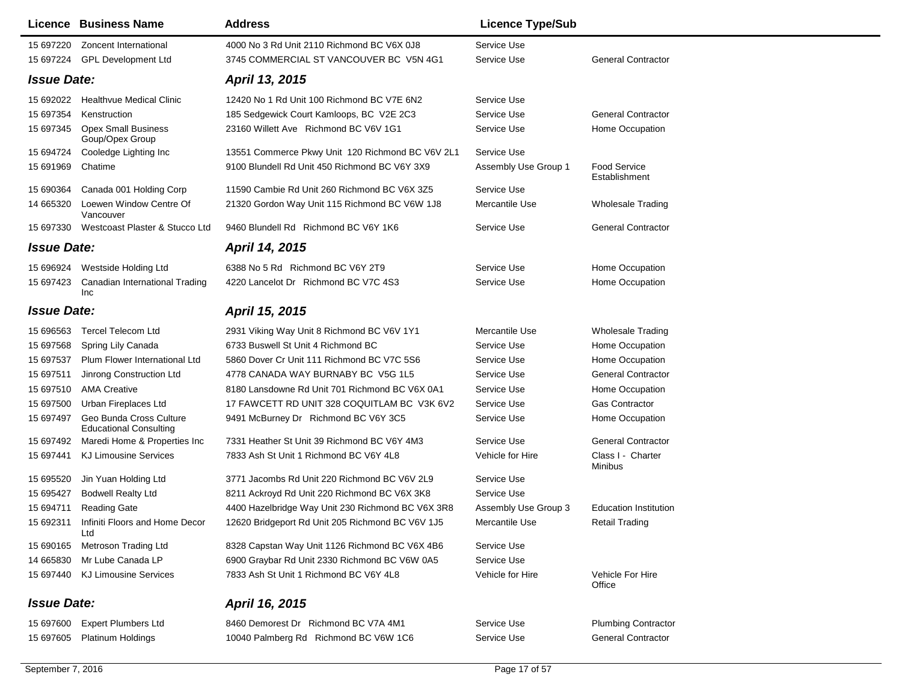| Licence | Business Name | Address | Licence Type/Sub | |
|---|---|---|---|---|
| 15 697220 | Zoncent International | 4000 No 3 Rd Unit 2110 Richmond BC V6X 0J8 | Service Use | |
| 15 697224 | GPL Development Ltd | 3745 COMMERCIAL ST VANCOUVER BC V5N 4G1 | Service Use | General Contractor |
| ***Issue Date:*** | | ***April 13, 2015*** | | |
| 15 692022 | Healthvue Medical Clinic | 12420 No 1 Rd Unit 100 Richmond BC V7E 6N2 | Service Use | |
| 15 697354 | Kenstruction | 185 Sedgewick Court Kamloops, BC V2E 2C3 | Service Use | General Contractor |
| 15 697345 | Opex Small Business Goup/Opex Group | 23160 Willett Ave Richmond BC V6V 1G1 | Service Use | Home Occupation |
| 15 694724 | Cooledge Lighting Inc | 13551 Commerce Pkwy Unit 120 Richmond BC V6V 2L1 | Service Use | |
| 15 691969 | Chatime | 9100 Blundell Rd Unit 450 Richmond BC V6Y 3X9 | Assembly Use Group 1 | Food Service Establishment |
| 15 690364 | Canada 001 Holding Corp | 11590 Cambie Rd Unit 260 Richmond BC V6X 3Z5 | Service Use | |
| 14 665320 | Loewen Window Centre Of Vancouver | 21320 Gordon Way Unit 115 Richmond BC V6W 1J8 | Mercantile Use | Wholesale Trading |
| 15 697330 | Westcoast Plaster & Stucco Ltd | 9460 Blundell Rd Richmond BC V6Y 1K6 | Service Use | General Contractor |
| ***Issue Date:*** | | ***April 14, 2015*** | | |
| 15 696924 | Westside Holding Ltd | 6388 No 5 Rd Richmond BC V6Y 2T9 | Service Use | Home Occupation |
| 15 697423 | Canadian International Trading Inc | 4220 Lancelot Dr Richmond BC V7C 4S3 | Service Use | Home Occupation |
| ***Issue Date:*** | | ***April 15, 2015*** | | |
| 15 696563 | Tercel Telecom Ltd | 2931 Viking Way Unit 8 Richmond BC V6V 1Y1 | Mercantile Use | Wholesale Trading |
| 15 697568 | Spring Lily Canada | 6733 Buswell St Unit 4 Richmond BC | Service Use | Home Occupation |
| 15 697537 | Plum Flower International Ltd | 5860 Dover Cr Unit 111 Richmond BC V7C 5S6 | Service Use | Home Occupation |
| 15 697511 | Jinrong Construction Ltd | 4778 CANADA WAY BURNABY BC V5G 1L5 | Service Use | General Contractor |
| 15 697510 | AMA Creative | 8180 Lansdowne Rd Unit 701 Richmond BC V6X 0A1 | Service Use | Home Occupation |
| 15 697500 | Urban Fireplaces Ltd | 17 FAWCETT RD UNIT 328 COQUITLAM BC V3K 6V2 | Service Use | Gas Contractor |
| 15 697497 | Geo Bunda Cross Culture Educational Consulting | 9491 McBurney Dr Richmond BC V6Y 3C5 | Service Use | Home Occupation |
| 15 697492 | Maredi Home & Properties Inc | 7331 Heather St Unit 39 Richmond BC V6Y 4M3 | Service Use | General Contractor |
| 15 697441 | KJ Limousine Services | 7833 Ash St Unit 1 Richmond BC V6Y 4L8 | Vehicle for Hire | Class I - Charter Minibus |
| 15 695520 | Jin Yuan Holding Ltd | 3771 Jacombs Rd Unit 220 Richmond BC V6V 2L9 | Service Use | |
| 15 695427 | Bodwell Realty Ltd | 8211 Ackroyd Rd Unit 220 Richmond BC V6X 3K8 | Service Use | |
| 15 694711 | Reading Gate | 4400 Hazelbridge Way Unit 230 Richmond BC V6X 3R8 | Assembly Use Group 3 | Education Institution |
| 15 692311 | Infiniti Floors and Home Decor Ltd | 12620 Bridgeport Rd Unit 205 Richmond BC V6V 1J5 | Mercantile Use | Retail Trading |
| 15 690165 | Metroson Trading Ltd | 8328 Capstan Way Unit 1126 Richmond BC V6X 4B6 | Service Use | |
| 14 665830 | Mr Lube Canada LP | 6900 Graybar Rd Unit 2330 Richmond BC V6W 0A5 | Service Use | |
| 15 697440 | KJ Limousine Services | 7833 Ash St Unit 1 Richmond BC V6Y 4L8 | Vehicle for Hire | Vehicle For Hire Office |
| ***Issue Date:*** | | ***April 16, 2015*** | | |
| 15 697600 | Expert Plumbers Ltd | 8460 Demorest Dr Richmond BC V7A 4M1 | Service Use | Plumbing Contractor |
| 15 697605 | Platinum Holdings | 10040 Palmberg Rd Richmond BC V6W 1C6 | Service Use | General Contractor |

September 7, 2016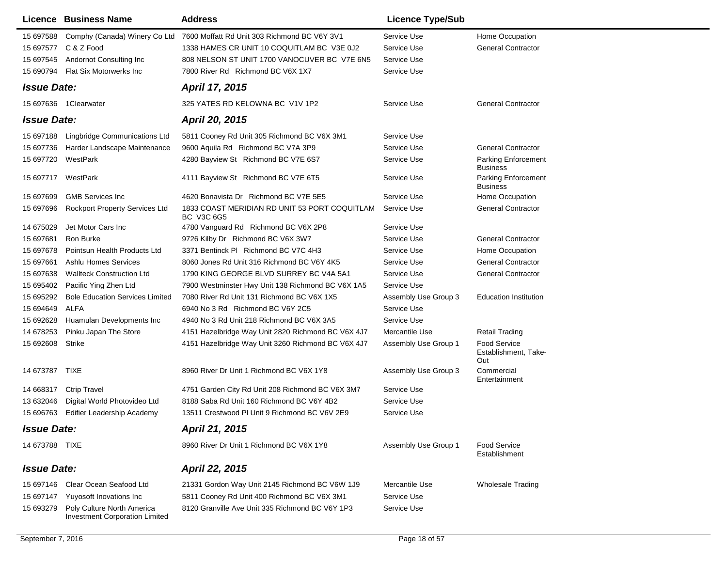| Licence | Business Name | Address | Licence Type/Sub | |
|---|---|---|---|---|
| 15 697588 | Comphy (Canada) Winery Co Ltd | 7600 Moffatt Rd Unit 303 Richmond BC V6Y 3V1 | Service Use | Home Occupation |
| 15 697577 | C & Z Food | 1338 HAMES CR UNIT 10 COQUITLAM BC V3E 0J2 | Service Use | General Contractor |
| 15 697545 | Andornot Consulting Inc | 808 NELSON ST UNIT 1700 VANOCUVER BC V7E 6N5 | Service Use | |
| 15 690794 | Flat Six Motorwerks Inc | 7800 River Rd Richmond BC V6X 1X7 | Service Use | |
| ***Issue Date:*** | | ***April 17, 2015*** | | |
| 15 697636 | 1Clearwater | 325 YATES RD KELOWNA BC V1V 1P2 | Service Use | General Contractor |
| ***Issue Date:*** | | ***April 20, 2015*** | | |
| 15 697188 | Lingbridge Communications Ltd | 5811 Cooney Rd Unit 305 Richmond BC V6X 3M1 | Service Use | |
| 15 697736 | Harder Landscape Maintenance | 9600 Aquila Rd Richmond BC V7A 3P9 | Service Use | General Contractor |
| 15 697720 | WestPark | 4280 Bayview St Richmond BC V7E 6S7 | Service Use | Parking Enforcement Business |
| 15 697717 | WestPark | 4111 Bayview St Richmond BC V7E 6T5 | Service Use | Parking Enforcement Business |
| 15 697699 | GMB Services Inc | 4620 Bonavista Dr Richmond BC V7E 5E5 | Service Use | Home Occupation |
| 15 697696 | Rockport Property Services Ltd | 1833 COAST MERIDIAN RD UNIT 53 PORT COQUITLAM BC V3C 6G5 | Service Use | General Contractor |
| 14 675029 | Jet Motor Cars Inc | 4780 Vanguard Rd Richmond BC V6X 2P8 | Service Use | |
| 15 697681 | Ron Burke | 9726 Kilby Dr Richmond BC V6X 3W7 | Service Use | General Contractor |
| 15 697678 | Pointsun Health Products Ltd | 3371 Bentinck Pl Richmond BC V7C 4H3 | Service Use | Home Occupation |
| 15 697661 | Ashlu Homes Services | 8060 Jones Rd Unit 316 Richmond BC V6Y 4K5 | Service Use | General Contractor |
| 15 697638 | Wallteck Construction Ltd | 1790 KING GEORGE BLVD SURREY BC V4A 5A1 | Service Use | General Contractor |
| 15 695402 | Pacific Ying Zhen Ltd | 7900 Westminster Hwy Unit 138 Richmond BC V6X 1A5 | Service Use | |
| 15 695292 | Bole Education Services Limited | 7080 River Rd Unit 131 Richmond BC V6X 1X5 | Assembly Use Group 3 | Education Institution |
| 15 694649 | ALFA | 6940 No 3 Rd Richmond BC V6Y 2C5 | Service Use | |
| 15 692628 | Huamulan Developments Inc | 4940 No 3 Rd Unit 218 Richmond BC V6X 3A5 | Service Use | |
| 14 678253 | Pinku Japan The Store | 4151 Hazelbridge Way Unit 2820 Richmond BC V6X 4J7 | Mercantile Use | Retail Trading |
| 15 692608 | Strike | 4151 Hazelbridge Way Unit 3260 Richmond BC V6X 4J7 | Assembly Use Group 1 | Food Service Establishment, Take-Out |
| 14 673787 | TIXE | 8960 River Dr Unit 1 Richmond BC V6X 1Y8 | Assembly Use Group 3 | Commercial Entertainment |
| 14 668317 | Ctrip Travel | 4751 Garden City Rd Unit 208 Richmond BC V6X 3M7 | Service Use | |
| 13 632046 | Digital World Photovideo Ltd | 8188 Saba Rd Unit 160 Richmond BC V6Y 4B2 | Service Use | |
| 15 696763 | Edifier Leadership Academy | 13511 Crestwood Pl Unit 9 Richmond BC V6V 2E9 | Service Use | |
| ***Issue Date:*** | | ***April 21, 2015*** | | |
| 14 673788 | TIXE | 8960 River Dr Unit 1 Richmond BC V6X 1Y8 | Assembly Use Group 1 | Food Service Establishment |
| ***Issue Date:*** | | ***April 22, 2015*** | | |
| 15 697146 | Clear Ocean Seafood Ltd | 21331 Gordon Way Unit 2145 Richmond BC V6W 1J9 | Mercantile Use | Wholesale Trading |
| 15 697147 | Yuyosoft Inovations Inc | 5811 Cooney Rd Unit 400 Richmond BC V6X 3M1 | Service Use | |
| 15 693279 | Poly Culture North America Investment Corporation Limited | 8120 Granville Ave Unit 335 Richmond BC V6Y 1P3 | Service Use | |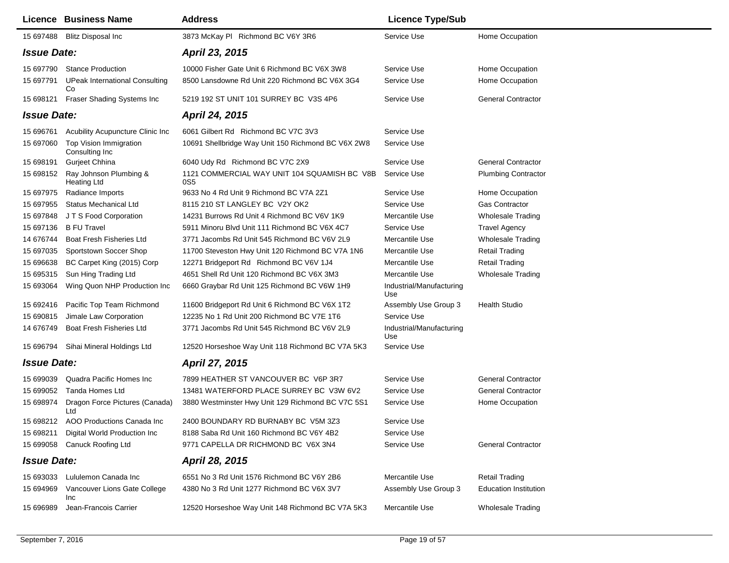| Licence | Business Name | Address | Licence Type/Sub | |
|---|---|---|---|---|
| 15 697488 | Blitz Disposal Inc | 3873 McKay Pl Richmond BC V6Y 3R6 | Service Use | Home Occupation |

***Issue Date:*** ***April 23, 2015***

| Licence | Business Name | Address | Licence Type/Sub | |
|---|---|---|---|---|
| 15 697790 | Stance Production | 10000 Fisher Gate Unit 6 Richmond BC V6X 3W8 | Service Use | Home Occupation |
| 15 697791 | UPeak International Consulting Co | 8500 Lansdowne Rd Unit 220 Richmond BC V6X 3G4 | Service Use | Home Occupation |
| 15 698121 | Fraser Shading Systems Inc | 5219 192 ST UNIT 101 SURREY BC V3S 4P6 | Service Use | General Contractor |

***Issue Date:*** ***April 24, 2015***

| Licence | Business Name | Address | Licence Type/Sub | |
|---|---|---|---|---|
| 15 696761 | Acubility Acupuncture Clinic Inc | 6061 Gilbert Rd Richmond BC V7C 3V3 | Service Use | |
| 15 697060 | Top Vision Immigration Consulting Inc | 10691 Shellbridge Way Unit 150 Richmond BC V6X 2W8 | Service Use | |
| 15 698191 | Gurjeet Chhina | 6040 Udy Rd Richmond BC V7C 2X9 | Service Use | General Contractor |
| 15 698152 | Ray Johnson Plumbing & Heating Ltd | 1121 COMMERCIAL WAY UNIT 104 SQUAMISH BC V8B 0S5 | Service Use | Plumbing Contractor |
| 15 697975 | Radiance Imports | 9633 No 4 Rd Unit 9 Richmond BC V7A 2Z1 | Service Use | Home Occupation |
| 15 697955 | Status Mechanical Ltd | 8115 210 ST LANGLEY BC V2Y OK2 | Service Use | Gas Contractor |
| 15 697848 | J T S Food Corporation | 14231 Burrows Rd Unit 4 Richmond BC V6V 1K9 | Mercantile Use | Wholesale Trading |
| 15 697136 | B FU Travel | 5911 Minoru Blvd Unit 111 Richmond BC V6X 4C7 | Service Use | Travel Agency |
| 14 676744 | Boat Fresh Fisheries Ltd | 3771 Jacombs Rd Unit 545 Richmond BC V6V 2L9 | Mercantile Use | Wholesale Trading |
| 15 697035 | Sportstown Soccer Shop | 11700 Steveston Hwy Unit 120 Richmond BC V7A 1N6 | Mercantile Use | Retail Trading |
| 15 696638 | BC Carpet King (2015) Corp | 12271 Bridgeport Rd Richmond BC V6V 1J4 | Mercantile Use | Retail Trading |
| 15 695315 | Sun Hing Trading Ltd | 4651 Shell Rd Unit 120 Richmond BC V6X 3M3 | Mercantile Use | Wholesale Trading |
| 15 693064 | Wing Quon NHP Production Inc | 6660 Graybar Rd Unit 125 Richmond BC V6W 1H9 | Industrial/Manufacturing Use | |
| 15 692416 | Pacific Top Team Richmond | 11600 Bridgeport Rd Unit 6 Richmond BC V6X 1T2 | Assembly Use Group 3 | Health Studio |
| 15 690815 | Jimale Law Corporation | 12235 No 1 Rd Unit 200 Richmond BC V7E 1T6 | Service Use | |
| 14 676749 | Boat Fresh Fisheries Ltd | 3771 Jacombs Rd Unit 545 Richmond BC V6V 2L9 | Industrial/Manufacturing Use | |
| 15 696794 | Sihai Mineral Holdings Ltd | 12520 Horseshoe Way Unit 118 Richmond BC V7A 5K3 | Service Use | |

***Issue Date:*** ***April 27, 2015***

| Licence | Business Name | Address | Licence Type/Sub | |
|---|---|---|---|---|
| 15 699039 | Quadra Pacific Homes Inc | 7899 HEATHER ST VANCOUVER BC V6P 3R7 | Service Use | General Contractor |
| 15 699052 | Tanda Homes Ltd | 13481 WATERFORD PLACE SURREY BC V3W 6V2 | Service Use | General Contractor |
| 15 698974 | Dragon Force Pictures (Canada) Ltd | 3880 Westminster Hwy Unit 129 Richmond BC V7C 5S1 | Service Use | Home Occupation |
| 15 698212 | AOO Productions Canada Inc | 2400 BOUNDARY RD BURNABY BC V5M 3Z3 | Service Use | |
| 15 698211 | Digital World Production Inc | 8188 Saba Rd Unit 160 Richmond BC V6Y 4B2 | Service Use | |
| 15 699058 | Canuck Roofing Ltd | 9771 CAPELLA DR RICHMOND BC V6X 3N4 | Service Use | General Contractor |

***Issue Date:*** ***April 28, 2015***

| Licence | Business Name | Address | Licence Type/Sub | |
|---|---|---|---|---|
| 15 693033 | Lululemon Canada Inc | 6551 No 3 Rd Unit 1576 Richmond BC V6Y 2B6 | Mercantile Use | Retail Trading |
| 15 694969 | Vancouver Lions Gate College Inc | 4380 No 3 Rd Unit 1277 Richmond BC V6X 3V7 | Assembly Use Group 3 | Education Institution |
| 15 696989 | Jean-Francois Carrier | 12520 Horseshoe Way Unit 148 Richmond BC V7A 5K3 | Mercantile Use | Wholesale Trading |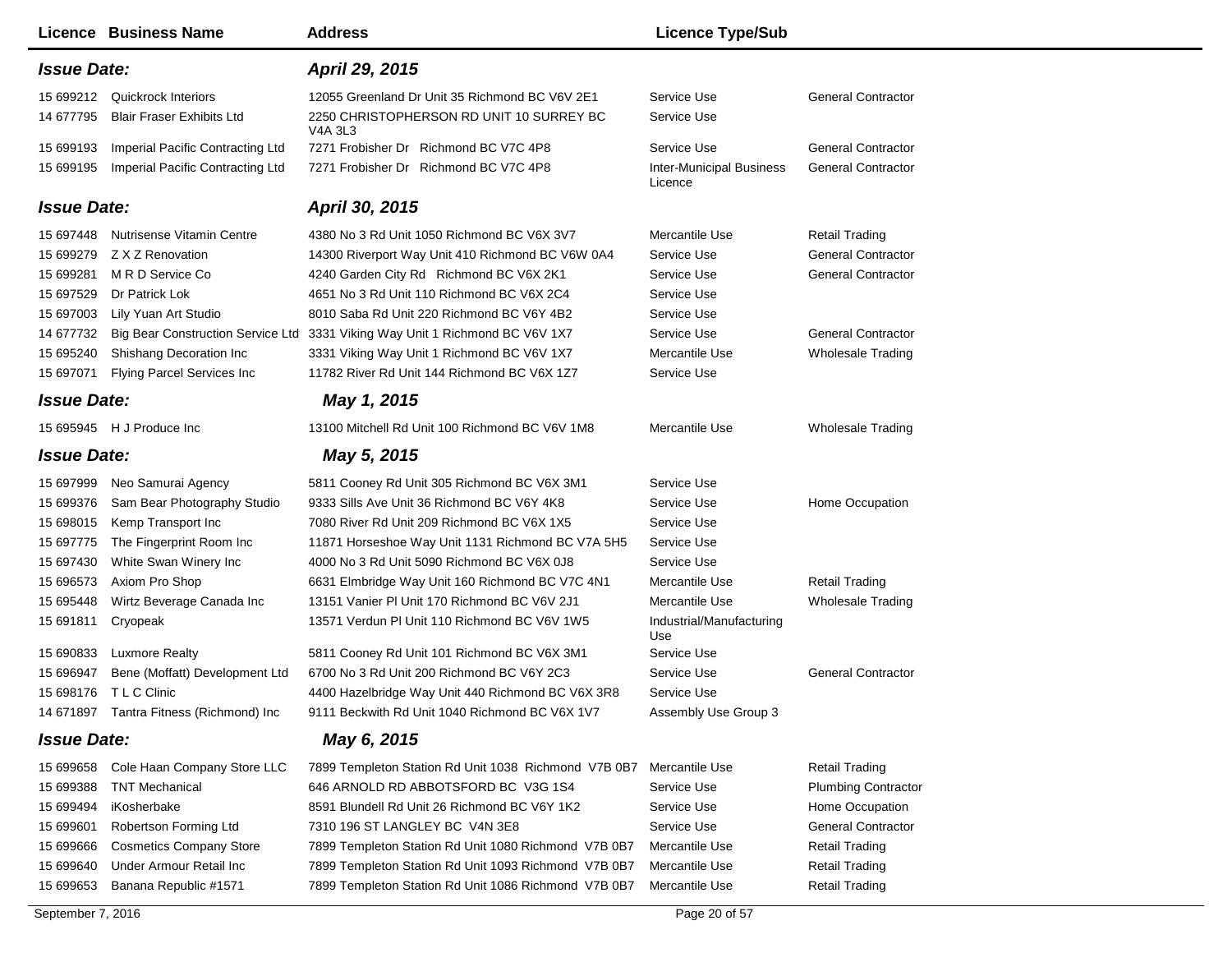| Licence | Business Name | Address | Licence Type/Sub | |
|---|---|---|---|---|
| ***Issue Date:*** | | ***April 29, 2015*** | | |
| 15 699212 | Quickrock Interiors | 12055 Greenland Dr Unit 35 Richmond BC V6V 2E1 | Service Use | General Contractor |
| 14 677795 | Blair Fraser Exhibits Ltd | 2250 CHRISTOPHERSON RD UNIT 10 SURREY BC V4A 3L3 | Service Use | |
| 15 699193 | Imperial Pacific Contracting Ltd | 7271 Frobisher Dr Richmond BC V7C 4P8 | Service Use | General Contractor |
| 15 699195 | Imperial Pacific Contracting Ltd | 7271 Frobisher Dr Richmond BC V7C 4P8 | Inter-Municipal Business Licence | General Contractor |
| ***Issue Date:*** | | ***April 30, 2015*** | | |
| 15 697448 | Nutrisense Vitamin Centre | 4380 No 3 Rd Unit 1050 Richmond BC V6X 3V7 | Mercantile Use | Retail Trading |
| 15 699279 | Z X Z Renovation | 14300 Riverport Way Unit 410 Richmond BC V6W 0A4 | Service Use | General Contractor |
| 15 699281 | M R D Service Co | 4240 Garden City Rd Richmond BC V6X 2K1 | Service Use | General Contractor |
| 15 697529 | Dr Patrick Lok | 4651 No 3 Rd Unit 110 Richmond BC V6X 2C4 | Service Use | |
| 15 697003 | Lily Yuan Art Studio | 8010 Saba Rd Unit 220 Richmond BC V6Y 4B2 | Service Use | |
| 14 677732 | Big Bear Construction Service Ltd | 3331 Viking Way Unit 1 Richmond BC V6V 1X7 | Service Use | General Contractor |
| 15 695240 | Shishang Decoration Inc | 3331 Viking Way Unit 1 Richmond BC V6V 1X7 | Mercantile Use | Wholesale Trading |
| 15 697071 | Flying Parcel Services Inc | 11782 River Rd Unit 144 Richmond BC V6X 1Z7 | Service Use | |
| ***Issue Date:*** | | ***May 1, 2015*** | | |
| 15 695945 | H J Produce Inc | 13100 Mitchell Rd Unit 100 Richmond BC V6V 1M8 | Mercantile Use | Wholesale Trading |
| ***Issue Date:*** | | ***May 5, 2015*** | | |
| 15 697999 | Neo Samurai Agency | 5811 Cooney Rd Unit 305 Richmond BC V6X 3M1 | Service Use | |
| 15 699376 | Sam Bear Photography Studio | 9333 Sills Ave Unit 36 Richmond BC V6Y 4K8 | Service Use | Home Occupation |
| 15 698015 | Kemp Transport Inc | 7080 River Rd Unit 209 Richmond BC V6X 1X5 | Service Use | |
| 15 697775 | The Fingerprint Room Inc | 11871 Horseshoe Way Unit 1131 Richmond BC V7A 5H5 | Service Use | |
| 15 697430 | White Swan Winery Inc | 4000 No 3 Rd Unit 5090 Richmond BC V6X 0J8 | Service Use | |
| 15 696573 | Axiom Pro Shop | 6631 Elmbridge Way Unit 160 Richmond BC V7C 4N1 | Mercantile Use | Retail Trading |
| 15 695448 | Wirtz Beverage Canada Inc | 13151 Vanier Pl Unit 170 Richmond BC V6V 2J1 | Mercantile Use | Wholesale Trading |
| 15 691811 | Cryopeak | 13571 Verdun Pl Unit 110 Richmond BC V6V 1W5 | Industrial/Manufacturing Use | |
| 15 690833 | Luxmore Realty | 5811 Cooney Rd Unit 101 Richmond BC V6X 3M1 | Service Use | |
| 15 696947 | Bene (Moffatt) Development Ltd | 6700 No 3 Rd Unit 200 Richmond BC V6Y 2C3 | Service Use | General Contractor |
| 15 698176 | T L C Clinic | 4400 Hazelbridge Way Unit 440 Richmond BC V6X 3R8 | Service Use | |
| 14 671897 | Tantra Fitness (Richmond) Inc | 9111 Beckwith Rd Unit 1040 Richmond BC V6X 1V7 | Assembly Use Group 3 | |
| ***Issue Date:*** | | ***May 6, 2015*** | | |
| 15 699658 | Cole Haan Company Store LLC | 7899 Templeton Station Rd Unit 1038 Richmond V7B 0B7 | Mercantile Use | Retail Trading |
| 15 699388 | TNT Mechanical | 646 ARNOLD RD ABBOTSFORD BC V3G 1S4 | Service Use | Plumbing Contractor |
| 15 699494 | iKosherbake | 8591 Blundell Rd Unit 26 Richmond BC V6Y 1K2 | Service Use | Home Occupation |
| 15 699601 | Robertson Forming Ltd | 7310 196 ST LANGLEY BC V4N 3E8 | Service Use | General Contractor |
| 15 699666 | Cosmetics Company Store | 7899 Templeton Station Rd Unit 1080 Richmond V7B 0B7 | Mercantile Use | Retail Trading |
| 15 699640 | Under Armour Retail Inc | 7899 Templeton Station Rd Unit 1093 Richmond V7B 0B7 | Mercantile Use | Retail Trading |
| 15 699653 | Banana Republic #1571 | 7899 Templeton Station Rd Unit 1086 Richmond V7B 0B7 | Mercantile Use | Retail Trading |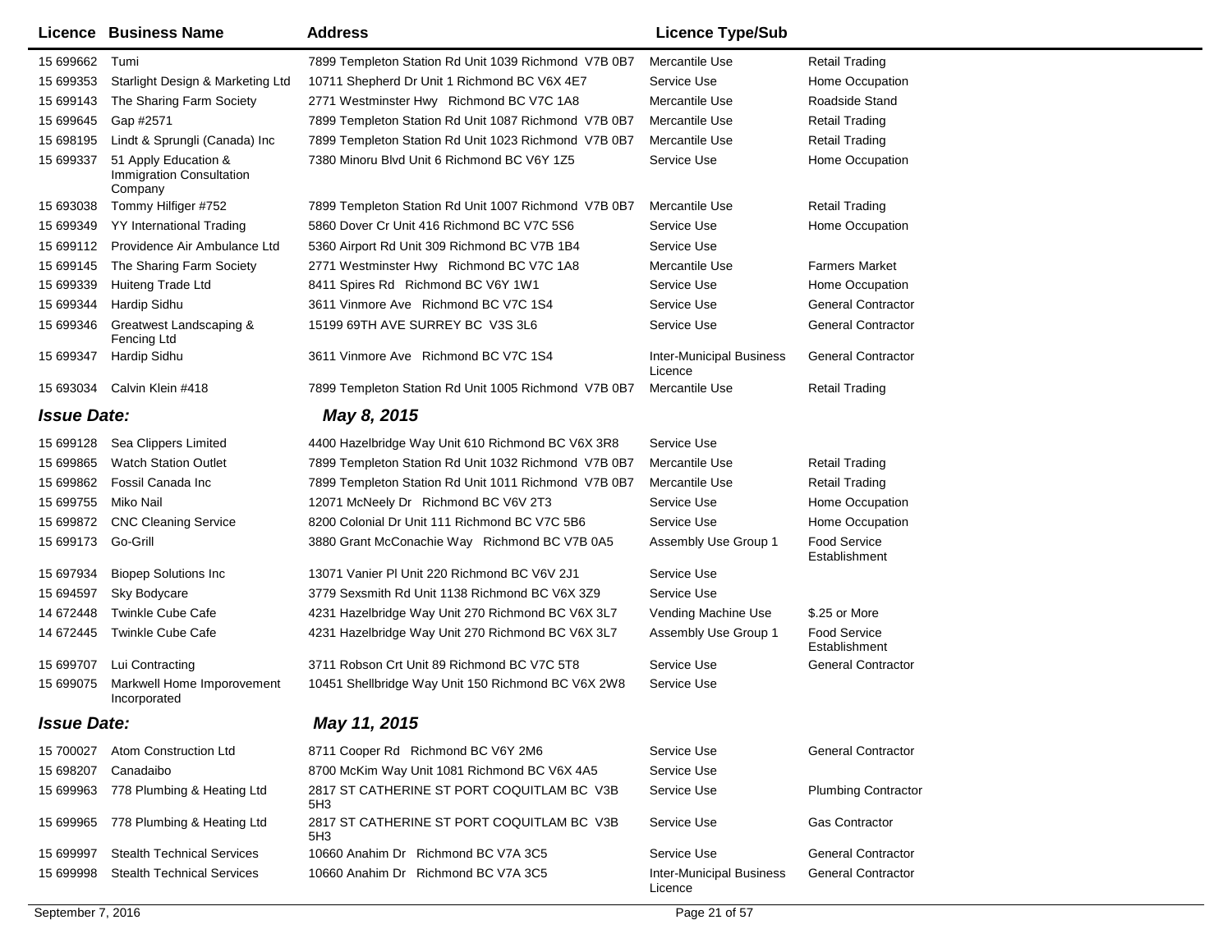| Licence | Business Name | Address | Licence Type/Sub | |
|---|---|---|---|---|
| 15 699662 | Tumi | 7899 Templeton Station Rd Unit 1039 Richmond V7B 0B7 | Mercantile Use | Retail Trading |
| 15 699353 | Starlight Design & Marketing Ltd | 10711 Shepherd Dr Unit 1 Richmond BC V6X 4E7 | Service Use | Home Occupation |
| 15 699143 | The Sharing Farm Society | 2771 Westminster Hwy Richmond BC V7C 1A8 | Mercantile Use | Roadside Stand |
| 15 699645 | Gap #2571 | 7899 Templeton Station Rd Unit 1087 Richmond V7B 0B7 | Mercantile Use | Retail Trading |
| 15 698195 | Lindt & Sprungli (Canada) Inc | 7899 Templeton Station Rd Unit 1023 Richmond V7B 0B7 | Mercantile Use | Retail Trading |
| 15 699337 | 51 Apply Education & Immigration Consultation Company | 7380 Minoru Blvd Unit 6 Richmond BC V6Y 1Z5 | Service Use | Home Occupation |
| 15 693038 | Tommy Hilfiger #752 | 7899 Templeton Station Rd Unit 1007 Richmond V7B 0B7 | Mercantile Use | Retail Trading |
| 15 699349 | YY International Trading | 5860 Dover Cr Unit 416 Richmond BC V7C 5S6 | Service Use | Home Occupation |
| 15 699112 | Providence Air Ambulance Ltd | 5360 Airport Rd Unit 309 Richmond BC V7B 1B4 | Service Use | |
| 15 699145 | The Sharing Farm Society | 2771 Westminster Hwy Richmond BC V7C 1A8 | Mercantile Use | Farmers Market |
| 15 699339 | Huiteng Trade Ltd | 8411 Spires Rd Richmond BC V6Y 1W1 | Service Use | Home Occupation |
| 15 699344 | Hardip Sidhu | 3611 Vinmore Ave Richmond BC V7C 1S4 | Service Use | General Contractor |
| 15 699346 | Greatwest Landscaping & Fencing Ltd | 15199 69TH AVE SURREY BC V3S 3L6 | Service Use | General Contractor |
| 15 699347 | Hardip Sidhu | 3611 Vinmore Ave Richmond BC V7C 1S4 | Inter-Municipal Business Licence | General Contractor |
| 15 693034 | Calvin Klein #418 | 7899 Templeton Station Rd Unit 1005 Richmond V7B 0B7 | Mercantile Use | Retail Trading |

### *Issue Date: May 8, 2015*

| Licence | Business Name | Address | Licence Type/Sub | |
|---|---|---|---|---|
| 15 699128 | Sea Clippers Limited | 4400 Hazelbridge Way Unit 610 Richmond BC V6X 3R8 | Service Use | |
| 15 699865 | Watch Station Outlet | 7899 Templeton Station Rd Unit 1032 Richmond V7B 0B7 | Mercantile Use | Retail Trading |
| 15 699862 | Fossil Canada Inc | 7899 Templeton Station Rd Unit 1011 Richmond V7B 0B7 | Mercantile Use | Retail Trading |
| 15 699755 | Miko Nail | 12071 McNeely Dr Richmond BC V6V 2T3 | Service Use | Home Occupation |
| 15 699872 | CNC Cleaning Service | 8200 Colonial Dr Unit 111 Richmond BC V7C 5B6 | Service Use | Home Occupation |
| 15 699173 | Go-Grill | 3880 Grant McConachie Way Richmond BC V7B 0A5 | Assembly Use Group 1 | Food Service Establishment |
| 15 697934 | Biopep Solutions Inc | 13071 Vanier Pl Unit 220 Richmond BC V6V 2J1 | Service Use | |
| 15 694597 | Sky Bodycare | 3779 Sexsmith Rd Unit 1138 Richmond BC V6X 3Z9 | Service Use | |
| 14 672448 | Twinkle Cube Cafe | 4231 Hazelbridge Way Unit 270 Richmond BC V6X 3L7 | Vending Machine Use | $.25 or More |
| 14 672445 | Twinkle Cube Cafe | 4231 Hazelbridge Way Unit 270 Richmond BC V6X 3L7 | Assembly Use Group 1 | Food Service Establishment |
| 15 699707 | Lui Contracting | 3711 Robson Crt Unit 89 Richmond BC V7C 5T8 | Service Use | General Contractor |
| 15 699075 | Markwell Home Imporovement Incorporated | 10451 Shellbridge Way Unit 150 Richmond BC V6X 2W8 | Service Use | |

### *Issue Date: May 11, 2015*

| Licence | Business Name | Address | Licence Type/Sub | |
|---|---|---|---|---|
| 15 700027 | Atom Construction Ltd | 8711 Cooper Rd Richmond BC V6Y 2M6 | Service Use | General Contractor |
| 15 698207 | Canadaibo | 8700 McKim Way Unit 1081 Richmond BC V6X 4A5 | Service Use | |
| 15 699963 | 778 Plumbing & Heating Ltd | 2817 ST CATHERINE ST PORT COQUITLAM BC V3B 5H3 | Service Use | Plumbing Contractor |
| 15 699965 | 778 Plumbing & Heating Ltd | 2817 ST CATHERINE ST PORT COQUITLAM BC V3B 5H3 | Service Use | Gas Contractor |
| 15 699997 | Stealth Technical Services | 10660 Anahim Dr Richmond BC V7A 3C5 | Service Use | General Contractor |
| 15 699998 | Stealth Technical Services | 10660 Anahim Dr Richmond BC V7A 3C5 | Inter-Municipal Business Licence | General Contractor |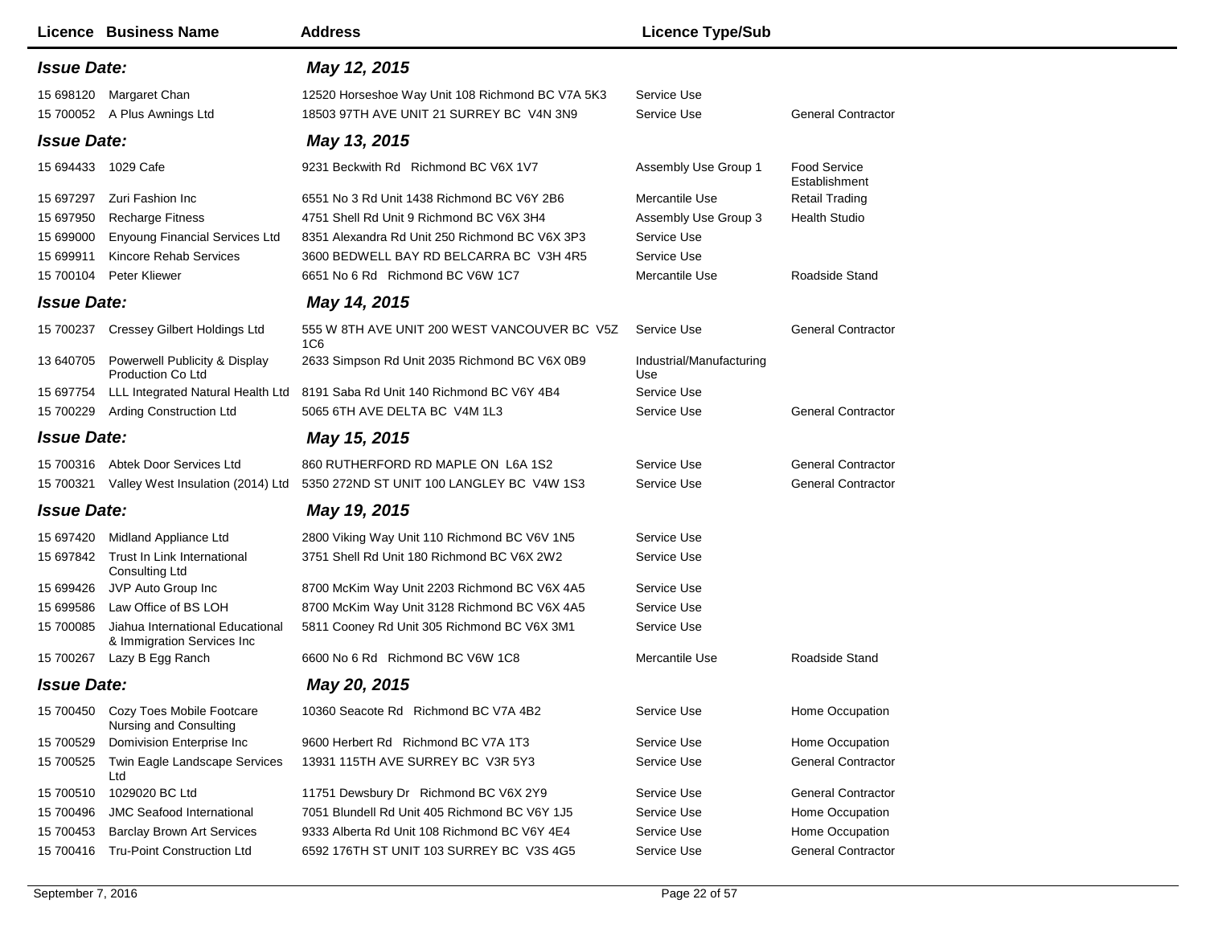| Licence | Business Name | Address | Licence Type/Sub | |
|---|---|---|---|---|
| ***Issue Date:*** | | ***May 12, 2015*** | | |
| 15 698120 | Margaret Chan | 12520 Horseshoe Way Unit 108 Richmond BC V7A 5K3 | Service Use | |
| 15 700052 | A Plus Awnings Ltd | 18503 97TH AVE UNIT 21 SURREY BC V4N 3N9 | Service Use | General Contractor |
| ***Issue Date:*** | | ***May 13, 2015*** | | |
| 15 694433 | 1029 Cafe | 9231 Beckwith Rd Richmond BC V6X 1V7 | Assembly Use Group 1 | Food Service Establishment |
| 15 697297 | Zuri Fashion Inc | 6551 No 3 Rd Unit 1438 Richmond BC V6Y 2B6 | Mercantile Use | Retail Trading |
| 15 697950 | Recharge Fitness | 4751 Shell Rd Unit 9 Richmond BC V6X 3H4 | Assembly Use Group 3 | Health Studio |
| 15 699000 | Enyoung Financial Services Ltd | 8351 Alexandra Rd Unit 250 Richmond BC V6X 3P3 | Service Use | |
| 15 699911 | Kincore Rehab Services | 3600 BEDWELL BAY RD BELCARRA BC V3H 4R5 | Service Use | |
| 15 700104 | Peter Kliewer | 6651 No 6 Rd Richmond BC V6W 1C7 | Mercantile Use | Roadside Stand |
| ***Issue Date:*** | | ***May 14, 2015*** | | |
| 15 700237 | Cressey Gilbert Holdings Ltd | 555 W 8TH AVE UNIT 200 WEST VANCOUVER BC V5Z 1C6 | Service Use | General Contractor |
| 13 640705 | Powerwell Publicity & Display Production Co Ltd | 2633 Simpson Rd Unit 2035 Richmond BC V6X 0B9 | Industrial/Manufacturing Use | |
| 15 697754 | LLL Integrated Natural Health Ltd | 8191 Saba Rd Unit 140 Richmond BC V6Y 4B4 | Service Use | |
| 15 700229 | Arding Construction Ltd | 5065 6TH AVE DELTA BC V4M 1L3 | Service Use | General Contractor |
| ***Issue Date:*** | | ***May 15, 2015*** | | |
| 15 700316 | Abtek Door Services Ltd | 860 RUTHERFORD RD MAPLE ON L6A 1S2 | Service Use | General Contractor |
| 15 700321 | Valley West Insulation (2014) Ltd | 5350 272ND ST UNIT 100 LANGLEY BC V4W 1S3 | Service Use | General Contractor |
| ***Issue Date:*** | | ***May 19, 2015*** | | |
| 15 697420 | Midland Appliance Ltd | 2800 Viking Way Unit 110 Richmond BC V6V 1N5 | Service Use | |
| 15 697842 | Trust In Link International Consulting Ltd | 3751 Shell Rd Unit 180 Richmond BC V6X 2W2 | Service Use | |
| 15 699426 | JVP Auto Group Inc | 8700 McKim Way Unit 2203 Richmond BC V6X 4A5 | Service Use | |
| 15 699586 | Law Office of BS LOH | 8700 McKim Way Unit 3128 Richmond BC V6X 4A5 | Service Use | |
| 15 700085 | Jiahua International Educational & Immigration Services Inc | 5811 Cooney Rd Unit 305 Richmond BC V6X 3M1 | Service Use | |
| 15 700267 | Lazy B Egg Ranch | 6600 No 6 Rd Richmond BC V6W 1C8 | Mercantile Use | Roadside Stand |
| ***Issue Date:*** | | ***May 20, 2015*** | | |
| 15 700450 | Cozy Toes Mobile Footcare Nursing and Consulting | 10360 Seacote Rd Richmond BC V7A 4B2 | Service Use | Home Occupation |
| 15 700529 | Domivision Enterprise Inc | 9600 Herbert Rd Richmond BC V7A 1T3 | Service Use | Home Occupation |
| 15 700525 | Twin Eagle Landscape Services Ltd | 13931 115TH AVE SURREY BC V3R 5Y3 | Service Use | General Contractor |
| 15 700510 | 1029020 BC Ltd | 11751 Dewsbury Dr Richmond BC V6X 2Y9 | Service Use | General Contractor |
| 15 700496 | JMC Seafood International | 7051 Blundell Rd Unit 405 Richmond BC V6Y 1J5 | Service Use | Home Occupation |
| 15 700453 | Barclay Brown Art Services | 9333 Alberta Rd Unit 108 Richmond BC V6Y 4E4 | Service Use | Home Occupation |
| 15 700416 | Tru-Point Construction Ltd | 6592 176TH ST UNIT 103 SURREY BC V3S 4G5 | Service Use | General Contractor |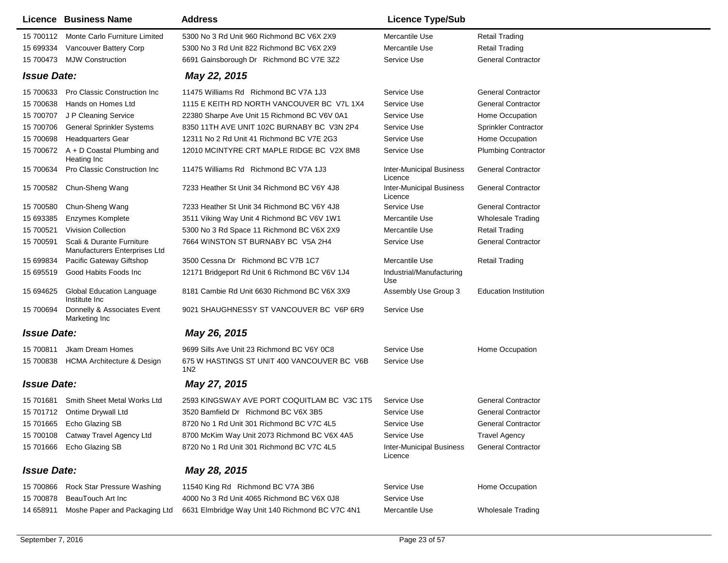| Licence | Business Name | Address | Licence Type/Sub | |
|---|---|---|---|---|
| 15 700112 | Monte Carlo Furniture Limited | 5300 No 3 Rd Unit 960 Richmond BC V6X 2X9 | Mercantile Use | Retail Trading |
| 15 699334 | Vancouver Battery Corp | 5300 No 3 Rd Unit 822 Richmond BC V6X 2X9 | Mercantile Use | Retail Trading |
| 15 700473 | MJW Construction | 6691 Gainsborough Dr Richmond BC V7E 3Z2 | Service Use | General Contractor |
| ***Issue Date:*** | | ***May 22, 2015*** | | |
| 15 700633 | Pro Classic Construction Inc | 11475 Williams Rd Richmond BC V7A 1J3 | Service Use | General Contractor |
| 15 700638 | Hands on Homes Ltd | 1115 E KEITH RD NORTH VANCOUVER BC V7L 1X4 | Service Use | General Contractor |
| 15 700707 | J P Cleaning Service | 22380 Sharpe Ave Unit 15 Richmond BC V6V 0A1 | Service Use | Home Occupation |
| 15 700706 | General Sprinkler Systems | 8350 11TH AVE UNIT 102C BURNABY BC V3N 2P4 | Service Use | Sprinkler Contractor |
| 15 700698 | Headquarters Gear | 12311 No 2 Rd Unit 41 Richmond BC V7E 2G3 | Service Use | Home Occupation |
| 15 700672 | A + D Coastal Plumbing and Heating Inc | 12010 MCINTYRE CRT MAPLE RIDGE BC V2X 8M8 | Service Use | Plumbing Contractor |
| 15 700634 | Pro Classic Construction Inc | 11475 Williams Rd Richmond BC V7A 1J3 | Inter-Municipal Business Licence | General Contractor |
| 15 700582 | Chun-Sheng Wang | 7233 Heather St Unit 34 Richmond BC V6Y 4J8 | Inter-Municipal Business Licence | General Contractor |
| 15 700580 | Chun-Sheng Wang | 7233 Heather St Unit 34 Richmond BC V6Y 4J8 | Service Use | General Contractor |
| 15 693385 | Enzymes Komplete | 3511 Viking Way Unit 4 Richmond BC V6V 1W1 | Mercantile Use | Wholesale Trading |
| 15 700521 | Vivision Collection | 5300 No 3 Rd Space 11 Richmond BC V6X 2X9 | Mercantile Use | Retail Trading |
| 15 700591 | Scali & Durante Furniture Manufacturers Enterprises Ltd | 7664 WINSTON ST BURNABY BC V5A 2H4 | Service Use | General Contractor |
| 15 699834 | Pacific Gateway Giftshop | 3500 Cessna Dr Richmond BC V7B 1C7 | Mercantile Use | Retail Trading |
| 15 695519 | Good Habits Foods Inc | 12171 Bridgeport Rd Unit 6 Richmond BC V6V 1J4 | Industrial/Manufacturing Use | |
| 15 694625 | Global Education Language Institute Inc | 8181 Cambie Rd Unit 6630 Richmond BC V6X 3X9 | Assembly Use Group 3 | Education Institution |
| 15 700694 | Donnelly & Associates Event Marketing Inc | 9021 SHAUGHNESSY ST VANCOUVER BC V6P 6R9 | Service Use | |
| ***Issue Date:*** | | ***May 26, 2015*** | | |
| 15 700811 | Jkam Dream Homes | 9699 Sills Ave Unit 23 Richmond BC V6Y 0C8 | Service Use | Home Occupation |
| 15 700838 | HCMA Architecture & Design | 675 W HASTINGS ST UNIT 400 VANCOUVER BC V6B 1N2 | Service Use | |
| ***Issue Date:*** | | ***May 27, 2015*** | | |
| 15 701681 | Smith Sheet Metal Works Ltd | 2593 KINGSWAY AVE PORT COQUITLAM BC V3C 1T5 | Service Use | General Contractor |
| 15 701712 | Ontime Drywall Ltd | 3520 Bamfield Dr Richmond BC V6X 3B5 | Service Use | General Contractor |
| 15 701665 | Echo Glazing SB | 8720 No 1 Rd Unit 301 Richmond BC V7C 4L5 | Service Use | General Contractor |
| 15 700108 | Catway Travel Agency Ltd | 8700 McKim Way Unit 2073 Richmond BC V6X 4A5 | Service Use | Travel Agency |
| 15 701666 | Echo Glazing SB | 8720 No 1 Rd Unit 301 Richmond BC V7C 4L5 | Inter-Municipal Business Licence | General Contractor |
| ***Issue Date:*** | | ***May 28, 2015*** | | |
| 15 700866 | Rock Star Pressure Washing | 11540 King Rd Richmond BC V7A 3B6 | Service Use | Home Occupation |
| 15 700878 | BeauTouch Art Inc | 4000 No 3 Rd Unit 4065 Richmond BC V6X 0J8 | Service Use | |
| 14 658911 | Moshe Paper and Packaging Ltd | 6631 Elmbridge Way Unit 140 Richmond BC V7C 4N1 | Mercantile Use | Wholesale Trading |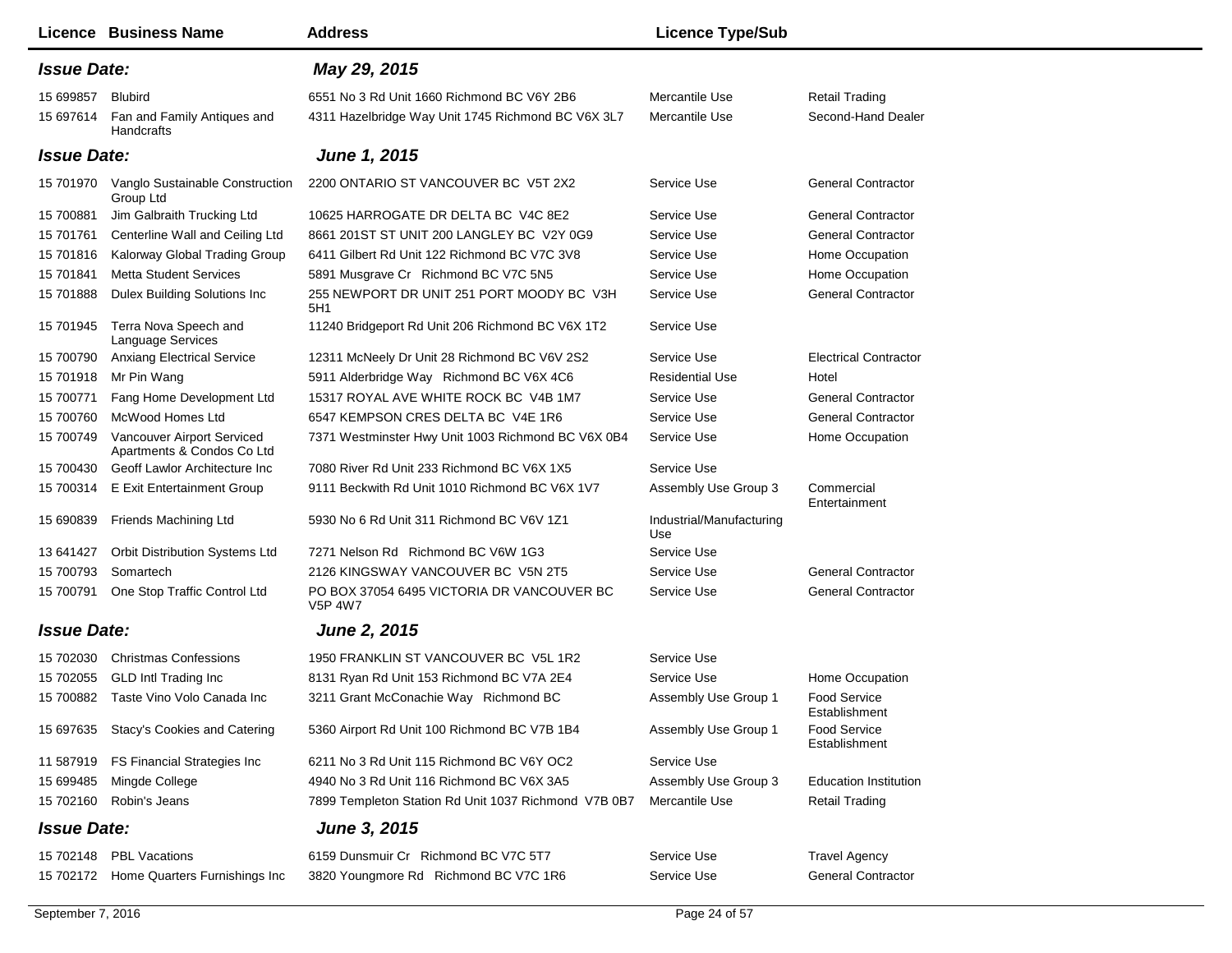| Licence | Business Name | Address | Licence Type/Sub | |
|---|---|---|---|---|
| ***Issue Date:*** | | ***May 29, 2015*** | | |
| 15 699857 | Blubird | 6551 No 3 Rd Unit 1660 Richmond BC V6Y 2B6 | Mercantile Use | Retail Trading |
| 15 697614 | Fan and Family Antiques and Handcrafts | 4311 Hazelbridge Way Unit 1745 Richmond BC V6X 3L7 | Mercantile Use | Second-Hand Dealer |
| ***Issue Date:*** | | ***June 1, 2015*** | | |
| 15 701970 | Vanglo Sustainable Construction Group Ltd | 2200 ONTARIO ST VANCOUVER BC V5T 2X2 | Service Use | General Contractor |
| 15 700881 | Jim Galbraith Trucking Ltd | 10625 HARROGATE DR DELTA BC V4C 8E2 | Service Use | General Contractor |
| 15 701761 | Centerline Wall and Ceiling Ltd | 8661 201ST ST UNIT 200 LANGLEY BC V2Y 0G9 | Service Use | General Contractor |
| 15 701816 | Kalorway Global Trading Group | 6411 Gilbert Rd Unit 122 Richmond BC V7C 3V8 | Service Use | Home Occupation |
| 15 701841 | Metta Student Services | 5891 Musgrave Cr Richmond BC V7C 5N5 | Service Use | Home Occupation |
| 15 701888 | Dulex Building Solutions Inc | 255 NEWPORT DR UNIT 251 PORT MOODY BC V3H 5H1 | Service Use | General Contractor |
| 15 701945 | Terra Nova Speech and Language Services | 11240 Bridgeport Rd Unit 206 Richmond BC V6X 1T2 | Service Use | |
| 15 700790 | Anxiang Electrical Service | 12311 McNeely Dr Unit 28 Richmond BC V6V 2S2 | Service Use | Electrical Contractor |
| 15 701918 | Mr Pin Wang | 5911 Alderbridge Way Richmond BC V6X 4C6 | Residential Use | Hotel |
| 15 700771 | Fang Home Development Ltd | 15317 ROYAL AVE WHITE ROCK BC V4B 1M7 | Service Use | General Contractor |
| 15 700760 | McWood Homes Ltd | 6547 KEMPSON CRES DELTA BC V4E 1R6 | Service Use | General Contractor |
| 15 700749 | Vancouver Airport Serviced Apartments & Condos Co Ltd | 7371 Westminster Hwy Unit 1003 Richmond BC V6X 0B4 | Service Use | Home Occupation |
| 15 700430 | Geoff Lawlor Architecture Inc | 7080 River Rd Unit 233 Richmond BC V6X 1X5 | Service Use | |
| 15 700314 | E Exit Entertainment Group | 9111 Beckwith Rd Unit 1010 Richmond BC V6X 1V7 | Assembly Use Group 3 | Commercial Entertainment |
| 15 690839 | Friends Machining Ltd | 5930 No 6 Rd Unit 311 Richmond BC V6V 1Z1 | Industrial/Manufacturing Use | |
| 13 641427 | Orbit Distribution Systems Ltd | 7271 Nelson Rd Richmond BC V6W 1G3 | Service Use | |
| 15 700793 | Somartech | 2126 KINGSWAY VANCOUVER BC V5N 2T5 | Service Use | General Contractor |
| 15 700791 | One Stop Traffic Control Ltd | PO BOX 37054 6495 VICTORIA DR VANCOUVER BC V5P 4W7 | Service Use | General Contractor |
| ***Issue Date:*** | | ***June 2, 2015*** | | |
| 15 702030 | Christmas Confessions | 1950 FRANKLIN ST VANCOUVER BC V5L 1R2 | Service Use | |
| 15 702055 | GLD Intl Trading Inc | 8131 Ryan Rd Unit 153 Richmond BC V7A 2E4 | Service Use | Home Occupation |
| 15 700882 | Taste Vino Volo Canada Inc | 3211 Grant McConachie Way Richmond BC | Assembly Use Group 1 | Food Service Establishment |
| 15 697635 | Stacy's Cookies and Catering | 5360 Airport Rd Unit 100 Richmond BC V7B 1B4 | Assembly Use Group 1 | Food Service Establishment |
| 11 587919 | FS Financial Strategies Inc | 6211 No 3 Rd Unit 115 Richmond BC V6Y OC2 | Service Use | |
| 15 699485 | Mingde College | 4940 No 3 Rd Unit 116 Richmond BC V6X 3A5 | Assembly Use Group 3 | Education Institution |
| 15 702160 | Robin's Jeans | 7899 Templeton Station Rd Unit 1037 Richmond V7B 0B7 | Mercantile Use | Retail Trading |
| ***Issue Date:*** | | ***June 3, 2015*** | | |
| 15 702148 | PBL Vacations | 6159 Dunsmuir Cr Richmond BC V7C 5T7 | Service Use | Travel Agency |
| 15 702172 | Home Quarters Furnishings Inc | 3820 Youngmore Rd Richmond BC V7C 1R6 | Service Use | General Contractor |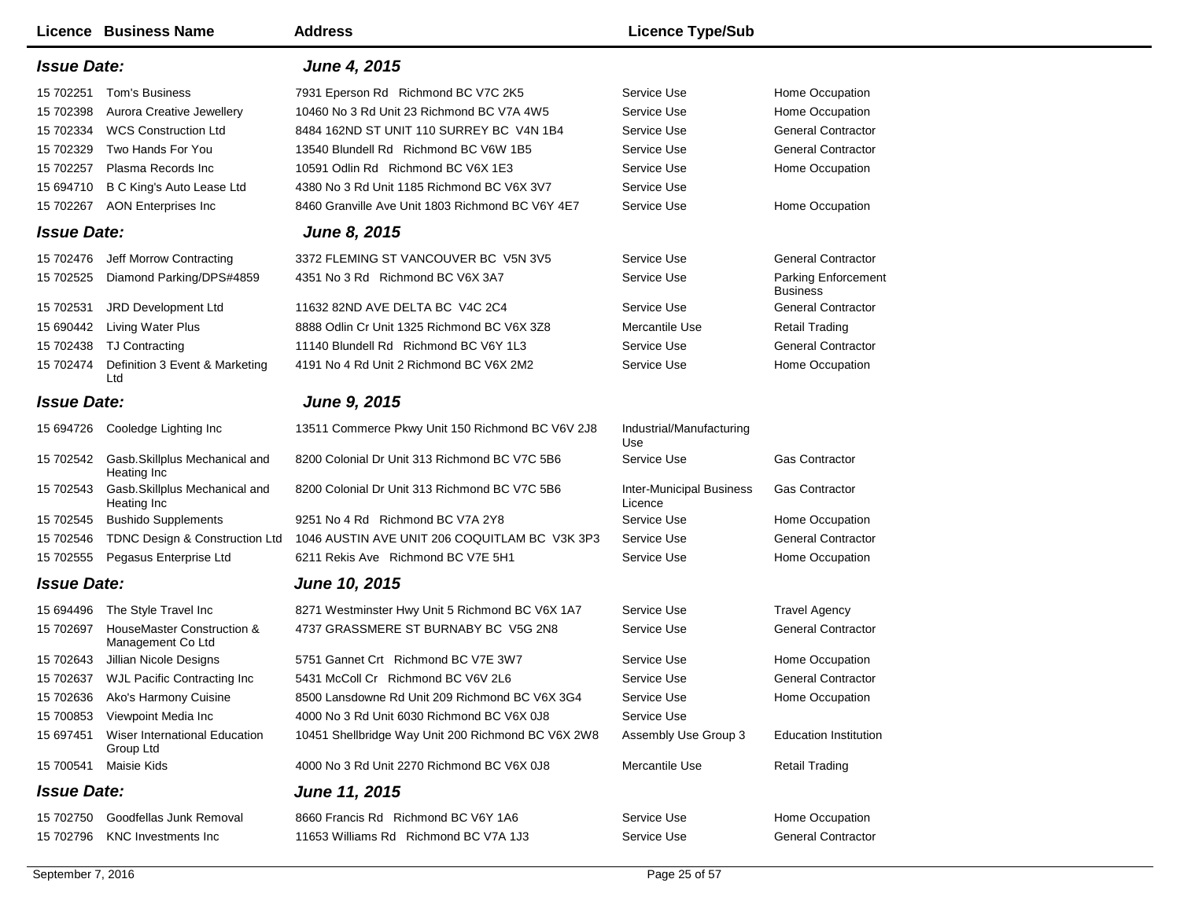| Licence | Business Name | Address | Licence Type/Sub | |
|---|---|---|---|---|
| ***Issue Date:*** | | ***June 4, 2015*** | | |
| 15 702251 | Tom's Business | 7931 Eperson Rd Richmond BC V7C 2K5 | Service Use | Home Occupation |
| 15 702398 | Aurora Creative Jewellery | 10460 No 3 Rd Unit 23 Richmond BC V7A 4W5 | Service Use | Home Occupation |
| 15 702334 | WCS Construction Ltd | 8484 162ND ST UNIT 110 SURREY BC V4N 1B4 | Service Use | General Contractor |
| 15 702329 | Two Hands For You | 13540 Blundell Rd Richmond BC V6W 1B5 | Service Use | General Contractor |
| 15 702257 | Plasma Records Inc | 10591 Odlin Rd Richmond BC V6X 1E3 | Service Use | Home Occupation |
| 15 694710 | B C King's Auto Lease Ltd | 4380 No 3 Rd Unit 1185 Richmond BC V6X 3V7 | Service Use | |
| 15 702267 | AON Enterprises Inc | 8460 Granville Ave Unit 1803 Richmond BC V6Y 4E7 | Service Use | Home Occupation |
| ***Issue Date:*** | | ***June 8, 2015*** | | |
| 15 702476 | Jeff Morrow Contracting | 3372 FLEMING ST VANCOUVER BC V5N 3V5 | Service Use | General Contractor |
| 15 702525 | Diamond Parking/DPS#4859 | 4351 No 3 Rd Richmond BC V6X 3A7 | Service Use | Parking Enforcement Business |
| 15 702531 | JRD Development Ltd | 11632 82ND AVE DELTA BC V4C 2C4 | Service Use | General Contractor |
| 15 690442 | Living Water Plus | 8888 Odlin Cr Unit 1325 Richmond BC V6X 3Z8 | Mercantile Use | Retail Trading |
| 15 702438 | TJ Contracting | 11140 Blundell Rd Richmond BC V6Y 1L3 | Service Use | General Contractor |
| 15 702474 | Definition 3 Event & Marketing Ltd | 4191 No 4 Rd Unit 2 Richmond BC V6X 2M2 | Service Use | Home Occupation |
| ***Issue Date:*** | | ***June 9, 2015*** | | |
| 15 694726 | Cooledge Lighting Inc | 13511 Commerce Pkwy Unit 150 Richmond BC V6V 2J8 | Industrial/Manufacturing Use | |
| 15 702542 | Gasb.Skillplus Mechanical and Heating Inc | 8200 Colonial Dr Unit 313 Richmond BC V7C 5B6 | Service Use | Gas Contractor |
| 15 702543 | Gasb.Skillplus Mechanical and Heating Inc | 8200 Colonial Dr Unit 313 Richmond BC V7C 5B6 | Inter-Municipal Business Licence | Gas Contractor |
| 15 702545 | Bushido Supplements | 9251 No 4 Rd Richmond BC V7A 2Y8 | Service Use | Home Occupation |
| 15 702546 | TDNC Design & Construction Ltd | 1046 AUSTIN AVE UNIT 206 COQUITLAM BC V3K 3P3 | Service Use | General Contractor |
| 15 702555 | Pegasus Enterprise Ltd | 6211 Rekis Ave Richmond BC V7E 5H1 | Service Use | Home Occupation |
| ***Issue Date:*** | | ***June 10, 2015*** | | |
| 15 694496 | The Style Travel Inc | 8271 Westminster Hwy Unit 5 Richmond BC V6X 1A7 | Service Use | Travel Agency |
| 15 702697 | HouseMaster Construction & Management Co Ltd | 4737 GRASSMERE ST BURNABY BC V5G 2N8 | Service Use | General Contractor |
| 15 702643 | Jillian Nicole Designs | 5751 Gannet Crt Richmond BC V7E 3W7 | Service Use | Home Occupation |
| 15 702637 | WJL Pacific Contracting Inc | 5431 McColl Cr Richmond BC V6V 2L6 | Service Use | General Contractor |
| 15 702636 | Ako's Harmony Cuisine | 8500 Lansdowne Rd Unit 209 Richmond BC V6X 3G4 | Service Use | Home Occupation |
| 15 700853 | Viewpoint Media Inc | 4000 No 3 Rd Unit 6030 Richmond BC V6X 0J8 | Service Use | |
| 15 697451 | Wiser International Education Group Ltd | 10451 Shellbridge Way Unit 200 Richmond BC V6X 2W8 | Assembly Use Group 3 | Education Institution |
| 15 700541 | Maisie Kids | 4000 No 3 Rd Unit 2270 Richmond BC V6X 0J8 | Mercantile Use | Retail Trading |
| ***Issue Date:*** | | ***June 11, 2015*** | | |
| 15 702750 | Goodfellas Junk Removal | 8660 Francis Rd Richmond BC V6Y 1A6 | Service Use | Home Occupation |
| 15 702796 | KNC Investments Inc | 11653 Williams Rd Richmond BC V7A 1J3 | Service Use | General Contractor |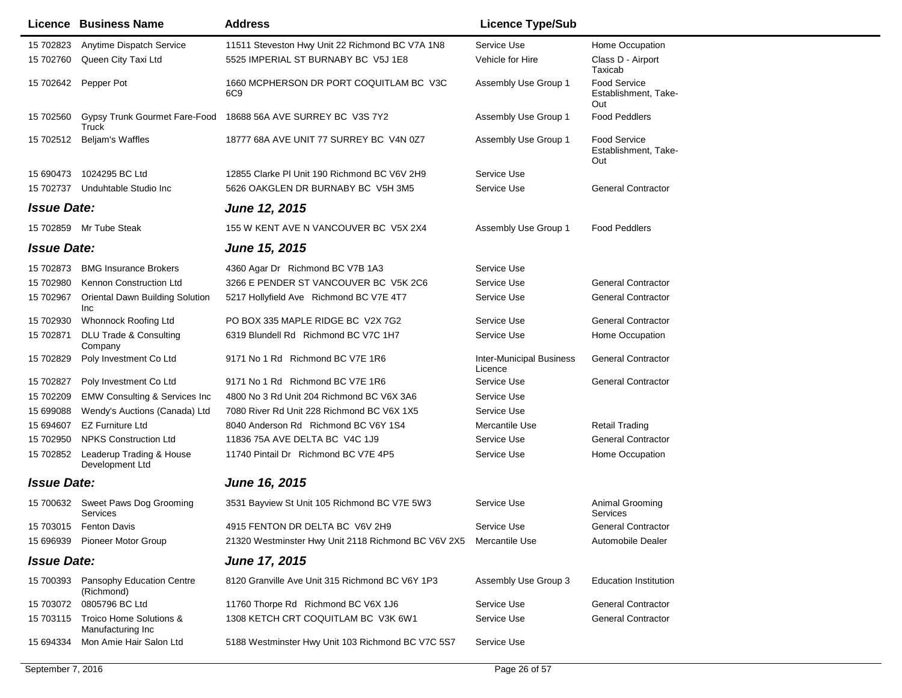| Licence | Business Name | Address | Licence Type/Sub | |
|---|---|---|---|---|
| 15 702823 | Anytime Dispatch Service | 11511 Steveston Hwy Unit 22 Richmond BC V7A 1N8 | Service Use | Home Occupation |
| 15 702760 | Queen City Taxi Ltd | 5525 IMPERIAL ST BURNABY BC V5J 1E8 | Vehicle for Hire | Class D - Airport Taxicab |
| 15 702642 | Pepper Pot | 1660 MCPHERSON DR PORT COQUITLAM BC V3C 6C9 | Assembly Use Group 1 | Food Service Establishment, Take-Out |
| 15 702560 | Gypsy Trunk Gourmet Fare-Food Truck | 18688 56A AVE SURREY BC V3S 7Y2 | Assembly Use Group 1 | Food Peddlers |
| 15 702512 | Beljam's Waffles | 18777 68A AVE UNIT 77 SURREY BC V4N 0Z7 | Assembly Use Group 1 | Food Service Establishment, Take-Out |
| 15 690473 | 1024295 BC Ltd | 12855 Clarke Pl Unit 190 Richmond BC V6V 2H9 | Service Use | |
| 15 702737 | Unduhtable Studio Inc | 5626 OAKGLEN DR BURNABY BC V5H 3M5 | Service Use | General Contractor |
| ***Issue Date:*** | | ***June 12, 2015*** | | |
| 15 702859 | Mr Tube Steak | 155 W KENT AVE N VANCOUVER BC V5X 2X4 | Assembly Use Group 1 | Food Peddlers |
| ***Issue Date:*** | | ***June 15, 2015*** | | |
| 15 702873 | BMG Insurance Brokers | 4360 Agar Dr Richmond BC V7B 1A3 | Service Use | |
| 15 702980 | Kennon Construction Ltd | 3266 E PENDER ST VANCOUVER BC V5K 2C6 | Service Use | General Contractor |
| 15 702967 | Oriental Dawn Building Solution Inc | 5217 Hollyfield Ave Richmond BC V7E 4T7 | Service Use | General Contractor |
| 15 702930 | Whonnock Roofing Ltd | PO BOX 335 MAPLE RIDGE BC V2X 7G2 | Service Use | General Contractor |
| 15 702871 | DLU Trade & Consulting Company | 6319 Blundell Rd Richmond BC V7C 1H7 | Service Use | Home Occupation |
| 15 702829 | Poly Investment Co Ltd | 9171 No 1 Rd Richmond BC V7E 1R6 | Inter-Municipal Business Licence | General Contractor |
| 15 702827 | Poly Investment Co Ltd | 9171 No 1 Rd Richmond BC V7E 1R6 | Service Use | General Contractor |
| 15 702209 | EMW Consulting & Services Inc | 4800 No 3 Rd Unit 204 Richmond BC V6X 3A6 | Service Use | |
| 15 699088 | Wendy's Auctions (Canada) Ltd | 7080 River Rd Unit 228 Richmond BC V6X 1X5 | Service Use | |
| 15 694607 | EZ Furniture Ltd | 8040 Anderson Rd Richmond BC V6Y 1S4 | Mercantile Use | Retail Trading |
| 15 702950 | NPKS Construction Ltd | 11836 75A AVE DELTA BC V4C 1J9 | Service Use | General Contractor |
| 15 702852 | Leaderup Trading & House Development Ltd | 11740 Pintail Dr Richmond BC V7E 4P5 | Service Use | Home Occupation |
| ***Issue Date:*** | | ***June 16, 2015*** | | |
| 15 700632 | Sweet Paws Dog Grooming Services | 3531 Bayview St Unit 105 Richmond BC V7E 5W3 | Service Use | Animal Grooming Services |
| 15 703015 | Fenton Davis | 4915 FENTON DR DELTA BC V6V 2H9 | Service Use | General Contractor |
| 15 696939 | Pioneer Motor Group | 21320 Westminster Hwy Unit 2118 Richmond BC V6V 2X5 | Mercantile Use | Automobile Dealer |
| ***Issue Date:*** | | ***June 17, 2015*** | | |
| 15 700393 | Pansophy Education Centre (Richmond) | 8120 Granville Ave Unit 315 Richmond BC V6Y 1P3 | Assembly Use Group 3 | Education Institution |
| 15 703072 | 0805796 BC Ltd | 11760 Thorpe Rd Richmond BC V6X 1J6 | Service Use | General Contractor |
| 15 703115 | Troico Home Solutions & Manufacturing Inc | 1308 KETCH CRT COQUITLAM BC V3K 6W1 | Service Use | General Contractor |
| 15 694334 | Mon Amie Hair Salon Ltd | 5188 Westminster Hwy Unit 103 Richmond BC V7C 5S7 | Service Use | |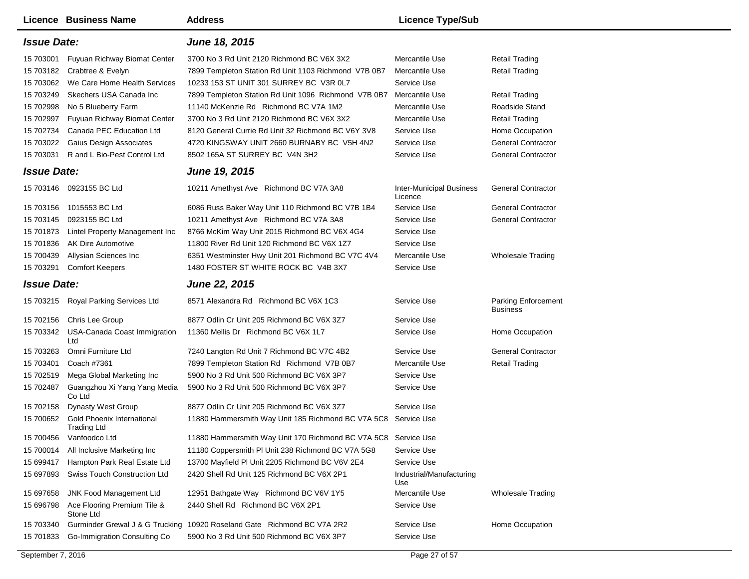| Licence | Business Name | Address | Licence Type/Sub | |
|---|---|---|---|---|
| ***Issue Date:*** | | ***June 18, 2015*** | | |
| 15 703001 | Fuyuan Richway Biomat Center | 3700 No 3 Rd Unit 2120 Richmond BC V6X 3X2 | Mercantile Use | Retail Trading |
| 15 703182 | Crabtree & Evelyn | 7899 Templeton Station Rd Unit 1103 Richmond V7B 0B7 | Mercantile Use | Retail Trading |
| 15 703062 | We Care Home Health Services | 10233 153 ST UNIT 301 SURREY BC V3R 0L7 | Service Use | |
| 15 703249 | Skechers USA Canada Inc | 7899 Templeton Station Rd Unit 1096 Richmond V7B 0B7 | Mercantile Use | Retail Trading |
| 15 702998 | No 5 Blueberry Farm | 11140 McKenzie Rd Richmond BC V7A 1M2 | Mercantile Use | Roadside Stand |
| 15 702997 | Fuyuan Richway Biomat Center | 3700 No 3 Rd Unit 2120 Richmond BC V6X 3X2 | Mercantile Use | Retail Trading |
| 15 702734 | Canada PEC Education Ltd | 8120 General Currie Rd Unit 32 Richmond BC V6Y 3V8 | Service Use | Home Occupation |
| 15 703022 | Gaius Design Associates | 4720 KINGSWAY UNIT 2660 BURNABY BC V5H 4N2 | Service Use | General Contractor |
| 15 703031 | R and L Bio-Pest Control Ltd | 8502 165A ST SURREY BC V4N 3H2 | Service Use | General Contractor |
| ***Issue Date:*** | | ***June 19, 2015*** | | |
| 15 703146 | 0923155 BC Ltd | 10211 Amethyst Ave Richmond BC V7A 3A8 | Inter-Municipal Business Licence | General Contractor |
| 15 703156 | 1015553 BC Ltd | 6086 Russ Baker Way Unit 110 Richmond BC V7B 1B4 | Service Use | General Contractor |
| 15 703145 | 0923155 BC Ltd | 10211 Amethyst Ave Richmond BC V7A 3A8 | Service Use | General Contractor |
| 15 701873 | Lintel Property Management Inc | 8766 McKim Way Unit 2015 Richmond BC V6X 4G4 | Service Use | |
| 15 701836 | AK Dire Automotive | 11800 River Rd Unit 120 Richmond BC V6X 1Z7 | Service Use | |
| 15 700439 | Allysian Sciences Inc | 6351 Westminster Hwy Unit 201 Richmond BC V7C 4V4 | Mercantile Use | Wholesale Trading |
| 15 703291 | Comfort Keepers | 1480 FOSTER ST WHITE ROCK BC V4B 3X7 | Service Use | |
| ***Issue Date:*** | | ***June 22, 2015*** | | |
| 15 703215 | Royal Parking Services Ltd | 8571 Alexandra Rd Richmond BC V6X 1C3 | Service Use | Parking Enforcement Business |
| 15 702156 | Chris Lee Group | 8877 Odlin Cr Unit 205 Richmond BC V6X 3Z7 | Service Use | |
| 15 703342 | USA-Canada Coast Immigration Ltd | 11360 Mellis Dr Richmond BC V6X 1L7 | Service Use | Home Occupation |
| 15 703263 | Omni Furniture Ltd | 7240 Langton Rd Unit 7 Richmond BC V7C 4B2 | Service Use | General Contractor |
| 15 703401 | Coach #7361 | 7899 Templeton Station Rd Richmond V7B 0B7 | Mercantile Use | Retail Trading |
| 15 702519 | Mega Global Marketing Inc | 5900 No 3 Rd Unit 500 Richmond BC V6X 3P7 | Service Use | |
| 15 702487 | Guangzhou Xi Yang Yang Media Co Ltd | 5900 No 3 Rd Unit 500 Richmond BC V6X 3P7 | Service Use | |
| 15 702158 | Dynasty West Group | 8877 Odlin Cr Unit 205 Richmond BC V6X 3Z7 | Service Use | |
| 15 700652 | Gold Phoenix International Trading Ltd | 11880 Hammersmith Way Unit 185 Richmond BC V7A 5C8 | Service Use | |
| 15 700456 | Vanfoodco Ltd | 11880 Hammersmith Way Unit 170 Richmond BC V7A 5C8 | Service Use | |
| 15 700014 | All Inclusive Marketing Inc | 11180 Coppersmith Pl Unit 238 Richmond BC V7A 5G8 | Service Use | |
| 15 699417 | Hampton Park Real Estate Ltd | 13700 Mayfield Pl Unit 2205 Richmond BC V6V 2E4 | Service Use | |
| 15 697893 | Swiss Touch Construction Ltd | 2420 Shell Rd Unit 125 Richmond BC V6X 2P1 | Industrial/Manufacturing Use | |
| 15 697658 | JNK Food Management Ltd | 12951 Bathgate Way Richmond BC V6V 1Y5 | Mercantile Use | Wholesale Trading |
| 15 696798 | Ace Flooring Premium Tile & Stone Ltd | 2440 Shell Rd Richmond BC V6X 2P1 | Service Use | |
| 15 703340 | Gurminder Grewal J & G Trucking | 10920 Roseland Gate Richmond BC V7A 2R2 | Service Use | Home Occupation |
| 15 701833 | Go-Immigration Consulting Co | 5900 No 3 Rd Unit 500 Richmond BC V6X 3P7 | Service Use | |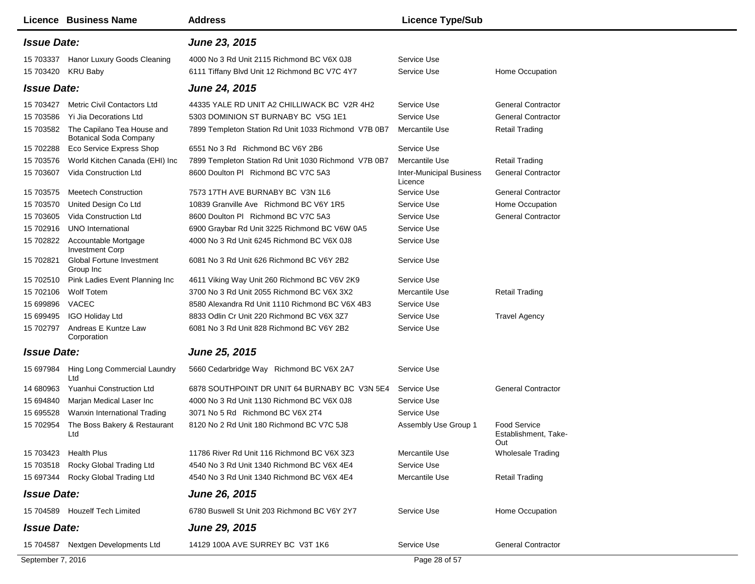| Licence | Business Name | Address | Licence Type/Sub | |
|---|---|---|---|---|
| ***Issue Date:*** | | ***June 23, 2015*** | | |
| 15 703337 | Hanor Luxury Goods Cleaning | 4000 No 3 Rd Unit 2115 Richmond BC V6X 0J8 | Service Use | |
| 15 703420 | KRU Baby | 6111 Tiffany Blvd Unit 12 Richmond BC V7C 4Y7 | Service Use | Home Occupation |
| ***Issue Date:*** | | ***June 24, 2015*** | | |
| 15 703427 | Metric Civil Contactors Ltd | 44335 YALE RD UNIT A2 CHILLIWACK BC V2R 4H2 | Service Use | General Contractor |
| 15 703586 | Yi Jia Decorations Ltd | 5303 DOMINION ST BURNABY BC V5G 1E1 | Service Use | General Contractor |
| 15 703582 | The Capilano Tea House and Botanical Soda Company | 7899 Templeton Station Rd Unit 1033 Richmond V7B 0B7 | Mercantile Use | Retail Trading |
| 15 702288 | Eco Service Express Shop | 6551 No 3 Rd Richmond BC V6Y 2B6 | Service Use | |
| 15 703576 | World Kitchen Canada (EHI) Inc | 7899 Templeton Station Rd Unit 1030 Richmond V7B 0B7 | Mercantile Use | Retail Trading |
| 15 703607 | Vida Construction Ltd | 8600 Doulton Pl Richmond BC V7C 5A3 | Inter-Municipal Business Licence | General Contractor |
| 15 703575 | Meetech Construction | 7573 17TH AVE BURNABY BC V3N 1L6 | Service Use | General Contractor |
| 15 703570 | United Design Co Ltd | 10839 Granville Ave Richmond BC V6Y 1R5 | Service Use | Home Occupation |
| 15 703605 | Vida Construction Ltd | 8600 Doulton Pl Richmond BC V7C 5A3 | Service Use | General Contractor |
| 15 702916 | UNO International | 6900 Graybar Rd Unit 3225 Richmond BC V6W 0A5 | Service Use | |
| 15 702822 | Accountable Mortgage Investment Corp | 4000 No 3 Rd Unit 6245 Richmond BC V6X 0J8 | Service Use | |
| 15 702821 | Global Fortune Investment Group Inc | 6081 No 3 Rd Unit 626 Richmond BC V6Y 2B2 | Service Use | |
| 15 702510 | Pink Ladies Event Planning Inc | 4611 Viking Way Unit 260 Richmond BC V6V 2K9 | Service Use | |
| 15 702106 | Wolf Totem | 3700 No 3 Rd Unit 2055 Richmond BC V6X 3X2 | Mercantile Use | Retail Trading |
| 15 699896 | VACEC | 8580 Alexandra Rd Unit 1110 Richmond BC V6X 4B3 | Service Use | |
| 15 699495 | IGO Holiday Ltd | 8833 Odlin Cr Unit 220 Richmond BC V6X 3Z7 | Service Use | Travel Agency |
| 15 702797 | Andreas E Kuntze Law Corporation | 6081 No 3 Rd Unit 828 Richmond BC V6Y 2B2 | Service Use | |
| ***Issue Date:*** | | ***June 25, 2015*** | | |
| 15 697984 | Hing Long Commercial Laundry Ltd | 5660 Cedarbridge Way Richmond BC V6X 2A7 | Service Use | |
| 14 680963 | Yuanhui Construction Ltd | 6878 SOUTHPOINT DR UNIT 64 BURNABY BC V3N 5E4 | Service Use | General Contractor |
| 15 694840 | Marjan Medical Laser Inc | 4000 No 3 Rd Unit 1130 Richmond BC V6X 0J8 | Service Use | |
| 15 695528 | Wanxin International Trading | 3071 No 5 Rd Richmond BC V6X 2T4 | Service Use | |
| 15 702954 | The Boss Bakery & Restaurant Ltd | 8120 No 2 Rd Unit 180 Richmond BC V7C 5J8 | Assembly Use Group 1 | Food Service Establishment, Take-Out |
| 15 703423 | Health Plus | 11786 River Rd Unit 116 Richmond BC V6X 3Z3 | Mercantile Use | Wholesale Trading |
| 15 703518 | Rocky Global Trading Ltd | 4540 No 3 Rd Unit 1340 Richmond BC V6X 4E4 | Service Use | |
| 15 697344 | Rocky Global Trading Ltd | 4540 No 3 Rd Unit 1340 Richmond BC V6X 4E4 | Mercantile Use | Retail Trading |
| ***Issue Date:*** | | ***June 26, 2015*** | | |
| 15 704589 | Houzelf Tech Limited | 6780 Buswell St Unit 203 Richmond BC V6Y 2Y7 | Service Use | Home Occupation |
| ***Issue Date:*** | | ***June 29, 2015*** | | |
| 15 704587 | Nextgen Developments Ltd | 14129 100A AVE SURREY BC V3T 1K6 | Service Use | General Contractor |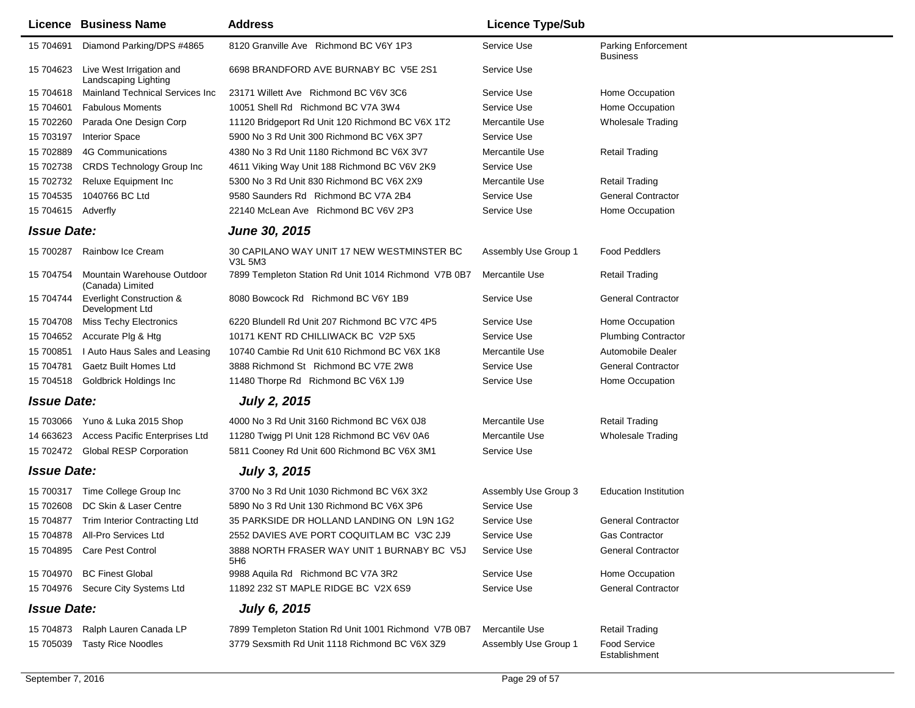| Licence | Business Name | Address | Licence Type/Sub | |
|---|---|---|---|---|
| 15 704691 | Diamond Parking/DPS #4865 | 8120 Granville Ave Richmond BC V6Y 1P3 | Service Use | Parking Enforcement Business |
| 15 704623 | Live West Irrigation and Landscaping Lighting | 6698 BRANDFORD AVE BURNABY BC V5E 2S1 | Service Use | |
| 15 704618 | Mainland Technical Services Inc | 23171 Willett Ave Richmond BC V6V 3C6 | Service Use | Home Occupation |
| 15 704601 | Fabulous Moments | 10051 Shell Rd Richmond BC V7A 3W4 | Service Use | Home Occupation |
| 15 702260 | Parada One Design Corp | 11120 Bridgeport Rd Unit 120 Richmond BC V6X 1T2 | Mercantile Use | Wholesale Trading |
| 15 703197 | Interior Space | 5900 No 3 Rd Unit 300 Richmond BC V6X 3P7 | Service Use | |
| 15 702889 | 4G Communications | 4380 No 3 Rd Unit 1180 Richmond BC V6X 3V7 | Mercantile Use | Retail Trading |
| 15 702738 | CRDS Technology Group Inc | 4611 Viking Way Unit 188 Richmond BC V6V 2K9 | Service Use | |
| 15 702732 | Reluxe Equipment Inc | 5300 No 3 Rd Unit 830 Richmond BC V6X 2X9 | Mercantile Use | Retail Trading |
| 15 704535 | 1040766 BC Ltd | 9580 Saunders Rd Richmond BC V7A 2B4 | Service Use | General Contractor |
| 15 704615 | Adverfly | 22140 McLean Ave Richmond BC V6V 2P3 | Service Use | Home Occupation |

***Issue Date:*** ***June 30, 2015***

| Licence | Business Name | Address | Licence Type/Sub | |
|---|---|---|---|---|
| 15 700287 | Rainbow Ice Cream | 30 CAPILANO WAY UNIT 17 NEW WESTMINSTER BC V3L 5M3 | Assembly Use Group 1 | Food Peddlers |
| 15 704754 | Mountain Warehouse Outdoor (Canada) Limited | 7899 Templeton Station Rd Unit 1014 Richmond V7B 0B7 | Mercantile Use | Retail Trading |
| 15 704744 | Everlight Construction & Development Ltd | 8080 Bowcock Rd Richmond BC V6Y 1B9 | Service Use | General Contractor |
| 15 704708 | Miss Techy Electronics | 6220 Blundell Rd Unit 207 Richmond BC V7C 4P5 | Service Use | Home Occupation |
| 15 704652 | Accurate Plg & Htg | 10171 KENT RD CHILLIWACK BC V2P 5X5 | Service Use | Plumbing Contractor |
| 15 700851 | I Auto Haus Sales and Leasing | 10740 Cambie Rd Unit 610 Richmond BC V6X 1K8 | Mercantile Use | Automobile Dealer |
| 15 704781 | Gaetz Built Homes Ltd | 3888 Richmond St Richmond BC V7E 2W8 | Service Use | General Contractor |
| 15 704518 | Goldbrick Holdings Inc | 11480 Thorpe Rd Richmond BC V6X 1J9 | Service Use | Home Occupation |

***Issue Date:*** ***July 2, 2015***

| Licence | Business Name | Address | Licence Type/Sub | |
|---|---|---|---|---|
| 15 703066 | Yuno & Luka 2015 Shop | 4000 No 3 Rd Unit 3160 Richmond BC V6X 0J8 | Mercantile Use | Retail Trading |
| 14 663623 | Access Pacific Enterprises Ltd | 11280 Twigg Pl Unit 128 Richmond BC V6V 0A6 | Mercantile Use | Wholesale Trading |
| 15 702472 | Global RESP Corporation | 5811 Cooney Rd Unit 600 Richmond BC V6X 3M1 | Service Use | |

***Issue Date:*** ***July 3, 2015***

| Licence | Business Name | Address | Licence Type/Sub | |
|---|---|---|---|---|
| 15 700317 | Time College Group Inc | 3700 No 3 Rd Unit 1030 Richmond BC V6X 3X2 | Assembly Use Group 3 | Education Institution |
| 15 702608 | DC Skin & Laser Centre | 5890 No 3 Rd Unit 130 Richmond BC V6X 3P6 | Service Use | |
| 15 704877 | Trim Interior Contracting Ltd | 35 PARKSIDE DR HOLLAND LANDING ON L9N 1G2 | Service Use | General Contractor |
| 15 704878 | All-Pro Services Ltd | 2552 DAVIES AVE PORT COQUITLAM BC V3C 2J9 | Service Use | Gas Contractor |
| 15 704895 | Care Pest Control | 3888 NORTH FRASER WAY UNIT 1 BURNABY BC V5J 5H6 | Service Use | General Contractor |
| 15 704970 | BC Finest Global | 9988 Aquila Rd Richmond BC V7A 3R2 | Service Use | Home Occupation |
| 15 704976 | Secure City Systems Ltd | 11892 232 ST MAPLE RIDGE BC V2X 6S9 | Service Use | General Contractor |

***Issue Date:*** ***July 6, 2015***

| Licence | Business Name | Address | Licence Type/Sub | |
|---|---|---|---|---|
| 15 704873 | Ralph Lauren Canada LP | 7899 Templeton Station Rd Unit 1001 Richmond V7B 0B7 | Mercantile Use | Retail Trading |
| 15 705039 | Tasty Rice Noodles | 3779 Sexsmith Rd Unit 1118 Richmond BC V6X 3Z9 | Assembly Use Group 1 | Food Service Establishment |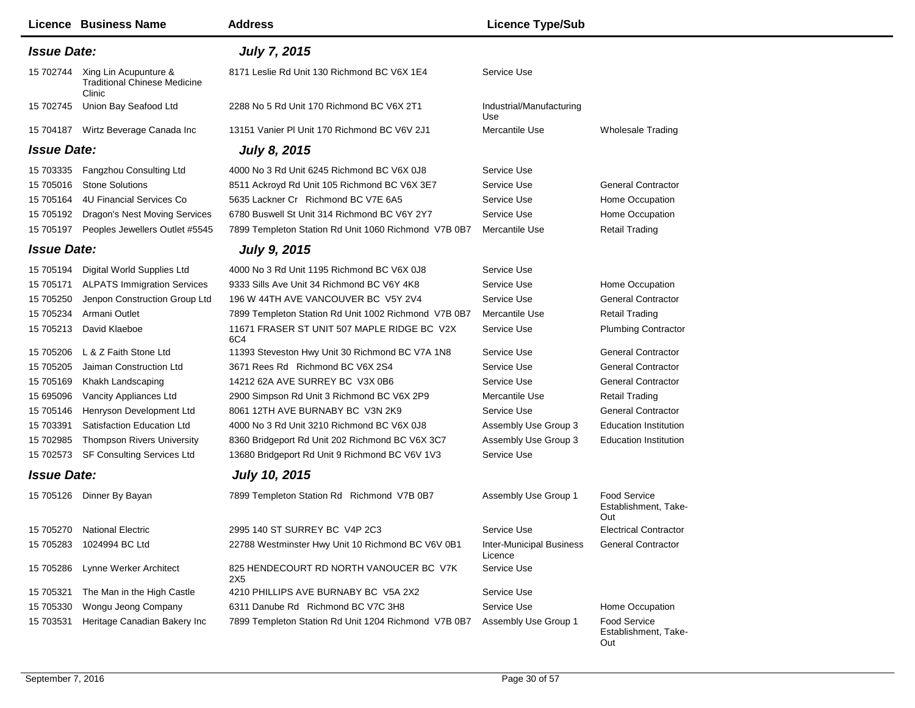| Licence | Business Name | Address | Licence Type/Sub | |
|---|---|---|---|---|
| ***Issue Date:*** | | ***July 7, 2015*** | | |
| 15 702744 | Xing Lin Acupunture & Traditional Chinese Medicine Clinic | 8171 Leslie Rd Unit 130 Richmond BC V6X 1E4 | Service Use | |
| 15 702745 | Union Bay Seafood Ltd | 2288 No 5 Rd Unit 170 Richmond BC V6X 2T1 | Industrial/Manufacturing Use | |
| 15 704187 | Wirtz Beverage Canada Inc | 13151 Vanier Pl Unit 170 Richmond BC V6V 2J1 | Mercantile Use | Wholesale Trading |
| ***Issue Date:*** | | ***July 8, 2015*** | | |
| 15 703335 | Fangzhou Consulting Ltd | 4000 No 3 Rd Unit 6245 Richmond BC V6X 0J8 | Service Use | |
| 15 705016 | Stone Solutions | 8511 Ackroyd Rd Unit 105 Richmond BC V6X 3E7 | Service Use | General Contractor |
| 15 705164 | 4U Financial Services Co | 5635 Lackner Cr Richmond BC V7E 6A5 | Service Use | Home Occupation |
| 15 705192 | Dragon's Nest Moving Services | 6780 Buswell St Unit 314 Richmond BC V6Y 2Y7 | Service Use | Home Occupation |
| 15 705197 | Peoples Jewellers Outlet #5545 | 7899 Templeton Station Rd Unit 1060 Richmond V7B 0B7 | Mercantile Use | Retail Trading |
| ***Issue Date:*** | | ***July 9, 2015*** | | |
| 15 705194 | Digital World Supplies Ltd | 4000 No 3 Rd Unit 1195 Richmond BC V6X 0J8 | Service Use | |
| 15 705171 | ALPATS Immigration Services | 9333 Sills Ave Unit 34 Richmond BC V6Y 4K8 | Service Use | Home Occupation |
| 15 705250 | Jenpon Construction Group Ltd | 196 W 44TH AVE VANCOUVER BC V5Y 2V4 | Service Use | General Contractor |
| 15 705234 | Armani Outlet | 7899 Templeton Station Rd Unit 1002 Richmond V7B 0B7 | Mercantile Use | Retail Trading |
| 15 705213 | David Klaeboe | 11671 FRASER ST UNIT 507 MAPLE RIDGE BC V2X 6C4 | Service Use | Plumbing Contractor |
| 15 705206 | L & Z Faith Stone Ltd | 11393 Steveston Hwy Unit 30 Richmond BC V7A 1N8 | Service Use | General Contractor |
| 15 705205 | Jaiman Construction Ltd | 3671 Rees Rd Richmond BC V6X 2S4 | Service Use | General Contractor |
| 15 705169 | Khakh Landscaping | 14212 62A AVE SURREY BC V3X 0B6 | Service Use | General Contractor |
| 15 695096 | Vancity Appliances Ltd | 2900 Simpson Rd Unit 3 Richmond BC V6X 2P9 | Mercantile Use | Retail Trading |
| 15 705146 | Henryson Development Ltd | 8061 12TH AVE BURNABY BC V3N 2K9 | Service Use | General Contractor |
| 15 703391 | Satisfaction Education Ltd | 4000 No 3 Rd Unit 3210 Richmond BC V6X 0J8 | Assembly Use Group 3 | Education Institution |
| 15 702985 | Thompson Rivers University | 8360 Bridgeport Rd Unit 202 Richmond BC V6X 3C7 | Assembly Use Group 3 | Education Institution |
| 15 702573 | SF Consulting Services Ltd | 13680 Bridgeport Rd Unit 9 Richmond BC V6V 1V3 | Service Use | |
| ***Issue Date:*** | | ***July 10, 2015*** | | |
| 15 705126 | Dinner By Bayan | 7899 Templeton Station Rd Richmond V7B 0B7 | Assembly Use Group 1 | Food Service Establishment, Take-Out |
| 15 705270 | National Electric | 2995 140 ST SURREY BC V4P 2C3 | Service Use | Electrical Contractor |
| 15 705283 | 1024994 BC Ltd | 22788 Westminster Hwy Unit 10 Richmond BC V6V 0B1 | Inter-Municipal Business Licence | General Contractor |
| 15 705286 | Lynne Werker Architect | 825 HENDECOURT RD NORTH VANOUCER BC V7K 2X5 | Service Use | |
| 15 705321 | The Man in the High Castle | 4210 PHILLIPS AVE BURNABY BC V5A 2X2 | Service Use | |
| 15 705330 | Wongu Jeong Company | 6311 Danube Rd Richmond BC V7C 3H8 | Service Use | Home Occupation |
| 15 703531 | Heritage Canadian Bakery Inc | 7899 Templeton Station Rd Unit 1204 Richmond V7B 0B7 | Assembly Use Group 1 | Food Service Establishment, Take-Out |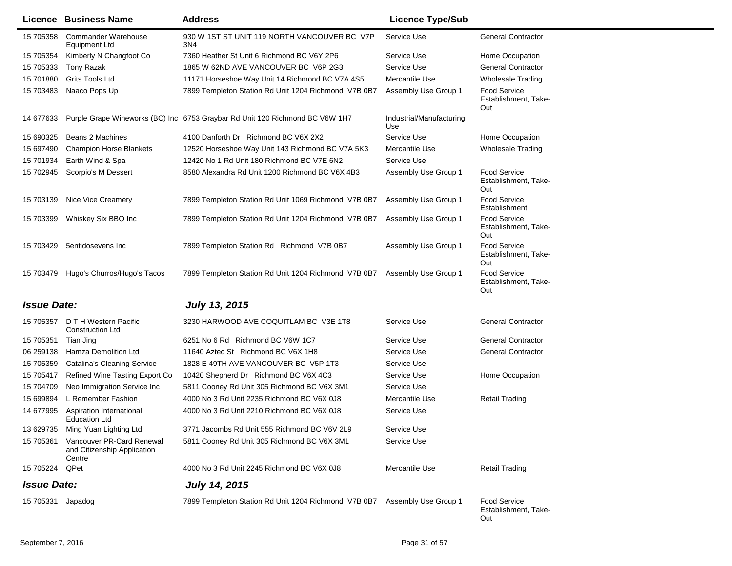| Licence | Business Name | Address | Licence Type/Sub | |
|---|---|---|---|---|
| 15 705358 | Commander Warehouse Equipment Ltd | 930 W 1ST ST UNIT 119 NORTH VANCOUVER BC V7P 3N4 | Service Use | General Contractor |
| 15 705354 | Kimberly N Changfoot Co | 7360 Heather St Unit 6 Richmond BC V6Y 2P6 | Service Use | Home Occupation |
| 15 705333 | Tony Razak | 1865 W 62ND AVE VANCOUVER BC V6P 2G3 | Service Use | General Contractor |
| 15 701880 | Grits Tools Ltd | 11171 Horseshoe Way Unit 14 Richmond BC V7A 4S5 | Mercantile Use | Wholesale Trading |
| 15 703483 | Naaco Pops Up | 7899 Templeton Station Rd Unit 1204 Richmond V7B 0B7 | Assembly Use Group 1 | Food Service Establishment, Take-Out |
| 14 677633 | Purple Grape Wineworks (BC) Inc | 6753 Graybar Rd Unit 120 Richmond BC V6W 1H7 | Industrial/Manufacturing Use | |
| 15 690325 | Beans 2 Machines | 4100 Danforth Dr Richmond BC V6X 2X2 | Service Use | Home Occupation |
| 15 697490 | Champion Horse Blankets | 12520 Horseshoe Way Unit 143 Richmond BC V7A 5K3 | Mercantile Use | Wholesale Trading |
| 15 701934 | Earth Wind & Spa | 12420 No 1 Rd Unit 180 Richmond BC V7E 6N2 | Service Use | |
| 15 702945 | Scorpio's M Dessert | 8580 Alexandra Rd Unit 1200 Richmond BC V6X 4B3 | Assembly Use Group 1 | Food Service Establishment, Take-Out |
| 15 703139 | Nice Vice Creamery | 7899 Templeton Station Rd Unit 1069 Richmond V7B 0B7 | Assembly Use Group 1 | Food Service Establishment |
| 15 703399 | Whiskey Six BBQ Inc | 7899 Templeton Station Rd Unit 1204 Richmond V7B 0B7 | Assembly Use Group 1 | Food Service Establishment, Take-Out |
| 15 703429 | 5entidosevens Inc | 7899 Templeton Station Rd Richmond V7B 0B7 | Assembly Use Group 1 | Food Service Establishment, Take-Out |
| 15 703479 | Hugo's Churros/Hugo's Tacos | 7899 Templeton Station Rd Unit 1204 Richmond V7B 0B7 | Assembly Use Group 1 | Food Service Establishment, Take-Out |

***Issue Date:*** ***July 13, 2015***

| Licence | Business Name | Address | Licence Type/Sub | |
|---|---|---|---|---|
| 15 705357 | D T H Western Pacific Construction Ltd | 3230 HARWOOD AVE COQUITLAM BC V3E 1T8 | Service Use | General Contractor |
| 15 705351 | Tian Jing | 6251 No 6 Rd Richmond BC V6W 1C7 | Service Use | General Contractor |
| 06 259138 | Hamza Demolition Ltd | 11640 Aztec St Richmond BC V6X 1H8 | Service Use | General Contractor |
| 15 705359 | Catalina's Cleaning Service | 1828 E 49TH AVE VANCOUVER BC V5P 1T3 | Service Use | |
| 15 705417 | Refined Wine Tasting Export Co | 10420 Shepherd Dr Richmond BC V6X 4C3 | Service Use | Home Occupation |
| 15 704709 | Neo Immigration Service Inc | 5811 Cooney Rd Unit 305 Richmond BC V6X 3M1 | Service Use | |
| 15 699894 | L Remember Fashion | 4000 No 3 Rd Unit 2235 Richmond BC V6X 0J8 | Mercantile Use | Retail Trading |
| 14 677995 | Aspiration International Education Ltd | 4000 No 3 Rd Unit 2210 Richmond BC V6X 0J8 | Service Use | |
| 13 629735 | Ming Yuan Lighting Ltd | 3771 Jacombs Rd Unit 555 Richmond BC V6V 2L9 | Service Use | |
| 15 705361 | Vancouver PR-Card Renewal and Citizenship Application Centre | 5811 Cooney Rd Unit 305 Richmond BC V6X 3M1 | Service Use | |
| 15 705224 | QPet | 4000 No 3 Rd Unit 2245 Richmond BC V6X 0J8 | Mercantile Use | Retail Trading |

***Issue Date:*** ***July 14, 2015***

| Licence | Business Name | Address | Licence Type/Sub | |
|---|---|---|---|---|
| 15 705331 | Japadog | 7899 Templeton Station Rd Unit 1204 Richmond V7B 0B7 | Assembly Use Group 1 | Food Service Establishment, Take-Out |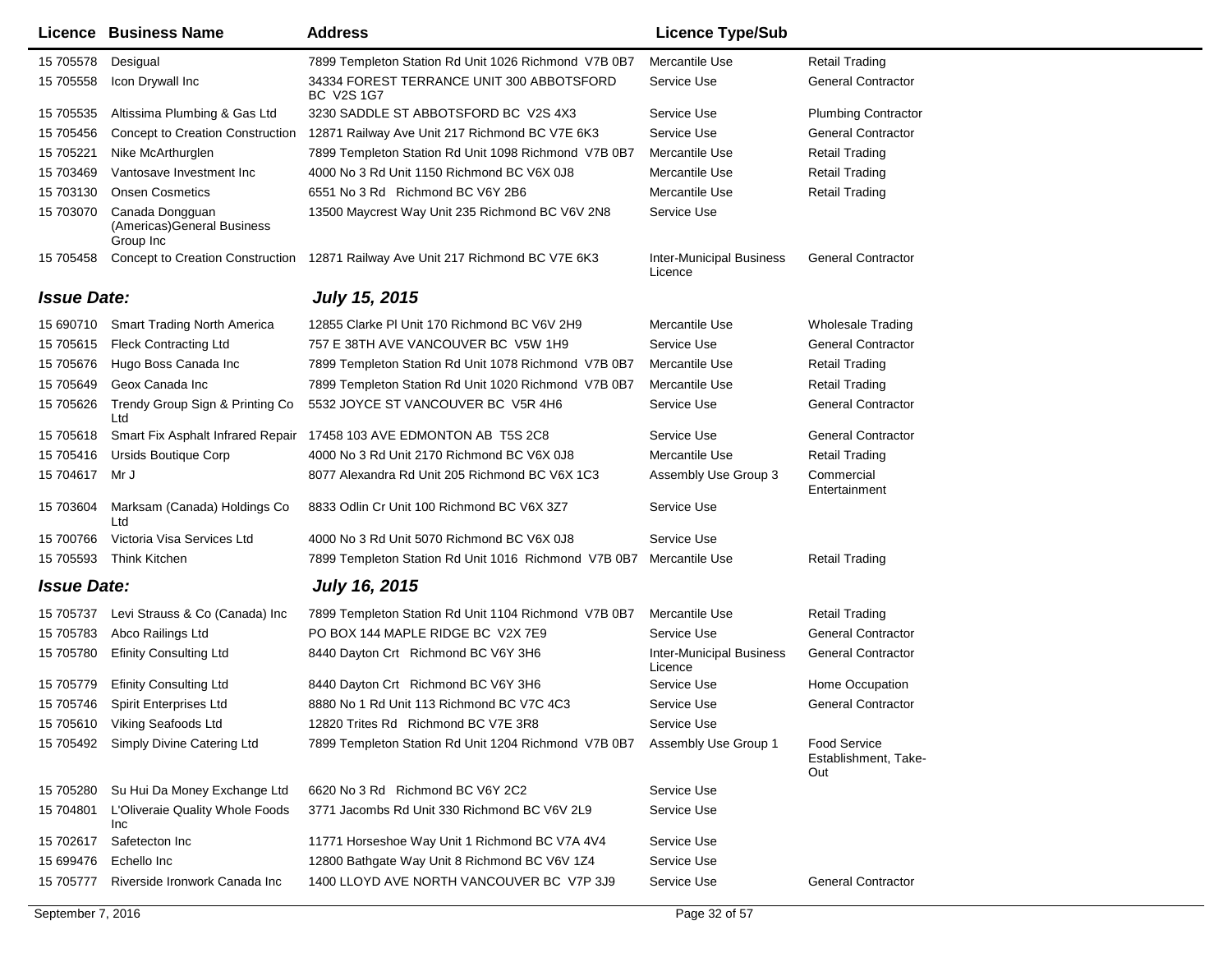| Licence | Business Name | Address | Licence Type/Sub | |
|---|---|---|---|---|
| 15 705578 | Desigual | 7899 Templeton Station Rd Unit 1026 Richmond V7B 0B7 | Mercantile Use | Retail Trading |
| 15 705558 | Icon Drywall Inc | 34334 FOREST TERRANCE UNIT 300 ABBOTSFORD BC V2S 1G7 | Service Use | General Contractor |
| 15 705535 | Altissima Plumbing & Gas Ltd | 3230 SADDLE ST ABBOTSFORD BC V2S 4X3 | Service Use | Plumbing Contractor |
| 15 705456 | Concept to Creation Construction | 12871 Railway Ave Unit 217 Richmond BC V7E 6K3 | Service Use | General Contractor |
| 15 705221 | Nike McArthurglen | 7899 Templeton Station Rd Unit 1098 Richmond V7B 0B7 | Mercantile Use | Retail Trading |
| 15 703469 | Vantosave Investment Inc | 4000 No 3 Rd Unit 1150 Richmond BC V6X 0J8 | Mercantile Use | Retail Trading |
| 15 703130 | Onsen Cosmetics | 6551 No 3 Rd Richmond BC V6Y 2B6 | Mercantile Use | Retail Trading |
| 15 703070 | Canada Dongguan (Americas)General Business Group Inc | 13500 Maycrest Way Unit 235 Richmond BC V6V 2N8 | Service Use | |
| 15 705458 | Concept to Creation Construction | 12871 Railway Ave Unit 217 Richmond BC V7E 6K3 | Inter-Municipal Business Licence | General Contractor |

***Issue Date:*** ***July 15, 2015***

| Licence | Business Name | Address | Licence Type/Sub | |
|---|---|---|---|---|
| 15 690710 | Smart Trading North America | 12855 Clarke Pl Unit 170 Richmond BC V6V 2H9 | Mercantile Use | Wholesale Trading |
| 15 705615 | Fleck Contracting Ltd | 757 E 38TH AVE VANCOUVER BC V5W 1H9 | Service Use | General Contractor |
| 15 705676 | Hugo Boss Canada Inc | 7899 Templeton Station Rd Unit 1078 Richmond V7B 0B7 | Mercantile Use | Retail Trading |
| 15 705649 | Geox Canada Inc | 7899 Templeton Station Rd Unit 1020 Richmond V7B 0B7 | Mercantile Use | Retail Trading |
| 15 705626 | Trendy Group Sign & Printing Co Ltd | 5532 JOYCE ST VANCOUVER BC V5R 4H6 | Service Use | General Contractor |
| 15 705618 | Smart Fix Asphalt Infrared Repair | 17458 103 AVE EDMONTON AB T5S 2C8 | Service Use | General Contractor |
| 15 705416 | Ursids Boutique Corp | 4000 No 3 Rd Unit 2170 Richmond BC V6X 0J8 | Mercantile Use | Retail Trading |
| 15 704617 | Mr J | 8077 Alexandra Rd Unit 205 Richmond BC V6X 1C3 | Assembly Use Group 3 | Commercial Entertainment |
| 15 703604 | Marksam (Canada) Holdings Co Ltd | 8833 Odlin Cr Unit 100 Richmond BC V6X 3Z7 | Service Use | |
| 15 700766 | Victoria Visa Services Ltd | 4000 No 3 Rd Unit 5070 Richmond BC V6X 0J8 | Service Use | |
| 15 705593 | Think Kitchen | 7899 Templeton Station Rd Unit 1016 Richmond V7B 0B7 | Mercantile Use | Retail Trading |

***Issue Date:*** ***July 16, 2015***

| Licence | Business Name | Address | Licence Type/Sub | |
|---|---|---|---|---|
| 15 705737 | Levi Strauss & Co (Canada) Inc | 7899 Templeton Station Rd Unit 1104 Richmond V7B 0B7 | Mercantile Use | Retail Trading |
| 15 705783 | Abco Railings Ltd | PO BOX 144 MAPLE RIDGE BC V2X 7E9 | Service Use | General Contractor |
| 15 705780 | Efinity Consulting Ltd | 8440 Dayton Crt Richmond BC V6Y 3H6 | Inter-Municipal Business Licence | General Contractor |
| 15 705779 | Efinity Consulting Ltd | 8440 Dayton Crt Richmond BC V6Y 3H6 | Service Use | Home Occupation |
| 15 705746 | Spirit Enterprises Ltd | 8880 No 1 Rd Unit 113 Richmond BC V7C 4C3 | Service Use | General Contractor |
| 15 705610 | Viking Seafoods Ltd | 12820 Trites Rd Richmond BC V7E 3R8 | Service Use | |
| 15 705492 | Simply Divine Catering Ltd | 7899 Templeton Station Rd Unit 1204 Richmond V7B 0B7 | Assembly Use Group 1 | Food Service Establishment, Take-Out |
| 15 705280 | Su Hui Da Money Exchange Ltd | 6620 No 3 Rd Richmond BC V6Y 2C2 | Service Use | |
| 15 704801 | L'Oliveraie Quality Whole Foods Inc | 3771 Jacombs Rd Unit 330 Richmond BC V6V 2L9 | Service Use | |
| 15 702617 | Safetecton Inc | 11771 Horseshoe Way Unit 1 Richmond BC V7A 4V4 | Service Use | |
| 15 699476 | Echello Inc | 12800 Bathgate Way Unit 8 Richmond BC V6V 1Z4 | Service Use | |
| 15 705777 | Riverside Ironwork Canada Inc | 1400 LLOYD AVE NORTH VANCOUVER BC V7P 3J9 | Service Use | General Contractor |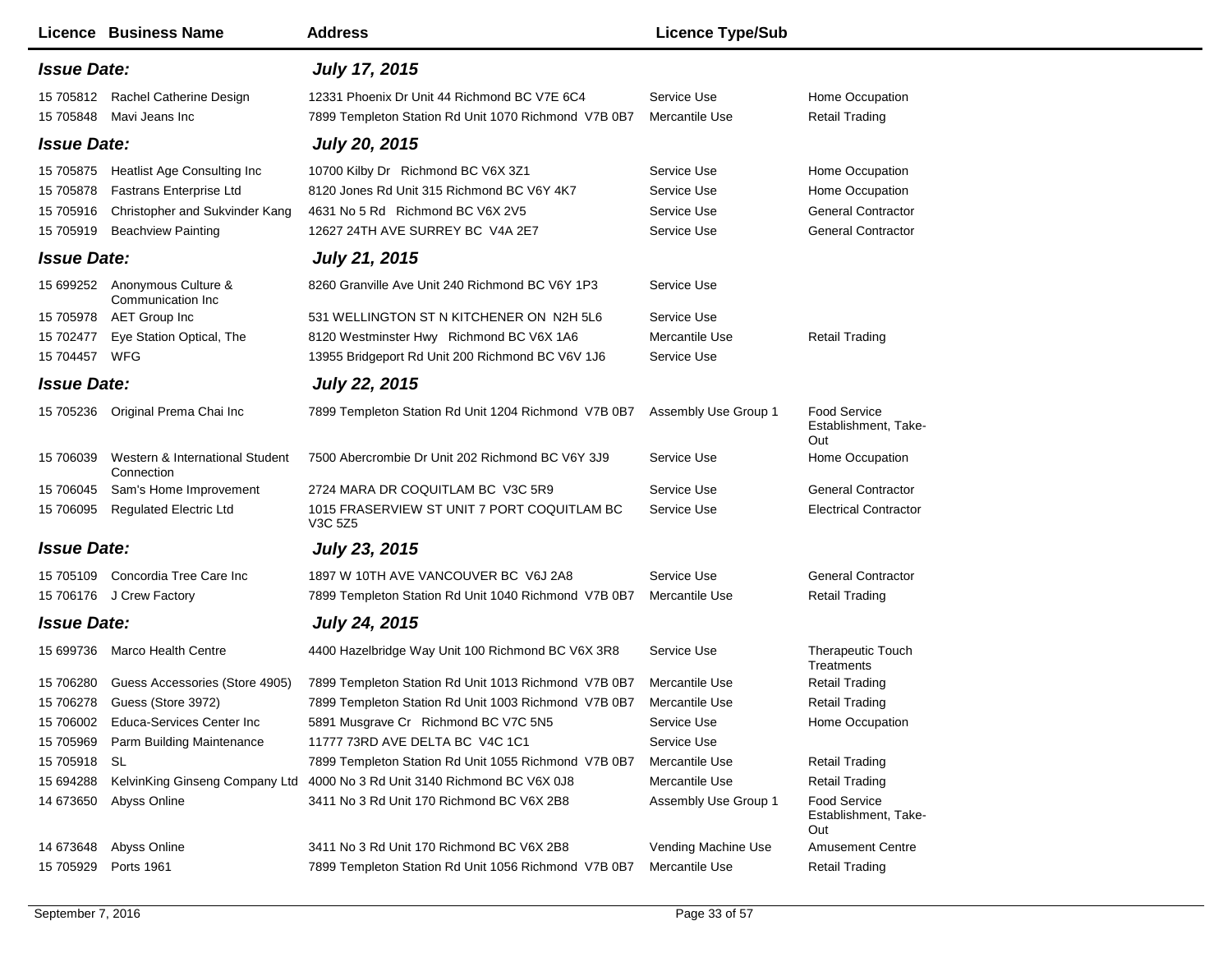| Licence | Business Name | Address | Licence Type/Sub | |
|---|---|---|---|---|
| ***Issue Date:*** | | ***July 17, 2015*** | | |
| 15 705812 | Rachel Catherine Design | 12331 Phoenix Dr Unit 44 Richmond BC V7E 6C4 | Service Use | Home Occupation |
| 15 705848 | Mavi Jeans Inc | 7899 Templeton Station Rd Unit 1070 Richmond V7B 0B7 | Mercantile Use | Retail Trading |
| ***Issue Date:*** | | ***July 20, 2015*** | | |
| 15 705875 | Heatlist Age Consulting Inc | 10700 Kilby Dr Richmond BC V6X 3Z1 | Service Use | Home Occupation |
| 15 705878 | Fastrans Enterprise Ltd | 8120 Jones Rd Unit 315 Richmond BC V6Y 4K7 | Service Use | Home Occupation |
| 15 705916 | Christopher and Sukvinder Kang | 4631 No 5 Rd Richmond BC V6X 2V5 | Service Use | General Contractor |
| 15 705919 | Beachview Painting | 12627 24TH AVE SURREY BC V4A 2E7 | Service Use | General Contractor |
| ***Issue Date:*** | | ***July 21, 2015*** | | |
| 15 699252 | Anonymous Culture & Communication Inc | 8260 Granville Ave Unit 240 Richmond BC V6Y 1P3 | Service Use | |
| 15 705978 | AET Group Inc | 531 WELLINGTON ST N KITCHENER ON N2H 5L6 | Service Use | |
| 15 702477 | Eye Station Optical, The | 8120 Westminster Hwy Richmond BC V6X 1A6 | Mercantile Use | Retail Trading |
| 15 704457 | WFG | 13955 Bridgeport Rd Unit 200 Richmond BC V6V 1J6 | Service Use | |
| ***Issue Date:*** | | ***July 22, 2015*** | | |
| 15 705236 | Original Prema Chai Inc | 7899 Templeton Station Rd Unit 1204 Richmond V7B 0B7 | Assembly Use Group 1 | Food Service Establishment, Take-Out |
| 15 706039 | Western & International Student Connection | 7500 Abercrombie Dr Unit 202 Richmond BC V6Y 3J9 | Service Use | Home Occupation |
| 15 706045 | Sam's Home Improvement | 2724 MARA DR COQUITLAM BC V3C 5R9 | Service Use | General Contractor |
| 15 706095 | Regulated Electric Ltd | 1015 FRASERVIEW ST UNIT 7 PORT COQUITLAM BC V3C 5Z5 | Service Use | Electrical Contractor |
| ***Issue Date:*** | | ***July 23, 2015*** | | |
| 15 705109 | Concordia Tree Care Inc | 1897 W 10TH AVE VANCOUVER BC V6J 2A8 | Service Use | General Contractor |
| 15 706176 | J Crew Factory | 7899 Templeton Station Rd Unit 1040 Richmond V7B 0B7 | Mercantile Use | Retail Trading |
| ***Issue Date:*** | | ***July 24, 2015*** | | |
| 15 699736 | Marco Health Centre | 4400 Hazelbridge Way Unit 100 Richmond BC V6X 3R8 | Service Use | Therapeutic Touch Treatments |
| 15 706280 | Guess Accessories (Store 4905) | 7899 Templeton Station Rd Unit 1013 Richmond V7B 0B7 | Mercantile Use | Retail Trading |
| 15 706278 | Guess (Store 3972) | 7899 Templeton Station Rd Unit 1003 Richmond V7B 0B7 | Mercantile Use | Retail Trading |
| 15 706002 | Educa-Services Center Inc | 5891 Musgrave Cr Richmond BC V7C 5N5 | Service Use | Home Occupation |
| 15 705969 | Parm Building Maintenance | 11777 73RD AVE DELTA BC V4C 1C1 | Service Use | |
| 15 705918 | SL | 7899 Templeton Station Rd Unit 1055 Richmond V7B 0B7 | Mercantile Use | Retail Trading |
| 15 694288 | KelvinKing Ginseng Company Ltd | 4000 No 3 Rd Unit 3140 Richmond BC V6X 0J8 | Mercantile Use | Retail Trading |
| 14 673650 | Abyss Online | 3411 No 3 Rd Unit 170 Richmond BC V6X 2B8 | Assembly Use Group 1 | Food Service Establishment, Take-Out |
| 14 673648 | Abyss Online | 3411 No 3 Rd Unit 170 Richmond BC V6X 2B8 | Vending Machine Use | Amusement Centre |
| 15 705929 | Ports 1961 | 7899 Templeton Station Rd Unit 1056 Richmond V7B 0B7 | Mercantile Use | Retail Trading |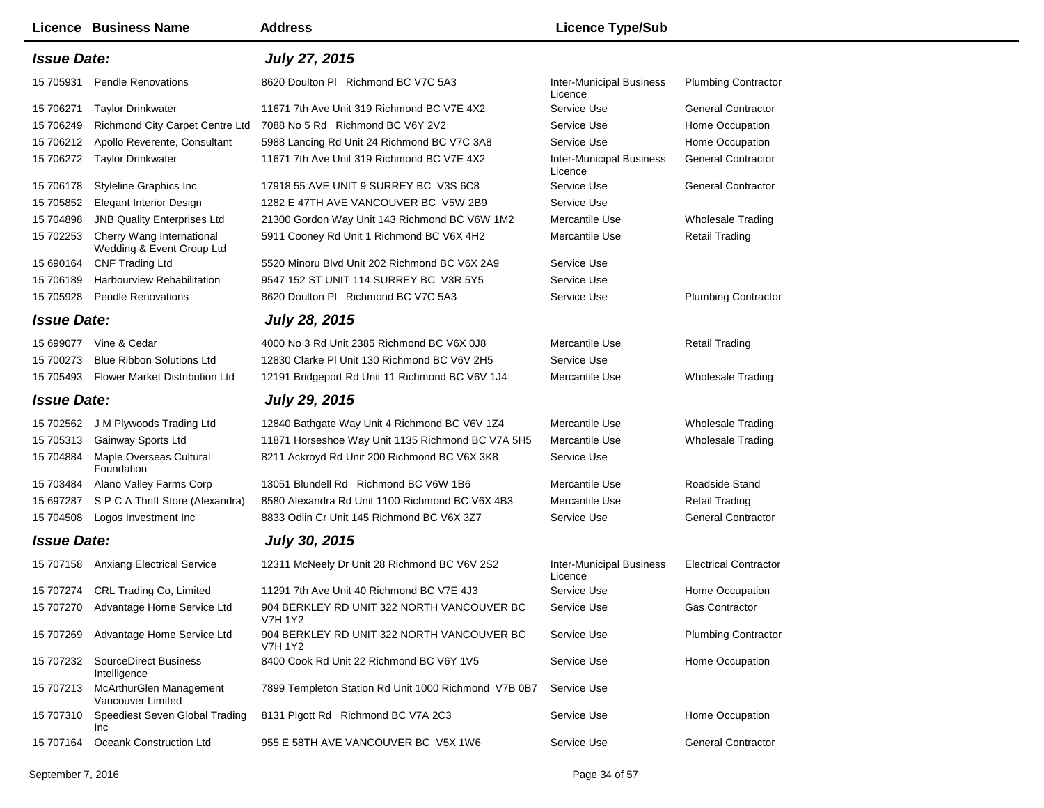| Licence | Business Name | Address | Licence Type/Sub | |
|---|---|---|---|---|
| ***Issue Date:*** | | ***July 27, 2015*** | | |
| 15 705931 | Pendle Renovations | 8620 Doulton Pl Richmond BC V7C 5A3 | Inter-Municipal Business Licence | Plumbing Contractor |
| 15 706271 | Taylor Drinkwater | 11671 7th Ave Unit 319 Richmond BC V7E 4X2 | Service Use | General Contractor |
| 15 706249 | Richmond City Carpet Centre Ltd | 7088 No 5 Rd Richmond BC V6Y 2V2 | Service Use | Home Occupation |
| 15 706212 | Apollo Reverente, Consultant | 5988 Lancing Rd Unit 24 Richmond BC V7C 3A8 | Service Use | Home Occupation |
| 15 706272 | Taylor Drinkwater | 11671 7th Ave Unit 319 Richmond BC V7E 4X2 | Inter-Municipal Business Licence | General Contractor |
| 15 706178 | Styleline Graphics Inc | 17918 55 AVE UNIT 9 SURREY BC V3S 6C8 | Service Use | General Contractor |
| 15 705852 | Elegant Interior Design | 1282 E 47TH AVE VANCOUVER BC V5W 2B9 | Service Use | |
| 15 704898 | JNB Quality Enterprises Ltd | 21300 Gordon Way Unit 143 Richmond BC V6W 1M2 | Mercantile Use | Wholesale Trading |
| 15 702253 | Cherry Wang International Wedding & Event Group Ltd | 5911 Cooney Rd Unit 1 Richmond BC V6X 4H2 | Mercantile Use | Retail Trading |
| 15 690164 | CNF Trading Ltd | 5520 Minoru Blvd Unit 202 Richmond BC V6X 2A9 | Service Use | |
| 15 706189 | Harbourview Rehabilitation | 9547 152 ST UNIT 114 SURREY BC V3R 5Y5 | Service Use | |
| 15 705928 | Pendle Renovations | 8620 Doulton Pl Richmond BC V7C 5A3 | Service Use | Plumbing Contractor |
| ***Issue Date:*** | | ***July 28, 2015*** | | |
| 15 699077 | Vine & Cedar | 4000 No 3 Rd Unit 2385 Richmond BC V6X 0J8 | Mercantile Use | Retail Trading |
| 15 700273 | Blue Ribbon Solutions Ltd | 12830 Clarke Pl Unit 130 Richmond BC V6V 2H5 | Service Use | |
| 15 705493 | Flower Market Distribution Ltd | 12191 Bridgeport Rd Unit 11 Richmond BC V6V 1J4 | Mercantile Use | Wholesale Trading |
| ***Issue Date:*** | | ***July 29, 2015*** | | |
| 15 702562 | J M Plywoods Trading Ltd | 12840 Bathgate Way Unit 4 Richmond BC V6V 1Z4 | Mercantile Use | Wholesale Trading |
| 15 705313 | Gainway Sports Ltd | 11871 Horseshoe Way Unit 1135 Richmond BC V7A 5H5 | Mercantile Use | Wholesale Trading |
| 15 704884 | Maple Overseas Cultural Foundation | 8211 Ackroyd Rd Unit 200 Richmond BC V6X 3K8 | Service Use | |
| 15 703484 | Alano Valley Farms Corp | 13051 Blundell Rd Richmond BC V6W 1B6 | Mercantile Use | Roadside Stand |
| 15 697287 | S P C A Thrift Store (Alexandra) | 8580 Alexandra Rd Unit 1100 Richmond BC V6X 4B3 | Mercantile Use | Retail Trading |
| 15 704508 | Logos Investment Inc | 8833 Odlin Cr Unit 145 Richmond BC V6X 3Z7 | Service Use | General Contractor |
| ***Issue Date:*** | | ***July 30, 2015*** | | |
| 15 707158 | Anxiang Electrical Service | 12311 McNeely Dr Unit 28 Richmond BC V6V 2S2 | Inter-Municipal Business Licence | Electrical Contractor |
| 15 707274 | CRL Trading Co, Limited | 11291 7th Ave Unit 40 Richmond BC V7E 4J3 | Service Use | Home Occupation |
| 15 707270 | Advantage Home Service Ltd | 904 BERKLEY RD UNIT 322 NORTH VANCOUVER BC V7H 1Y2 | Service Use | Gas Contractor |
| 15 707269 | Advantage Home Service Ltd | 904 BERKLEY RD UNIT 322 NORTH VANCOUVER BC V7H 1Y2 | Service Use | Plumbing Contractor |
| 15 707232 | SourceDirect Business Intelligence | 8400 Cook Rd Unit 22 Richmond BC V6Y 1V5 | Service Use | Home Occupation |
| 15 707213 | McArthurGlen Management Vancouver Limited | 7899 Templeton Station Rd Unit 1000 Richmond V7B 0B7 | Service Use | |
| 15 707310 | Speediest Seven Global Trading Inc | 8131 Pigott Rd Richmond BC V7A 2C3 | Service Use | Home Occupation |
| 15 707164 | Oceank Construction Ltd | 955 E 58TH AVE VANCOUVER BC V5X 1W6 | Service Use | General Contractor |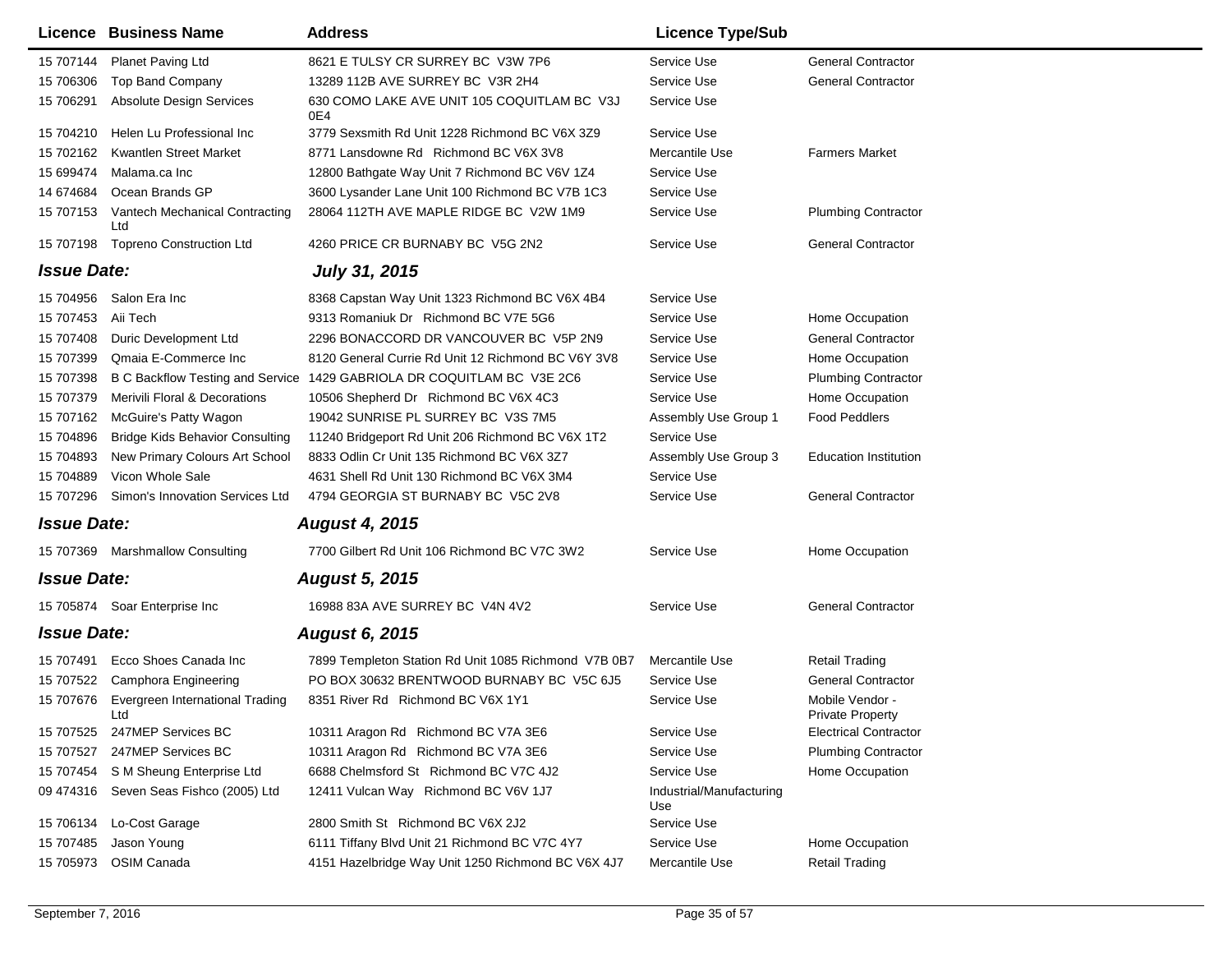| Licence | Business Name | Address | Licence Type/Sub | |
|---|---|---|---|---|
| 15 707144 | Planet Paving Ltd | 8621 E TULSY CR SURREY BC V3W 7P6 | Service Use | General Contractor |
| 15 706306 | Top Band Company | 13289 112B AVE SURREY BC V3R 2H4 | Service Use | General Contractor |
| 15 706291 | Absolute Design Services | 630 COMO LAKE AVE UNIT 105 COQUITLAM BC V3J 0E4 | Service Use | |
| 15 704210 | Helen Lu Professional Inc | 3779 Sexsmith Rd Unit 1228 Richmond BC V6X 3Z9 | Service Use | |
| 15 702162 | Kwantlen Street Market | 8771 Lansdowne Rd Richmond BC V6X 3V8 | Mercantile Use | Farmers Market |
| 15 699474 | Malama.ca Inc | 12800 Bathgate Way Unit 7 Richmond BC V6V 1Z4 | Service Use | |
| 14 674684 | Ocean Brands GP | 3600 Lysander Lane Unit 100 Richmond BC V7B 1C3 | Service Use | |
| 15 707153 | Vantech Mechanical Contracting Ltd | 28064 112TH AVE MAPLE RIDGE BC V2W 1M9 | Service Use | Plumbing Contractor |
| 15 707198 | Topreno Construction Ltd | 4260 PRICE CR BURNABY BC V5G 2N2 | Service Use | General Contractor |

***Issue Date:*** ***July 31, 2015***

| Licence | Business Name | Address | Licence Type/Sub | |
|---|---|---|---|---|
| 15 704956 | Salon Era Inc | 8368 Capstan Way Unit 1323 Richmond BC V6X 4B4 | Service Use | |
| 15 707453 | Aii Tech | 9313 Romaniuk Dr Richmond BC V7E 5G6 | Service Use | Home Occupation |
| 15 707408 | Duric Development Ltd | 2296 BONACCORD DR VANCOUVER BC V5P 2N9 | Service Use | General Contractor |
| 15 707399 | Qmaia E-Commerce Inc | 8120 General Currie Rd Unit 12 Richmond BC V6Y 3V8 | Service Use | Home Occupation |
| 15 707398 | B C Backflow Testing and Service | 1429 GABRIOLA DR COQUITLAM BC V3E 2C6 | Service Use | Plumbing Contractor |
| 15 707379 | Merivili Floral & Decorations | 10506 Shepherd Dr Richmond BC V6X 4C3 | Service Use | Home Occupation |
| 15 707162 | McGuire's Patty Wagon | 19042 SUNRISE PL SURREY BC V3S 7M5 | Assembly Use Group 1 | Food Peddlers |
| 15 704896 | Bridge Kids Behavior Consulting | 11240 Bridgeport Rd Unit 206 Richmond BC V6X 1T2 | Service Use | |
| 15 704893 | New Primary Colours Art School | 8833 Odlin Cr Unit 135 Richmond BC V6X 3Z7 | Assembly Use Group 3 | Education Institution |
| 15 704889 | Vicon Whole Sale | 4631 Shell Rd Unit 130 Richmond BC V6X 3M4 | Service Use | |
| 15 707296 | Simon's Innovation Services Ltd | 4794 GEORGIA ST BURNABY BC V5C 2V8 | Service Use | General Contractor |

***Issue Date:*** ***August 4, 2015***

| Licence | Business Name | Address | Licence Type/Sub | |
|---|---|---|---|---|
| 15 707369 | Marshmallow Consulting | 7700 Gilbert Rd Unit 106 Richmond BC V7C 3W2 | Service Use | Home Occupation |

***Issue Date:*** ***August 5, 2015***

| Licence | Business Name | Address | Licence Type/Sub | |
|---|---|---|---|---|
| 15 705874 | Soar Enterprise Inc | 16988 83A AVE SURREY BC V4N 4V2 | Service Use | General Contractor |

***Issue Date:*** ***August 6, 2015***

| Licence | Business Name | Address | Licence Type/Sub | |
|---|---|---|---|---|
| 15 707491 | Ecco Shoes Canada Inc | 7899 Templeton Station Rd Unit 1085 Richmond V7B 0B7 | Mercantile Use | Retail Trading |
| 15 707522 | Camphora Engineering | PO BOX 30632 BRENTWOOD BURNABY BC V5C 6J5 | Service Use | General Contractor |
| 15 707676 | Evergreen International Trading Ltd | 8351 River Rd Richmond BC V6X 1Y1 | Service Use | Mobile Vendor - Private Property |
| 15 707525 | 247MEP Services BC | 10311 Aragon Rd Richmond BC V7A 3E6 | Service Use | Electrical Contractor |
| 15 707527 | 247MEP Services BC | 10311 Aragon Rd Richmond BC V7A 3E6 | Service Use | Plumbing Contractor |
| 15 707454 | S M Sheung Enterprise Ltd | 6688 Chelmsford St Richmond BC V7C 4J2 | Service Use | Home Occupation |
| 09 474316 | Seven Seas Fishco (2005) Ltd | 12411 Vulcan Way Richmond BC V6V 1J7 | Industrial/Manufacturing Use | |
| 15 706134 | Lo-Cost Garage | 2800 Smith St Richmond BC V6X 2J2 | Service Use | |
| 15 707485 | Jason Young | 6111 Tiffany Blvd Unit 21 Richmond BC V7C 4Y7 | Service Use | Home Occupation |
| 15 705973 | OSIM Canada | 4151 Hazelbridge Way Unit 1250 Richmond BC V6X 4J7 | Mercantile Use | Retail Trading |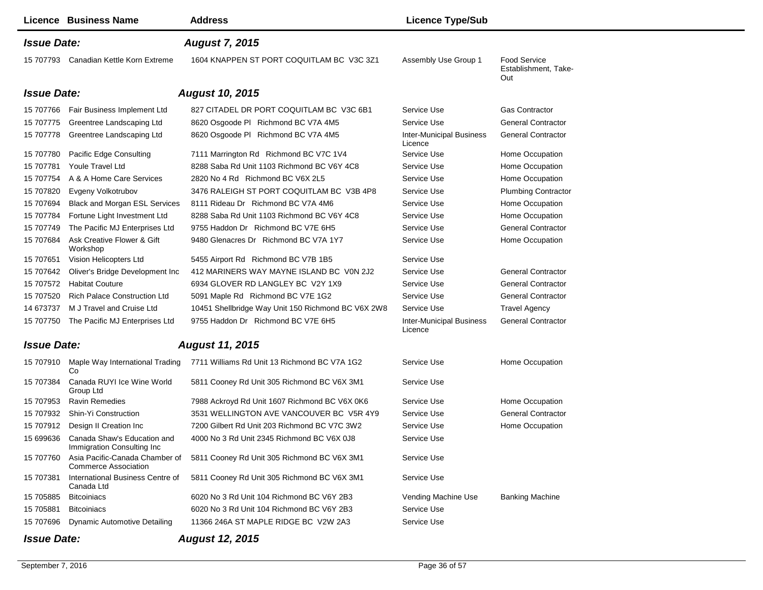| Licence | Business Name | Address | Licence Type/Sub | |
|---|---|---|---|---|
| ***Issue Date:*** | | ***August 7, 2015*** | | |
| 15 707793 | Canadian Kettle Korn Extreme | 1604 KNAPPEN ST PORT COQUITLAM BC V3C 3Z1 | Assembly Use Group 1 | Food Service Establishment, Take-Out |
| ***Issue Date:*** | | ***August 10, 2015*** | | |
| 15 707766 | Fair Business Implement Ltd | 827 CITADEL DR PORT COQUITLAM BC V3C 6B1 | Service Use | Gas Contractor |
| 15 707775 | Greentree Landscaping Ltd | 8620 Osgoode Pl Richmond BC V7A 4M5 | Service Use | General Contractor |
| 15 707778 | Greentree Landscaping Ltd | 8620 Osgoode Pl Richmond BC V7A 4M5 | Inter-Municipal Business Licence | General Contractor |
| 15 707780 | Pacific Edge Consulting | 7111 Marrington Rd Richmond BC V7C 1V4 | Service Use | Home Occupation |
| 15 707781 | Youle Travel Ltd | 8288 Saba Rd Unit 1103 Richmond BC V6Y 4C8 | Service Use | Home Occupation |
| 15 707754 | A & A Home Care Services | 2820 No 4 Rd Richmond BC V6X 2L5 | Service Use | Home Occupation |
| 15 707820 | Evgeny Volkotrubov | 3476 RALEIGH ST PORT COQUITLAM BC V3B 4P8 | Service Use | Plumbing Contractor |
| 15 707694 | Black and Morgan ESL Services | 8111 Rideau Dr Richmond BC V7A 4M6 | Service Use | Home Occupation |
| 15 707784 | Fortune Light Investment Ltd | 8288 Saba Rd Unit 1103 Richmond BC V6Y 4C8 | Service Use | Home Occupation |
| 15 707749 | The Pacific MJ Enterprises Ltd | 9755 Haddon Dr Richmond BC V7E 6H5 | Service Use | General Contractor |
| 15 707684 | Ask Creative Flower & Gift Workshop | 9480 Glenacres Dr Richmond BC V7A 1Y7 | Service Use | Home Occupation |
| 15 707651 | Vision Helicopters Ltd | 5455 Airport Rd Richmond BC V7B 1B5 | Service Use | |
| 15 707642 | Oliver's Bridge Development Inc | 412 MARINERS WAY MAYNE ISLAND BC V0N 2J2 | Service Use | General Contractor |
| 15 707572 | Habitat Couture | 6934 GLOVER RD LANGLEY BC V2Y 1X9 | Service Use | General Contractor |
| 15 707520 | Rich Palace Construction Ltd | 5091 Maple Rd Richmond BC V7E 1G2 | Service Use | General Contractor |
| 14 673737 | M J Travel and Cruise Ltd | 10451 Shellbridge Way Unit 150 Richmond BC V6X 2W8 | Service Use | Travel Agency |
| 15 707750 | The Pacific MJ Enterprises Ltd | 9755 Haddon Dr Richmond BC V7E 6H5 | Inter-Municipal Business Licence | General Contractor |
| ***Issue Date:*** | | ***August 11, 2015*** | | |
| 15 707910 | Maple Way International Trading Co | 7711 Williams Rd Unit 13 Richmond BC V7A 1G2 | Service Use | Home Occupation |
| 15 707384 | Canada RUYI Ice Wine World Group Ltd | 5811 Cooney Rd Unit 305 Richmond BC V6X 3M1 | Service Use | |
| 15 707953 | Ravin Remedies | 7988 Ackroyd Rd Unit 1607 Richmond BC V6X 0K6 | Service Use | Home Occupation |
| 15 707932 | Shin-Yi Construction | 3531 WELLINGTON AVE VANCOUVER BC V5R 4Y9 | Service Use | General Contractor |
| 15 707912 | Design II Creation Inc | 7200 Gilbert Rd Unit 203 Richmond BC V7C 3W2 | Service Use | Home Occupation |
| 15 699636 | Canada Shaw's Education and Immigration Consulting Inc | 4000 No 3 Rd Unit 2345 Richmond BC V6X 0J8 | Service Use | |
| 15 707760 | Asia Pacific-Canada Chamber of Commerce Association | 5811 Cooney Rd Unit 305 Richmond BC V6X 3M1 | Service Use | |
| 15 707381 | International Business Centre of Canada Ltd | 5811 Cooney Rd Unit 305 Richmond BC V6X 3M1 | Service Use | |
| 15 705885 | Bitcoiniacs | 6020 No 3 Rd Unit 104 Richmond BC V6Y 2B3 | Vending Machine Use | Banking Machine |
| 15 705881 | Bitcoiniacs | 6020 No 3 Rd Unit 104 Richmond BC V6Y 2B3 | Service Use | |
| 15 707696 | Dynamic Automotive Detailing | 11366 246A ST MAPLE RIDGE BC V2W 2A3 | Service Use | |
| ***Issue Date:*** | | ***August 12, 2015*** | | |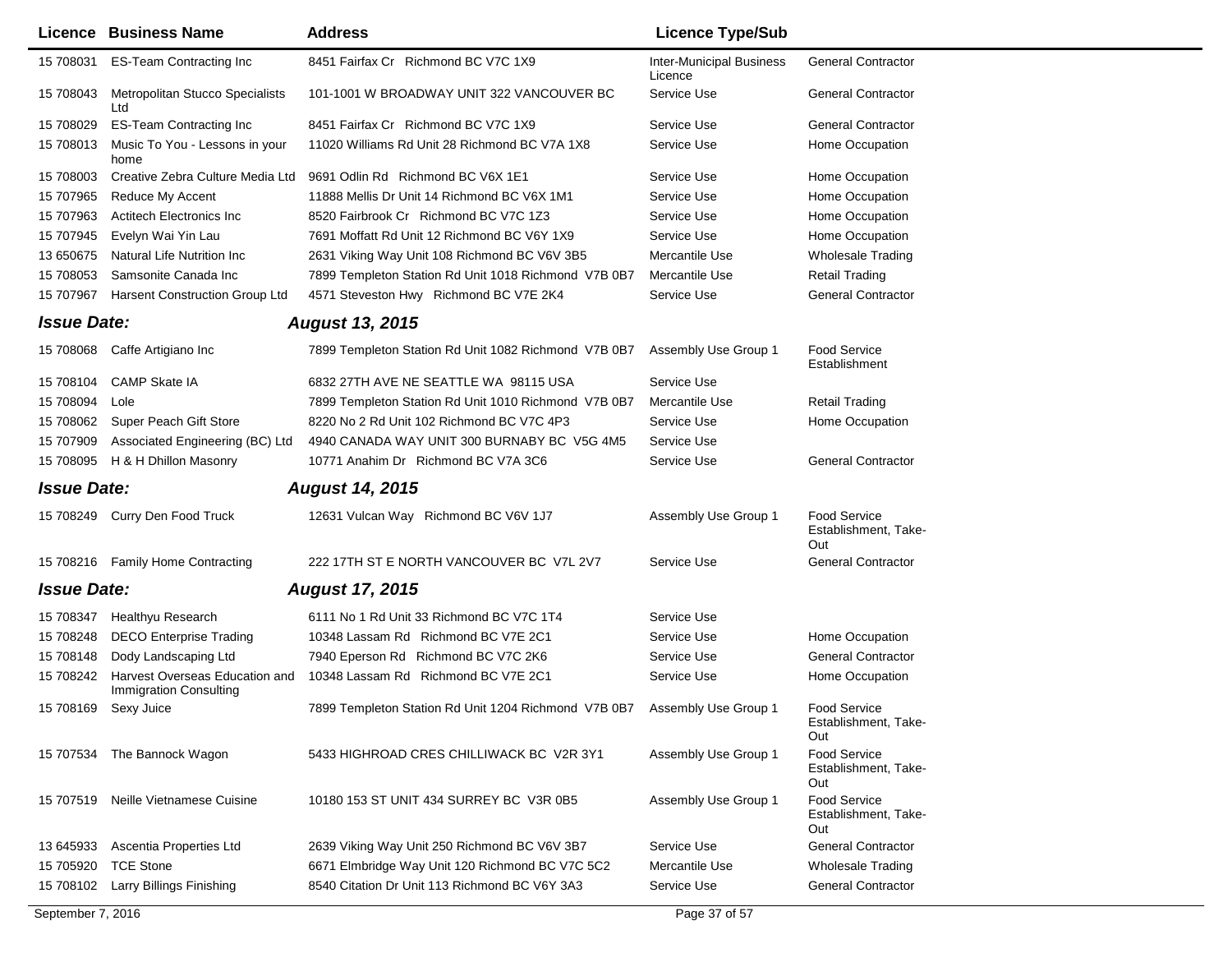| Licence | Business Name | Address | Licence Type/Sub | |
|---|---|---|---|---|
| 15 708031 | ES-Team Contracting Inc | 8451 Fairfax Cr Richmond BC V7C 1X9 | Inter-Municipal Business Licence | General Contractor |
| 15 708043 | Metropolitan Stucco Specialists Ltd | 101-1001 W BROADWAY UNIT 322 VANCOUVER BC | Service Use | General Contractor |
| 15 708029 | ES-Team Contracting Inc | 8451 Fairfax Cr Richmond BC V7C 1X9 | Service Use | General Contractor |
| 15 708013 | Music To You - Lessons in your home | 11020 Williams Rd Unit 28 Richmond BC V7A 1X8 | Service Use | Home Occupation |
| 15 708003 | Creative Zebra Culture Media Ltd | 9691 Odlin Rd Richmond BC V6X 1E1 | Service Use | Home Occupation |
| 15 707965 | Reduce My Accent | 11888 Mellis Dr Unit 14 Richmond BC V6X 1M1 | Service Use | Home Occupation |
| 15 707963 | Actitech Electronics Inc | 8520 Fairbrook Cr Richmond BC V7C 1Z3 | Service Use | Home Occupation |
| 15 707945 | Evelyn Wai Yin Lau | 7691 Moffatt Rd Unit 12 Richmond BC V6Y 1X9 | Service Use | Home Occupation |
| 13 650675 | Natural Life Nutrition Inc | 2631 Viking Way Unit 108 Richmond BC V6V 3B5 | Mercantile Use | Wholesale Trading |
| 15 708053 | Samsonite Canada Inc | 7899 Templeton Station Rd Unit 1018 Richmond V7B 0B7 | Mercantile Use | Retail Trading |
| 15 707967 | Harsent Construction Group Ltd | 4571 Steveston Hwy Richmond BC V7E 2K4 | Service Use | General Contractor |
| ***Issue Date:*** | | ***August 13, 2015*** | | |
| 15 708068 | Caffe Artigiano Inc | 7899 Templeton Station Rd Unit 1082 Richmond V7B 0B7 | Assembly Use Group 1 | Food Service Establishment |
| 15 708104 | CAMP Skate IA | 6832 27TH AVE NE SEATTLE WA 98115 USA | Service Use | |
| 15 708094 | Lole | 7899 Templeton Station Rd Unit 1010 Richmond V7B 0B7 | Mercantile Use | Retail Trading |
| 15 708062 | Super Peach Gift Store | 8220 No 2 Rd Unit 102 Richmond BC V7C 4P3 | Service Use | Home Occupation |
| 15 707909 | Associated Engineering (BC) Ltd | 4940 CANADA WAY UNIT 300 BURNABY BC V5G 4M5 | Service Use | |
| 15 708095 | H & H Dhillon Masonry | 10771 Anahim Dr Richmond BC V7A 3C6 | Service Use | General Contractor |
| ***Issue Date:*** | | ***August 14, 2015*** | | |
| 15 708249 | Curry Den Food Truck | 12631 Vulcan Way Richmond BC V6V 1J7 | Assembly Use Group 1 | Food Service Establishment, Take-Out |
| 15 708216 | Family Home Contracting | 222 17TH ST E NORTH VANCOUVER BC V7L 2V7 | Service Use | General Contractor |
| ***Issue Date:*** | | ***August 17, 2015*** | | |
| 15 708347 | Healthyu Research | 6111 No 1 Rd Unit 33 Richmond BC V7C 1T4 | Service Use | |
| 15 708248 | DECO Enterprise Trading | 10348 Lassam Rd Richmond BC V7E 2C1 | Service Use | Home Occupation |
| 15 708148 | Dody Landscaping Ltd | 7940 Eperson Rd Richmond BC V7C 2K6 | Service Use | General Contractor |
| 15 708242 | Harvest Overseas Education and Immigration Consulting | 10348 Lassam Rd Richmond BC V7E 2C1 | Service Use | Home Occupation |
| 15 708169 | Sexy Juice | 7899 Templeton Station Rd Unit 1204 Richmond V7B 0B7 | Assembly Use Group 1 | Food Service Establishment, Take-Out |
| 15 707534 | The Bannock Wagon | 5433 HIGHROAD CRES CHILLIWACK BC V2R 3Y1 | Assembly Use Group 1 | Food Service Establishment, Take-Out |
| 15 707519 | Neille Vietnamese Cuisine | 10180 153 ST UNIT 434 SURREY BC V3R 0B5 | Assembly Use Group 1 | Food Service Establishment, Take-Out |
| 13 645933 | Ascentia Properties Ltd | 2639 Viking Way Unit 250 Richmond BC V6V 3B7 | Service Use | General Contractor |
| 15 705920 | TCE Stone | 6671 Elmbridge Way Unit 120 Richmond BC V7C 5C2 | Mercantile Use | Wholesale Trading |
| 15 708102 | Larry Billings Finishing | 8540 Citation Dr Unit 113 Richmond BC V6Y 3A3 | Service Use | General Contractor |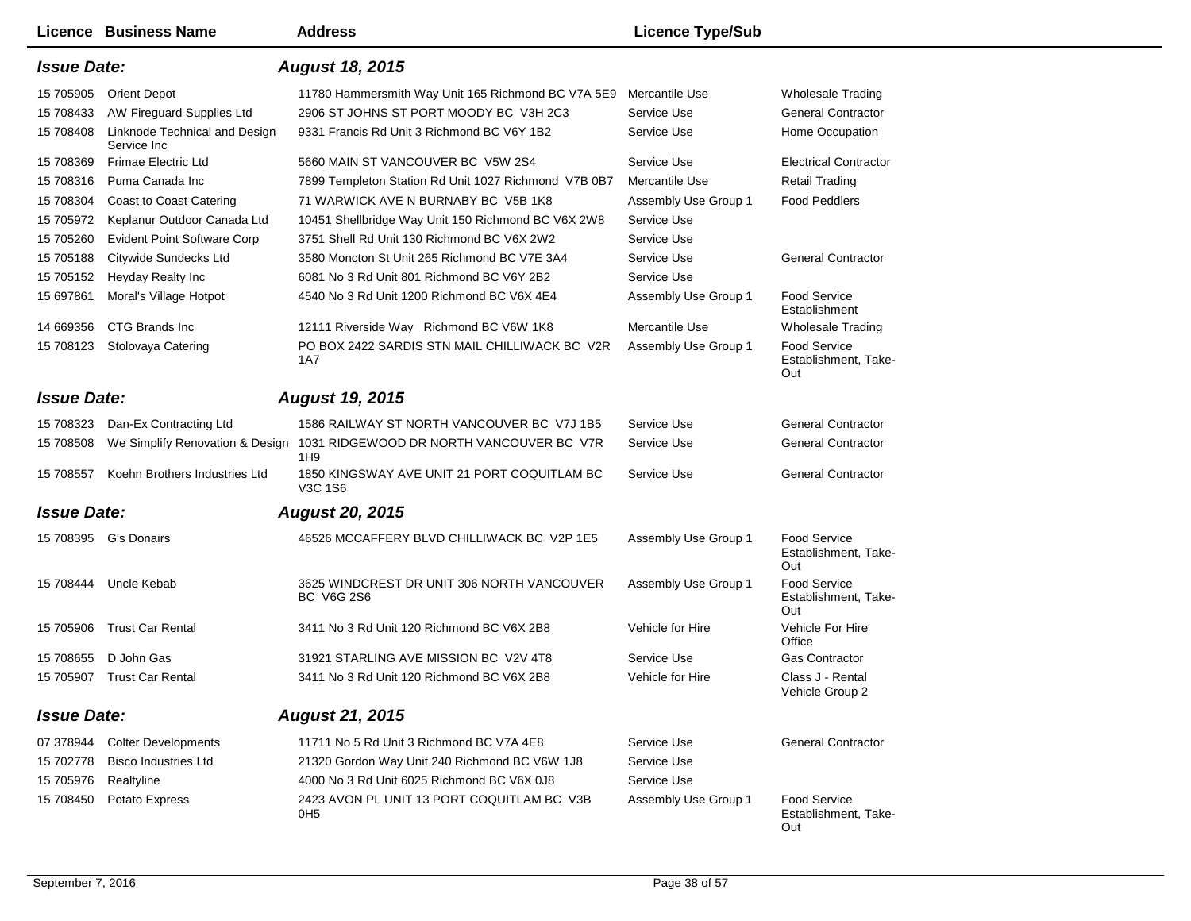| Licence | Business Name | Address | Licence Type/Sub | |
|---|---|---|---|---|
| ***Issue Date:*** | | ***August 18, 2015*** | | |
| 15 705905 | Orient Depot | 11780 Hammersmith Way Unit 165 Richmond BC V7A 5E9 | Mercantile Use | Wholesale Trading |
| 15 708433 | AW Fireguard Supplies Ltd | 2906 ST JOHNS ST PORT MOODY BC V3H 2C3 | Service Use | General Contractor |
| 15 708408 | Linknode Technical and Design Service Inc | 9331 Francis Rd Unit 3 Richmond BC V6Y 1B2 | Service Use | Home Occupation |
| 15 708369 | Frimae Electric Ltd | 5660 MAIN ST VANCOUVER BC V5W 2S4 | Service Use | Electrical Contractor |
| 15 708316 | Puma Canada Inc | 7899 Templeton Station Rd Unit 1027 Richmond V7B 0B7 | Mercantile Use | Retail Trading |
| 15 708304 | Coast to Coast Catering | 71 WARWICK AVE N BURNABY BC V5B 1K8 | Assembly Use Group 1 | Food Peddlers |
| 15 705972 | Keplanur Outdoor Canada Ltd | 10451 Shellbridge Way Unit 150 Richmond BC V6X 2W8 | Service Use | |
| 15 705260 | Evident Point Software Corp | 3751 Shell Rd Unit 130 Richmond BC V6X 2W2 | Service Use | |
| 15 705188 | Citywide Sundecks Ltd | 3580 Moncton St Unit 265 Richmond BC V7E 3A4 | Service Use | General Contractor |
| 15 705152 | Heyday Realty Inc | 6081 No 3 Rd Unit 801 Richmond BC V6Y 2B2 | Service Use | |
| 15 697861 | Moral's Village Hotpot | 4540 No 3 Rd Unit 1200 Richmond BC V6X 4E4 | Assembly Use Group 1 | Food Service Establishment |
| 14 669356 | CTG Brands Inc | 12111 Riverside Way Richmond BC V6W 1K8 | Mercantile Use | Wholesale Trading |
| 15 708123 | Stolovaya Catering | PO BOX 2422 SARDIS STN MAIL CHILLIWACK BC V2R 1A7 | Assembly Use Group 1 | Food Service Establishment, Take-Out |
| ***Issue Date:*** | | ***August 19, 2015*** | | |
| 15 708323 | Dan-Ex Contracting Ltd | 1586 RAILWAY ST NORTH VANCOUVER BC V7J 1B5 | Service Use | General Contractor |
| 15 708508 | We Simplify Renovation & Design | 1031 RIDGEWOOD DR NORTH VANCOUVER BC V7R 1H9 | Service Use | General Contractor |
| 15 708557 | Koehn Brothers Industries Ltd | 1850 KINGSWAY AVE UNIT 21 PORT COQUITLAM BC V3C 1S6 | Service Use | General Contractor |
| ***Issue Date:*** | | ***August 20, 2015*** | | |
| 15 708395 | G's Donairs | 46526 MCCAFFERY BLVD CHILLIWACK BC V2P 1E5 | Assembly Use Group 1 | Food Service Establishment, Take-Out |
| 15 708444 | Uncle Kebab | 3625 WINDCREST DR UNIT 306 NORTH VANCOUVER BC V6G 2S6 | Assembly Use Group 1 | Food Service Establishment, Take-Out |
| 15 705906 | Trust Car Rental | 3411 No 3 Rd Unit 120 Richmond BC V6X 2B8 | Vehicle for Hire | Vehicle For Hire Office |
| 15 708655 | D John Gas | 31921 STARLING AVE MISSION BC V2V 4T8 | Service Use | Gas Contractor |
| 15 705907 | Trust Car Rental | 3411 No 3 Rd Unit 120 Richmond BC V6X 2B8 | Vehicle for Hire | Class J - Rental Vehicle Group 2 |
| ***Issue Date:*** | | ***August 21, 2015*** | | |
| 07 378944 | Colter Developments | 11711 No 5 Rd Unit 3 Richmond BC V7A 4E8 | Service Use | General Contractor |
| 15 702778 | Bisco Industries Ltd | 21320 Gordon Way Unit 240 Richmond BC V6W 1J8 | Service Use | |
| 15 705976 | Realtyline | 4000 No 3 Rd Unit 6025 Richmond BC V6X 0J8 | Service Use | |
| 15 708450 | Potato Express | 2423 AVON PL UNIT 13 PORT COQUITLAM BC V3B 0H5 | Assembly Use Group 1 | Food Service Establishment, Take-Out |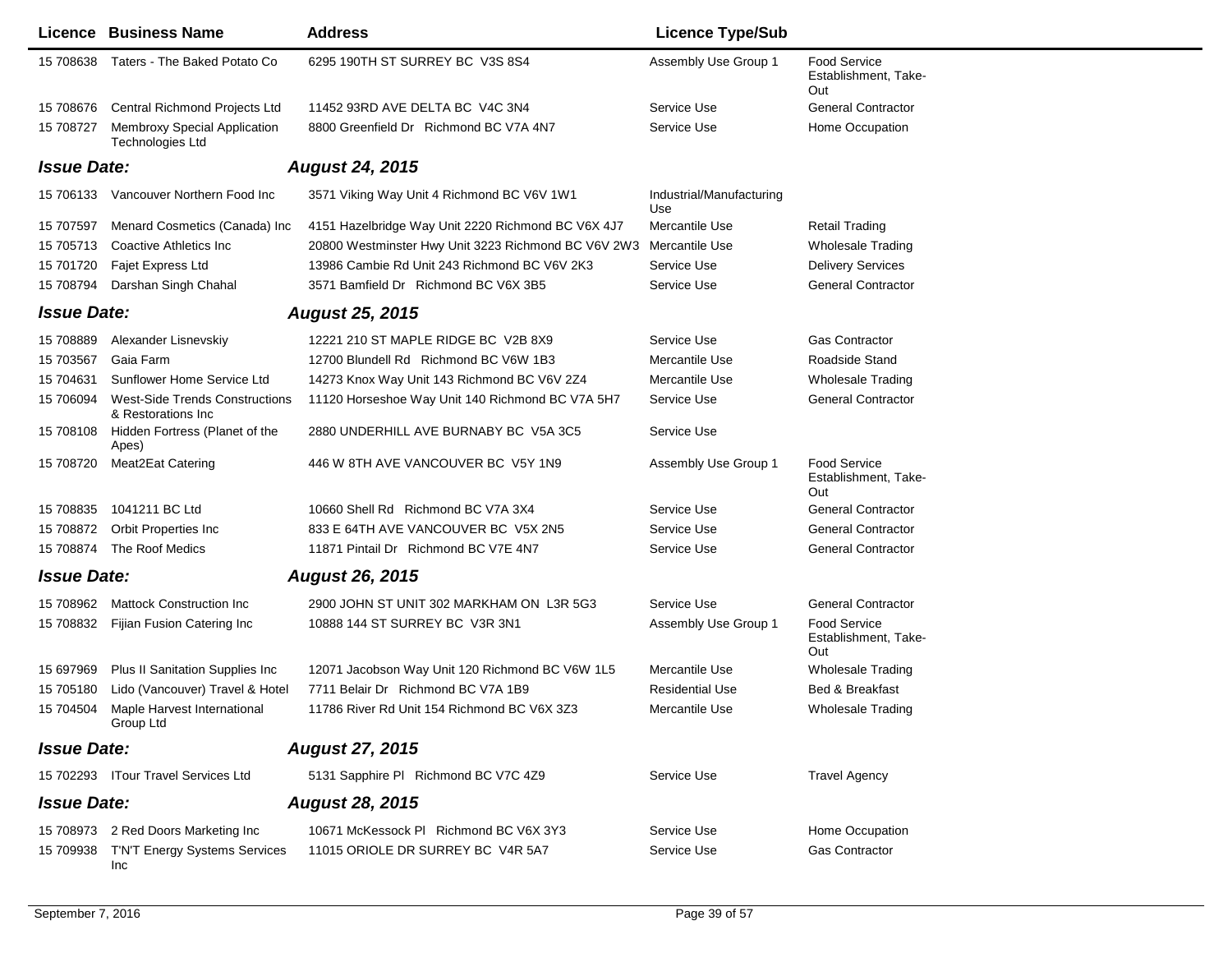| Licence | Business Name | Address | Licence Type/Sub | |
|---|---|---|---|---|
| 15 708638 | Taters - The Baked Potato Co | 6295 190TH ST SURREY BC V3S 8S4 | Assembly Use Group 1 | Food Service Establishment, Take-Out |
| 15 708676 | Central Richmond Projects Ltd | 11452 93RD AVE DELTA BC V4C 3N4 | Service Use | General Contractor |
| 15 708727 | Membroxy Special Application Technologies Ltd | 8800 Greenfield Dr Richmond BC V7A 4N7 | Service Use | Home Occupation |
| ***Issue Date:*** | | ***August 24, 2015*** | | |
| 15 706133 | Vancouver Northern Food Inc | 3571 Viking Way Unit 4 Richmond BC V6V 1W1 | Industrial/Manufacturing Use | |
| 15 707597 | Menard Cosmetics (Canada) Inc | 4151 Hazelbridge Way Unit 2220 Richmond BC V6X 4J7 | Mercantile Use | Retail Trading |
| 15 705713 | Coactive Athletics Inc | 20800 Westminster Hwy Unit 3223 Richmond BC V6V 2W3 | Mercantile Use | Wholesale Trading |
| 15 701720 | Fajet Express Ltd | 13986 Cambie Rd Unit 243 Richmond BC V6V 2K3 | Service Use | Delivery Services |
| 15 708794 | Darshan Singh Chahal | 3571 Bamfield Dr Richmond BC V6X 3B5 | Service Use | General Contractor |
| ***Issue Date:*** | | ***August 25, 2015*** | | |
| 15 708889 | Alexander Lisnevskiy | 12221 210 ST MAPLE RIDGE BC V2B 8X9 | Service Use | Gas Contractor |
| 15 703567 | Gaia Farm | 12700 Blundell Rd Richmond BC V6W 1B3 | Mercantile Use | Roadside Stand |
| 15 704631 | Sunflower Home Service Ltd | 14273 Knox Way Unit 143 Richmond BC V6V 2Z4 | Mercantile Use | Wholesale Trading |
| 15 706094 | West-Side Trends Constructions & Restorations Inc | 11120 Horseshoe Way Unit 140 Richmond BC V7A 5H7 | Service Use | General Contractor |
| 15 708108 | Hidden Fortress (Planet of the Apes) | 2880 UNDERHILL AVE BURNABY BC V5A 3C5 | Service Use | |
| 15 708720 | Meat2Eat Catering | 446 W 8TH AVE VANCOUVER BC V5Y 1N9 | Assembly Use Group 1 | Food Service Establishment, Take-Out |
| 15 708835 | 1041211 BC Ltd | 10660 Shell Rd Richmond BC V7A 3X4 | Service Use | General Contractor |
| 15 708872 | Orbit Properties Inc | 833 E 64TH AVE VANCOUVER BC V5X 2N5 | Service Use | General Contractor |
| 15 708874 | The Roof Medics | 11871 Pintail Dr Richmond BC V7E 4N7 | Service Use | General Contractor |
| ***Issue Date:*** | | ***August 26, 2015*** | | |
| 15 708962 | Mattock Construction Inc | 2900 JOHN ST UNIT 302 MARKHAM ON L3R 5G3 | Service Use | General Contractor |
| 15 708832 | Fijian Fusion Catering Inc | 10888 144 ST SURREY BC V3R 3N1 | Assembly Use Group 1 | Food Service Establishment, Take-Out |
| 15 697969 | Plus II Sanitation Supplies Inc | 12071 Jacobson Way Unit 120 Richmond BC V6W 1L5 | Mercantile Use | Wholesale Trading |
| 15 705180 | Lido (Vancouver) Travel & Hotel | 7711 Belair Dr Richmond BC V7A 1B9 | Residential Use | Bed & Breakfast |
| 15 704504 | Maple Harvest International Group Ltd | 11786 River Rd Unit 154 Richmond BC V6X 3Z3 | Mercantile Use | Wholesale Trading |
| ***Issue Date:*** | | ***August 27, 2015*** | | |
| 15 702293 | ITour Travel Services Ltd | 5131 Sapphire Pl Richmond BC V7C 4Z9 | Service Use | Travel Agency |
| ***Issue Date:*** | | ***August 28, 2015*** | | |
| 15 708973 | 2 Red Doors Marketing Inc | 10671 McKessock Pl Richmond BC V6X 3Y3 | Service Use | Home Occupation |
| 15 709938 | T'N'T Energy Systems Services Inc | 11015 ORIOLE DR SURREY BC V4R 5A7 | Service Use | Gas Contractor |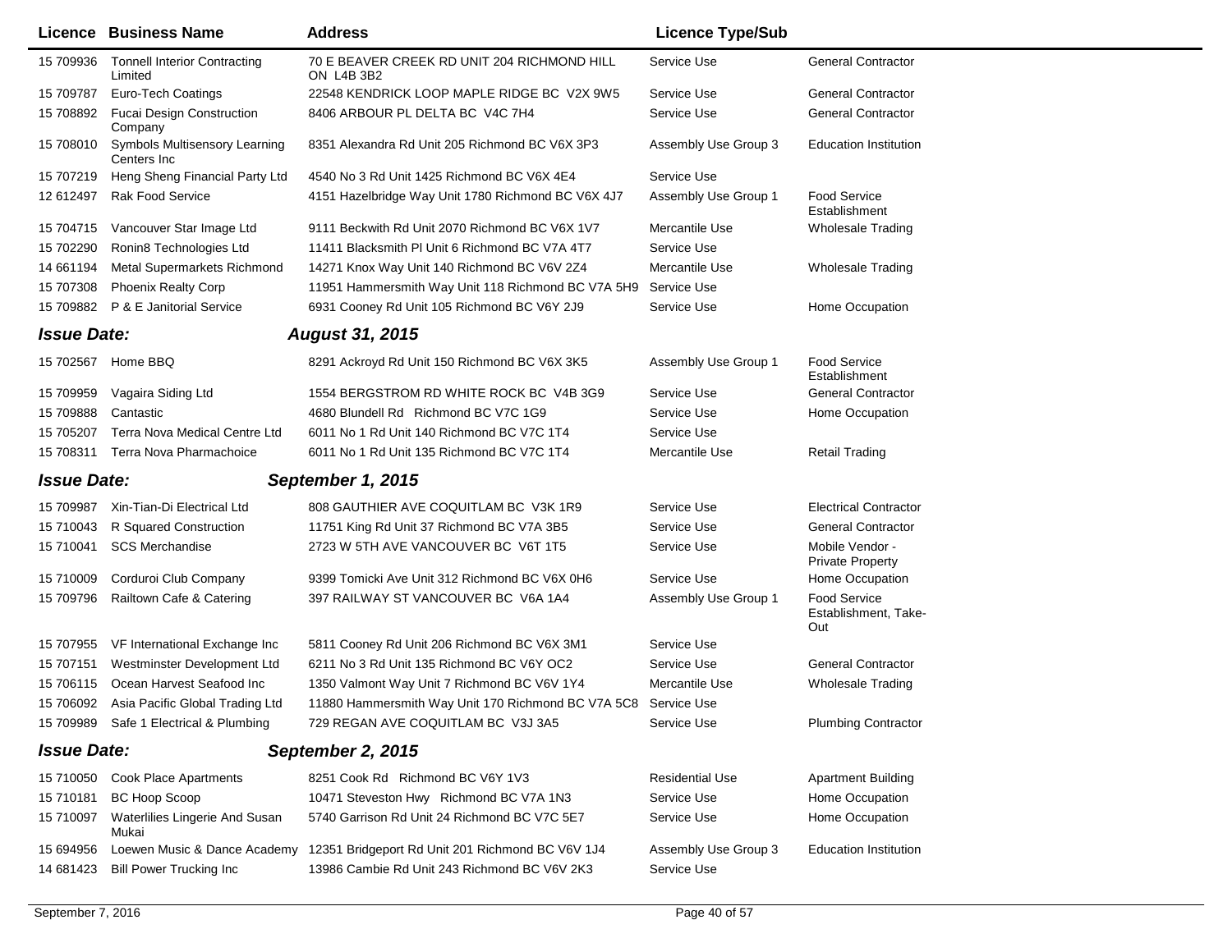| Licence | Business Name | Address | Licence Type/Sub | |
|---|---|---|---|---|
| 15 709936 | Tonnell Interior Contracting Limited | 70 E BEAVER CREEK RD UNIT 204 RICHMOND HILL ON L4B 3B2 | Service Use | General Contractor |
| 15 709787 | Euro-Tech Coatings | 22548 KENDRICK LOOP MAPLE RIDGE BC V2X 9W5 | Service Use | General Contractor |
| 15 708892 | Fucai Design Construction Company | 8406 ARBOUR PL DELTA BC V4C 7H4 | Service Use | General Contractor |
| 15 708010 | Symbols Multisensory Learning Centers Inc | 8351 Alexandra Rd Unit 205 Richmond BC V6X 3P3 | Assembly Use Group 3 | Education Institution |
| 15 707219 | Heng Sheng Financial Party Ltd | 4540 No 3 Rd Unit 1425 Richmond BC V6X 4E4 | Service Use | |
| 12 612497 | Rak Food Service | 4151 Hazelbridge Way Unit 1780 Richmond BC V6X 4J7 | Assembly Use Group 1 | Food Service Establishment |
| 15 704715 | Vancouver Star Image Ltd | 9111 Beckwith Rd Unit 2070 Richmond BC V6X 1V7 | Mercantile Use | Wholesale Trading |
| 15 702290 | Ronin8 Technologies Ltd | 11411 Blacksmith Pl Unit 6 Richmond BC V7A 4T7 | Service Use | |
| 14 661194 | Metal Supermarkets Richmond | 14271 Knox Way Unit 140 Richmond BC V6V 2Z4 | Mercantile Use | Wholesale Trading |
| 15 707308 | Phoenix Realty Corp | 11951 Hammersmith Way Unit 118 Richmond BC V7A 5H9 | Service Use | |
| 15 709882 | P & E Janitorial Service | 6931 Cooney Rd Unit 105 Richmond BC V6Y 2J9 | Service Use | Home Occupation |

***Issue Date:*** ***August 31, 2015***

| Licence | Business Name | Address | Licence Type/Sub | |
|---|---|---|---|---|
| 15 702567 | Home BBQ | 8291 Ackroyd Rd Unit 150 Richmond BC V6X 3K5 | Assembly Use Group 1 | Food Service Establishment |
| 15 709959 | Vagaira Siding Ltd | 1554 BERGSTROM RD WHITE ROCK BC V4B 3G9 | Service Use | General Contractor |
| 15 709888 | Cantastic | 4680 Blundell Rd Richmond BC V7C 1G9 | Service Use | Home Occupation |
| 15 705207 | Terra Nova Medical Centre Ltd | 6011 No 1 Rd Unit 140 Richmond BC V7C 1T4 | Service Use | |
| 15 708311 | Terra Nova Pharmachoice | 6011 No 1 Rd Unit 135 Richmond BC V7C 1T4 | Mercantile Use | Retail Trading |

***Issue Date:*** ***September 1, 2015***

| Licence | Business Name | Address | Licence Type/Sub | |
|---|---|---|---|---|
| 15 709987 | Xin-Tian-Di Electrical Ltd | 808 GAUTHIER AVE COQUITLAM BC V3K 1R9 | Service Use | Electrical Contractor |
| 15 710043 | R Squared Construction | 11751 King Rd Unit 37 Richmond BC V7A 3B5 | Service Use | General Contractor |
| 15 710041 | SCS Merchandise | 2723 W 5TH AVE VANCOUVER BC V6T 1T5 | Service Use | Mobile Vendor - Private Property |
| 15 710009 | Corduroi Club Company | 9399 Tomicki Ave Unit 312 Richmond BC V6X 0H6 | Service Use | Home Occupation |
| 15 709796 | Railtown Cafe & Catering | 397 RAILWAY ST VANCOUVER BC V6A 1A4 | Assembly Use Group 1 | Food Service Establishment, Take-Out |
| 15 707955 | VF International Exchange Inc | 5811 Cooney Rd Unit 206 Richmond BC V6X 3M1 | Service Use | |
| 15 707151 | Westminster Development Ltd | 6211 No 3 Rd Unit 135 Richmond BC V6Y OC2 | Service Use | General Contractor |
| 15 706115 | Ocean Harvest Seafood Inc | 1350 Valmont Way Unit 7 Richmond BC V6V 1Y4 | Mercantile Use | Wholesale Trading |
| 15 706092 | Asia Pacific Global Trading Ltd | 11880 Hammersmith Way Unit 170 Richmond BC V7A 5C8 | Service Use | |
| 15 709989 | Safe 1 Electrical & Plumbing | 729 REGAN AVE COQUITLAM BC V3J 3A5 | Service Use | Plumbing Contractor |

***Issue Date:*** ***September 2, 2015***

| Licence | Business Name | Address | Licence Type/Sub | |
|---|---|---|---|---|
| 15 710050 | Cook Place Apartments | 8251 Cook Rd Richmond BC V6Y 1V3 | Residential Use | Apartment Building |
| 15 710181 | BC Hoop Scoop | 10471 Steveston Hwy Richmond BC V7A 1N3 | Service Use | Home Occupation |
| 15 710097 | Waterlilies Lingerie And Susan Mukai | 5740 Garrison Rd Unit 24 Richmond BC V7C 5E7 | Service Use | Home Occupation |
| 15 694956 | Loewen Music & Dance Academy | 12351 Bridgeport Rd Unit 201 Richmond BC V6V 1J4 | Assembly Use Group 3 | Education Institution |
| 14 681423 | Bill Power Trucking Inc | 13986 Cambie Rd Unit 243 Richmond BC V6V 2K3 | Service Use | |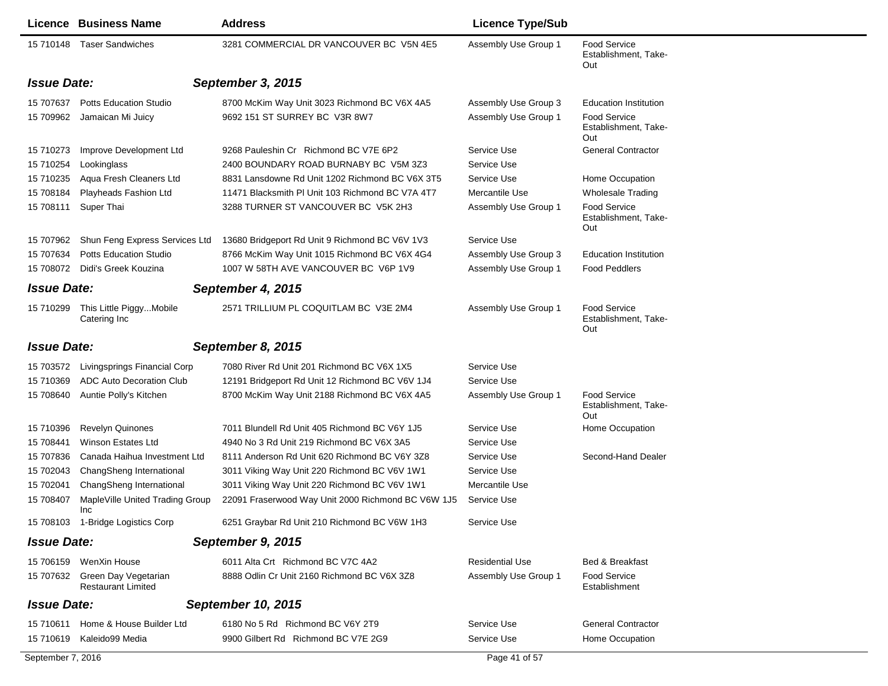| Licence | Business Name | Address | Licence Type/Sub | |
|---|---|---|---|---|
| 15 710148 | Taser Sandwiches | 3281 COMMERCIAL DR VANCOUVER BC V5N 4E5 | Assembly Use Group 1 | Food Service Establishment, Take-Out |

***Issue Date:*** ***September 3, 2015***

| Licence | Business Name | Address | Licence Type/Sub | |
|---|---|---|---|---|
| 15 707637 | Potts Education Studio | 8700 McKim Way Unit 3023 Richmond BC V6X 4A5 | Assembly Use Group 3 | Education Institution |
| 15 709962 | Jamaican Mi Juicy | 9692 151 ST SURREY BC V3R 8W7 | Assembly Use Group 1 | Food Service Establishment, Take-Out |
| 15 710273 | Improve Development Ltd | 9268 Pauleshin Cr Richmond BC V7E 6P2 | Service Use | General Contractor |
| 15 710254 | Lookinglass | 2400 BOUNDARY ROAD BURNABY BC V5M 3Z3 | Service Use | |
| 15 710235 | Aqua Fresh Cleaners Ltd | 8831 Lansdowne Rd Unit 1202 Richmond BC V6X 3T5 | Service Use | Home Occupation |
| 15 708184 | Playheads Fashion Ltd | 11471 Blacksmith Pl Unit 103 Richmond BC V7A 4T7 | Mercantile Use | Wholesale Trading |
| 15 708111 | Super Thai | 3288 TURNER ST VANCOUVER BC V5K 2H3 | Assembly Use Group 1 | Food Service Establishment, Take-Out |
| 15 707962 | Shun Feng Express Services Ltd | 13680 Bridgeport Rd Unit 9 Richmond BC V6V 1V3 | Service Use | |
| 15 707634 | Potts Education Studio | 8766 McKim Way Unit 1015 Richmond BC V6X 4G4 | Assembly Use Group 3 | Education Institution |
| 15 708072 | Didi's Greek Kouzina | 1007 W 58TH AVE VANCOUVER BC V6P 1V9 | Assembly Use Group 1 | Food Peddlers |

***Issue Date:*** ***September 4, 2015***

| Licence | Business Name | Address | Licence Type/Sub | |
|---|---|---|---|---|
| 15 710299 | This Little Piggy...Mobile Catering Inc | 2571 TRILLIUM PL COQUITLAM BC V3E 2M4 | Assembly Use Group 1 | Food Service Establishment, Take-Out |

***Issue Date:*** ***September 8, 2015***

| Licence | Business Name | Address | Licence Type/Sub | |
|---|---|---|---|---|
| 15 703572 | Livingsprings Financial Corp | 7080 River Rd Unit 201 Richmond BC V6X 1X5 | Service Use | |
| 15 710369 | ADC Auto Decoration Club | 12191 Bridgeport Rd Unit 12 Richmond BC V6V 1J4 | Service Use | |
| 15 708640 | Auntie Polly's Kitchen | 8700 McKim Way Unit 2188 Richmond BC V6X 4A5 | Assembly Use Group 1 | Food Service Establishment, Take-Out |
| 15 710396 | Revelyn Quinones | 7011 Blundell Rd Unit 405 Richmond BC V6Y 1J5 | Service Use | Home Occupation |
| 15 708441 | Winson Estates Ltd | 4940 No 3 Rd Unit 219 Richmond BC V6X 3A5 | Service Use | |
| 15 707836 | Canada Haihua Investment Ltd | 8111 Anderson Rd Unit 620 Richmond BC V6Y 3Z8 | Service Use | Second-Hand Dealer |
| 15 702043 | ChangSheng International | 3011 Viking Way Unit 220 Richmond BC V6V 1W1 | Service Use | |
| 15 702041 | ChangSheng International | 3011 Viking Way Unit 220 Richmond BC V6V 1W1 | Mercantile Use | |
| 15 708407 | MapleVille United Trading Group Inc | 22091 Fraserwood Way Unit 2000 Richmond BC V6W 1J5 | Service Use | |
| 15 708103 | 1-Bridge Logistics Corp | 6251 Graybar Rd Unit 210 Richmond BC V6W 1H3 | Service Use | |

***Issue Date:*** ***September 9, 2015***

| Licence | Business Name | Address | Licence Type/Sub | |
|---|---|---|---|---|
| 15 706159 | WenXin House | 6011 Alta Crt Richmond BC V7C 4A2 | Residential Use | Bed & Breakfast |
| 15 707632 | Green Day Vegetarian Restaurant Limited | 8888 Odlin Cr Unit 2160 Richmond BC V6X 3Z8 | Assembly Use Group 1 | Food Service Establishment |

***Issue Date:*** ***September 10, 2015***

| Licence | Business Name | Address | Licence Type/Sub | |
|---|---|---|---|---|
| 15 710611 | Home & House Builder Ltd | 6180 No 5 Rd Richmond BC V6Y 2T9 | Service Use | General Contractor |
| 15 710619 | Kaleido99 Media | 9900 Gilbert Rd Richmond BC V7E 2G9 | Service Use | Home Occupation |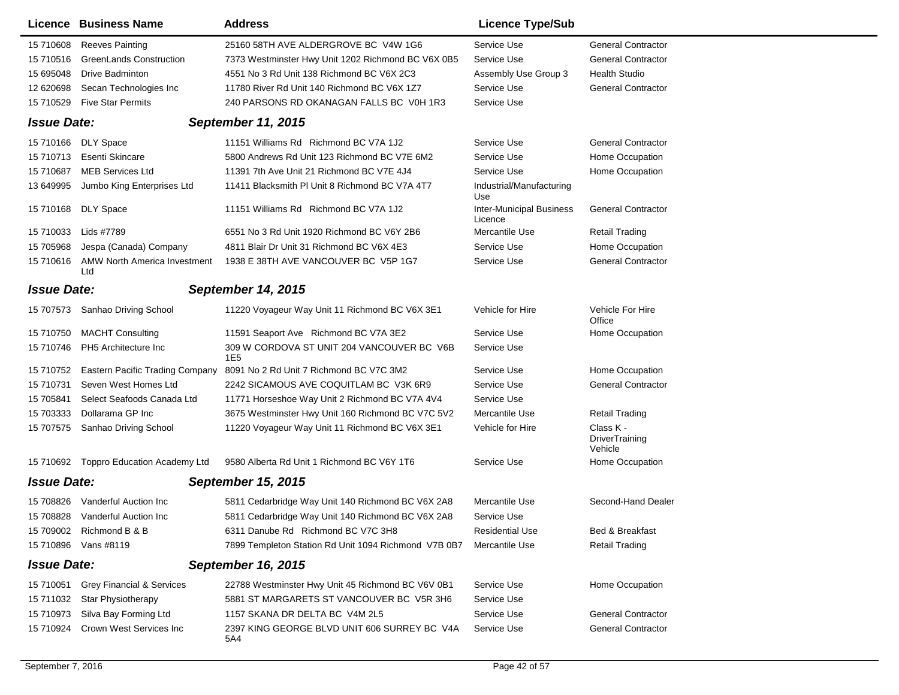| Licence | Business Name | Address | Licence Type/Sub | |
|---|---|---|---|---|
| 15 710608 | Reeves Painting | 25160 58TH AVE ALDERGROVE BC V4W 1G6 | Service Use | General Contractor |
| 15 710516 | GreenLands Construction | 7373 Westminster Hwy Unit 1202 Richmond BC V6X 0B5 | Service Use | General Contractor |
| 15 695048 | Drive Badminton | 4551 No 3 Rd Unit 138 Richmond BC V6X 2C3 | Assembly Use Group 3 | Health Studio |
| 12 620698 | Secan Technologies Inc | 11780 River Rd Unit 140 Richmond BC V6X 1Z7 | Service Use | General Contractor |
| 15 710529 | Five Star Permits | 240 PARSONS RD OKANAGAN FALLS BC V0H 1R3 | Service Use | |

**Issue Date:** ***September 11, 2015***

| Licence | Business Name | Address | Licence Type/Sub | |
|---|---|---|---|---|
| 15 710166 | DLY Space | 11151 Williams Rd Richmond BC V7A 1J2 | Service Use | General Contractor |
| 15 710713 | Esenti Skincare | 5800 Andrews Rd Unit 123 Richmond BC V7E 6M2 | Service Use | Home Occupation |
| 15 710687 | MEB Services Ltd | 11391 7th Ave Unit 21 Richmond BC V7E 4J4 | Service Use | Home Occupation |
| 13 649995 | Jumbo King Enterprises Ltd | 11411 Blacksmith Pl Unit 8 Richmond BC V7A 4T7 | Industrial/Manufacturing Use | |
| 15 710168 | DLY Space | 11151 Williams Rd Richmond BC V7A 1J2 | Inter-Municipal Business Licence | General Contractor |
| 15 710033 | Lids #7789 | 6551 No 3 Rd Unit 1920 Richmond BC V6Y 2B6 | Mercantile Use | Retail Trading |
| 15 705968 | Jespa (Canada) Company | 4811 Blair Dr Unit 31 Richmond BC V6X 4E3 | Service Use | Home Occupation |
| 15 710616 | AMW North America Investment Ltd | 1938 E 38TH AVE VANCOUVER BC V5P 1G7 | Service Use | General Contractor |

**Issue Date:** ***September 14, 2015***

| Licence | Business Name | Address | Licence Type/Sub | |
|---|---|---|---|---|
| 15 707573 | Sanhao Driving School | 11220 Voyageur Way Unit 11 Richmond BC V6X 3E1 | Vehicle for Hire | Vehicle For Hire Office |
| 15 710750 | MACHT Consulting | 11591 Seaport Ave Richmond BC V7A 3E2 | Service Use | Home Occupation |
| 15 710746 | PH5 Architecture Inc | 309 W CORDOVA ST UNIT 204 VANCOUVER BC V6B 1E5 | Service Use | |
| 15 710752 | Eastern Pacific Trading Company | 8091 No 2 Rd Unit 7 Richmond BC V7C 3M2 | Service Use | Home Occupation |
| 15 710731 | Seven West Homes Ltd | 2242 SICAMOUS AVE COQUITLAM BC V3K 6R9 | Service Use | General Contractor |
| 15 705841 | Select Seafoods Canada Ltd | 11771 Horseshoe Way Unit 2 Richmond BC V7A 4V4 | Service Use | |
| 15 703333 | Dollarama GP Inc | 3675 Westminster Hwy Unit 160 Richmond BC V7C 5V2 | Mercantile Use | Retail Trading |
| 15 707575 | Sanhao Driving School | 11220 Voyageur Way Unit 11 Richmond BC V6X 3E1 | Vehicle for Hire | Class K - DriverTraining Vehicle |
| 15 710692 | Toppro Education Academy Ltd | 9580 Alberta Rd Unit 1 Richmond BC V6Y 1T6 | Service Use | Home Occupation |

**Issue Date:** ***September 15, 2015***

| Licence | Business Name | Address | Licence Type/Sub | |
|---|---|---|---|---|
| 15 708826 | Vanderful Auction Inc | 5811 Cedarbridge Way Unit 140 Richmond BC V6X 2A8 | Mercantile Use | Second-Hand Dealer |
| 15 708828 | Vanderful Auction Inc | 5811 Cedarbridge Way Unit 140 Richmond BC V6X 2A8 | Service Use | |
| 15 709002 | Richmond B & B | 6311 Danube Rd Richmond BC V7C 3H8 | Residential Use | Bed & Breakfast |
| 15 710896 | Vans #8119 | 7899 Templeton Station Rd Unit 1094 Richmond V7B 0B7 | Mercantile Use | Retail Trading |

**Issue Date:** ***September 16, 2015***

| Licence | Business Name | Address | Licence Type/Sub | |
|---|---|---|---|---|
| 15 710051 | Grey Financial & Services | 22788 Westminster Hwy Unit 45 Richmond BC V6V 0B1 | Service Use | Home Occupation |
| 15 711032 | Star Physiotherapy | 5881 ST MARGARETS ST VANCOUVER BC V5R 3H6 | Service Use | |
| 15 710973 | Silva Bay Forming Ltd | 1157 SKANA DR DELTA BC V4M 2L5 | Service Use | General Contractor |
| 15 710924 | Crown West Services Inc | 2397 KING GEORGE BLVD UNIT 606 SURREY BC V4A 5A4 | Service Use | General Contractor |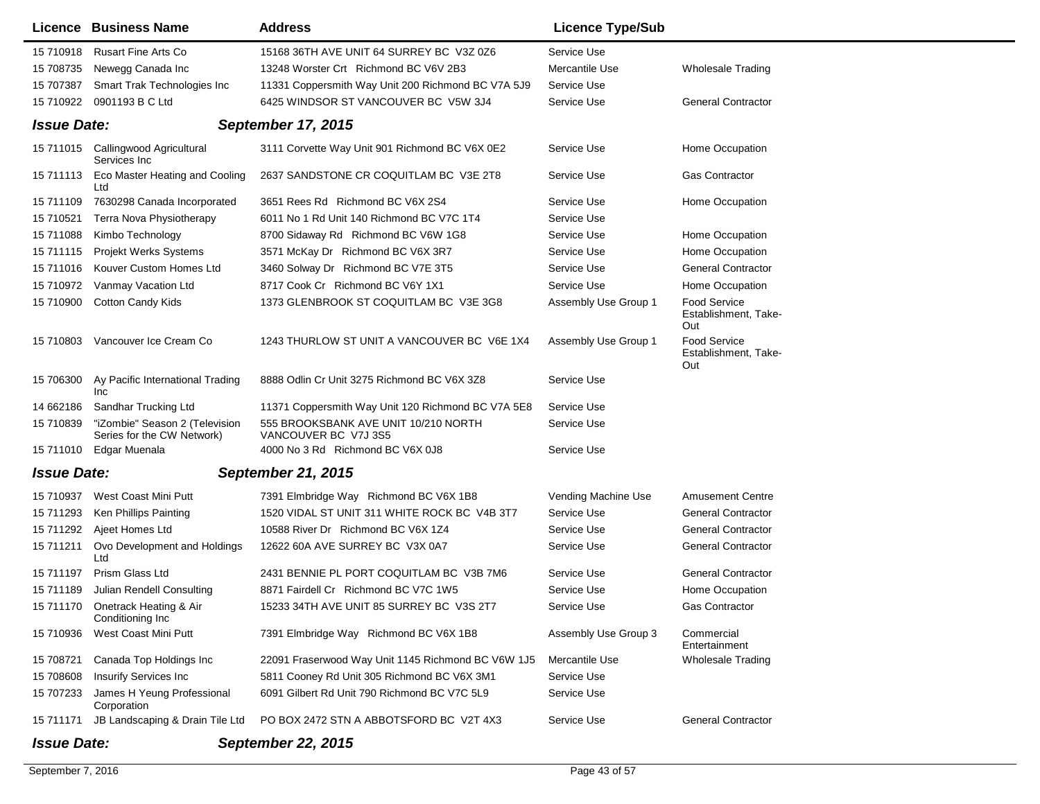| Licence | Business Name | Address | Licence Type/Sub | |
|---|---|---|---|---|
| 15 710918 | Rusart Fine Arts Co | 15168 36TH AVE UNIT 64 SURREY BC V3Z 0Z6 | Service Use | |
| 15 708735 | Newegg Canada Inc | 13248 Worster Crt Richmond BC V6V 2B3 | Mercantile Use | Wholesale Trading |
| 15 707387 | Smart Trak Technologies Inc | 11331 Coppersmith Way Unit 200 Richmond BC V7A 5J9 | Service Use | |
| 15 710922 | 0901193 B C Ltd | 6425 WINDSOR ST VANCOUVER BC V5W 3J4 | Service Use | General Contractor |

***Issue Date:*** ***September 17, 2015***

| Licence | Business Name | Address | Licence Type/Sub | |
|---|---|---|---|---|
| 15 711015 | Callingwood Agricultural Services Inc | 3111 Corvette Way Unit 901 Richmond BC V6X 0E2 | Service Use | Home Occupation |
| 15 711113 | Eco Master Heating and Cooling Ltd | 2637 SANDSTONE CR COQUITLAM BC V3E 2T8 | Service Use | Gas Contractor |
| 15 711109 | 7630298 Canada Incorporated | 3651 Rees Rd Richmond BC V6X 2S4 | Service Use | Home Occupation |
| 15 710521 | Terra Nova Physiotherapy | 6011 No 1 Rd Unit 140 Richmond BC V7C 1T4 | Service Use | |
| 15 711088 | Kimbo Technology | 8700 Sidaway Rd Richmond BC V6W 1G8 | Service Use | Home Occupation |
| 15 711115 | Projekt Werks Systems | 3571 McKay Dr Richmond BC V6X 3R7 | Service Use | Home Occupation |
| 15 711016 | Kouver Custom Homes Ltd | 3460 Solway Dr Richmond BC V7E 3T5 | Service Use | General Contractor |
| 15 710972 | Vanmay Vacation Ltd | 8717 Cook Cr Richmond BC V6Y 1X1 | Service Use | Home Occupation |
| 15 710900 | Cotton Candy Kids | 1373 GLENBROOK ST COQUITLAM BC V3E 3G8 | Assembly Use Group 1 | Food Service Establishment, Take-Out |
| 15 710803 | Vancouver Ice Cream Co | 1243 THURLOW ST UNIT A VANCOUVER BC V6E 1X4 | Assembly Use Group 1 | Food Service Establishment, Take-Out |
| 15 706300 | Ay Pacific International Trading Inc | 8888 Odlin Cr Unit 3275 Richmond BC V6X 3Z8 | Service Use | |
| 14 662186 | Sandhar Trucking Ltd | 11371 Coppersmith Way Unit 120 Richmond BC V7A 5E8 | Service Use | |
| 15 710839 | "iZombie" Season 2 (Television Series for the CW Network) | 555 BROOKSBANK AVE UNIT 10/210 NORTH VANCOUVER BC V7J 3S5 | Service Use | |
| 15 711010 | Edgar Muenala | 4000 No 3 Rd Richmond BC V6X 0J8 | Service Use | |

***Issue Date:*** ***September 21, 2015***

| Licence | Business Name | Address | Licence Type/Sub | |
|---|---|---|---|---|
| 15 710937 | West Coast Mini Putt | 7391 Elmbridge Way Richmond BC V6X 1B8 | Vending Machine Use | Amusement Centre |
| 15 711293 | Ken Phillips Painting | 1520 VIDAL ST UNIT 311 WHITE ROCK BC V4B 3T7 | Service Use | General Contractor |
| 15 711292 | Ajeet Homes Ltd | 10588 River Dr Richmond BC V6X 1Z4 | Service Use | General Contractor |
| 15 711211 | Ovo Development and Holdings Ltd | 12622 60A AVE SURREY BC V3X 0A7 | Service Use | General Contractor |
| 15 711197 | Prism Glass Ltd | 2431 BENNIE PL PORT COQUITLAM BC V3B 7M6 | Service Use | General Contractor |
| 15 711189 | Julian Rendell Consulting | 8871 Fairdell Cr Richmond BC V7C 1W5 | Service Use | Home Occupation |
| 15 711170 | Onetrack Heating & Air Conditioning Inc | 15233 34TH AVE UNIT 85 SURREY BC V3S 2T7 | Service Use | Gas Contractor |
| 15 710936 | West Coast Mini Putt | 7391 Elmbridge Way Richmond BC V6X 1B8 | Assembly Use Group 3 | Commercial Entertainment |
| 15 708721 | Canada Top Holdings Inc | 22091 Fraserwood Way Unit 1145 Richmond BC V6W 1J5 | Mercantile Use | Wholesale Trading |
| 15 708608 | Insurify Services Inc | 5811 Cooney Rd Unit 305 Richmond BC V6X 3M1 | Service Use | |
| 15 707233 | James H Yeung Professional Corporation | 6091 Gilbert Rd Unit 790 Richmond BC V7C 5L9 | Service Use | |
| 15 711171 | JB Landscaping & Drain Tile Ltd | PO BOX 2472 STN A ABBOTSFORD BC V2T 4X3 | Service Use | General Contractor |

***Issue Date:*** ***September 22, 2015***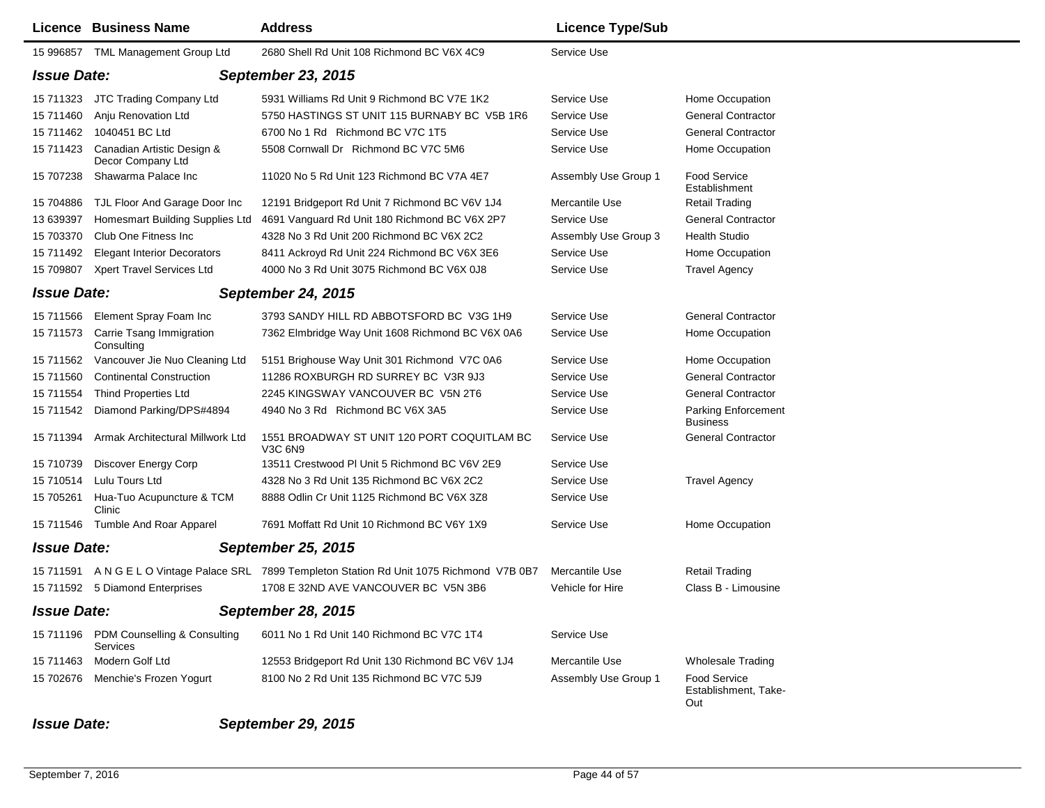| Licence | Business Name | Address | Licence Type/Sub | |
|---|---|---|---|---|
| 15 996857 | TML Management Group Ltd | 2680 Shell Rd Unit 108 Richmond BC V6X 4C9 | Service Use | |

***Issue Date:*** ***September 23, 2015***

| Licence | Business Name | Address | Licence Type/Sub | |
|---|---|---|---|---|
| 15 711323 | JTC Trading Company Ltd | 5931 Williams Rd Unit 9 Richmond BC V7E 1K2 | Service Use | Home Occupation |
| 15 711460 | Anju Renovation Ltd | 5750 HASTINGS ST UNIT 115 BURNABY BC V5B 1R6 | Service Use | General Contractor |
| 15 711462 | 1040451 BC Ltd | 6700 No 1 Rd Richmond BC V7C 1T5 | Service Use | General Contractor |
| 15 711423 | Canadian Artistic Design & Decor Company Ltd | 5508 Cornwall Dr Richmond BC V7C 5M6 | Service Use | Home Occupation |
| 15 707238 | Shawarma Palace Inc | 11020 No 5 Rd Unit 123 Richmond BC V7A 4E7 | Assembly Use Group 1 | Food Service Establishment |
| 15 704886 | TJL Floor And Garage Door Inc | 12191 Bridgeport Rd Unit 7 Richmond BC V6V 1J4 | Mercantile Use | Retail Trading |
| 13 639397 | Homesmart Building Supplies Ltd | 4691 Vanguard Rd Unit 180 Richmond BC V6X 2P7 | Service Use | General Contractor |
| 15 703370 | Club One Fitness Inc | 4328 No 3 Rd Unit 200 Richmond BC V6X 2C2 | Assembly Use Group 3 | Health Studio |
| 15 711492 | Elegant Interior Decorators | 8411 Ackroyd Rd Unit 224 Richmond BC V6X 3E6 | Service Use | Home Occupation |
| 15 709807 | Xpert Travel Services Ltd | 4000 No 3 Rd Unit 3075 Richmond BC V6X 0J8 | Service Use | Travel Agency |

***Issue Date:*** ***September 24, 2015***

| Licence | Business Name | Address | Licence Type/Sub | |
|---|---|---|---|---|
| 15 711566 | Element Spray Foam Inc | 3793 SANDY HILL RD ABBOTSFORD BC V3G 1H9 | Service Use | General Contractor |
| 15 711573 | Carrie Tsang Immigration Consulting | 7362 Elmbridge Way Unit 1608 Richmond BC V6X 0A6 | Service Use | Home Occupation |
| 15 711562 | Vancouver Jie Nuo Cleaning Ltd | 5151 Brighouse Way Unit 301 Richmond V7C 0A6 | Service Use | Home Occupation |
| 15 711560 | Continental Construction | 11286 ROXBURGH RD SURREY BC V3R 9J3 | Service Use | General Contractor |
| 15 711554 | Thind Properties Ltd | 2245 KINGSWAY VANCOUVER BC V5N 2T6 | Service Use | General Contractor |
| 15 711542 | Diamond Parking/DPS#4894 | 4940 No 3 Rd Richmond BC V6X 3A5 | Service Use | Parking Enforcement Business |
| 15 711394 | Armak Architectural Millwork Ltd | 1551 BROADWAY ST UNIT 120 PORT COQUITLAM BC V3C 6N9 | Service Use | General Contractor |
| 15 710739 | Discover Energy Corp | 13511 Crestwood Pl Unit 5 Richmond BC V6V 2E9 | Service Use | |
| 15 710514 | Lulu Tours Ltd | 4328 No 3 Rd Unit 135 Richmond BC V6X 2C2 | Service Use | Travel Agency |
| 15 705261 | Hua-Tuo Acupuncture & TCM Clinic | 8888 Odlin Cr Unit 1125 Richmond BC V6X 3Z8 | Service Use | |
| 15 711546 | Tumble And Roar Apparel | 7691 Moffatt Rd Unit 10 Richmond BC V6Y 1X9 | Service Use | Home Occupation |

***Issue Date:*** ***September 25, 2015***

| Licence | Business Name | Address | Licence Type/Sub | |
|---|---|---|---|---|
| 15 711591 | A N G E L O Vintage Palace SRL | 7899 Templeton Station Rd Unit 1075 Richmond V7B 0B7 | Mercantile Use | Retail Trading |
| 15 711592 | 5 Diamond Enterprises | 1708 E 32ND AVE VANCOUVER BC V5N 3B6 | Vehicle for Hire | Class B - Limousine |

***Issue Date:*** ***September 28, 2015***

| Licence | Business Name | Address | Licence Type/Sub | |
|---|---|---|---|---|
| 15 711196 | PDM Counselling & Consulting Services | 6011 No 1 Rd Unit 140 Richmond BC V7C 1T4 | Service Use | |
| 15 711463 | Modern Golf Ltd | 12553 Bridgeport Rd Unit 130 Richmond BC V6V 1J4 | Mercantile Use | Wholesale Trading |
| 15 702676 | Menchie's Frozen Yogurt | 8100 No 2 Rd Unit 135 Richmond BC V7C 5J9 | Assembly Use Group 1 | Food Service Establishment, Take-Out |

***Issue Date:*** ***September 29, 2015***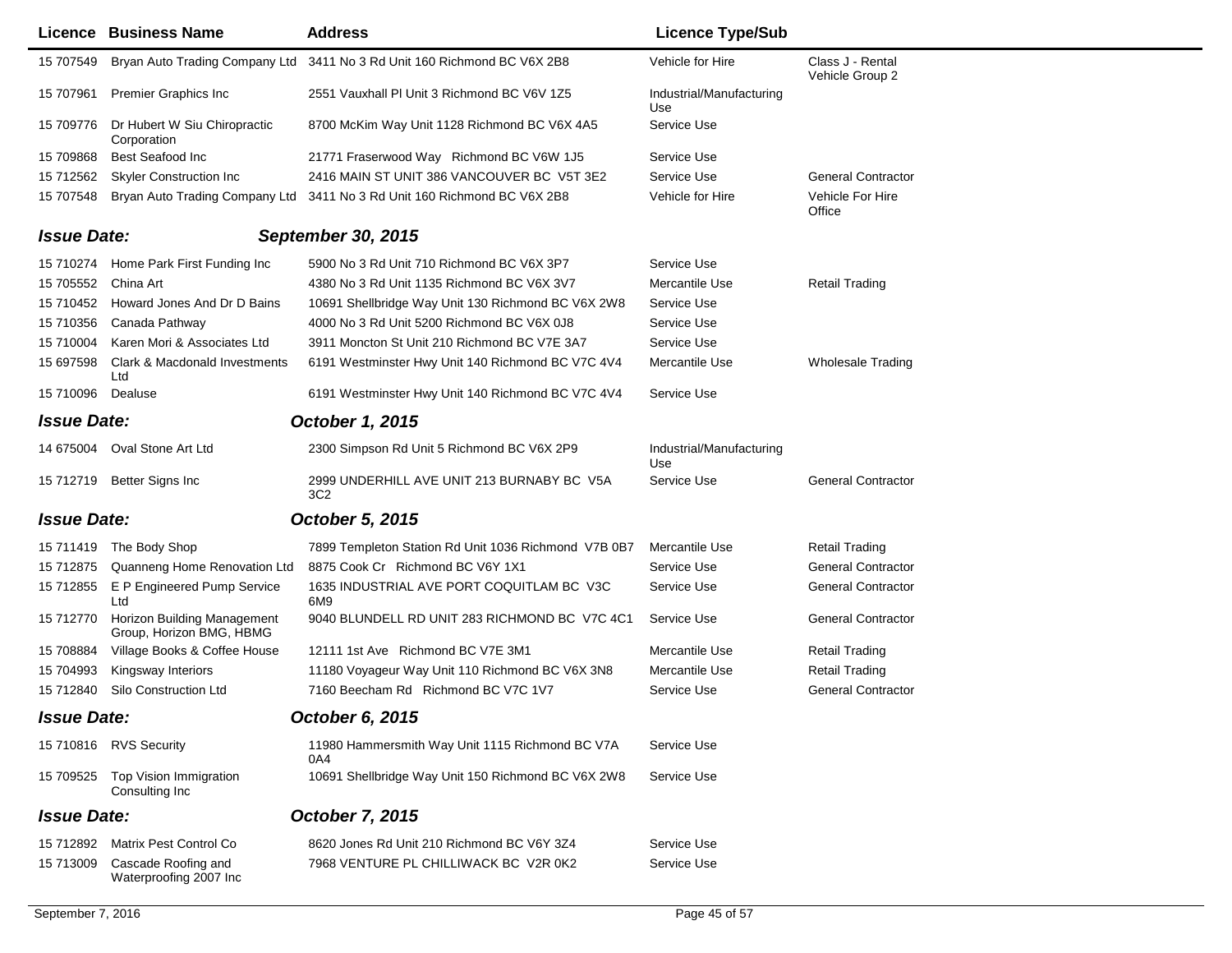| Licence | Business Name | Address | Licence Type/Sub | |
|---|---|---|---|---|
| 15 707549 | Bryan Auto Trading Company Ltd | 3411 No 3 Rd Unit 160 Richmond BC V6X 2B8 | Vehicle for Hire | Class J - Rental Vehicle Group 2 |
| 15 707961 | Premier Graphics Inc | 2551 Vauxhall Pl Unit 3 Richmond BC V6V 1Z5 | Industrial/Manufacturing Use | |
| 15 709776 | Dr Hubert W Siu Chiropractic Corporation | 8700 McKim Way Unit 1128 Richmond BC V6X 4A5 | Service Use | |
| 15 709868 | Best Seafood Inc | 21771 Fraserwood Way Richmond BC V6W 1J5 | Service Use | |
| 15 712562 | Skyler Construction Inc | 2416 MAIN ST UNIT 386 VANCOUVER BC V5T 3E2 | Service Use | General Contractor |
| 15 707548 | Bryan Auto Trading Company Ltd | 3411 No 3 Rd Unit 160 Richmond BC V6X 2B8 | Vehicle for Hire | Vehicle For Hire Office |

**Issue Date:** ***September 30, 2015***

| Licence | Business Name | Address | Licence Type/Sub | |
|---|---|---|---|---|
| 15 710274 | Home Park First Funding Inc | 5900 No 3 Rd Unit 710 Richmond BC V6X 3P7 | Service Use | |
| 15 705552 | China Art | 4380 No 3 Rd Unit 1135 Richmond BC V6X 3V7 | Mercantile Use | Retail Trading |
| 15 710452 | Howard Jones And Dr D Bains | 10691 Shellbridge Way Unit 130 Richmond BC V6X 2W8 | Service Use | |
| 15 710356 | Canada Pathway | 4000 No 3 Rd Unit 5200 Richmond BC V6X 0J8 | Service Use | |
| 15 710004 | Karen Mori & Associates Ltd | 3911 Moncton St Unit 210 Richmond BC V7E 3A7 | Service Use | |
| 15 697598 | Clark & Macdonald Investments Ltd | 6191 Westminster Hwy Unit 140 Richmond BC V7C 4V4 | Mercantile Use | Wholesale Trading |
| 15 710096 | Dealuse | 6191 Westminster Hwy Unit 140 Richmond BC V7C 4V4 | Service Use | |

**Issue Date:** ***October 1, 2015***

| Licence | Business Name | Address | Licence Type/Sub | |
|---|---|---|---|---|
| 14 675004 | Oval Stone Art Ltd | 2300 Simpson Rd Unit 5 Richmond BC V6X 2P9 | Industrial/Manufacturing Use | |
| 15 712719 | Better Signs Inc | 2999 UNDERHILL AVE UNIT 213 BURNABY BC V5A 3C2 | Service Use | General Contractor |

**Issue Date:** ***October 5, 2015***

| Licence | Business Name | Address | Licence Type/Sub | |
|---|---|---|---|---|
| 15 711419 | The Body Shop | 7899 Templeton Station Rd Unit 1036 Richmond V7B 0B7 | Mercantile Use | Retail Trading |
| 15 712875 | Quanneng Home Renovation Ltd | 8875 Cook Cr Richmond BC V6Y 1X1 | Service Use | General Contractor |
| 15 712855 | E P Engineered Pump Service Ltd | 1635 INDUSTRIAL AVE PORT COQUITLAM BC V3C 6M9 | Service Use | General Contractor |
| 15 712770 | Horizon Building Management Group, Horizon BMG, HBMG | 9040 BLUNDELL RD UNIT 283 RICHMOND BC V7C 4C1 | Service Use | General Contractor |
| 15 708884 | Village Books & Coffee House | 12111 1st Ave Richmond BC V7E 3M1 | Mercantile Use | Retail Trading |
| 15 704993 | Kingsway Interiors | 11180 Voyageur Way Unit 110 Richmond BC V6X 3N8 | Mercantile Use | Retail Trading |
| 15 712840 | Silo Construction Ltd | 7160 Beecham Rd Richmond BC V7C 1V7 | Service Use | General Contractor |

**Issue Date:** ***October 6, 2015***

| Licence | Business Name | Address | Licence Type/Sub | |
|---|---|---|---|---|
| 15 710816 | RVS Security | 11980 Hammersmith Way Unit 1115 Richmond BC V7A 0A4 | Service Use | |
| 15 709525 | Top Vision Immigration Consulting Inc | 10691 Shellbridge Way Unit 150 Richmond BC V6X 2W8 | Service Use | |

**Issue Date:** ***October 7, 2015***

| Licence | Business Name | Address | Licence Type/Sub | |
|---|---|---|---|---|
| 15 712892 | Matrix Pest Control Co | 8620 Jones Rd Unit 210 Richmond BC V6Y 3Z4 | Service Use | |
| 15 713009 | Cascade Roofing and Waterproofing 2007 Inc | 7968 VENTURE PL CHILLIWACK BC V2R 0K2 | Service Use | |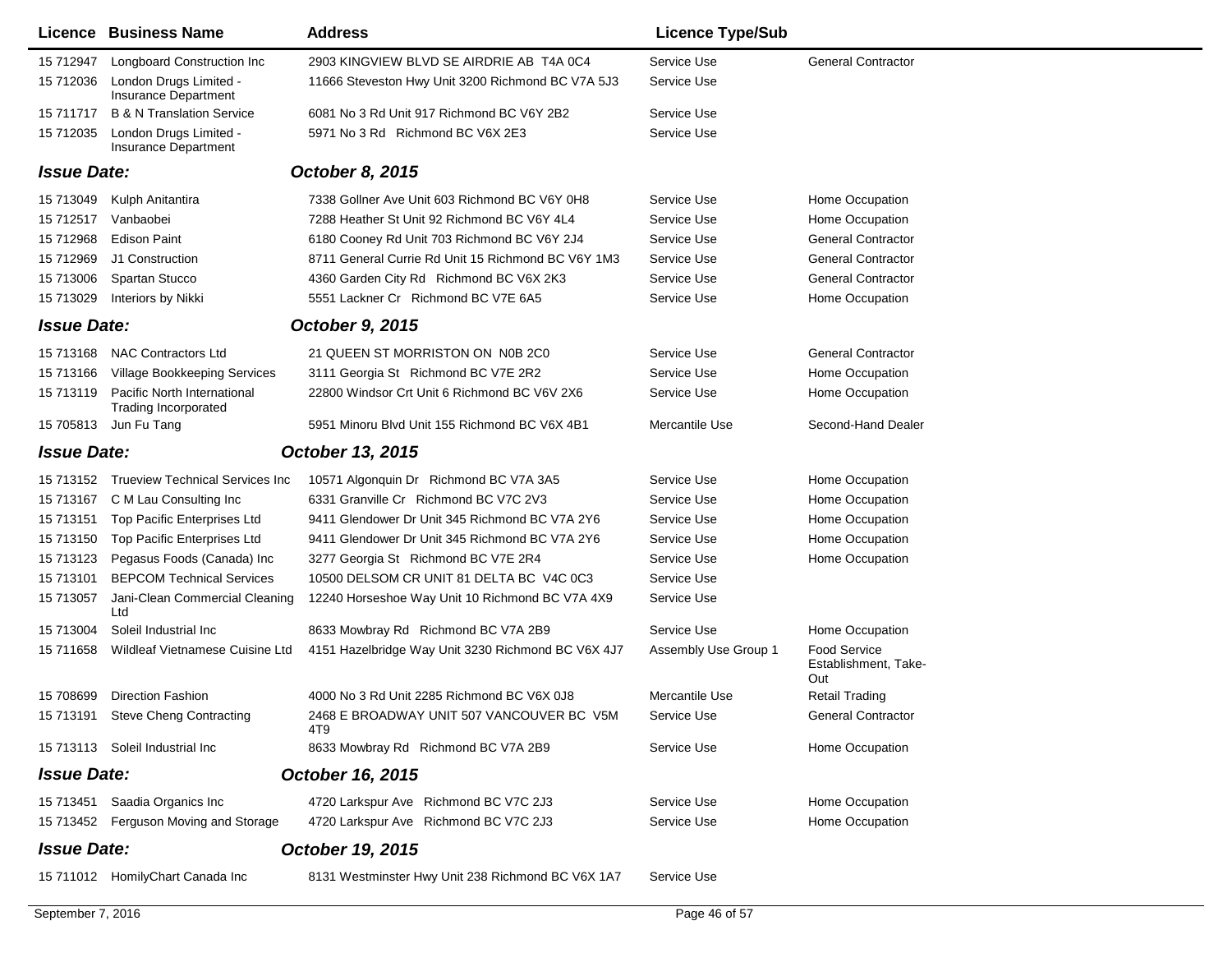| Licence | Business Name | Address | Licence Type/Sub | |
|---|---|---|---|---|
| 15 712947 | Longboard Construction Inc | 2903 KINGVIEW BLVD SE AIRDRIE AB T4A 0C4 | Service Use | General Contractor |
| 15 712036 | London Drugs Limited - Insurance Department | 11666 Steveston Hwy Unit 3200 Richmond BC V7A 5J3 | Service Use | |
| 15 711717 | B & N Translation Service | 6081 No 3 Rd Unit 917 Richmond BC V6Y 2B2 | Service Use | |
| 15 712035 | London Drugs Limited - Insurance Department | 5971 No 3 Rd Richmond BC V6X 2E3 | Service Use | |

**Issue Date:** ***October 8, 2015***

| Licence | Business Name | Address | Licence Type/Sub | |
|---|---|---|---|---|
| 15 713049 | Kulph Anitantira | 7338 Gollner Ave Unit 603 Richmond BC V6Y 0H8 | Service Use | Home Occupation |
| 15 712517 | Vanbaobei | 7288 Heather St Unit 92 Richmond BC V6Y 4L4 | Service Use | Home Occupation |
| 15 712968 | Edison Paint | 6180 Cooney Rd Unit 703 Richmond BC V6Y 2J4 | Service Use | General Contractor |
| 15 712969 | J1 Construction | 8711 General Currie Rd Unit 15 Richmond BC V6Y 1M3 | Service Use | General Contractor |
| 15 713006 | Spartan Stucco | 4360 Garden City Rd Richmond BC V6X 2K3 | Service Use | General Contractor |
| 15 713029 | Interiors by Nikki | 5551 Lackner Cr Richmond BC V7E 6A5 | Service Use | Home Occupation |

**Issue Date:** ***October 9, 2015***

| Licence | Business Name | Address | Licence Type/Sub | |
|---|---|---|---|---|
| 15 713168 | NAC Contractors Ltd | 21 QUEEN ST MORRISTON ON N0B 2C0 | Service Use | General Contractor |
| 15 713166 | Village Bookkeeping Services | 3111 Georgia St Richmond BC V7E 2R2 | Service Use | Home Occupation |
| 15 713119 | Pacific North International Trading Incorporated | 22800 Windsor Crt Unit 6 Richmond BC V6V 2X6 | Service Use | Home Occupation |
| 15 705813 | Jun Fu Tang | 5951 Minoru Blvd Unit 155 Richmond BC V6X 4B1 | Mercantile Use | Second-Hand Dealer |

**Issue Date:** ***October 13, 2015***

| Licence | Business Name | Address | Licence Type/Sub | |
|---|---|---|---|---|
| 15 713152 | Trueview Technical Services Inc | 10571 Algonquin Dr Richmond BC V7A 3A5 | Service Use | Home Occupation |
| 15 713167 | C M Lau Consulting Inc | 6331 Granville Cr Richmond BC V7C 2V3 | Service Use | Home Occupation |
| 15 713151 | Top Pacific Enterprises Ltd | 9411 Glendower Dr Unit 345 Richmond BC V7A 2Y6 | Service Use | Home Occupation |
| 15 713150 | Top Pacific Enterprises Ltd | 9411 Glendower Dr Unit 345 Richmond BC V7A 2Y6 | Service Use | Home Occupation |
| 15 713123 | Pegasus Foods (Canada) Inc | 3277 Georgia St Richmond BC V7E 2R4 | Service Use | Home Occupation |
| 15 713101 | BEPCOM Technical Services | 10500 DELSOM CR UNIT 81 DELTA BC V4C 0C3 | Service Use | |
| 15 713057 | Jani-Clean Commercial Cleaning Ltd | 12240 Horseshoe Way Unit 10 Richmond BC V7A 4X9 | Service Use | |
| 15 713004 | Soleil Industrial Inc | 8633 Mowbray Rd Richmond BC V7A 2B9 | Service Use | Home Occupation |
| 15 711658 | Wildleaf Vietnamese Cuisine Ltd | 4151 Hazelbridge Way Unit 3230 Richmond BC V6X 4J7 | Assembly Use Group 1 | Food Service Establishment, Take-Out |
| 15 708699 | Direction Fashion | 4000 No 3 Rd Unit 2285 Richmond BC V6X 0J8 | Mercantile Use | Retail Trading |
| 15 713191 | Steve Cheng Contracting | 2468 E BROADWAY UNIT 507 VANCOUVER BC V5M 4T9 | Service Use | General Contractor |
| 15 713113 | Soleil Industrial Inc | 8633 Mowbray Rd Richmond BC V7A 2B9 | Service Use | Home Occupation |

**Issue Date:** ***October 16, 2015***

| Licence | Business Name | Address | Licence Type/Sub | |
|---|---|---|---|---|
| 15 713451 | Saadia Organics Inc | 4720 Larkspur Ave Richmond BC V7C 2J3 | Service Use | Home Occupation |
| 15 713452 | Ferguson Moving and Storage | 4720 Larkspur Ave Richmond BC V7C 2J3 | Service Use | Home Occupation |

**Issue Date:** ***October 19, 2015***

| Licence | Business Name | Address | Licence Type/Sub | |
|---|---|---|---|---|
| 15 711012 | HomilyChart Canada Inc | 8131 Westminster Hwy Unit 238 Richmond BC V6X 1A7 | Service Use | |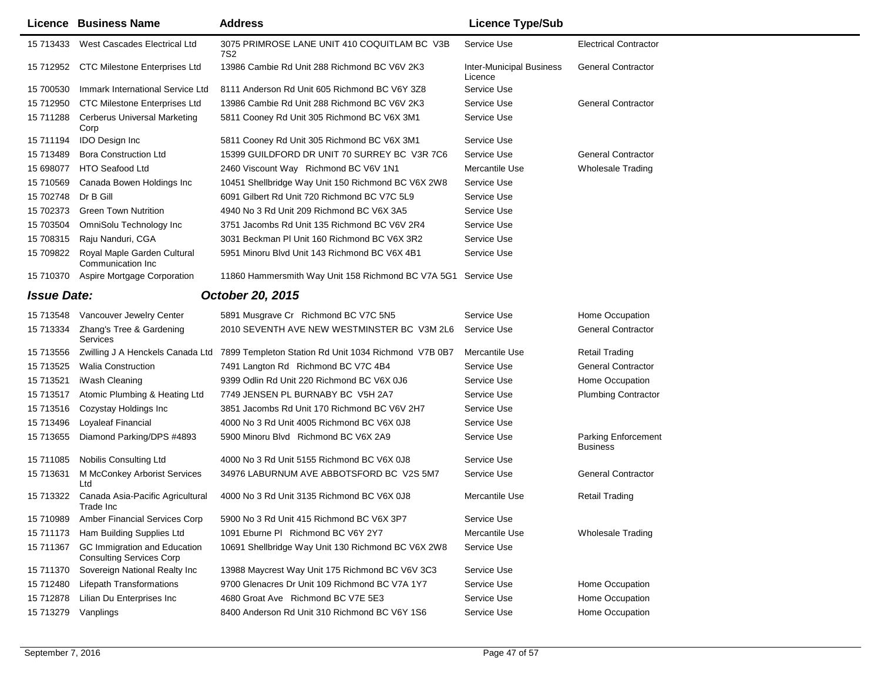| Licence | Business Name | Address | Licence Type/Sub | |
|---|---|---|---|---|
| 15 713433 | West Cascades Electrical Ltd | 3075 PRIMROSE LANE UNIT 410 COQUITLAM BC V3B 7S2 | Service Use | Electrical Contractor |
| 15 712952 | CTC Milestone Enterprises Ltd | 13986 Cambie Rd Unit 288 Richmond BC V6V 2K3 | Inter-Municipal Business Licence | General Contractor |
| 15 700530 | Immark International Service Ltd | 8111 Anderson Rd Unit 605 Richmond BC V6Y 3Z8 | Service Use | |
| 15 712950 | CTC Milestone Enterprises Ltd | 13986 Cambie Rd Unit 288 Richmond BC V6V 2K3 | Service Use | General Contractor |
| 15 711288 | Cerberus Universal Marketing Corp | 5811 Cooney Rd Unit 305 Richmond BC V6X 3M1 | Service Use | |
| 15 711194 | IDO Design Inc | 5811 Cooney Rd Unit 305 Richmond BC V6X 3M1 | Service Use | |
| 15 713489 | Bora Construction Ltd | 15399 GUILDFORD DR UNIT 70 SURREY BC V3R 7C6 | Service Use | General Contractor |
| 15 698077 | HTO Seafood Ltd | 2460 Viscount Way Richmond BC V6V 1N1 | Mercantile Use | Wholesale Trading |
| 15 710569 | Canada Bowen Holdings Inc | 10451 Shellbridge Way Unit 150 Richmond BC V6X 2W8 | Service Use | |
| 15 702748 | Dr B Gill | 6091 Gilbert Rd Unit 720 Richmond BC V7C 5L9 | Service Use | |
| 15 702373 | Green Town Nutrition | 4940 No 3 Rd Unit 209 Richmond BC V6X 3A5 | Service Use | |
| 15 703504 | OmniSolu Technology Inc | 3751 Jacombs Rd Unit 135 Richmond BC V6V 2R4 | Service Use | |
| 15 708315 | Raju Nanduri, CGA | 3031 Beckman Pl Unit 160 Richmond BC V6X 3R2 | Service Use | |
| 15 709822 | Royal Maple Garden Cultural Communication Inc | 5951 Minoru Blvd Unit 143 Richmond BC V6X 4B1 | Service Use | |
| 15 710370 | Aspire Mortgage Corporation | 11860 Hammersmith Way Unit 158 Richmond BC V7A 5G1 | Service Use | |

***Issue Date:*** ***October 20, 2015***

| Licence | Business Name | Address | Licence Type/Sub | |
|---|---|---|---|---|
| 15 713548 | Vancouver Jewelry Center | 5891 Musgrave Cr Richmond BC V7C 5N5 | Service Use | Home Occupation |
| 15 713334 | Zhang's Tree & Gardening Services | 2010 SEVENTH AVE NEW WESTMINSTER BC V3M 2L6 | Service Use | General Contractor |
| 15 713556 | Zwilling J A Henckels Canada Ltd | 7899 Templeton Station Rd Unit 1034 Richmond V7B 0B7 | Mercantile Use | Retail Trading |
| 15 713525 | Walia Construction | 7491 Langton Rd Richmond BC V7C 4B4 | Service Use | General Contractor |
| 15 713521 | iWash Cleaning | 9399 Odlin Rd Unit 220 Richmond BC V6X 0J6 | Service Use | Home Occupation |
| 15 713517 | Atomic Plumbing & Heating Ltd | 7749 JENSEN PL BURNABY BC V5H 2A7 | Service Use | Plumbing Contractor |
| 15 713516 | Cozystay Holdings Inc | 3851 Jacombs Rd Unit 170 Richmond BC V6V 2H7 | Service Use | |
| 15 713496 | Loyaleaf Financial | 4000 No 3 Rd Unit 4005 Richmond BC V6X 0J8 | Service Use | |
| 15 713655 | Diamond Parking/DPS #4893 | 5900 Minoru Blvd Richmond BC V6X 2A9 | Service Use | Parking Enforcement Business |
| 15 711085 | Nobilis Consulting Ltd | 4000 No 3 Rd Unit 5155 Richmond BC V6X 0J8 | Service Use | |
| 15 713631 | M McConkey Arborist Services Ltd | 34976 LABURNUM AVE ABBOTSFORD BC V2S 5M7 | Service Use | General Contractor |
| 15 713322 | Canada Asia-Pacific Agricultural Trade Inc | 4000 No 3 Rd Unit 3135 Richmond BC V6X 0J8 | Mercantile Use | Retail Trading |
| 15 710989 | Amber Financial Services Corp | 5900 No 3 Rd Unit 415 Richmond BC V6X 3P7 | Service Use | |
| 15 711173 | Ham Building Supplies Ltd | 1091 Eburne Pl Richmond BC V6Y 2Y7 | Mercantile Use | Wholesale Trading |
| 15 711367 | GC Immigration and Education Consulting Services Corp | 10691 Shellbridge Way Unit 130 Richmond BC V6X 2W8 | Service Use | |
| 15 711370 | Sovereign National Realty Inc | 13988 Maycrest Way Unit 175 Richmond BC V6V 3C3 | Service Use | |
| 15 712480 | Lifepath Transformations | 9700 Glenacres Dr Unit 109 Richmond BC V7A 1Y7 | Service Use | Home Occupation |
| 15 712878 | Lilian Du Enterprises Inc | 4680 Groat Ave Richmond BC V7E 5E3 | Service Use | Home Occupation |
| 15 713279 | Vanplings | 8400 Anderson Rd Unit 310 Richmond BC V6Y 1S6 | Service Use | Home Occupation |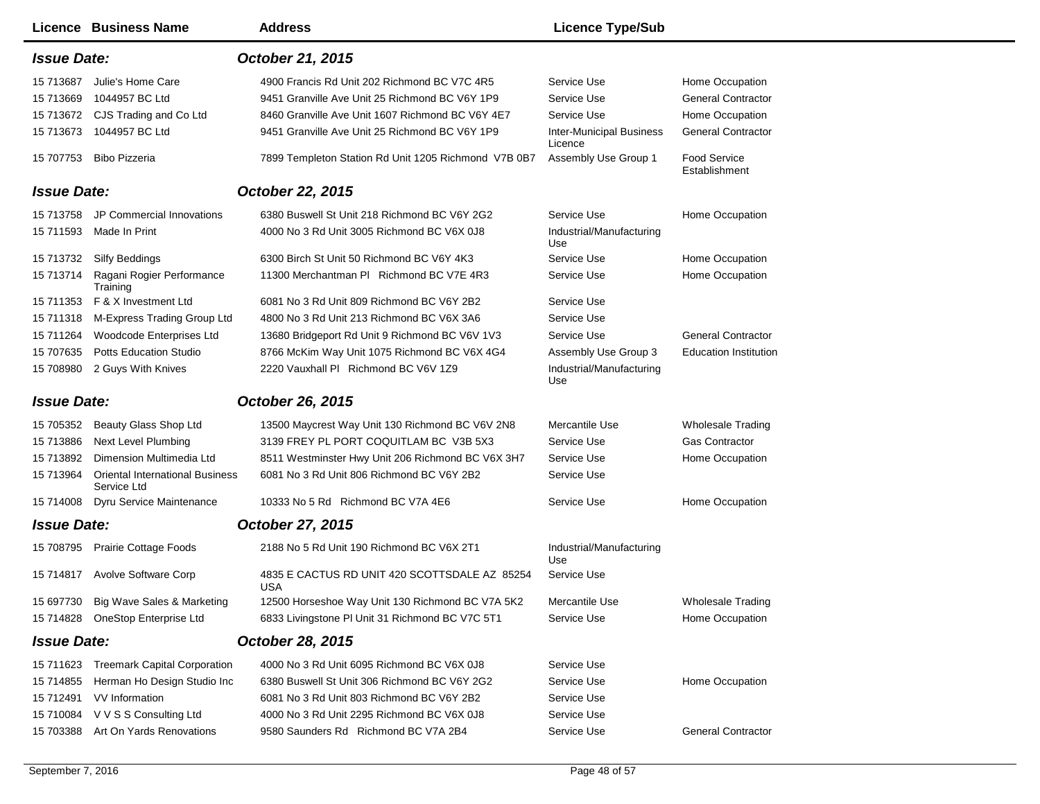| Licence | Business Name | Address | Licence Type/Sub | |
|---|---|---|---|---|
| ***Issue Date:*** | | ***October 21, 2015*** | | |
| 15 713687 | Julie's Home Care | 4900 Francis Rd Unit 202 Richmond BC V7C 4R5 | Service Use | Home Occupation |
| 15 713669 | 1044957 BC Ltd | 9451 Granville Ave Unit 25 Richmond BC V6Y 1P9 | Service Use | General Contractor |
| 15 713672 | CJS Trading and Co Ltd | 8460 Granville Ave Unit 1607 Richmond BC V6Y 4E7 | Service Use | Home Occupation |
| 15 713673 | 1044957 BC Ltd | 9451 Granville Ave Unit 25 Richmond BC V6Y 1P9 | Inter-Municipal Business Licence | General Contractor |
| 15 707753 | Bibo Pizzeria | 7899 Templeton Station Rd Unit 1205 Richmond V7B 0B7 | Assembly Use Group 1 | Food Service Establishment |
| ***Issue Date:*** | | ***October 22, 2015*** | | |
| 15 713758 | JP Commercial Innovations | 6380 Buswell St Unit 218 Richmond BC V6Y 2G2 | Service Use | Home Occupation |
| 15 711593 | Made In Print | 4000 No 3 Rd Unit 3005 Richmond BC V6X 0J8 | Industrial/Manufacturing Use | |
| 15 713732 | Silfy Beddings | 6300 Birch St Unit 50 Richmond BC V6Y 4K3 | Service Use | Home Occupation |
| 15 713714 | Ragani Rogier Performance Training | 11300 Merchantman Pl Richmond BC V7E 4R3 | Service Use | Home Occupation |
| 15 711353 | F & X Investment Ltd | 6081 No 3 Rd Unit 809 Richmond BC V6Y 2B2 | Service Use | |
| 15 711318 | M-Express Trading Group Ltd | 4800 No 3 Rd Unit 213 Richmond BC V6X 3A6 | Service Use | |
| 15 711264 | Woodcode Enterprises Ltd | 13680 Bridgeport Rd Unit 9 Richmond BC V6V 1V3 | Service Use | General Contractor |
| 15 707635 | Potts Education Studio | 8766 McKim Way Unit 1075 Richmond BC V6X 4G4 | Assembly Use Group 3 | Education Institution |
| 15 708980 | 2 Guys With Knives | 2220 Vauxhall Pl Richmond BC V6V 1Z9 | Industrial/Manufacturing Use | |
| ***Issue Date:*** | | ***October 26, 2015*** | | |
| 15 705352 | Beauty Glass Shop Ltd | 13500 Maycrest Way Unit 130 Richmond BC V6V 2N8 | Mercantile Use | Wholesale Trading |
| 15 713886 | Next Level Plumbing | 3139 FREY PL PORT COQUITLAM BC V3B 5X3 | Service Use | Gas Contractor |
| 15 713892 | Dimension Multimedia Ltd | 8511 Westminster Hwy Unit 206 Richmond BC V6X 3H7 | Service Use | Home Occupation |
| 15 713964 | Oriental International Business Service Ltd | 6081 No 3 Rd Unit 806 Richmond BC V6Y 2B2 | Service Use | |
| 15 714008 | Dyru Service Maintenance | 10333 No 5 Rd Richmond BC V7A 4E6 | Service Use | Home Occupation |
| ***Issue Date:*** | | ***October 27, 2015*** | | |
| 15 708795 | Prairie Cottage Foods | 2188 No 5 Rd Unit 190 Richmond BC V6X 2T1 | Industrial/Manufacturing Use | |
| 15 714817 | Avolve Software Corp | 4835 E CACTUS RD UNIT 420 SCOTTSDALE AZ 85254 USA | Service Use | |
| 15 697730 | Big Wave Sales & Marketing | 12500 Horseshoe Way Unit 130 Richmond BC V7A 5K2 | Mercantile Use | Wholesale Trading |
| 15 714828 | OneStop Enterprise Ltd | 6833 Livingstone Pl Unit 31 Richmond BC V7C 5T1 | Service Use | Home Occupation |
| ***Issue Date:*** | | ***October 28, 2015*** | | |
| 15 711623 | Treemark Capital Corporation | 4000 No 3 Rd Unit 6095 Richmond BC V6X 0J8 | Service Use | |
| 15 714855 | Herman Ho Design Studio Inc | 6380 Buswell St Unit 306 Richmond BC V6Y 2G2 | Service Use | Home Occupation |
| 15 712491 | VV Information | 6081 No 3 Rd Unit 803 Richmond BC V6Y 2B2 | Service Use | |
| 15 710084 | V V S S Consulting Ltd | 4000 No 3 Rd Unit 2295 Richmond BC V6X 0J8 | Service Use | |
| 15 703388 | Art On Yards Renovations | 9580 Saunders Rd Richmond BC V7A 2B4 | Service Use | General Contractor |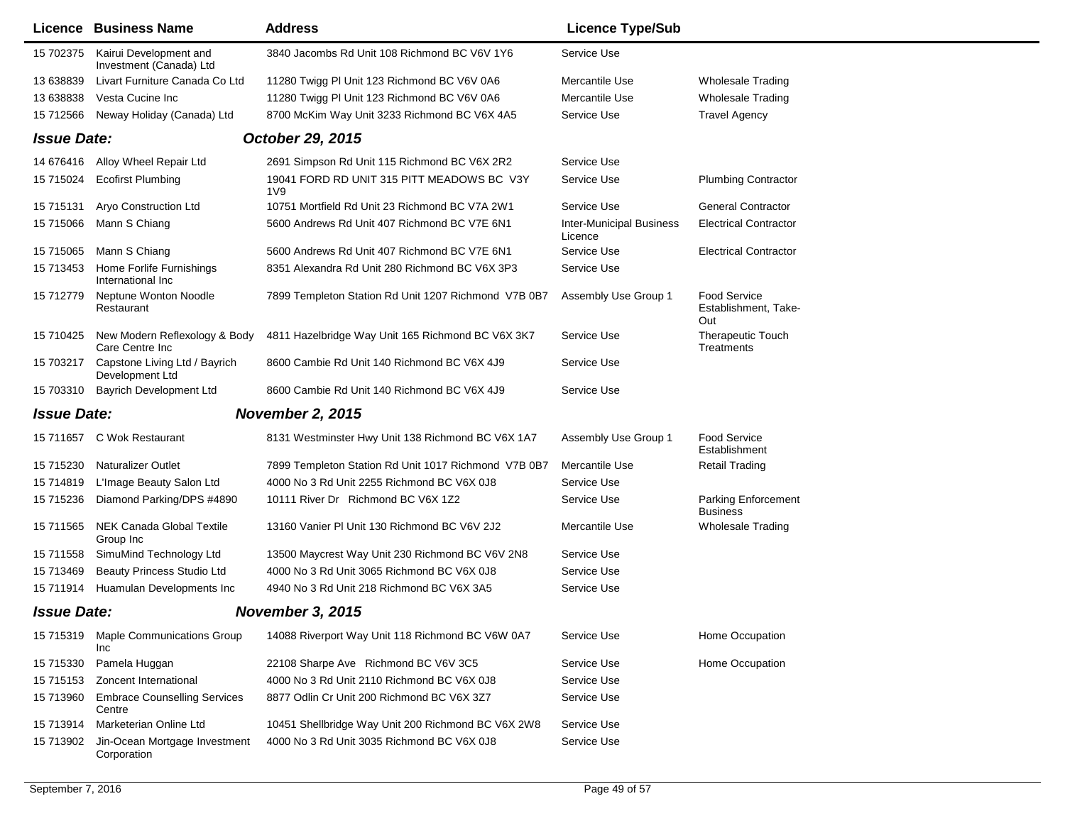| Licence | Business Name | Address | Licence Type/Sub | |
|---|---|---|---|---|
| 15 702375 | Kairui Development and Investment (Canada) Ltd | 3840 Jacombs Rd Unit 108 Richmond BC V6V 1Y6 | Service Use | |
| 13 638839 | Livart Furniture Canada Co Ltd | 11280 Twigg Pl Unit 123 Richmond BC V6V 0A6 | Mercantile Use | Wholesale Trading |
| 13 638838 | Vesta Cucine Inc | 11280 Twigg Pl Unit 123 Richmond BC V6V 0A6 | Mercantile Use | Wholesale Trading |
| 15 712566 | Neway Holiday (Canada) Ltd | 8700 McKim Way Unit 3233 Richmond BC V6X 4A5 | Service Use | Travel Agency |

***Issue Date:*** ***October 29, 2015***

| Licence | Business Name | Address | Licence Type/Sub | |
|---|---|---|---|---|
| 14 676416 | Alloy Wheel Repair Ltd | 2691 Simpson Rd Unit 115 Richmond BC V6X 2R2 | Service Use | |
| 15 715024 | Ecofirst Plumbing | 19041 FORD RD UNIT 315 PITT MEADOWS BC V3Y 1V9 | Service Use | Plumbing Contractor |
| 15 715131 | Aryo Construction Ltd | 10751 Mortfield Rd Unit 23 Richmond BC V7A 2W1 | Service Use | General Contractor |
| 15 715066 | Mann S Chiang | 5600 Andrews Rd Unit 407 Richmond BC V7E 6N1 | Inter-Municipal Business Licence | Electrical Contractor |
| 15 715065 | Mann S Chiang | 5600 Andrews Rd Unit 407 Richmond BC V7E 6N1 | Service Use | Electrical Contractor |
| 15 713453 | Home Forlife Furnishings International Inc | 8351 Alexandra Rd Unit 280 Richmond BC V6X 3P3 | Service Use | |
| 15 712779 | Neptune Wonton Noodle Restaurant | 7899 Templeton Station Rd Unit 1207 Richmond V7B 0B7 | Assembly Use Group 1 | Food Service Establishment, Take-Out |
| 15 710425 | New Modern Reflexology & Body Care Centre Inc | 4811 Hazelbridge Way Unit 165 Richmond BC V6X 3K7 | Service Use | Therapeutic Touch Treatments |
| 15 703217 | Capstone Living Ltd / Bayrich Development Ltd | 8600 Cambie Rd Unit 140 Richmond BC V6X 4J9 | Service Use | |
| 15 703310 | Bayrich Development Ltd | 8600 Cambie Rd Unit 140 Richmond BC V6X 4J9 | Service Use | |

***Issue Date:*** ***November 2, 2015***

| Licence | Business Name | Address | Licence Type/Sub | |
|---|---|---|---|---|
| 15 711657 | C Wok Restaurant | 8131 Westminster Hwy Unit 138 Richmond BC V6X 1A7 | Assembly Use Group 1 | Food Service Establishment |
| 15 715230 | Naturalizer Outlet | 7899 Templeton Station Rd Unit 1017 Richmond V7B 0B7 | Mercantile Use | Retail Trading |
| 15 714819 | L'Image Beauty Salon Ltd | 4000 No 3 Rd Unit 2255 Richmond BC V6X 0J8 | Service Use | |
| 15 715236 | Diamond Parking/DPS #4890 | 10111 River Dr Richmond BC V6X 1Z2 | Service Use | Parking Enforcement Business |
| 15 711565 | NEK Canada Global Textile Group Inc | 13160 Vanier Pl Unit 130 Richmond BC V6V 2J2 | Mercantile Use | Wholesale Trading |
| 15 711558 | SimuMind Technology Ltd | 13500 Maycrest Way Unit 230 Richmond BC V6V 2N8 | Service Use | |
| 15 713469 | Beauty Princess Studio Ltd | 4000 No 3 Rd Unit 3065 Richmond BC V6X 0J8 | Service Use | |
| 15 711914 | Huamulan Developments Inc | 4940 No 3 Rd Unit 218 Richmond BC V6X 3A5 | Service Use | |

***Issue Date:*** ***November 3, 2015***

| Licence | Business Name | Address | Licence Type/Sub | |
|---|---|---|---|---|
| 15 715319 | Maple Communications Group Inc | 14088 Riverport Way Unit 118 Richmond BC V6W 0A7 | Service Use | Home Occupation |
| 15 715330 | Pamela Huggan | 22108 Sharpe Ave Richmond BC V6V 3C5 | Service Use | Home Occupation |
| 15 715153 | Zoncent International | 4000 No 3 Rd Unit 2110 Richmond BC V6X 0J8 | Service Use | |
| 15 713960 | Embrace Counselling Services Centre | 8877 Odlin Cr Unit 200 Richmond BC V6X 3Z7 | Service Use | |
| 15 713914 | Marketerian Online Ltd | 10451 Shellbridge Way Unit 200 Richmond BC V6X 2W8 | Service Use | |
| 15 713902 | Jin-Ocean Mortgage Investment Corporation | 4000 No 3 Rd Unit 3035 Richmond BC V6X 0J8 | Service Use | |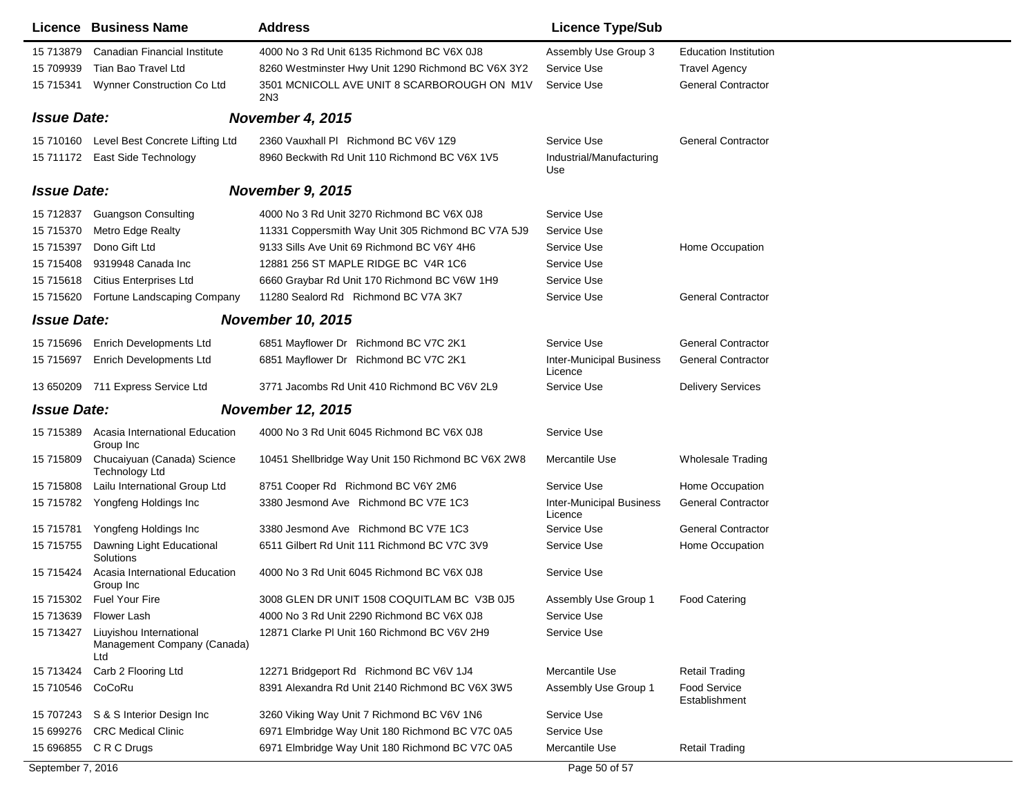| Licence | Business Name | Address | Licence Type/Sub | |
|---|---|---|---|---|
| 15 713879 | Canadian Financial Institute | 4000 No 3 Rd Unit 6135 Richmond BC V6X 0J8 | Assembly Use Group 3 | Education Institution |
| 15 709939 | Tian Bao Travel Ltd | 8260 Westminster Hwy Unit 1290 Richmond BC V6X 3Y2 | Service Use | Travel Agency |
| 15 715341 | Wynner Construction Co Ltd | 3501 MCNICOLL AVE UNIT 8 SCARBOROUGH ON M1V 2N3 | Service Use | General Contractor |

**Issue Date:** ***November 4, 2015***

| Licence | Business Name | Address | Licence Type/Sub | |
|---|---|---|---|---|
| 15 710160 | Level Best Concrete Lifting Ltd | 2360 Vauxhall Pl Richmond BC V6V 1Z9 | Service Use | General Contractor |
| 15 711172 | East Side Technology | 8960 Beckwith Rd Unit 110 Richmond BC V6X 1V5 | Industrial/Manufacturing Use | |

**Issue Date:** ***November 9, 2015***

| Licence | Business Name | Address | Licence Type/Sub | |
|---|---|---|---|---|
| 15 712837 | Guangson Consulting | 4000 No 3 Rd Unit 3270 Richmond BC V6X 0J8 | Service Use | |
| 15 715370 | Metro Edge Realty | 11331 Coppersmith Way Unit 305 Richmond BC V7A 5J9 | Service Use | |
| 15 715397 | Dono Gift Ltd | 9133 Sills Ave Unit 69 Richmond BC V6Y 4H6 | Service Use | Home Occupation |
| 15 715408 | 9319948 Canada Inc | 12881 256 ST MAPLE RIDGE BC V4R 1C6 | Service Use | |
| 15 715618 | Citius Enterprises Ltd | 6660 Graybar Rd Unit 170 Richmond BC V6W 1H9 | Service Use | |
| 15 715620 | Fortune Landscaping Company | 11280 Sealord Rd Richmond BC V7A 3K7 | Service Use | General Contractor |

**Issue Date:** ***November 10, 2015***

| Licence | Business Name | Address | Licence Type/Sub | |
|---|---|---|---|---|
| 15 715696 | Enrich Developments Ltd | 6851 Mayflower Dr Richmond BC V7C 2K1 | Service Use | General Contractor |
| 15 715697 | Enrich Developments Ltd | 6851 Mayflower Dr Richmond BC V7C 2K1 | Inter-Municipal Business Licence | General Contractor |
| 13 650209 | 711 Express Service Ltd | 3771 Jacombs Rd Unit 410 Richmond BC V6V 2L9 | Service Use | Delivery Services |

**Issue Date:** ***November 12, 2015***

| Licence | Business Name | Address | Licence Type/Sub | |
|---|---|---|---|---|
| 15 715389 | Acasia International Education Group Inc | 4000 No 3 Rd Unit 6045 Richmond BC V6X 0J8 | Service Use | |
| 15 715809 | Chucaiyuan (Canada) Science Technology Ltd | 10451 Shellbridge Way Unit 150 Richmond BC V6X 2W8 | Mercantile Use | Wholesale Trading |
| 15 715808 | Lailu International Group Ltd | 8751 Cooper Rd Richmond BC V6Y 2M6 | Service Use | Home Occupation |
| 15 715782 | Yongfeng Holdings Inc | 3380 Jesmond Ave Richmond BC V7E 1C3 | Inter-Municipal Business Licence | General Contractor |
| 15 715781 | Yongfeng Holdings Inc | 3380 Jesmond Ave Richmond BC V7E 1C3 | Service Use | General Contractor |
| 15 715755 | Dawning Light Educational Solutions | 6511 Gilbert Rd Unit 111 Richmond BC V7C 3V9 | Service Use | Home Occupation |
| 15 715424 | Acasia International Education Group Inc | 4000 No 3 Rd Unit 6045 Richmond BC V6X 0J8 | Service Use | |
| 15 715302 | Fuel Your Fire | 3008 GLEN DR UNIT 1508 COQUITLAM BC V3B 0J5 | Assembly Use Group 1 | Food Catering |
| 15 713639 | Flower Lash | 4000 No 3 Rd Unit 2290 Richmond BC V6X 0J8 | Service Use | |
| 15 713427 | Liuyishou International Management Company (Canada) Ltd | 12871 Clarke Pl Unit 160 Richmond BC V6V 2H9 | Service Use | |
| 15 713424 | Carb 2 Flooring Ltd | 12271 Bridgeport Rd Richmond BC V6V 1J4 | Mercantile Use | Retail Trading |
| 15 710546 | CoCoRu | 8391 Alexandra Rd Unit 2140 Richmond BC V6X 3W5 | Assembly Use Group 1 | Food Service Establishment |
| 15 707243 | S & S Interior Design Inc | 3260 Viking Way Unit 7 Richmond BC V6V 1N6 | Service Use | |
| 15 699276 | CRC Medical Clinic | 6971 Elmbridge Way Unit 180 Richmond BC V7C 0A5 | Service Use | |
| 15 696855 | C R C Drugs | 6971 Elmbridge Way Unit 180 Richmond BC V7C 0A5 | Mercantile Use | Retail Trading |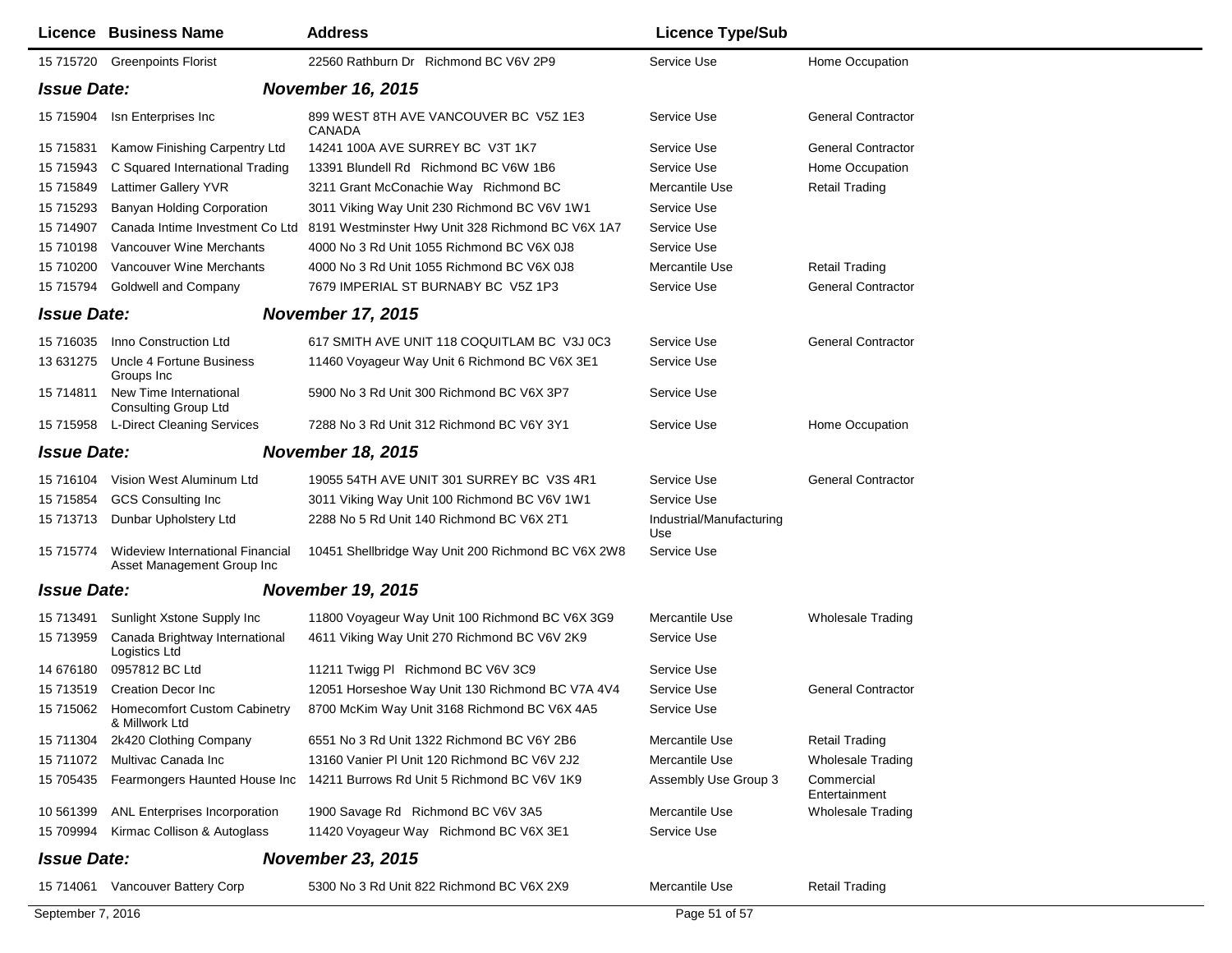| Licence | Business Name | Address | Licence Type/Sub | |
|---|---|---|---|---|
| 15 715720 | Greenpoints Florist | 22560 Rathburn Dr Richmond BC V6V 2P9 | Service Use | Home Occupation |
| ***Issue Date:*** | | ***November 16, 2015*** | | |
| 15 715904 | Isn Enterprises Inc | 899 WEST 8TH AVE VANCOUVER BC V5Z 1E3 CANADA | Service Use | General Contractor |
| 15 715831 | Kamow Finishing Carpentry Ltd | 14241 100A AVE SURREY BC V3T 1K7 | Service Use | General Contractor |
| 15 715943 | C Squared International Trading | 13391 Blundell Rd Richmond BC V6W 1B6 | Service Use | Home Occupation |
| 15 715849 | Lattimer Gallery YVR | 3211 Grant McConachie Way Richmond BC | Mercantile Use | Retail Trading |
| 15 715293 | Banyan Holding Corporation | 3011 Viking Way Unit 230 Richmond BC V6V 1W1 | Service Use | |
| 15 714907 | Canada Intime Investment Co Ltd | 8191 Westminster Hwy Unit 328 Richmond BC V6X 1A7 | Service Use | |
| 15 710198 | Vancouver Wine Merchants | 4000 No 3 Rd Unit 1055 Richmond BC V6X 0J8 | Service Use | |
| 15 710200 | Vancouver Wine Merchants | 4000 No 3 Rd Unit 1055 Richmond BC V6X 0J8 | Mercantile Use | Retail Trading |
| 15 715794 | Goldwell and Company | 7679 IMPERIAL ST BURNABY BC V5Z 1P3 | Service Use | General Contractor |
| ***Issue Date:*** | | ***November 17, 2015*** | | |
| 15 716035 | Inno Construction Ltd | 617 SMITH AVE UNIT 118 COQUITLAM BC V3J 0C3 | Service Use | General Contractor |
| 13 631275 | Uncle 4 Fortune Business Groups Inc | 11460 Voyageur Way Unit 6 Richmond BC V6X 3E1 | Service Use | |
| 15 714811 | New Time International Consulting Group Ltd | 5900 No 3 Rd Unit 300 Richmond BC V6X 3P7 | Service Use | |
| 15 715958 | L-Direct Cleaning Services | 7288 No 3 Rd Unit 312 Richmond BC V6Y 3Y1 | Service Use | Home Occupation |
| ***Issue Date:*** | | ***November 18, 2015*** | | |
| 15 716104 | Vision West Aluminum Ltd | 19055 54TH AVE UNIT 301 SURREY BC V3S 4R1 | Service Use | General Contractor |
| 15 715854 | GCS Consulting Inc | 3011 Viking Way Unit 100 Richmond BC V6V 1W1 | Service Use | |
| 15 713713 | Dunbar Upholstery Ltd | 2288 No 5 Rd Unit 140 Richmond BC V6X 2T1 | Industrial/Manufacturing Use | |
| 15 715774 | Wideview International Financial Asset Management Group Inc | 10451 Shellbridge Way Unit 200 Richmond BC V6X 2W8 | Service Use | |
| ***Issue Date:*** | | ***November 19, 2015*** | | |
| 15 713491 | Sunlight Xstone Supply Inc | 11800 Voyageur Way Unit 100 Richmond BC V6X 3G9 | Mercantile Use | Wholesale Trading |
| 15 713959 | Canada Brightway International Logistics Ltd | 4611 Viking Way Unit 270 Richmond BC V6V 2K9 | Service Use | |
| 14 676180 | 0957812 BC Ltd | 11211 Twigg Pl Richmond BC V6V 3C9 | Service Use | |
| 15 713519 | Creation Decor Inc | 12051 Horseshoe Way Unit 130 Richmond BC V7A 4V4 | Service Use | General Contractor |
| 15 715062 | Homecomfort Custom Cabinetry & Millwork Ltd | 8700 McKim Way Unit 3168 Richmond BC V6X 4A5 | Service Use | |
| 15 711304 | 2k420 Clothing Company | 6551 No 3 Rd Unit 1322 Richmond BC V6Y 2B6 | Mercantile Use | Retail Trading |
| 15 711072 | Multivac Canada Inc | 13160 Vanier Pl Unit 120 Richmond BC V6V 2J2 | Mercantile Use | Wholesale Trading |
| 15 705435 | Fearmongers Haunted House Inc | 14211 Burrows Rd Unit 5 Richmond BC V6V 1K9 | Assembly Use Group 3 | Commercial Entertainment |
| 10 561399 | ANL Enterprises Incorporation | 1900 Savage Rd Richmond BC V6V 3A5 | Mercantile Use | Wholesale Trading |
| 15 709994 | Kirmac Collison & Autoglass | 11420 Voyageur Way Richmond BC V6X 3E1 | Service Use | |
| ***Issue Date:*** | | ***November 23, 2015*** | | |
| 15 714061 | Vancouver Battery Corp | 5300 No 3 Rd Unit 822 Richmond BC V6X 2X9 | Mercantile Use | Retail Trading |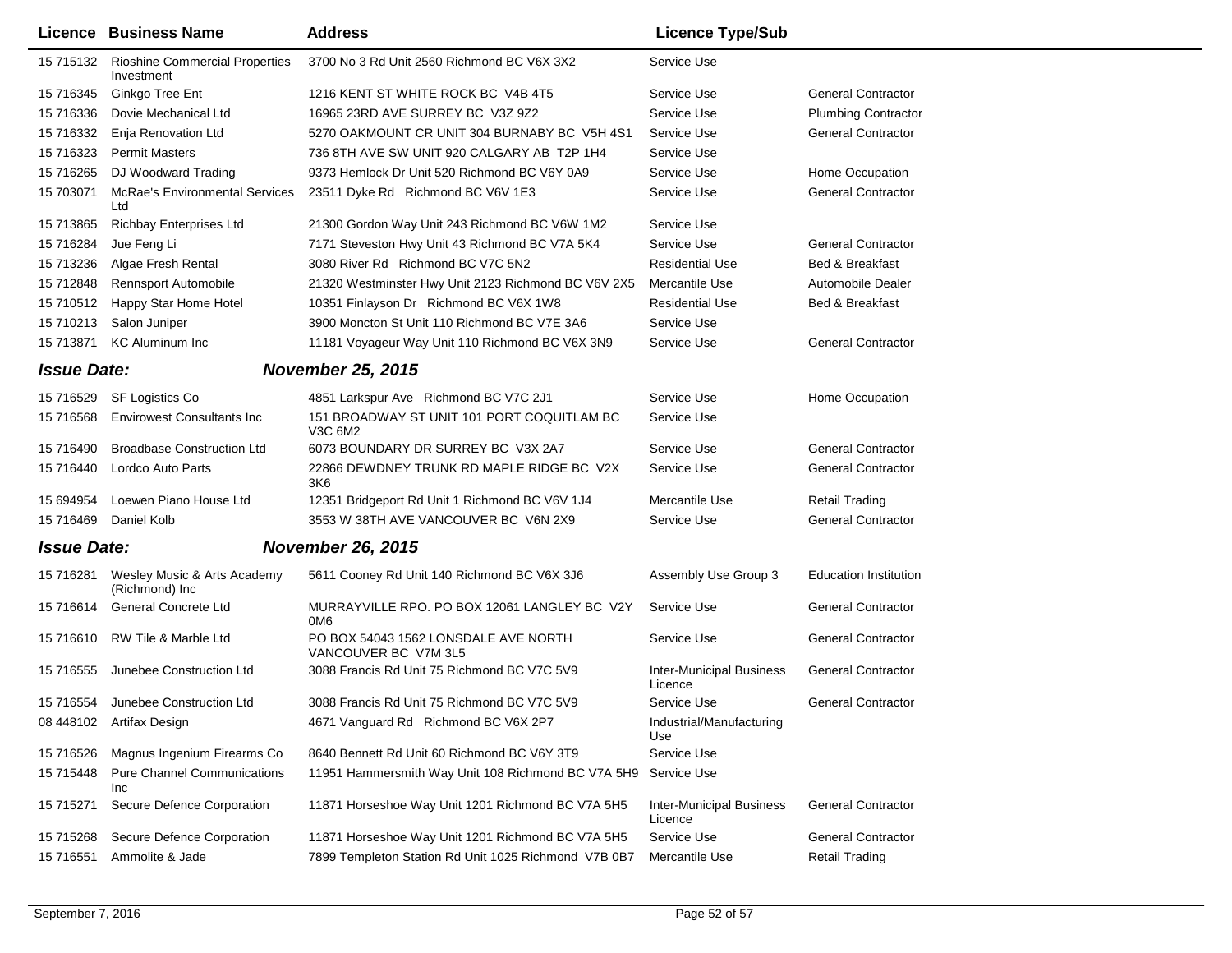| Licence | Business Name | Address | Licence Type/Sub | |
|---|---|---|---|---|
| 15 715132 | Rioshine Commercial Properties Investment | 3700 No 3 Rd Unit 2560 Richmond BC V6X 3X2 | Service Use | |
| 15 716345 | Ginkgo Tree Ent | 1216 KENT ST WHITE ROCK BC V4B 4T5 | Service Use | General Contractor |
| 15 716336 | Dovie Mechanical Ltd | 16965 23RD AVE SURREY BC V3Z 9Z2 | Service Use | Plumbing Contractor |
| 15 716332 | Enja Renovation Ltd | 5270 OAKMOUNT CR UNIT 304 BURNABY BC V5H 4S1 | Service Use | General Contractor |
| 15 716323 | Permit Masters | 736 8TH AVE SW UNIT 920 CALGARY AB T2P 1H4 | Service Use | |
| 15 716265 | DJ Woodward Trading | 9373 Hemlock Dr Unit 520 Richmond BC V6Y 0A9 | Service Use | Home Occupation |
| 15 703071 | McRae's Environmental Services Ltd | 23511 Dyke Rd Richmond BC V6V 1E3 | Service Use | General Contractor |
| 15 713865 | Richbay Enterprises Ltd | 21300 Gordon Way Unit 243 Richmond BC V6W 1M2 | Service Use | |
| 15 716284 | Jue Feng Li | 7171 Steveston Hwy Unit 43 Richmond BC V7A 5K4 | Service Use | General Contractor |
| 15 713236 | Algae Fresh Rental | 3080 River Rd Richmond BC V7C 5N2 | Residential Use | Bed & Breakfast |
| 15 712848 | Rennsport Automobile | 21320 Westminster Hwy Unit 2123 Richmond BC V6V 2X5 | Mercantile Use | Automobile Dealer |
| 15 710512 | Happy Star Home Hotel | 10351 Finlayson Dr Richmond BC V6X 1W8 | Residential Use | Bed & Breakfast |
| 15 710213 | Salon Juniper | 3900 Moncton St Unit 110 Richmond BC V7E 3A6 | Service Use | |
| 15 713871 | KC Aluminum Inc | 11181 Voyageur Way Unit 110 Richmond BC V6X 3N9 | Service Use | General Contractor |

***Issue Date:*** ***November 25, 2015***

| Licence | Business Name | Address | Licence Type/Sub | |
|---|---|---|---|---|
| 15 716529 | SF Logistics Co | 4851 Larkspur Ave Richmond BC V7C 2J1 | Service Use | Home Occupation |
| 15 716568 | Envirowest Consultants Inc | 151 BROADWAY ST UNIT 101 PORT COQUITLAM BC V3C 6M2 | Service Use | |
| 15 716490 | Broadbase Construction Ltd | 6073 BOUNDARY DR SURREY BC V3X 2A7 | Service Use | General Contractor |
| 15 716440 | Lordco Auto Parts | 22866 DEWDNEY TRUNK RD MAPLE RIDGE BC V2X 3K6 | Service Use | General Contractor |
| 15 694954 | Loewen Piano House Ltd | 12351 Bridgeport Rd Unit 1 Richmond BC V6V 1J4 | Mercantile Use | Retail Trading |
| 15 716469 | Daniel Kolb | 3553 W 38TH AVE VANCOUVER BC V6N 2X9 | Service Use | General Contractor |

***Issue Date:*** ***November 26, 2015***

| Licence | Business Name | Address | Licence Type/Sub | |
|---|---|---|---|---|
| 15 716281 | Wesley Music & Arts Academy (Richmond) Inc | 5611 Cooney Rd Unit 140 Richmond BC V6X 3J6 | Assembly Use Group 3 | Education Institution |
| 15 716614 | General Concrete Ltd | MURRAYVILLE RPO. PO BOX 12061 LANGLEY BC V2Y 0M6 | Service Use | General Contractor |
| 15 716610 | RW Tile & Marble Ltd | PO BOX 54043 1562 LONSDALE AVE NORTH VANCOUVER BC V7M 3L5 | Service Use | General Contractor |
| 15 716555 | Junebee Construction Ltd | 3088 Francis Rd Unit 75 Richmond BC V7C 5V9 | Inter-Municipal Business Licence | General Contractor |
| 15 716554 | Junebee Construction Ltd | 3088 Francis Rd Unit 75 Richmond BC V7C 5V9 | Service Use | General Contractor |
| 08 448102 | Artifax Design | 4671 Vanguard Rd Richmond BC V6X 2P7 | Industrial/Manufacturing Use | |
| 15 716526 | Magnus Ingenium Firearms Co | 8640 Bennett Rd Unit 60 Richmond BC V6Y 3T9 | Service Use | |
| 15 715448 | Pure Channel Communications Inc | 11951 Hammersmith Way Unit 108 Richmond BC V7A 5H9 | Service Use | |
| 15 715271 | Secure Defence Corporation | 11871 Horseshoe Way Unit 1201 Richmond BC V7A 5H5 | Inter-Municipal Business Licence | General Contractor |
| 15 715268 | Secure Defence Corporation | 11871 Horseshoe Way Unit 1201 Richmond BC V7A 5H5 | Service Use | General Contractor |
| 15 716551 | Ammolite & Jade | 7899 Templeton Station Rd Unit 1025 Richmond V7B 0B7 | Mercantile Use | Retail Trading |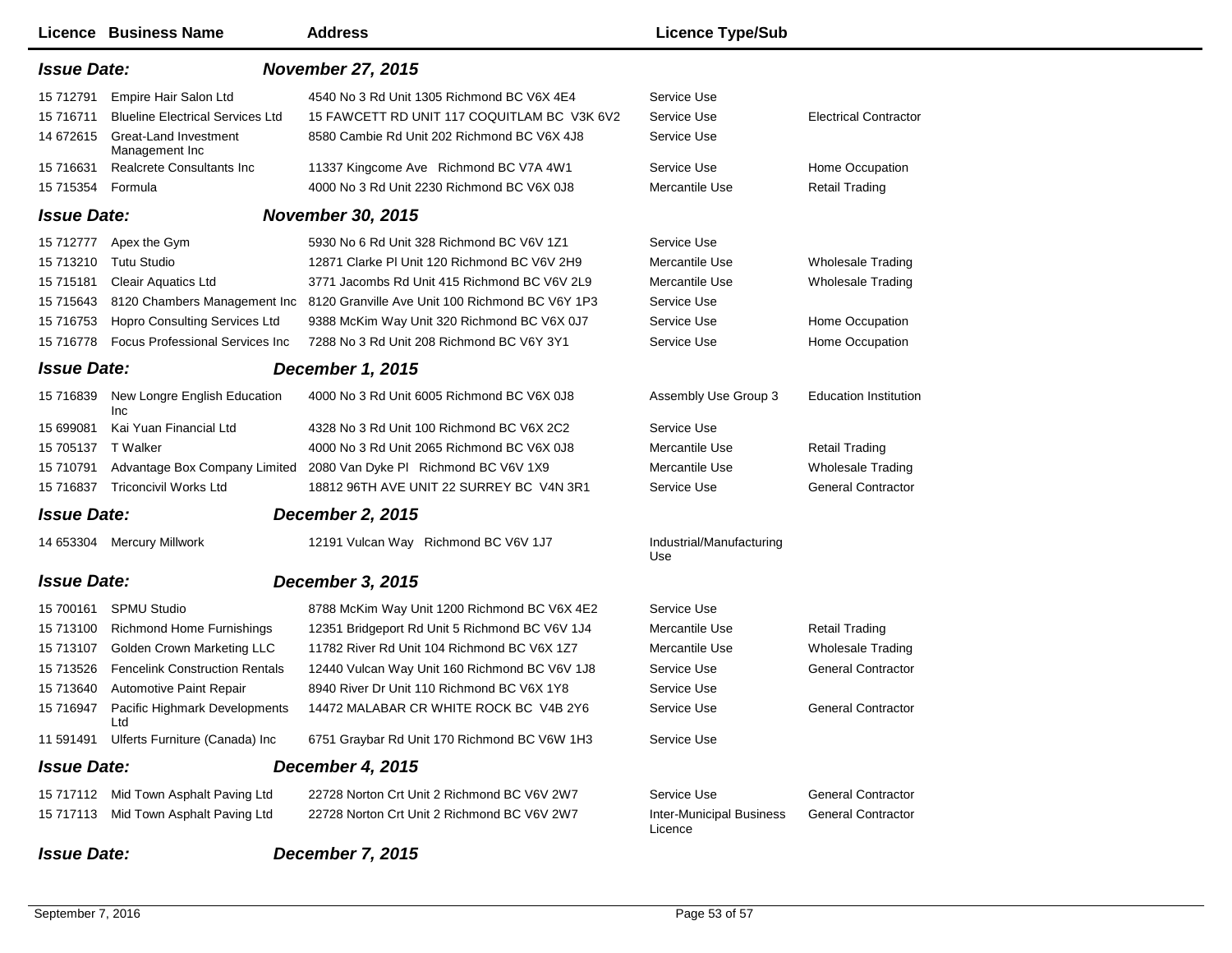| Licence | Business Name | Address | Licence Type/Sub | |
|---|---|---|---|---|
| ***Issue Date:*** | | ***November 27, 2015*** | | |
| 15 712791 | Empire Hair Salon Ltd | 4540 No 3 Rd Unit 1305 Richmond BC V6X 4E4 | Service Use | |
| 15 716711 | Blueline Electrical Services Ltd | 15 FAWCETT RD UNIT 117 COQUITLAM BC V3K 6V2 | Service Use | Electrical Contractor |
| 14 672615 | Great-Land Investment Management Inc | 8580 Cambie Rd Unit 202 Richmond BC V6X 4J8 | Service Use | |
| 15 716631 | Realcrete Consultants Inc | 11337 Kingcome Ave Richmond BC V7A 4W1 | Service Use | Home Occupation |
| 15 715354 | Formula | 4000 No 3 Rd Unit 2230 Richmond BC V6X 0J8 | Mercantile Use | Retail Trading |
| ***Issue Date:*** | | ***November 30, 2015*** | | |
| 15 712777 | Apex the Gym | 5930 No 6 Rd Unit 328 Richmond BC V6V 1Z1 | Service Use | |
| 15 713210 | Tutu Studio | 12871 Clarke Pl Unit 120 Richmond BC V6V 2H9 | Mercantile Use | Wholesale Trading |
| 15 715181 | Cleair Aquatics Ltd | 3771 Jacombs Rd Unit 415 Richmond BC V6V 2L9 | Mercantile Use | Wholesale Trading |
| 15 715643 | 8120 Chambers Management Inc | 8120 Granville Ave Unit 100 Richmond BC V6Y 1P3 | Service Use | |
| 15 716753 | Hopro Consulting Services Ltd | 9388 McKim Way Unit 320 Richmond BC V6X 0J7 | Service Use | Home Occupation |
| 15 716778 | Focus Professional Services Inc | 7288 No 3 Rd Unit 208 Richmond BC V6Y 3Y1 | Service Use | Home Occupation |
| ***Issue Date:*** | | ***December 1, 2015*** | | |
| 15 716839 | New Longre English Education Inc | 4000 No 3 Rd Unit 6005 Richmond BC V6X 0J8 | Assembly Use Group 3 | Education Institution |
| 15 699081 | Kai Yuan Financial Ltd | 4328 No 3 Rd Unit 100 Richmond BC V6X 2C2 | Service Use | |
| 15 705137 | T Walker | 4000 No 3 Rd Unit 2065 Richmond BC V6X 0J8 | Mercantile Use | Retail Trading |
| 15 710791 | Advantage Box Company Limited | 2080 Van Dyke Pl Richmond BC V6V 1X9 | Mercantile Use | Wholesale Trading |
| 15 716837 | Triconcivil Works Ltd | 18812 96TH AVE UNIT 22 SURREY BC V4N 3R1 | Service Use | General Contractor |
| ***Issue Date:*** | | ***December 2, 2015*** | | |
| 14 653304 | Mercury Millwork | 12191 Vulcan Way Richmond BC V6V 1J7 | Industrial/Manufacturing Use | |
| ***Issue Date:*** | | ***December 3, 2015*** | | |
| 15 700161 | SPMU Studio | 8788 McKim Way Unit 1200 Richmond BC V6X 4E2 | Service Use | |
| 15 713100 | Richmond Home Furnishings | 12351 Bridgeport Rd Unit 5 Richmond BC V6V 1J4 | Mercantile Use | Retail Trading |
| 15 713107 | Golden Crown Marketing LLC | 11782 River Rd Unit 104 Richmond BC V6X 1Z7 | Mercantile Use | Wholesale Trading |
| 15 713526 | Fencelink Construction Rentals | 12440 Vulcan Way Unit 160 Richmond BC V6V 1J8 | Service Use | General Contractor |
| 15 713640 | Automotive Paint Repair | 8940 River Dr Unit 110 Richmond BC V6X 1Y8 | Service Use | |
| 15 716947 | Pacific Highmark Developments Ltd | 14472 MALABAR CR WHITE ROCK BC V4B 2Y6 | Service Use | General Contractor |
| 11 591491 | Ulferts Furniture (Canada) Inc | 6751 Graybar Rd Unit 170 Richmond BC V6W 1H3 | Service Use | |
| ***Issue Date:*** | | ***December 4, 2015*** | | |
| 15 717112 | Mid Town Asphalt Paving Ltd | 22728 Norton Crt Unit 2 Richmond BC V6V 2W7 | Service Use | General Contractor |
| 15 717113 | Mid Town Asphalt Paving Ltd | 22728 Norton Crt Unit 2 Richmond BC V6V 2W7 | Inter-Municipal Business Licence | General Contractor |
| ***Issue Date:*** | | ***December 7, 2015*** | | |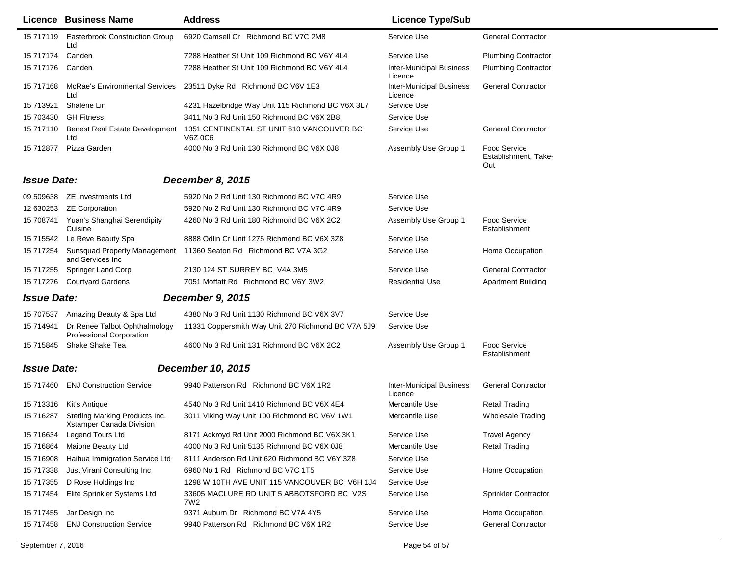| Licence | Business Name | Address | Licence Type/Sub | |
|---|---|---|---|---|
| 15 717119 | Easterbrook Construction Group Ltd | 6920 Camsell Cr Richmond BC V7C 2M8 | Service Use | General Contractor |
| 15 717174 | Canden | 7288 Heather St Unit 109 Richmond BC V6Y 4L4 | Service Use | Plumbing Contractor |
| 15 717176 | Canden | 7288 Heather St Unit 109 Richmond BC V6Y 4L4 | Inter-Municipal Business Licence | Plumbing Contractor |
| 15 717168 | McRae's Environmental Services Ltd | 23511 Dyke Rd Richmond BC V6V 1E3 | Inter-Municipal Business Licence | General Contractor |
| 15 713921 | Shalene Lin | 4231 Hazelbridge Way Unit 115 Richmond BC V6X 3L7 | Service Use | |
| 15 703430 | GH Fitness | 3411 No 3 Rd Unit 150 Richmond BC V6X 2B8 | Service Use | |
| 15 717110 | Benest Real Estate Development Ltd | 1351 CENTINENTAL ST UNIT 610 VANCOUVER BC V6Z 0C6 | Service Use | General Contractor |
| 15 712877 | Pizza Garden | 4000 No 3 Rd Unit 130 Richmond BC V6X 0J8 | Assembly Use Group 1 | Food Service Establishment, Take-Out |

***Issue Date:*** ***December 8, 2015***

| Licence | Business Name | Address | Licence Type/Sub | |
|---|---|---|---|---|
| 09 509638 | ZE Investments Ltd | 5920 No 2 Rd Unit 130 Richmond BC V7C 4R9 | Service Use | |
| 12 630253 | ZE Corporation | 5920 No 2 Rd Unit 130 Richmond BC V7C 4R9 | Service Use | |
| 15 708741 | Yuan's Shanghai Serendipity Cuisine | 4260 No 3 Rd Unit 180 Richmond BC V6X 2C2 | Assembly Use Group 1 | Food Service Establishment |
| 15 715542 | Le Reve Beauty Spa | 8888 Odlin Cr Unit 1275 Richmond BC V6X 3Z8 | Service Use | |
| 15 717254 | Sunsquad Property Management and Services Inc | 11360 Seaton Rd Richmond BC V7A 3G2 | Service Use | Home Occupation |
| 15 717255 | Springer Land Corp | 2130 124 ST SURREY BC V4A 3M5 | Service Use | General Contractor |
| 15 717276 | Courtyard Gardens | 7051 Moffatt Rd Richmond BC V6Y 3W2 | Residential Use | Apartment Building |

***Issue Date:*** ***December 9, 2015***

| Licence | Business Name | Address | Licence Type/Sub | |
|---|---|---|---|---|
| 15 707537 | Amazing Beauty & Spa Ltd | 4380 No 3 Rd Unit 1130 Richmond BC V6X 3V7 | Service Use | |
| 15 714941 | Dr Renee Talbot Ophthalmology Professional Corporation | 11331 Coppersmith Way Unit 270 Richmond BC V7A 5J9 | Service Use | |
| 15 715845 | Shake Shake Tea | 4600 No 3 Rd Unit 131 Richmond BC V6X 2C2 | Assembly Use Group 1 | Food Service Establishment |

***Issue Date:*** ***December 10, 2015***

| Licence | Business Name | Address | Licence Type/Sub | |
|---|---|---|---|---|
| 15 717460 | ENJ Construction Service | 9940 Patterson Rd Richmond BC V6X 1R2 | Inter-Municipal Business Licence | General Contractor |
| 15 713316 | Kit's Antique | 4540 No 3 Rd Unit 1410 Richmond BC V6X 4E4 | Mercantile Use | Retail Trading |
| 15 716287 | Sterling Marking Products Inc, Xstamper Canada Division | 3011 Viking Way Unit 100 Richmond BC V6V 1W1 | Mercantile Use | Wholesale Trading |
| 15 716634 | Legend Tours Ltd | 8171 Ackroyd Rd Unit 2000 Richmond BC V6X 3K1 | Service Use | Travel Agency |
| 15 716864 | Maione Beauty Ltd | 4000 No 3 Rd Unit 5135 Richmond BC V6X 0J8 | Mercantile Use | Retail Trading |
| 15 716908 | Haihua Immigration Service Ltd | 8111 Anderson Rd Unit 620 Richmond BC V6Y 3Z8 | Service Use | |
| 15 717338 | Just Virani Consulting Inc | 6960 No 1 Rd Richmond BC V7C 1T5 | Service Use | Home Occupation |
| 15 717355 | D Rose Holdings Inc | 1298 W 10TH AVE UNIT 115 VANCOUVER BC V6H 1J4 | Service Use | |
| 15 717454 | Elite Sprinkler Systems Ltd | 33605 MACLURE RD UNIT 5 ABBOTSFORD BC V2S 7W2 | Service Use | Sprinkler Contractor |
| 15 717455 | Jar Design Inc | 9371 Auburn Dr Richmond BC V7A 4Y5 | Service Use | Home Occupation |
| 15 717458 | ENJ Construction Service | 9940 Patterson Rd Richmond BC V6X 1R2 | Service Use | General Contractor |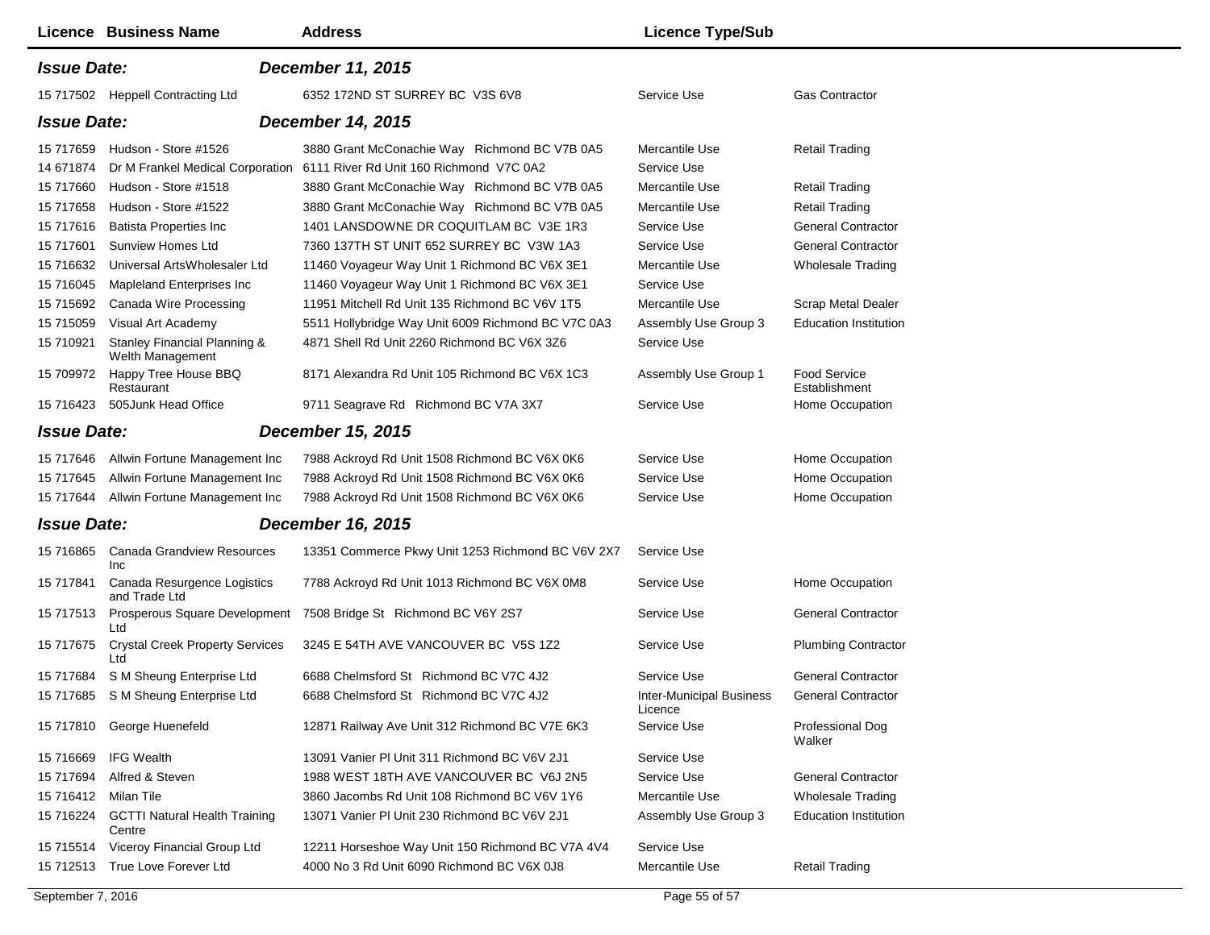| Licence | Business Name | Address | Licence Type/Sub | |
|---|---|---|---|---|
| ***Issue Date:*** | | ***December 11, 2015*** | | |
| 15 717502 | Heppell Contracting Ltd | 6352 172ND ST SURREY BC V3S 6V8 | Service Use | Gas Contractor |
| ***Issue Date:*** | | ***December 14, 2015*** | | |
| 15 717659 | Hudson - Store #1526 | 3880 Grant McConachie Way Richmond BC V7B 0A5 | Mercantile Use | Retail Trading |
| 14 671874 | Dr M Frankel Medical Corporation | 6111 River Rd Unit 160 Richmond V7C 0A2 | Service Use | |
| 15 717660 | Hudson - Store #1518 | 3880 Grant McConachie Way Richmond BC V7B 0A5 | Mercantile Use | Retail Trading |
| 15 717658 | Hudson - Store #1522 | 3880 Grant McConachie Way Richmond BC V7B 0A5 | Mercantile Use | Retail Trading |
| 15 717616 | Batista Properties Inc | 1401 LANSDOWNE DR COQUITLAM BC V3E 1R3 | Service Use | General Contractor |
| 15 717601 | Sunview Homes Ltd | 7360 137TH ST UNIT 652 SURREY BC V3W 1A3 | Service Use | General Contractor |
| 15 716632 | Universal ArtsWholesaler Ltd | 11460 Voyageur Way Unit 1 Richmond BC V6X 3E1 | Mercantile Use | Wholesale Trading |
| 15 716045 | Mapleland Enterprises Inc | 11460 Voyageur Way Unit 1 Richmond BC V6X 3E1 | Service Use | |
| 15 715692 | Canada Wire Processing | 11951 Mitchell Rd Unit 135 Richmond BC V6V 1T5 | Mercantile Use | Scrap Metal Dealer |
| 15 715059 | Visual Art Academy | 5511 Hollybridge Way Unit 6009 Richmond BC V7C 0A3 | Assembly Use Group 3 | Education Institution |
| 15 710921 | Stanley Financial Planning & Welth Management | 4871 Shell Rd Unit 2260 Richmond BC V6X 3Z6 | Service Use | |
| 15 709972 | Happy Tree House BBQ Restaurant | 8171 Alexandra Rd Unit 105 Richmond BC V6X 1C3 | Assembly Use Group 1 | Food Service Establishment |
| 15 716423 | 505Junk Head Office | 9711 Seagrave Rd Richmond BC V7A 3X7 | Service Use | Home Occupation |
| ***Issue Date:*** | | ***December 15, 2015*** | | |
| 15 717646 | Allwin Fortune Management Inc | 7988 Ackroyd Rd Unit 1508 Richmond BC V6X 0K6 | Service Use | Home Occupation |
| 15 717645 | Allwin Fortune Management Inc | 7988 Ackroyd Rd Unit 1508 Richmond BC V6X 0K6 | Service Use | Home Occupation |
| 15 717644 | Allwin Fortune Management Inc | 7988 Ackroyd Rd Unit 1508 Richmond BC V6X 0K6 | Service Use | Home Occupation |
| ***Issue Date:*** | | ***December 16, 2015*** | | |
| 15 716865 | Canada Grandview Resources Inc | 13351 Commerce Pkwy Unit 1253 Richmond BC V6V 2X7 | Service Use | |
| 15 717841 | Canada Resurgence Logistics and Trade Ltd | 7788 Ackroyd Rd Unit 1013 Richmond BC V6X 0M8 | Service Use | Home Occupation |
| 15 717513 | Prosperous Square Development Ltd | 7508 Bridge St Richmond BC V6Y 2S7 | Service Use | General Contractor |
| 15 717675 | Crystal Creek Property Services Ltd | 3245 E 54TH AVE VANCOUVER BC V5S 1Z2 | Service Use | Plumbing Contractor |
| 15 717684 | S M Sheung Enterprise Ltd | 6688 Chelmsford St Richmond BC V7C 4J2 | Service Use | General Contractor |
| 15 717685 | S M Sheung Enterprise Ltd | 6688 Chelmsford St Richmond BC V7C 4J2 | Inter-Municipal Business Licence | General Contractor |
| 15 717810 | George Huenefeld | 12871 Railway Ave Unit 312 Richmond BC V7E 6K3 | Service Use | Professional Dog Walker |
| 15 716669 | IFG Wealth | 13091 Vanier Pl Unit 311 Richmond BC V6V 2J1 | Service Use | |
| 15 717694 | Alfred & Steven | 1988 WEST 18TH AVE VANCOUVER BC V6J 2N5 | Service Use | General Contractor |
| 15 716412 | Milan Tile | 3860 Jacombs Rd Unit 108 Richmond BC V6V 1Y6 | Mercantile Use | Wholesale Trading |
| 15 716224 | GCTTI Natural Health Training Centre | 13071 Vanier Pl Unit 230 Richmond BC V6V 2J1 | Assembly Use Group 3 | Education Institution |
| 15 715514 | Viceroy Financial Group Ltd | 12211 Horseshoe Way Unit 150 Richmond BC V7A 4V4 | Service Use | |
| 15 712513 | True Love Forever Ltd | 4000 No 3 Rd Unit 6090 Richmond BC V6X 0J8 | Mercantile Use | Retail Trading |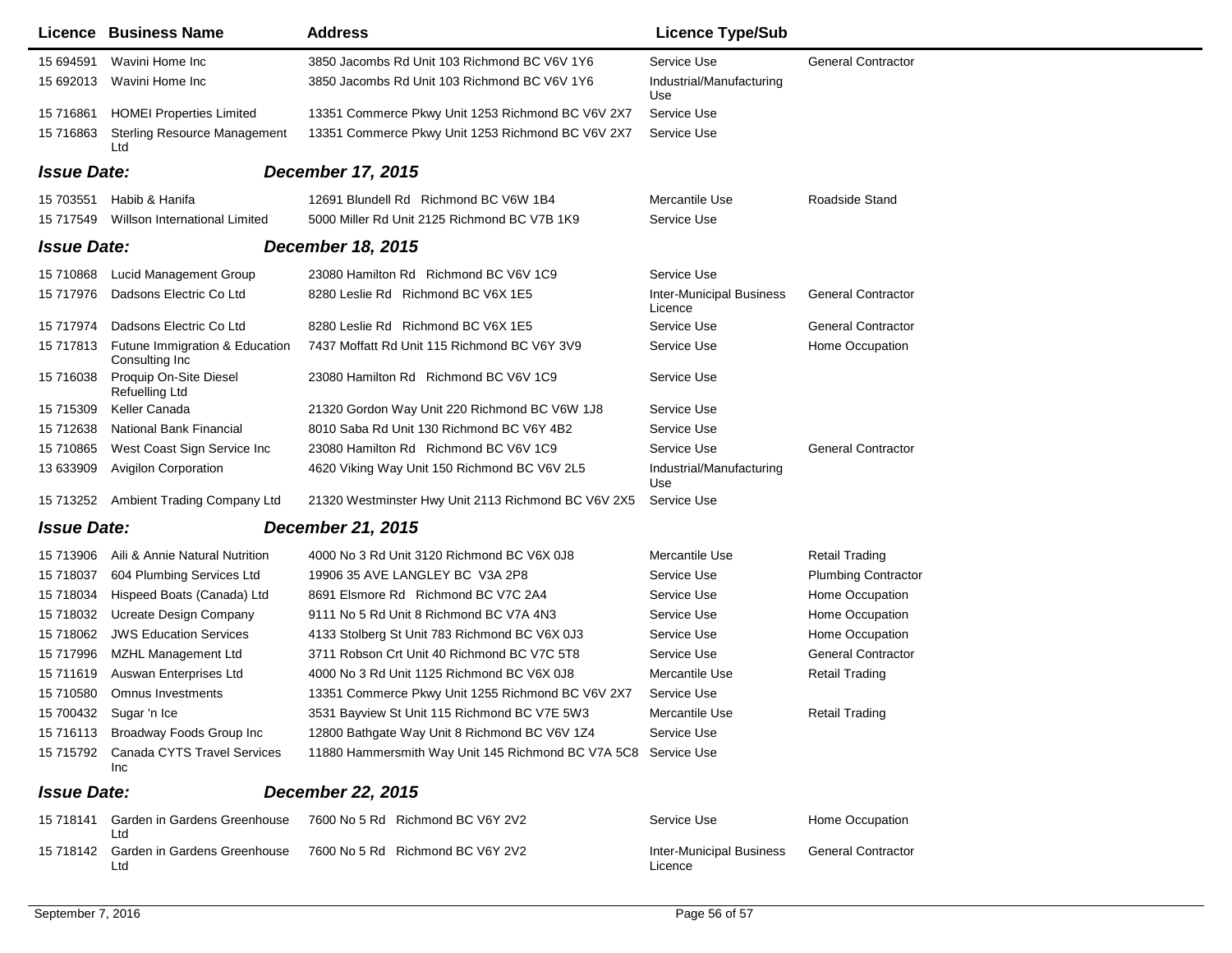| Licence | Business Name | Address | Licence Type/Sub | |
|---|---|---|---|---|
| 15 694591 | Wavini Home Inc | 3850 Jacombs Rd Unit 103 Richmond BC V6V 1Y6 | Service Use | General Contractor |
| 15 692013 | Wavini Home Inc | 3850 Jacombs Rd Unit 103 Richmond BC V6V 1Y6 | Industrial/Manufacturing Use | |
| 15 716861 | HOMEI Properties Limited | 13351 Commerce Pkwy Unit 1253 Richmond BC V6V 2X7 | Service Use | |
| 15 716863 | Sterling Resource Management Ltd | 13351 Commerce Pkwy Unit 1253 Richmond BC V6V 2X7 | Service Use | |
| ***Issue Date:*** | ***December 17, 2015*** | | | |
| 15 703551 | Habib & Hanifa | 12691 Blundell Rd Richmond BC V6W 1B4 | Mercantile Use | Roadside Stand |
| 15 717549 | Willson International Limited | 5000 Miller Rd Unit 2125 Richmond BC V7B 1K9 | Service Use | |
| ***Issue Date:*** | ***December 18, 2015*** | | | |
| 15 710868 | Lucid Management Group | 23080 Hamilton Rd Richmond BC V6V 1C9 | Service Use | |
| 15 717976 | Dadsons Electric Co Ltd | 8280 Leslie Rd Richmond BC V6X 1E5 | Inter-Municipal Business Licence | General Contractor |
| 15 717974 | Dadsons Electric Co Ltd | 8280 Leslie Rd Richmond BC V6X 1E5 | Service Use | General Contractor |
| 15 717813 | Futune Immigration & Education Consulting Inc | 7437 Moffatt Rd Unit 115 Richmond BC V6Y 3V9 | Service Use | Home Occupation |
| 15 716038 | Proquip On-Site Diesel Refuelling Ltd | 23080 Hamilton Rd Richmond BC V6V 1C9 | Service Use | |
| 15 715309 | Keller Canada | 21320 Gordon Way Unit 220 Richmond BC V6W 1J8 | Service Use | |
| 15 712638 | National Bank Financial | 8010 Saba Rd Unit 130 Richmond BC V6Y 4B2 | Service Use | |
| 15 710865 | West Coast Sign Service Inc | 23080 Hamilton Rd Richmond BC V6V 1C9 | Service Use | General Contractor |
| 13 633909 | Avigilon Corporation | 4620 Viking Way Unit 150 Richmond BC V6V 2L5 | Industrial/Manufacturing Use | |
| 15 713252 | Ambient Trading Company Ltd | 21320 Westminster Hwy Unit 2113 Richmond BC V6V 2X5 | Service Use | |
| ***Issue Date:*** | ***December 21, 2015*** | | | |
| 15 713906 | Aili & Annie Natural Nutrition | 4000 No 3 Rd Unit 3120 Richmond BC V6X 0J8 | Mercantile Use | Retail Trading |
| 15 718037 | 604 Plumbing Services Ltd | 19906 35 AVE LANGLEY BC V3A 2P8 | Service Use | Plumbing Contractor |
| 15 718034 | Hispeed Boats (Canada) Ltd | 8691 Elsmore Rd Richmond BC V7C 2A4 | Service Use | Home Occupation |
| 15 718032 | Ucreate Design Company | 9111 No 5 Rd Unit 8 Richmond BC V7A 4N3 | Service Use | Home Occupation |
| 15 718062 | JWS Education Services | 4133 Stolberg St Unit 783 Richmond BC V6X 0J3 | Service Use | Home Occupation |
| 15 717996 | MZHL Management Ltd | 3711 Robson Crt Unit 40 Richmond BC V7C 5T8 | Service Use | General Contractor |
| 15 711619 | Auswan Enterprises Ltd | 4000 No 3 Rd Unit 1125 Richmond BC V6X 0J8 | Mercantile Use | Retail Trading |
| 15 710580 | Omnus Investments | 13351 Commerce Pkwy Unit 1255 Richmond BC V6V 2X7 | Service Use | |
| 15 700432 | Sugar 'n Ice | 3531 Bayview St Unit 115 Richmond BC V7E 5W3 | Mercantile Use | Retail Trading |
| 15 716113 | Broadway Foods Group Inc | 12800 Bathgate Way Unit 8 Richmond BC V6V 1Z4 | Service Use | |
| 15 715792 | Canada CYTS Travel Services Inc | 11880 Hammersmith Way Unit 145 Richmond BC V7A 5C8 | Service Use | |
| ***Issue Date:*** | ***December 22, 2015*** | | | |
| 15 718141 | Garden in Gardens Greenhouse Ltd | 7600 No 5 Rd Richmond BC V6Y 2V2 | Service Use | Home Occupation |
| 15 718142 | Garden in Gardens Greenhouse Ltd | 7600 No 5 Rd Richmond BC V6Y 2V2 | Inter-Municipal Business Licence | General Contractor |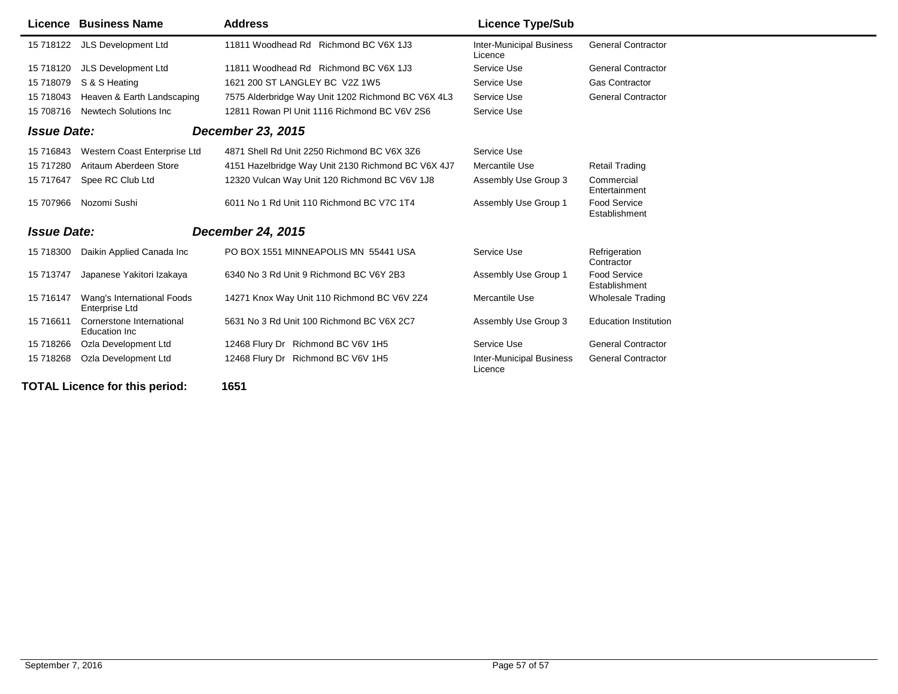| Licence | Business Name | Address | Licence Type/Sub | |
|---|---|---|---|---|
| 15 718122 | JLS Development Ltd | 11811 Woodhead Rd Richmond BC V6X 1J3 | Inter-Municipal Business Licence | General Contractor |
| 15 718120 | JLS Development Ltd | 11811 Woodhead Rd Richmond BC V6X 1J3 | Service Use | General Contractor |
| 15 718079 | S & S Heating | 1621 200 ST LANGLEY BC V2Z 1W5 | Service Use | Gas Contractor |
| 15 718043 | Heaven & Earth Landscaping | 7575 Alderbridge Way Unit 1202 Richmond BC V6X 4L3 | Service Use | General Contractor |
| 15 708716 | Newtech Solutions Inc | 12811 Rowan Pl Unit 1116 Richmond BC V6V 2S6 | Service Use | |
| ***Issue Date:*** | | ***December 23, 2015*** | | |
| 15 716843 | Western Coast Enterprise Ltd | 4871 Shell Rd Unit 2250 Richmond BC V6X 3Z6 | Service Use | |
| 15 717280 | Aritaum Aberdeen Store | 4151 Hazelbridge Way Unit 2130 Richmond BC V6X 4J7 | Mercantile Use | Retail Trading |
| 15 717647 | Spee RC Club Ltd | 12320 Vulcan Way Unit 120 Richmond BC V6V 1J8 | Assembly Use Group 3 | Commercial Entertainment |
| 15 707966 | Nozomi Sushi | 6011 No 1 Rd Unit 110 Richmond BC V7C 1T4 | Assembly Use Group 1 | Food Service Establishment |
| ***Issue Date:*** | | ***December 24, 2015*** | | |
| 15 718300 | Daikin Applied Canada Inc | PO BOX 1551 MINNEAPOLIS MN 55441 USA | Service Use | Refrigeration Contractor |
| 15 713747 | Japanese Yakitori Izakaya | 6340 No 3 Rd Unit 9 Richmond BC V6Y 2B3 | Assembly Use Group 1 | Food Service Establishment |
| 15 716147 | Wang's International Foods Enterprise Ltd | 14271 Knox Way Unit 110 Richmond BC V6V 2Z4 | Mercantile Use | Wholesale Trading |
| 15 716611 | Cornerstone International Education Inc | 5631 No 3 Rd Unit 100 Richmond BC V6X 2C7 | Assembly Use Group 3 | Education Institution |
| 15 718266 | Ozla Development Ltd | 12468 Flury Dr Richmond BC V6V 1H5 | Service Use | General Contractor |
| 15 718268 | Ozla Development Ltd | 12468 Flury Dr Richmond BC V6V 1H5 | Inter-Municipal Business Licence | General Contractor |

**TOTAL Licence for this period:** **1651**

September 7, 2016